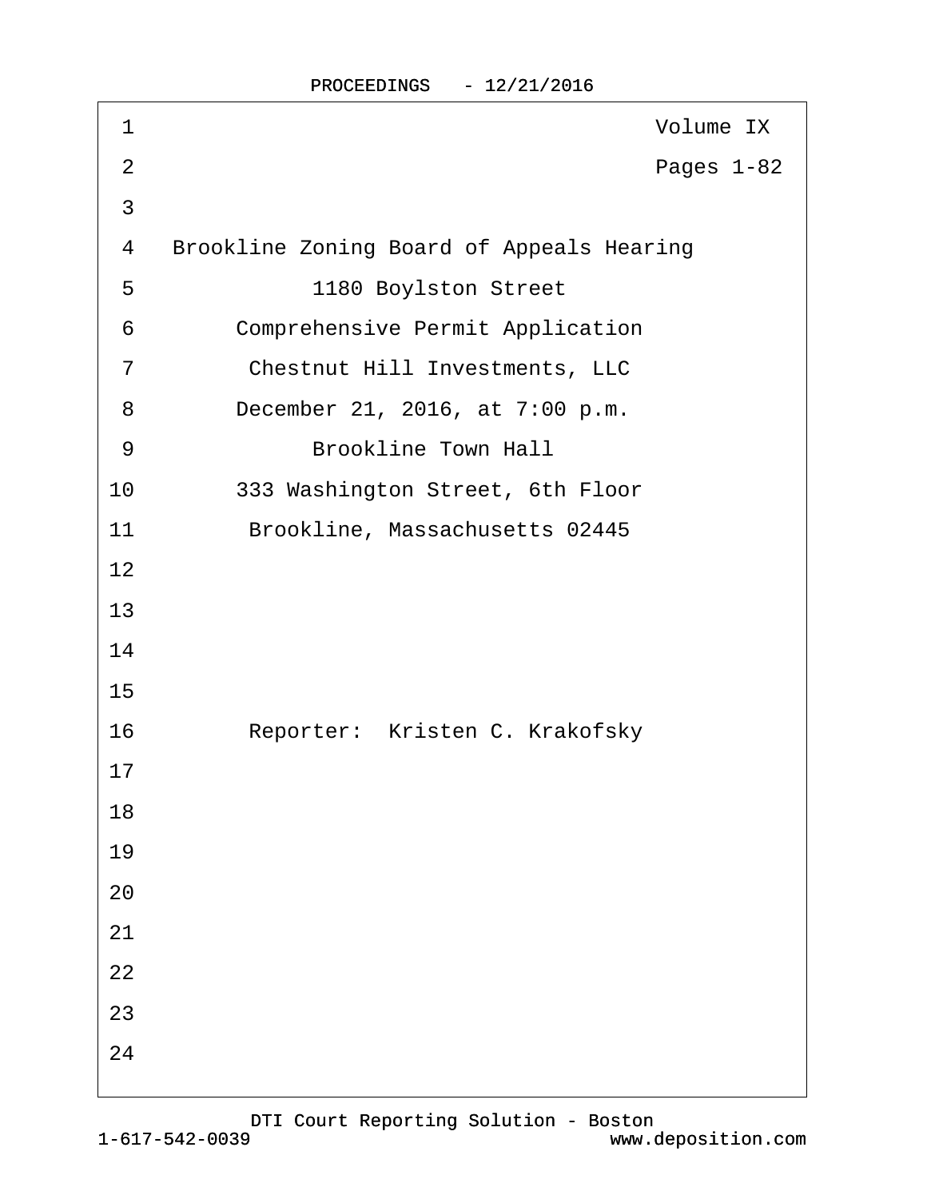Volume IX

Pages 1-82

Brookline Zoning Board of Appeals Hearing

1180 Boylston Street

Comprehensive Permit Application

Chestnut Hill Investments, LLC

December 21, 2016, at 7:00 p.m.

Brookline Town Hall

333 Washington Street, 6th Floor

Brookline, Massachusetts 02445

Reporter: Kristen C. Krakofsky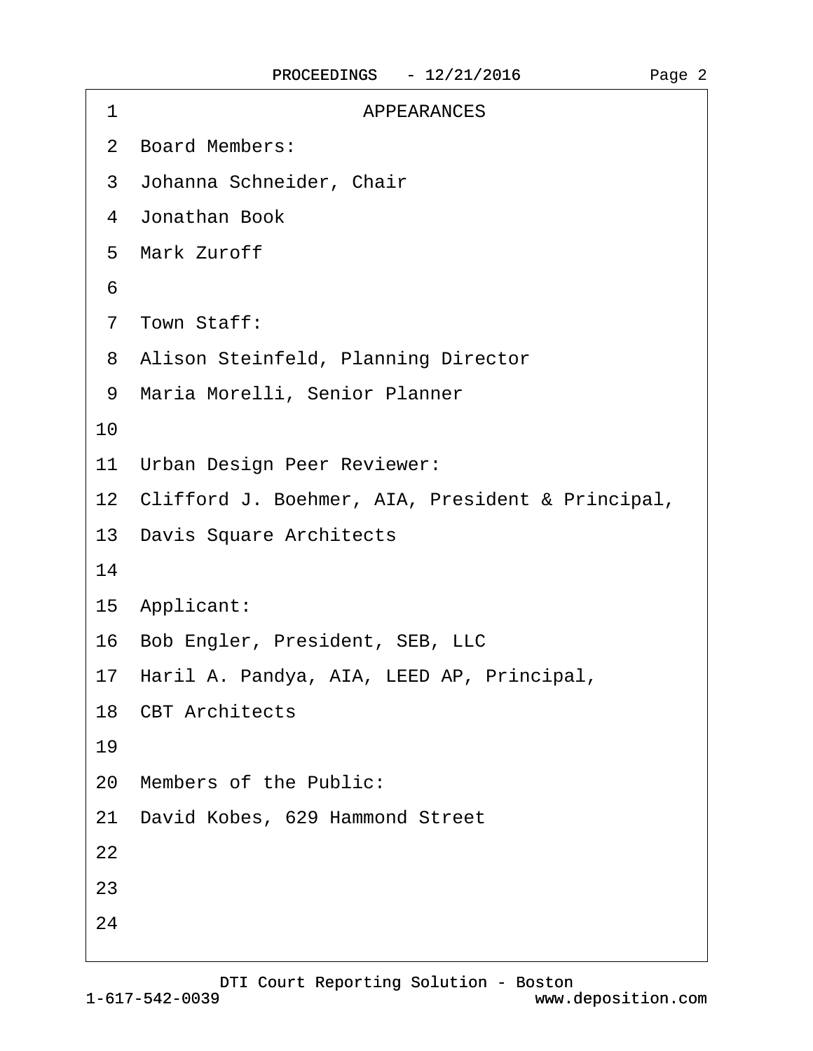# APPEARANCES

**Board Members:**

Johanna Schneider, Chair

Jonathan Book

Mark Zuroff

**Town Staff:**

Alison Steinfeld, Planning Director

Maria Morelli, Senior Planner

**Urban Design Peer Reviewer:**

Clifford J. Boehmer, AIA, President & Principal,

Davis Square Architects

**Applicant:**

Bob Engler, President, SEB, LLC

Haril A. Pandya, AIA, LEED AP, Principal,

CBT Architects

**Members of the Public:**

David Kobes, 629 Hammond Street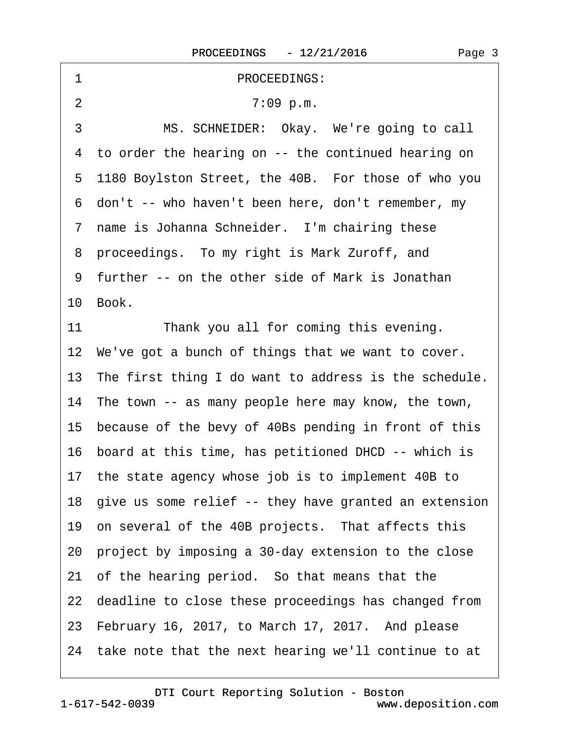PROCEEDINGS:

7:09 p.m.

MS. SCHNEIDER: Okay. We're going to call to order the hearing on -- the continued hearing on 1180 Boylston Street, the 40B. For those of who you don't -- who haven't been here, don't remember, my name is Johanna Schneider. I'm chairing these proceedings. To my right is Mark Zuroff, and further -- on the other side of Mark is Jonathan Book.

Thank you all for coming this evening. We've got a bunch of things that we want to cover. The first thing I do want to address is the schedule. The town -- as many people here may know, the town, because of the bevy of 40Bs pending in front of this board at this time, has petitioned DHCD -- which is the state agency whose job is to implement 40B to give us some relief -- they have granted an extension on several of the 40B projects. That affects this project by imposing a 30-day extension to the close of the hearing period. So that means that the deadline to close these proceedings has changed from February 16, 2017, to March 17, 2017. And please take note that the next hearing we'll continue to at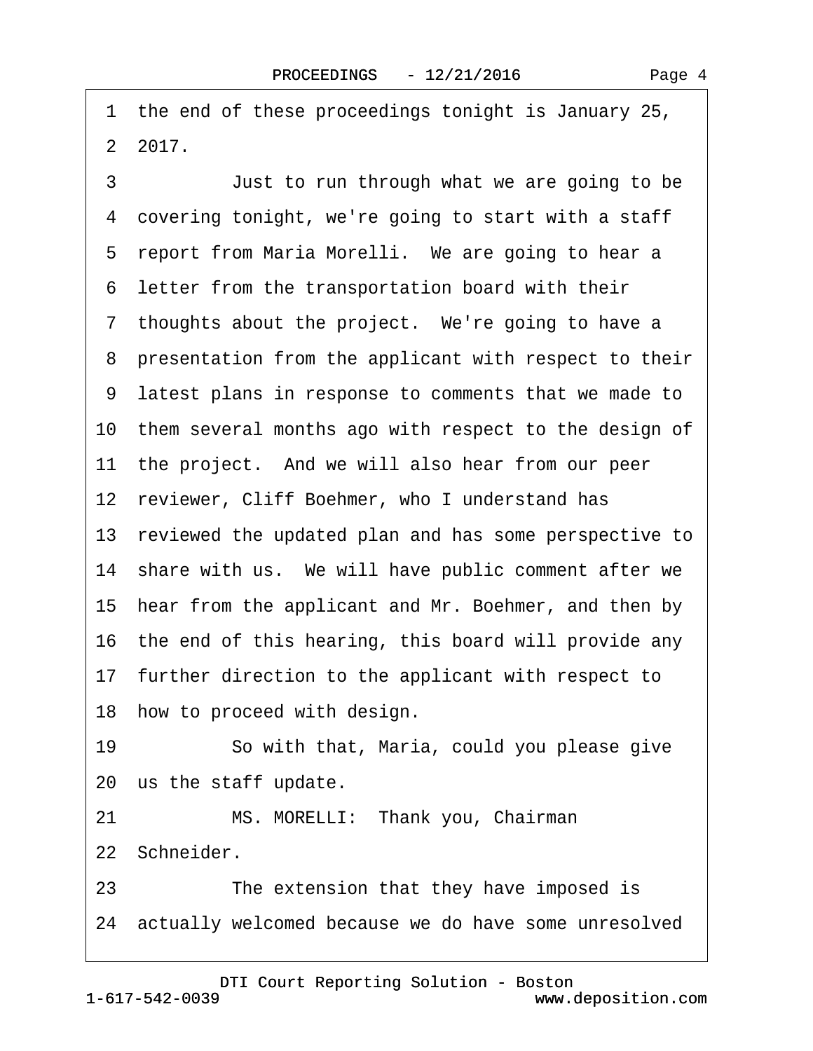1 the end of these proceedings tonight is January 25,
2 2017.

3 Just to run through what we are going to be
4 covering tonight, we're going to start with a staff
5 report from Maria Morelli. We are going to hear a
6 letter from the transportation board with their
7 thoughts about the project. We're going to have a
8 presentation from the applicant with respect to their
9 latest plans in response to comments that we made to
10 them several months ago with respect to the design of
11 the project. And we will also hear from our peer
12 reviewer, Cliff Boehmer, who I understand has
13 reviewed the updated plan and has some perspective to
14 share with us. We will have public comment after we
15 hear from the applicant and Mr. Boehmer, and then by
16 the end of this hearing, this board will provide any
17 further direction to the applicant with respect to
18 how to proceed with design.

19 So with that, Maria, could you please give
20 us the staff update.

21 MS. MORELLI: Thank you, Chairman
22 Schneider.

23 The extension that they have imposed is
24 actually welcomed because we do have some unresolved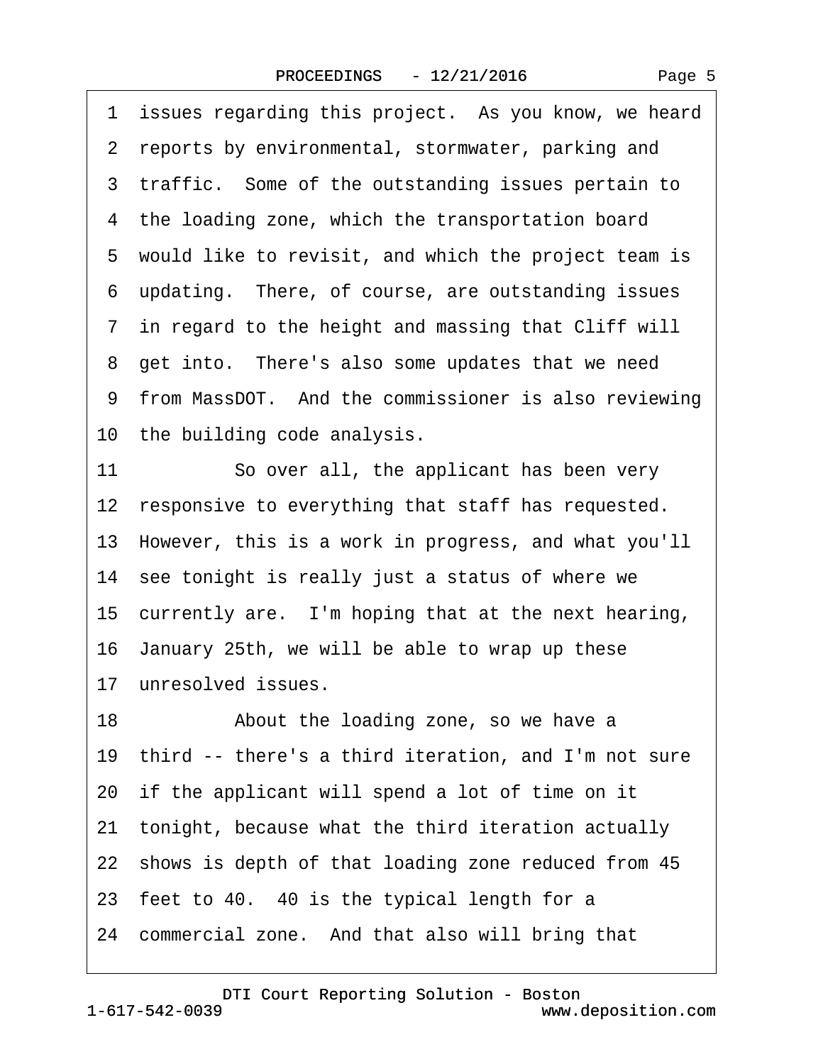1 issues regarding this project. As you know, we heard
2 reports by environmental, stormwater, parking and
3 traffic. Some of the outstanding issues pertain to
4 the loading zone, which the transportation board
5 would like to revisit, and which the project team is
6 updating. There, of course, are outstanding issues
7 in regard to the height and massing that Cliff will
8 get into. There's also some updates that we need
9 from MassDOT. And the commissioner is also reviewing
10 the building code analysis.
11 So over all, the applicant has been very
12 responsive to everything that staff has requested.
13 However, this is a work in progress, and what you'll
14 see tonight is really just a status of where we
15 currently are. I'm hoping that at the next hearing,
16 January 25th, we will be able to wrap up these
17 unresolved issues.
18 About the loading zone, so we have a
19 third -- there's a third iteration, and I'm not sure
20 if the applicant will spend a lot of time on it
21 tonight, because what the third iteration actually
22 shows is depth of that loading zone reduced from 45
23 feet to 40. 40 is the typical length for a
24 commercial zone. And that also will bring that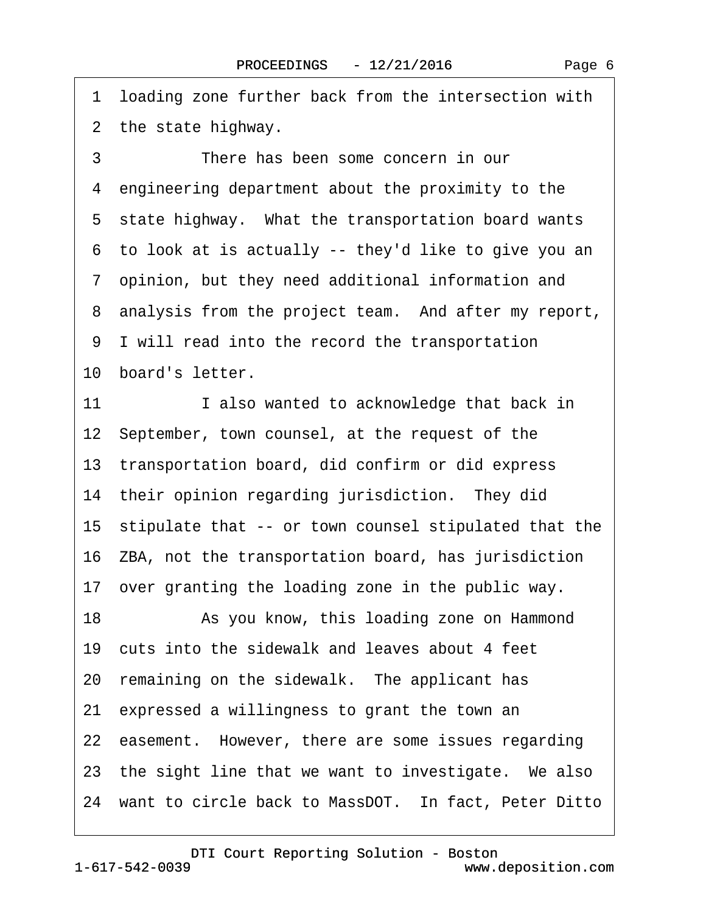1 loading zone further back from the intersection with

2 the state highway.

3 There has been some concern in our

4 engineering department about the proximity to the

5 state highway. What the transportation board wants

6 to look at is actually -- they'd like to give you an

7 opinion, but they need additional information and

8 analysis from the project team. And after my report,

9 I will read into the record the transportation

10 board's letter.

11 I also wanted to acknowledge that back in

12 September, town counsel, at the request of the

13 transportation board, did confirm or did express

14 their opinion regarding jurisdiction. They did

15 stipulate that -- or town counsel stipulated that the

16 ZBA, not the transportation board, has jurisdiction

17 over granting the loading zone in the public way.

18 As you know, this loading zone on Hammond

19 cuts into the sidewalk and leaves about 4 feet

20 remaining on the sidewalk. The applicant has

21 expressed a willingness to grant the town an

22 easement. However, there are some issues regarding

23 the sight line that we want to investigate. We also

24 want to circle back to MassDOT. In fact, Peter Ditto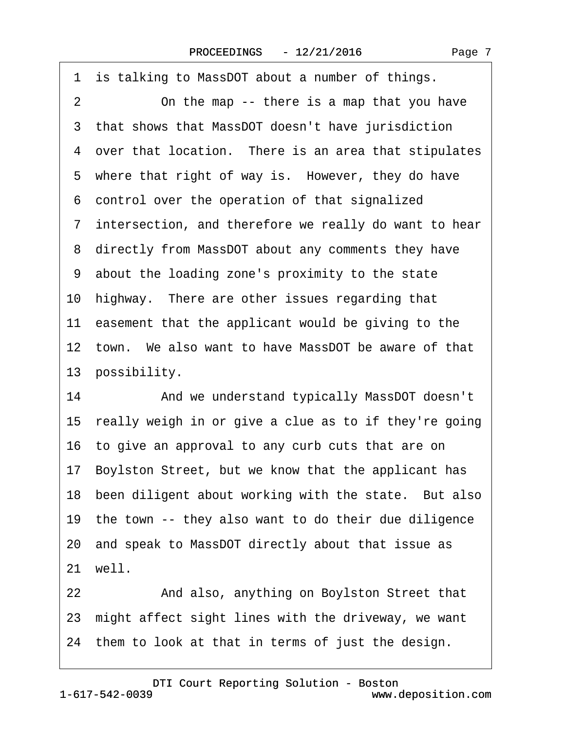1 is talking to MassDOT about a number of things.

2 On the map -- there is a map that you have

3 that shows that MassDOT doesn't have jurisdiction

4 over that location. There is an area that stipulates

5 where that right of way is. However, they do have

6 control over the operation of that signalized

7 intersection, and therefore we really do want to hear

8 directly from MassDOT about any comments they have

9 about the loading zone's proximity to the state

10 highway. There are other issues regarding that

11 easement that the applicant would be giving to the

12 town. We also want to have MassDOT be aware of that

13 possibility.

14 And we understand typically MassDOT doesn't

15 really weigh in or give a clue as to if they're going

16 to give an approval to any curb cuts that are on

17 Boylston Street, but we know that the applicant has

18 been diligent about working with the state. But also

19 the town -- they also want to do their due diligence

20 and speak to MassDOT directly about that issue as

21 well.

22 And also, anything on Boylston Street that

23 might affect sight lines with the driveway, we want

24 them to look at that in terms of just the design.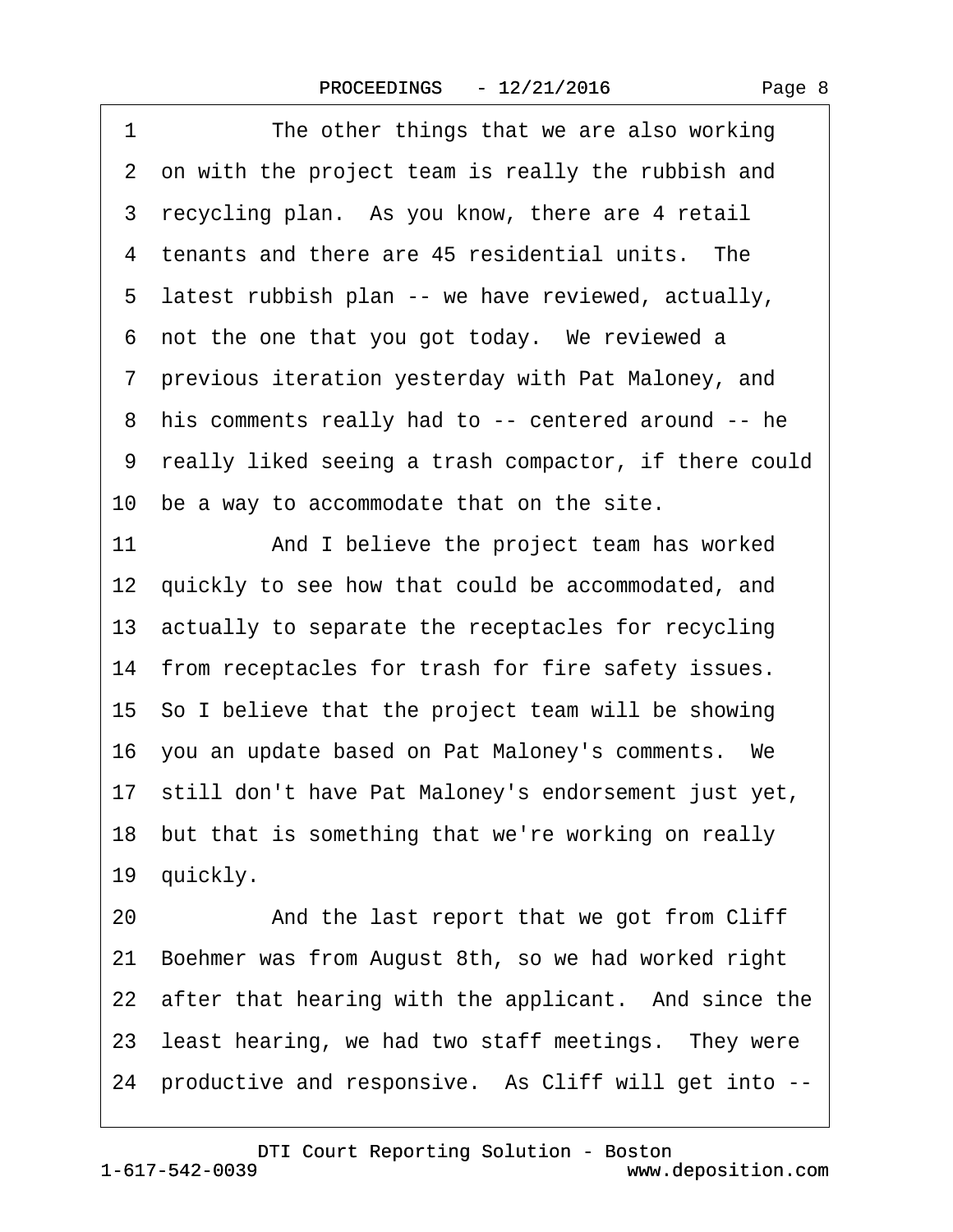1 The other things that we are also working
2 on with the project team is really the rubbish and
3 recycling plan. As you know, there are 4 retail
4 tenants and there are 45 residential units. The
5 latest rubbish plan -- we have reviewed, actually,
6 not the one that you got today. We reviewed a
7 previous iteration yesterday with Pat Maloney, and
8 his comments really had to -- centered around -- he
9 really liked seeing a trash compactor, if there could
10 be a way to accommodate that on the site.
11 And I believe the project team has worked
12 quickly to see how that could be accommodated, and
13 actually to separate the receptacles for recycling
14 from receptacles for trash for fire safety issues.
15 So I believe that the project team will be showing
16 you an update based on Pat Maloney's comments. We
17 still don't have Pat Maloney's endorsement just yet,
18 but that is something that we're working on really
19 quickly.
20 And the last report that we got from Cliff
21 Boehmer was from August 8th, so we had worked right
22 after that hearing with the applicant. And since the
23 least hearing, we had two staff meetings. They were
24 productive and responsive. As Cliff will get into --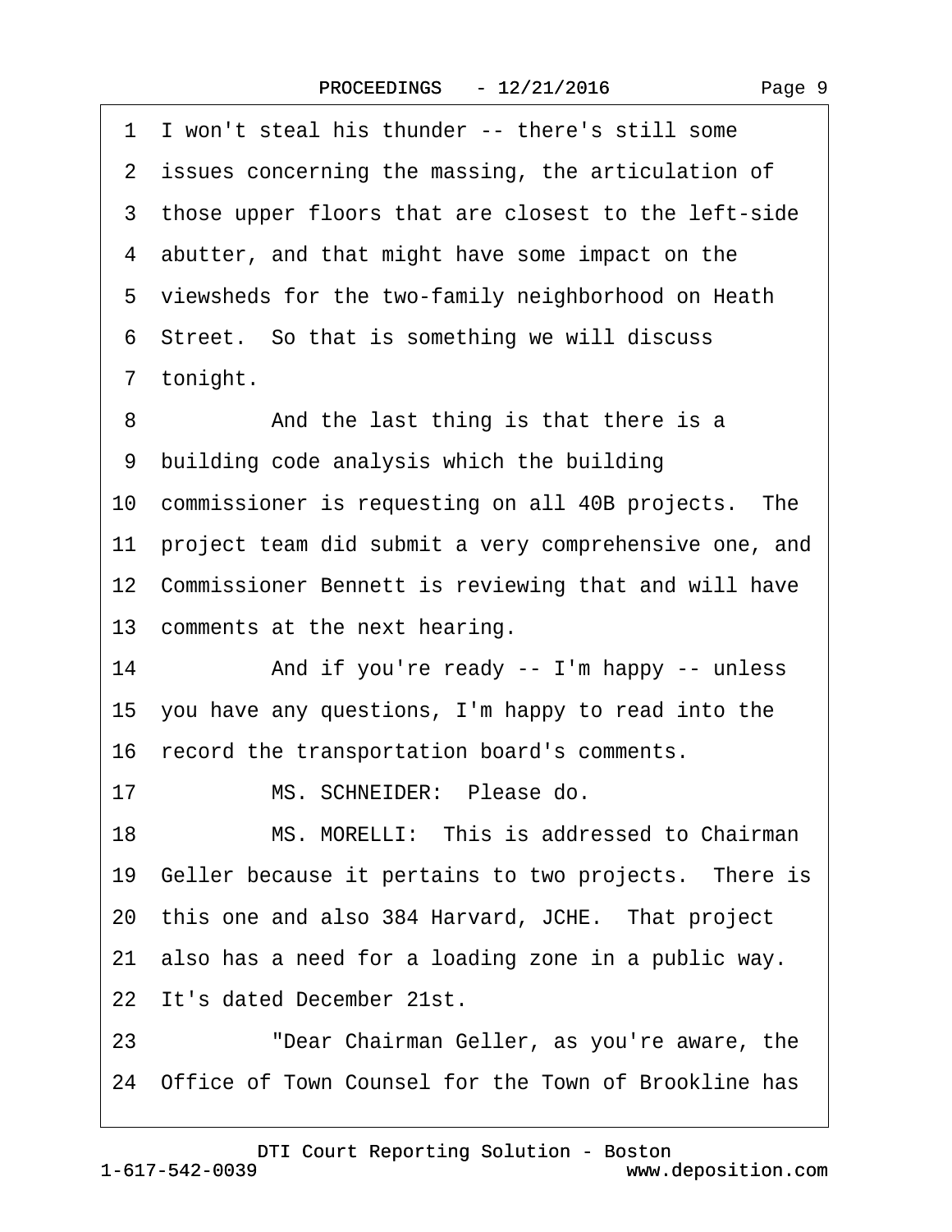1 I won't steal his thunder -- there's still some
2 issues concerning the massing, the articulation of
3 those upper floors that are closest to the left-side
4 abutter, and that might have some impact on the
5 viewsheds for the two-family neighborhood on Heath
6 Street. So that is something we will discuss
7 tonight.
8 And the last thing is that there is a
9 building code analysis which the building
10 commissioner is requesting on all 40B projects. The
11 project team did submit a very comprehensive one, and
12 Commissioner Bennett is reviewing that and will have
13 comments at the next hearing.
14 And if you're ready -- I'm happy -- unless
15 you have any questions, I'm happy to read into the
16 record the transportation board's comments.
17 MS. SCHNEIDER: Please do.
18 MS. MORELLI: This is addressed to Chairman
19 Geller because it pertains to two projects. There is
20 this one and also 384 Harvard, JCHE. That project
21 also has a need for a loading zone in a public way.
22 It's dated December 21st.
23 "Dear Chairman Geller, as you're aware, the
24 Office of Town Counsel for the Town of Brookline has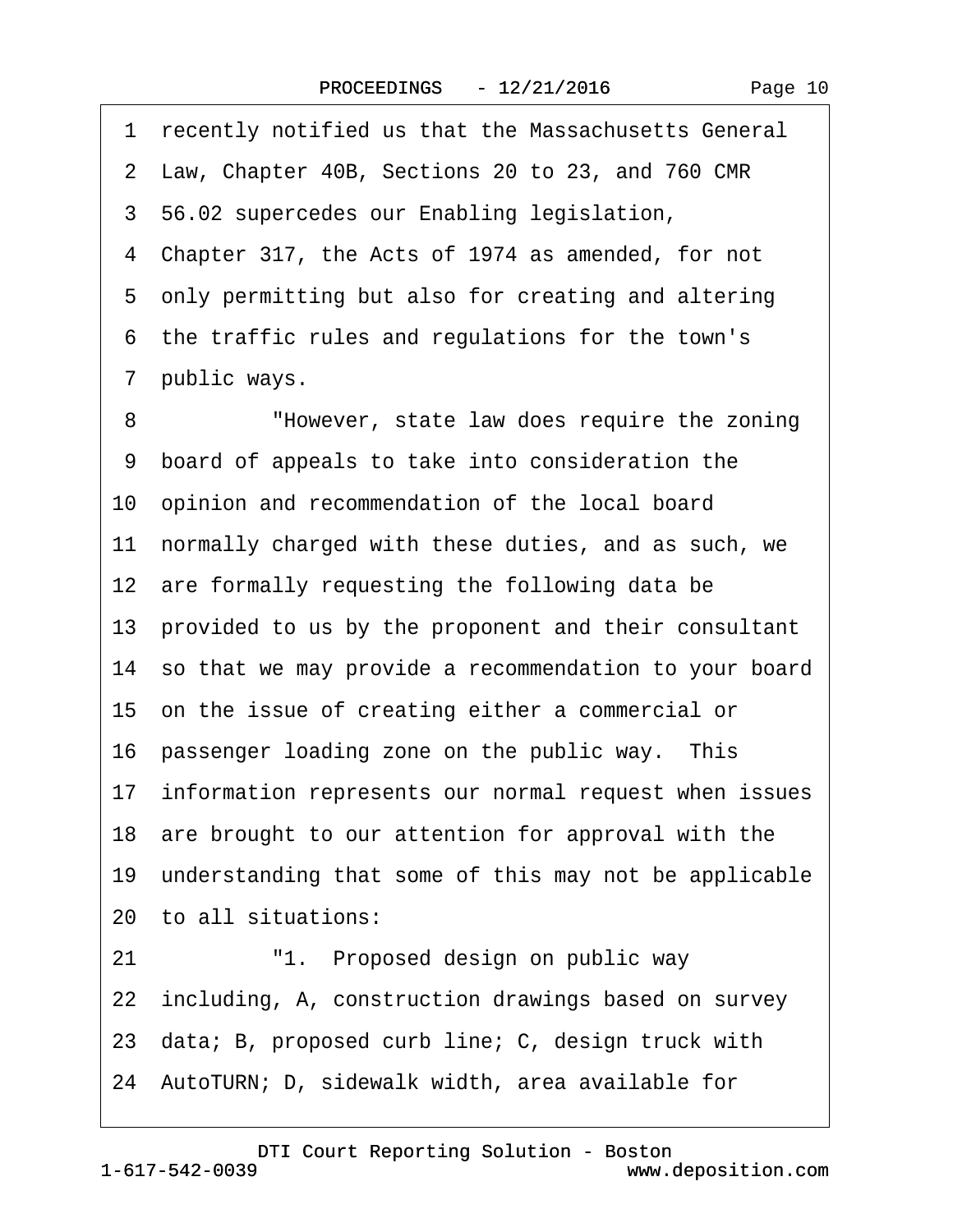1 recently notified us that the Massachusetts General
2 Law, Chapter 40B, Sections 20 to 23, and 760 CMR
3 56.02 supercedes our Enabling legislation,
4 Chapter 317, the Acts of 1974 as amended, for not
5 only permitting but also for creating and altering
6 the traffic rules and regulations for the town's
7 public ways.
8 "However, state law does require the zoning
9 board of appeals to take into consideration the
10 opinion and recommendation of the local board
11 normally charged with these duties, and as such, we
12 are formally requesting the following data be
13 provided to us by the proponent and their consultant
14 so that we may provide a recommendation to your board
15 on the issue of creating either a commercial or
16 passenger loading zone on the public way. This
17 information represents our normal request when issues
18 are brought to our attention for approval with the
19 understanding that some of this may not be applicable
20 to all situations:
21 "1. Proposed design on public way
22 including, A, construction drawings based on survey
23 data; B, proposed curb line; C, design truck with
24 AutoTURN; D, sidewalk width, area available for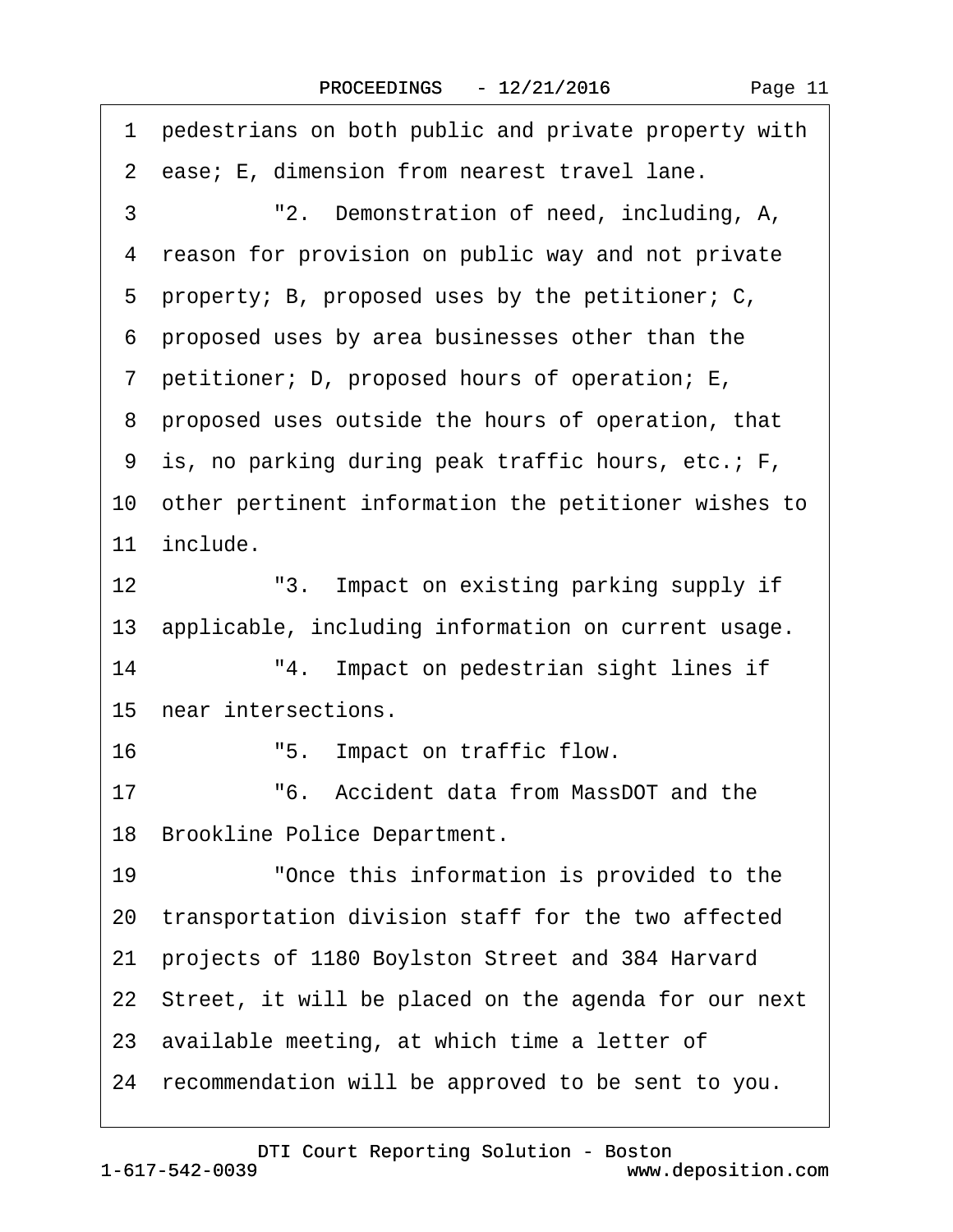1 pedestrians on both public and private property with
2 ease; E, dimension from nearest travel lane.
3 "2. Demonstration of need, including, A,
4 reason for provision on public way and not private
5 property; B, proposed uses by the petitioner; C,
6 proposed uses by area businesses other than the
7 petitioner; D, proposed hours of operation; E,
8 proposed uses outside the hours of operation, that
9 is, no parking during peak traffic hours, etc.; F,
10 other pertinent information the petitioner wishes to
11 include.
12 "3. Impact on existing parking supply if
13 applicable, including information on current usage.
14 "4. Impact on pedestrian sight lines if
15 near intersections.
16 "5. Impact on traffic flow.
17 "6. Accident data from MassDOT and the
18 Brookline Police Department.
19 "Once this information is provided to the
20 transportation division staff for the two affected
21 projects of 1180 Boylston Street and 384 Harvard
22 Street, it will be placed on the agenda for our next
23 available meeting, at which time a letter of
24 recommendation will be approved to be sent to you.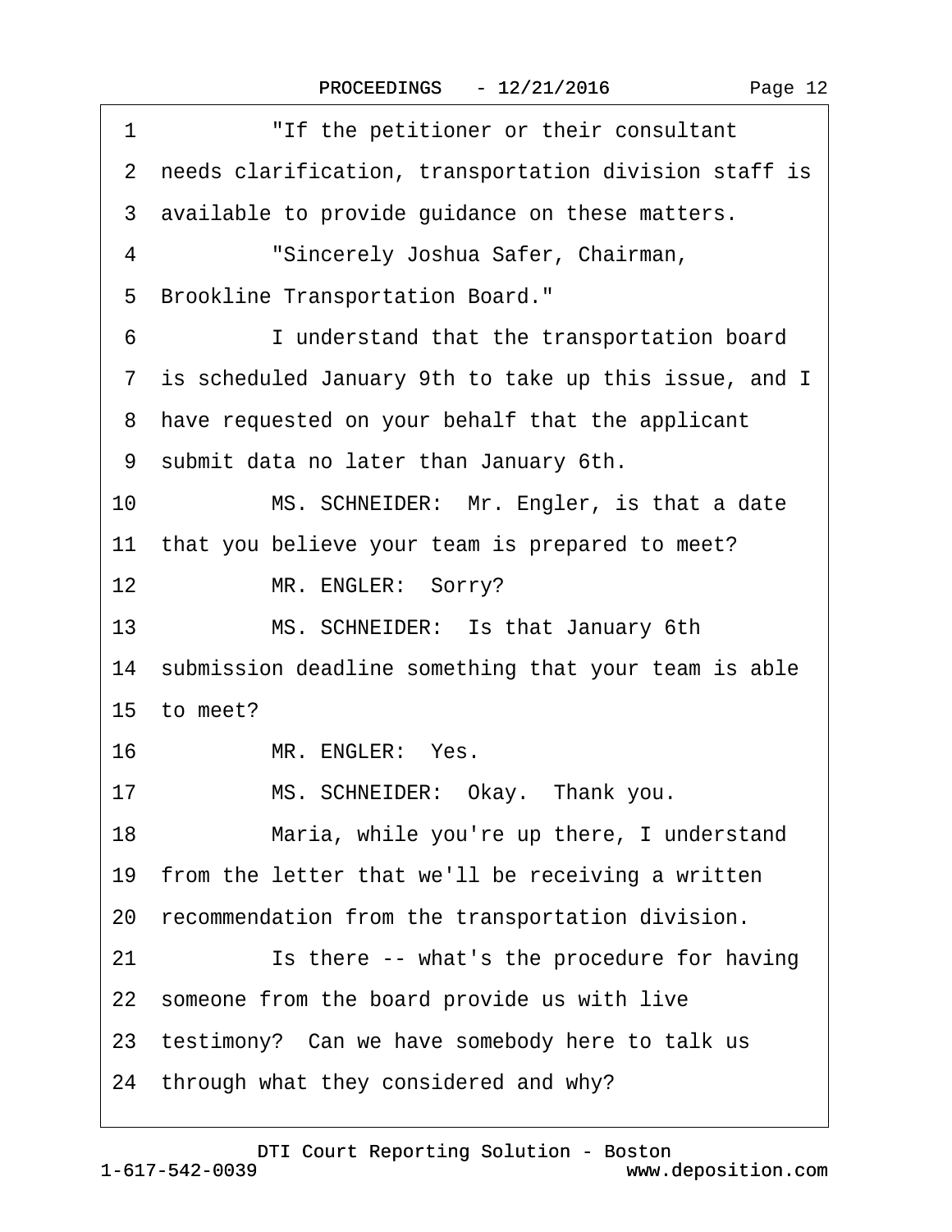"If the petitioner or their consultant needs clarification, transportation division staff is available to provide guidance on these matters.

"Sincerely Joshua Safer, Chairman, Brookline Transportation Board."

I understand that the transportation board is scheduled January 9th to take up this issue, and I have requested on your behalf that the applicant submit data no later than January 6th.

MS. SCHNEIDER: Mr. Engler, is that a date that you believe your team is prepared to meet?

MR. ENGLER: Sorry?

MS. SCHNEIDER: Is that January 6th submission deadline something that your team is able to meet?

MR. ENGLER: Yes.

MS. SCHNEIDER: Okay. Thank you.

Maria, while you're up there, I understand from the letter that we'll be receiving a written recommendation from the transportation division.

Is there -- what's the procedure for having someone from the board provide us with live testimony? Can we have somebody here to talk us through what they considered and why?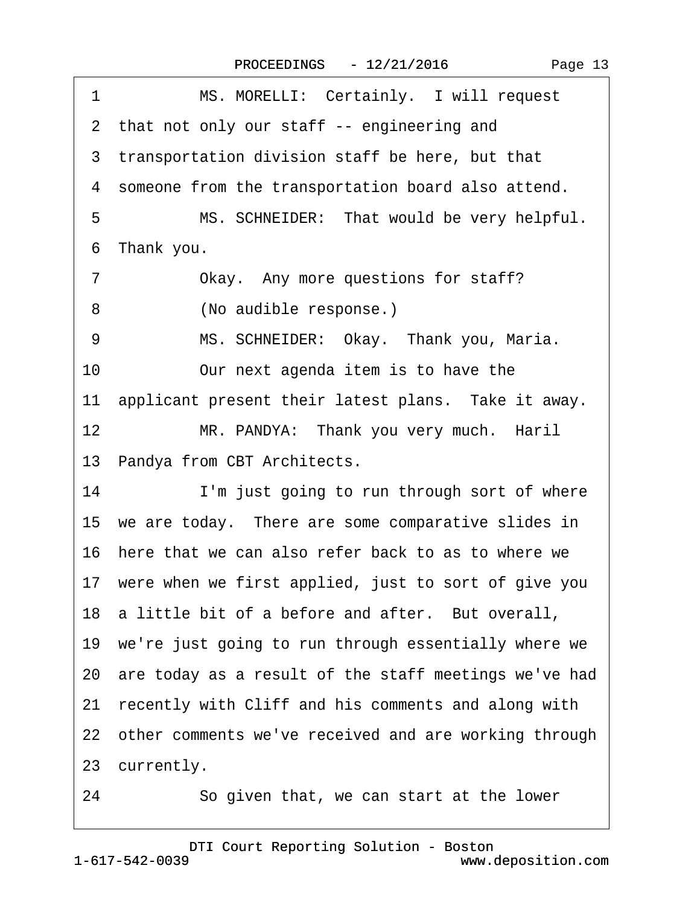1 MS. MORELLI: Certainly. I will request
2 that not only our staff -- engineering and
3 transportation division staff be here, but that
4 someone from the transportation board also attend.
5 MS. SCHNEIDER: That would be very helpful.
6 Thank you.
7 Okay. Any more questions for staff?
8 (No audible response.)
9 MS. SCHNEIDER: Okay. Thank you, Maria.
10 Our next agenda item is to have the
11 applicant present their latest plans. Take it away.
12 MR. PANDYA: Thank you very much. Haril
13 Pandya from CBT Architects.
14 I'm just going to run through sort of where
15 we are today. There are some comparative slides in
16 here that we can also refer back to as to where we
17 were when we first applied, just to sort of give you
18 a little bit of a before and after. But overall,
19 we're just going to run through essentially where we
20 are today as a result of the staff meetings we've had
21 recently with Cliff and his comments and along with
22 other comments we've received and are working through
23 currently.
24 So given that, we can start at the lower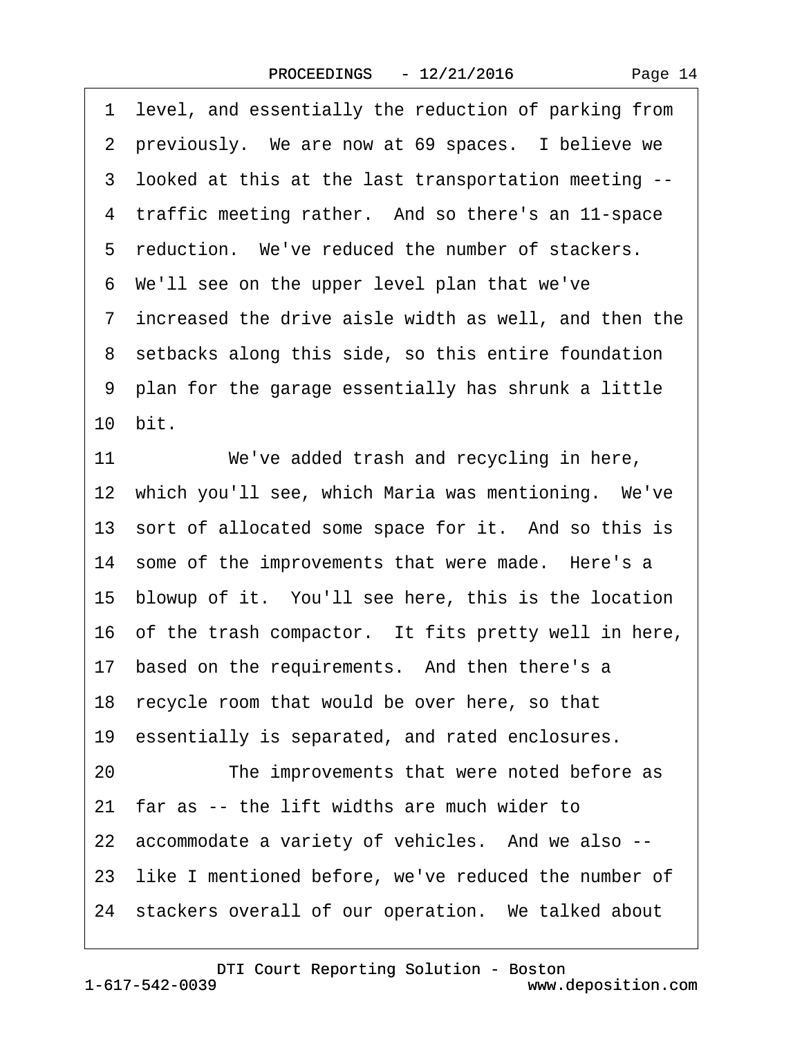level, and essentially the reduction of parking from previously. We are now at 69 spaces. I believe we looked at this at the last transportation meeting -- traffic meeting rather. And so there's an 11-space reduction. We've reduced the number of stackers. We'll see on the upper level plan that we've increased the drive aisle width as well, and then the setbacks along this side, so this entire foundation plan for the garage essentially has shrunk a little bit.

We've added trash and recycling in here, which you'll see, which Maria was mentioning. We've sort of allocated some space for it. And so this is some of the improvements that were made. Here's a blowup of it. You'll see here, this is the location of the trash compactor. It fits pretty well in here, based on the requirements. And then there's a recycle room that would be over here, so that essentially is separated, and rated enclosures.

The improvements that were noted before as far as -- the lift widths are much wider to accommodate a variety of vehicles. And we also -- like I mentioned before, we've reduced the number of stackers overall of our operation. We talked about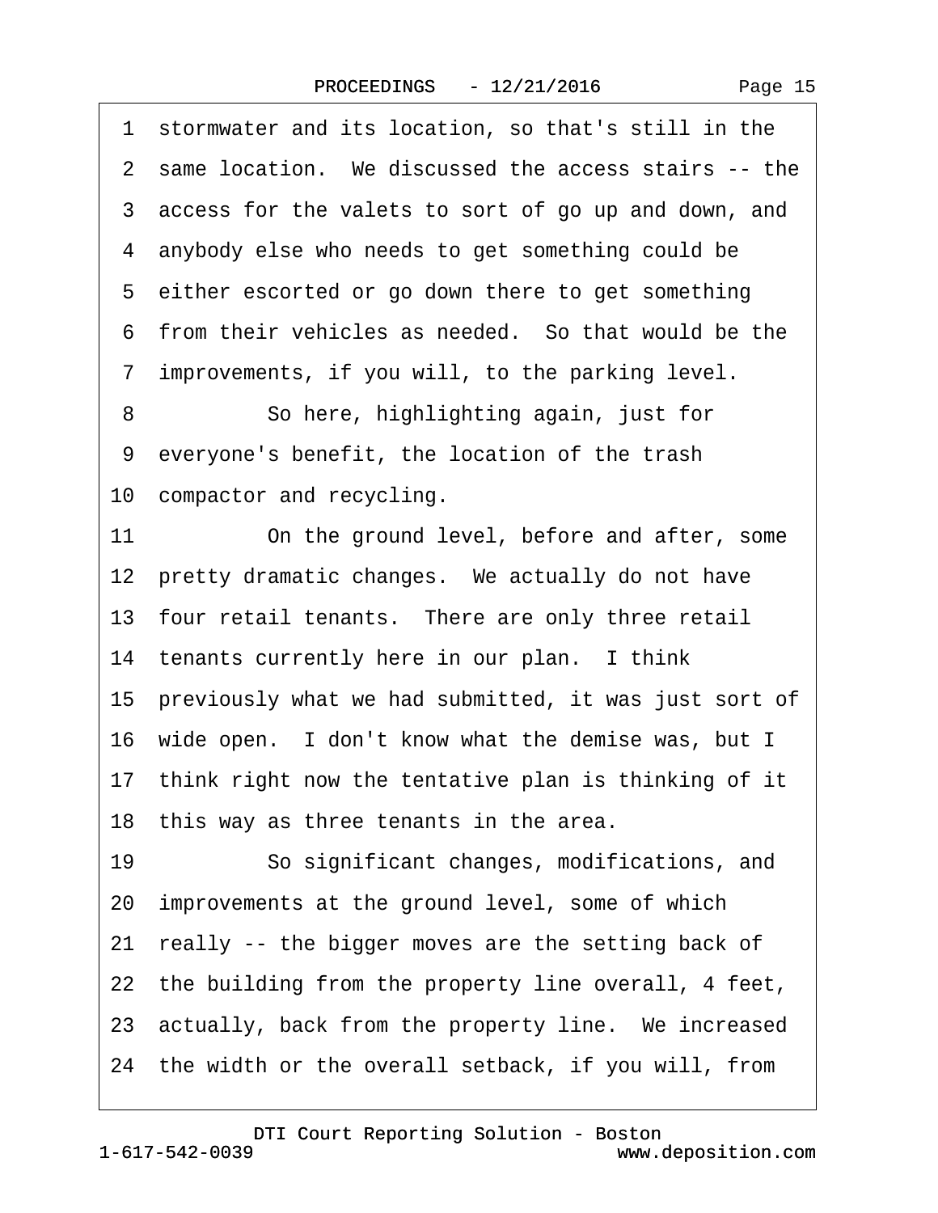1 stormwater and its location, so that's still in the
2 same location.  We discussed the access stairs -- the
3 access for the valets to sort of go up and down, and
4 anybody else who needs to get something could be
5 either escorted or go down there to get something
6 from their vehicles as needed.  So that would be the
7 improvements, if you will, to the parking level.
8           So here, highlighting again, just for
9 everyone's benefit, the location of the trash
10 compactor and recycling.
11           On the ground level, before and after, some
12 pretty dramatic changes.  We actually do not have
13 four retail tenants.  There are only three retail
14 tenants currently here in our plan.  I think
15 previously what we had submitted, it was just sort of
16 wide open.  I don't know what the demise was, but I
17 think right now the tentative plan is thinking of it
18 this way as three tenants in the area.
19           So significant changes, modifications, and
20 improvements at the ground level, some of which
21 really -- the bigger moves are the setting back of
22 the building from the property line overall, 4 feet,
23 actually, back from the property line.  We increased
24 the width or the overall setback, if you will, from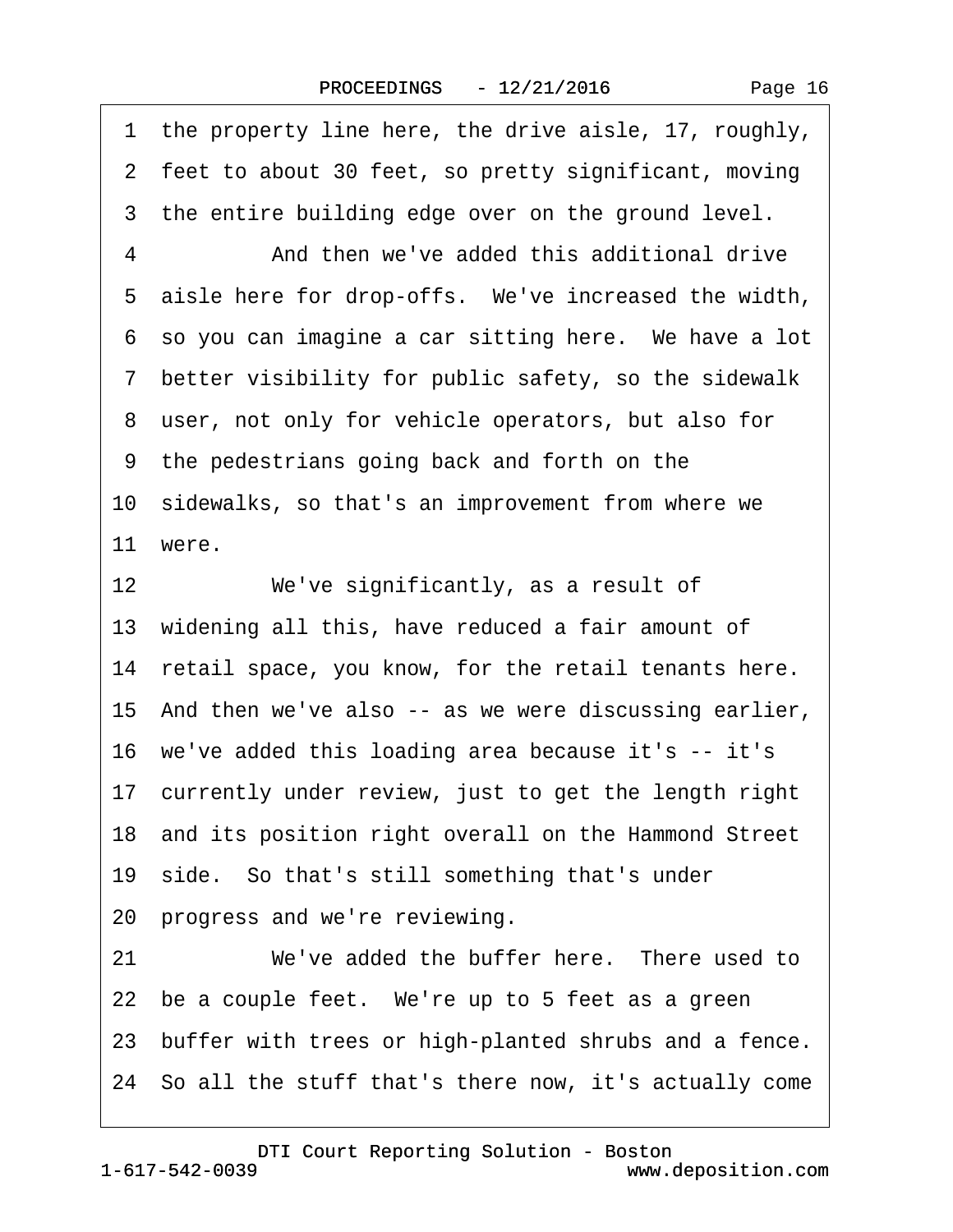1 the property line here, the drive aisle, 17, roughly,
2 feet to about 30 feet, so pretty significant, moving
3 the entire building edge over on the ground level.
4 And then we've added this additional drive
5 aisle here for drop-offs. We've increased the width,
6 so you can imagine a car sitting here. We have a lot
7 better visibility for public safety, so the sidewalk
8 user, not only for vehicle operators, but also for
9 the pedestrians going back and forth on the
10 sidewalks, so that's an improvement from where we
11 were.
12 We've significantly, as a result of
13 widening all this, have reduced a fair amount of
14 retail space, you know, for the retail tenants here.
15 And then we've also -- as we were discussing earlier,
16 we've added this loading area because it's -- it's
17 currently under review, just to get the length right
18 and its position right overall on the Hammond Street
19 side. So that's still something that's under
20 progress and we're reviewing.
21 We've added the buffer here. There used to
22 be a couple feet. We're up to 5 feet as a green
23 buffer with trees or high-planted shrubs and a fence.
24 So all the stuff that's there now, it's actually come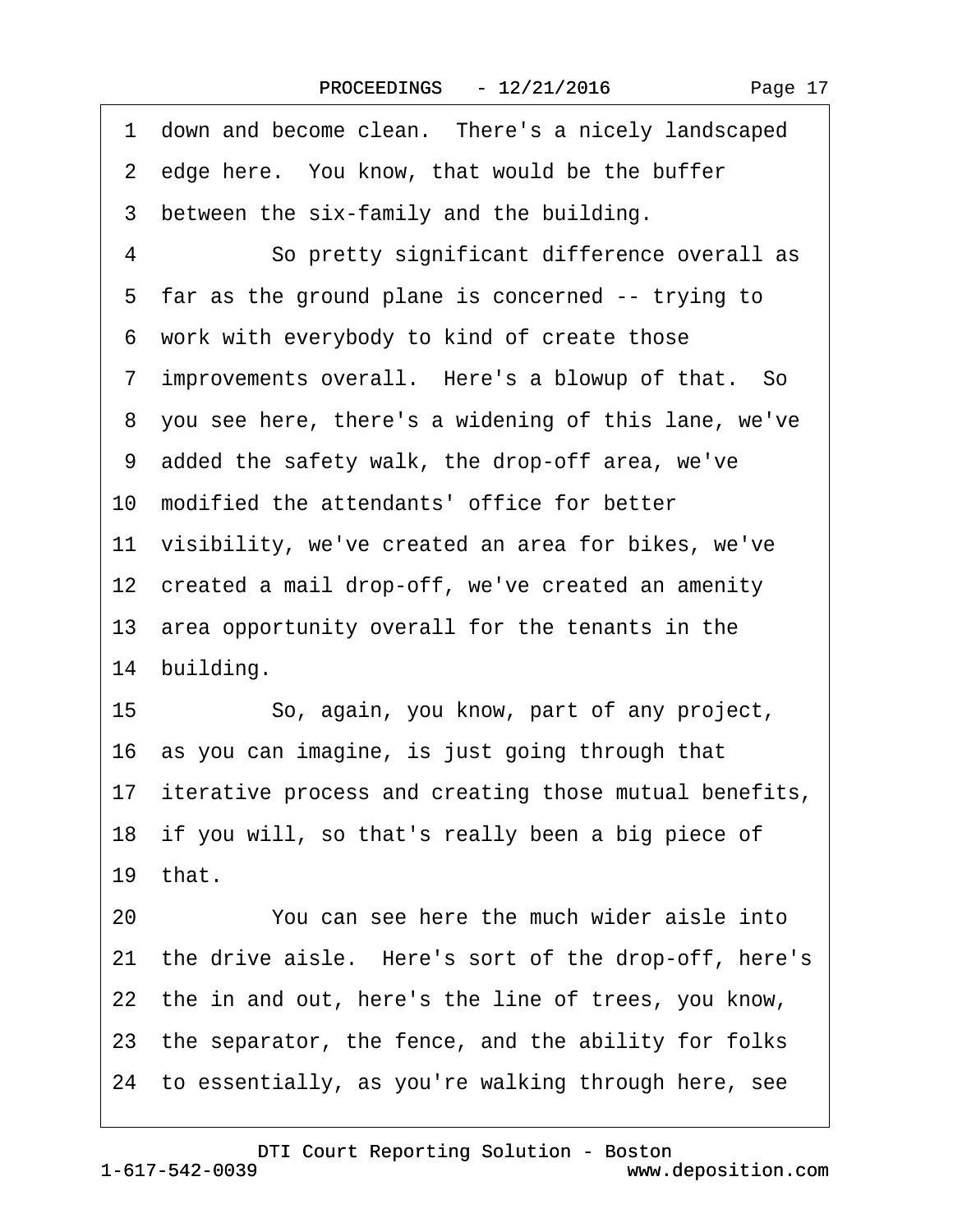1 down and become clean. There's a nicely landscaped
2 edge here. You know, that would be the buffer
3 between the six-family and the building.
4 So pretty significant difference overall as
5 far as the ground plane is concerned -- trying to
6 work with everybody to kind of create those
7 improvements overall. Here's a blowup of that. So
8 you see here, there's a widening of this lane, we've
9 added the safety walk, the drop-off area, we've
10 modified the attendants' office for better
11 visibility, we've created an area for bikes, we've
12 created a mail drop-off, we've created an amenity
13 area opportunity overall for the tenants in the
14 building.
15 So, again, you know, part of any project,
16 as you can imagine, is just going through that
17 iterative process and creating those mutual benefits,
18 if you will, so that's really been a big piece of
19 that.
20 You can see here the much wider aisle into
21 the drive aisle. Here's sort of the drop-off, here's
22 the in and out, here's the line of trees, you know,
23 the separator, the fence, and the ability for folks
24 to essentially, as you're walking through here, see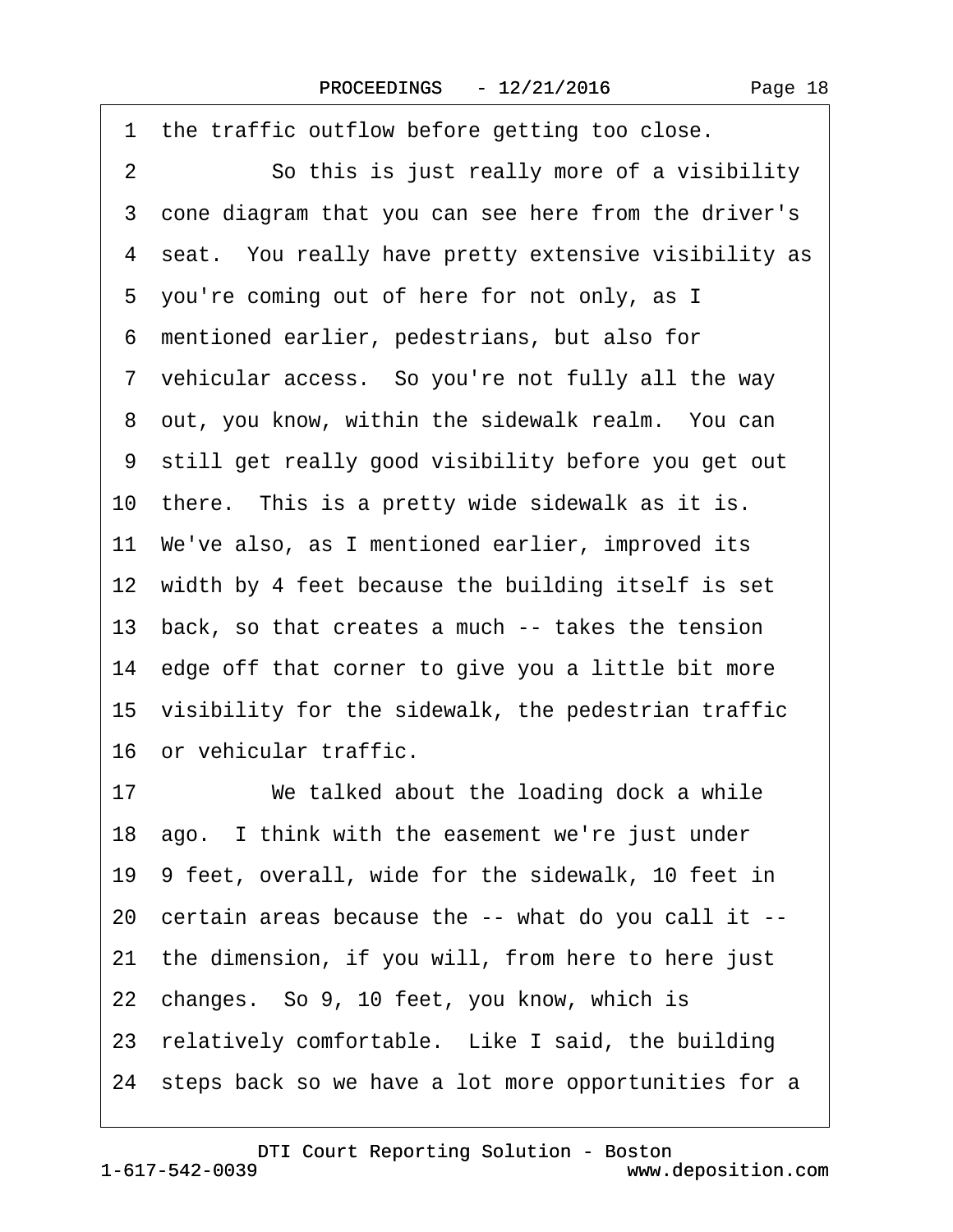1 the traffic outflow before getting too close.

2 So this is just really more of a visibility

3 cone diagram that you can see here from the driver's

4 seat. You really have pretty extensive visibility as

5 you're coming out of here for not only, as I

6 mentioned earlier, pedestrians, but also for

7 vehicular access. So you're not fully all the way

8 out, you know, within the sidewalk realm. You can

9 still get really good visibility before you get out

10 there. This is a pretty wide sidewalk as it is.

11 We've also, as I mentioned earlier, improved its

12 width by 4 feet because the building itself is set

13 back, so that creates a much -- takes the tension

14 edge off that corner to give you a little bit more

15 visibility for the sidewalk, the pedestrian traffic

16 or vehicular traffic.

17 We talked about the loading dock a while

18 ago. I think with the easement we're just under

19 9 feet, overall, wide for the sidewalk, 10 feet in

20 certain areas because the -- what do you call it --

21 the dimension, if you will, from here to here just

22 changes. So 9, 10 feet, you know, which is

23 relatively comfortable. Like I said, the building

24 steps back so we have a lot more opportunities for a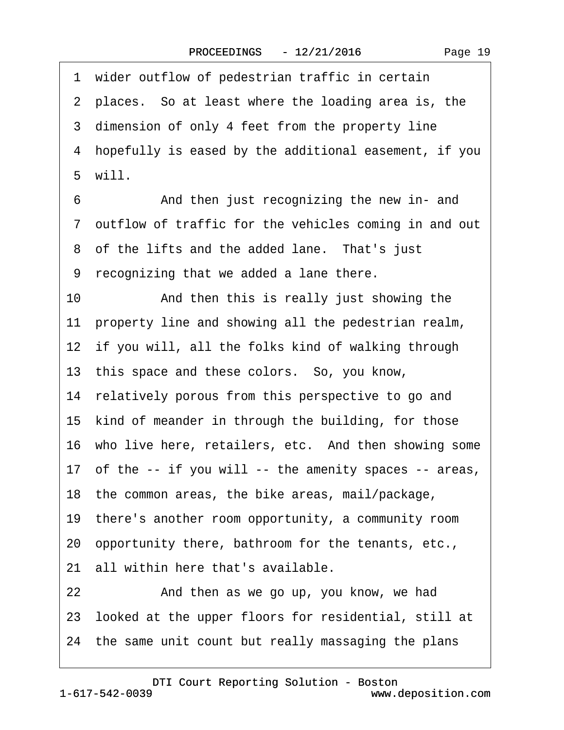1 wider outflow of pedestrian traffic in certain
2 places. So at least where the loading area is, the
3 dimension of only 4 feet from the property line
4 hopefully is eased by the additional easement, if you
5 will.

6 And then just recognizing the new in- and
7 outflow of traffic for the vehicles coming in and out
8 of the lifts and the added lane. That's just
9 recognizing that we added a lane there.

10 And then this is really just showing the
11 property line and showing all the pedestrian realm,
12 if you will, all the folks kind of walking through
13 this space and these colors. So, you know,
14 relatively porous from this perspective to go and
15 kind of meander in through the building, for those
16 who live here, retailers, etc. And then showing some
17 of the -- if you will -- the amenity spaces -- areas,
18 the common areas, the bike areas, mail/package,
19 there's another room opportunity, a community room
20 opportunity there, bathroom for the tenants, etc.,
21 all within here that's available.

22 And then as we go up, you know, we had
23 looked at the upper floors for residential, still at
24 the same unit count but really massaging the plans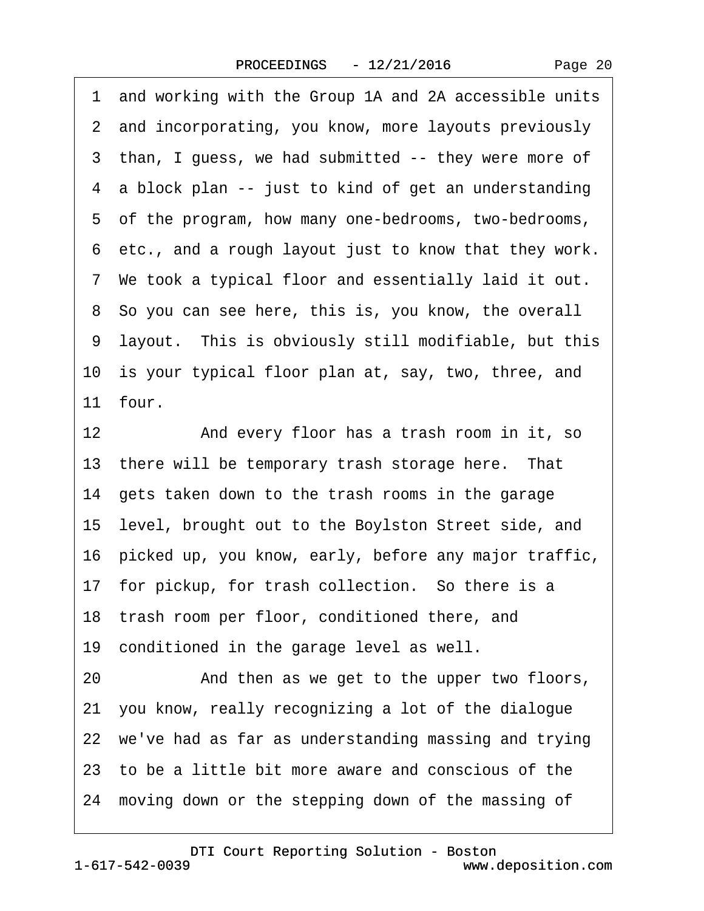1 and working with the Group 1A and 2A accessible units
2 and incorporating, you know, more layouts previously
3 than, I guess, we had submitted -- they were more of
4 a block plan -- just to kind of get an understanding
5 of the program, how many one-bedrooms, two-bedrooms,
6 etc., and a rough layout just to know that they work.
7 We took a typical floor and essentially laid it out.
8 So you can see here, this is, you know, the overall
9 layout. This is obviously still modifiable, but this
10 is your typical floor plan at, say, two, three, and
11 four.

12 And every floor has a trash room in it, so
13 there will be temporary trash storage here. That
14 gets taken down to the trash rooms in the garage
15 level, brought out to the Boylston Street side, and
16 picked up, you know, early, before any major traffic,
17 for pickup, for trash collection. So there is a
18 trash room per floor, conditioned there, and
19 conditioned in the garage level as well.

20 And then as we get to the upper two floors,
21 you know, really recognizing a lot of the dialogue
22 we've had as far as understanding massing and trying
23 to be a little bit more aware and conscious of the
24 moving down or the stepping down of the massing of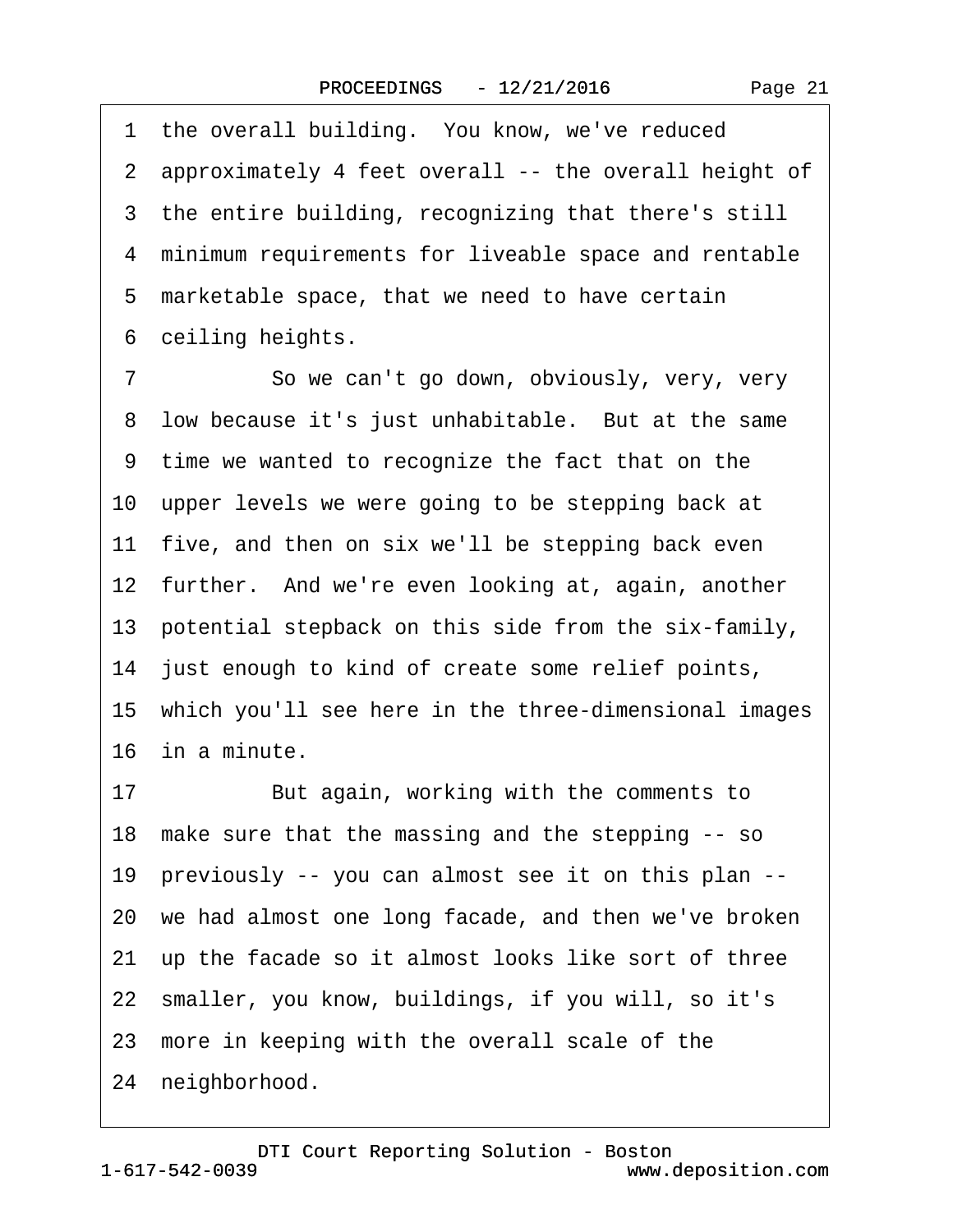1 the overall building. You know, we've reduced
2 approximately 4 feet overall -- the overall height of
3 the entire building, recognizing that there's still
4 minimum requirements for liveable space and rentable
5 marketable space, that we need to have certain
6 ceiling heights.

7 So we can't go down, obviously, very, very
8 low because it's just unhabitable. But at the same
9 time we wanted to recognize the fact that on the
10 upper levels we were going to be stepping back at
11 five, and then on six we'll be stepping back even
12 further. And we're even looking at, again, another
13 potential stepback on this side from the six-family,
14 just enough to kind of create some relief points,
15 which you'll see here in the three-dimensional images
16 in a minute.

17 But again, working with the comments to
18 make sure that the massing and the stepping -- so
19 previously -- you can almost see it on this plan --
20 we had almost one long facade, and then we've broken
21 up the facade so it almost looks like sort of three
22 smaller, you know, buildings, if you will, so it's
23 more in keeping with the overall scale of the
24 neighborhood.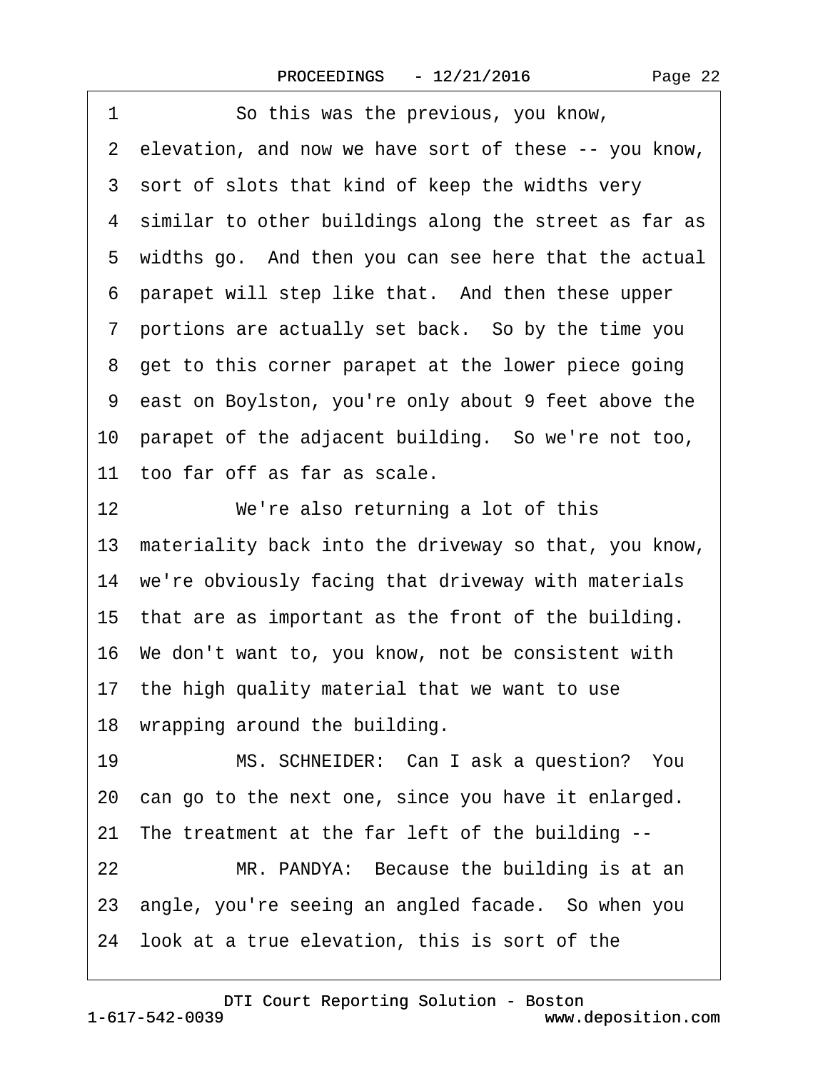1 So this was the previous, you know,
2 elevation, and now we have sort of these -- you know,
3 sort of slots that kind of keep the widths very
4 similar to other buildings along the street as far as
5 widths go. And then you can see here that the actual
6 parapet will step like that. And then these upper
7 portions are actually set back. So by the time you
8 get to this corner parapet at the lower piece going
9 east on Boylston, you're only about 9 feet above the
10 parapet of the adjacent building. So we're not too,
11 too far off as far as scale.
12 We're also returning a lot of this
13 materiality back into the driveway so that, you know,
14 we're obviously facing that driveway with materials
15 that are as important as the front of the building.
16 We don't want to, you know, not be consistent with
17 the high quality material that we want to use
18 wrapping around the building.
19 MS. SCHNEIDER: Can I ask a question? You
20 can go to the next one, since you have it enlarged.
21 The treatment at the far left of the building --
22 MR. PANDYA: Because the building is at an
23 angle, you're seeing an angled facade. So when you
24 look at a true elevation, this is sort of the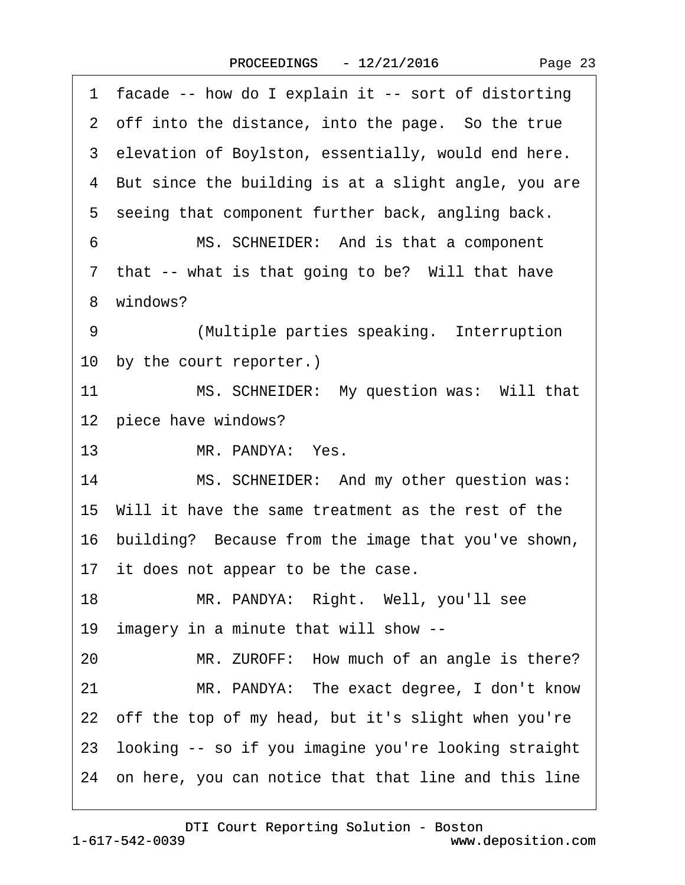1 facade -- how do I explain it -- sort of distorting
2 off into the distance, into the page. So the true
3 elevation of Boylston, essentially, would end here.
4 But since the building is at a slight angle, you are
5 seeing that component further back, angling back.
6 MS. SCHNEIDER: And is that a component
7 that -- what is that going to be? Will that have
8 windows?
9 (Multiple parties speaking. Interruption
10 by the court reporter.)
11 MS. SCHNEIDER: My question was: Will that
12 piece have windows?
13 MR. PANDYA: Yes.
14 MS. SCHNEIDER: And my other question was:
15 Will it have the same treatment as the rest of the
16 building? Because from the image that you've shown,
17 it does not appear to be the case.
18 MR. PANDYA: Right. Well, you'll see
19 imagery in a minute that will show --
20 MR. ZUROFF: How much of an angle is there?
21 MR. PANDYA: The exact degree, I don't know
22 off the top of my head, but it's slight when you're
23 looking -- so if you imagine you're looking straight
24 on here, you can notice that that line and this line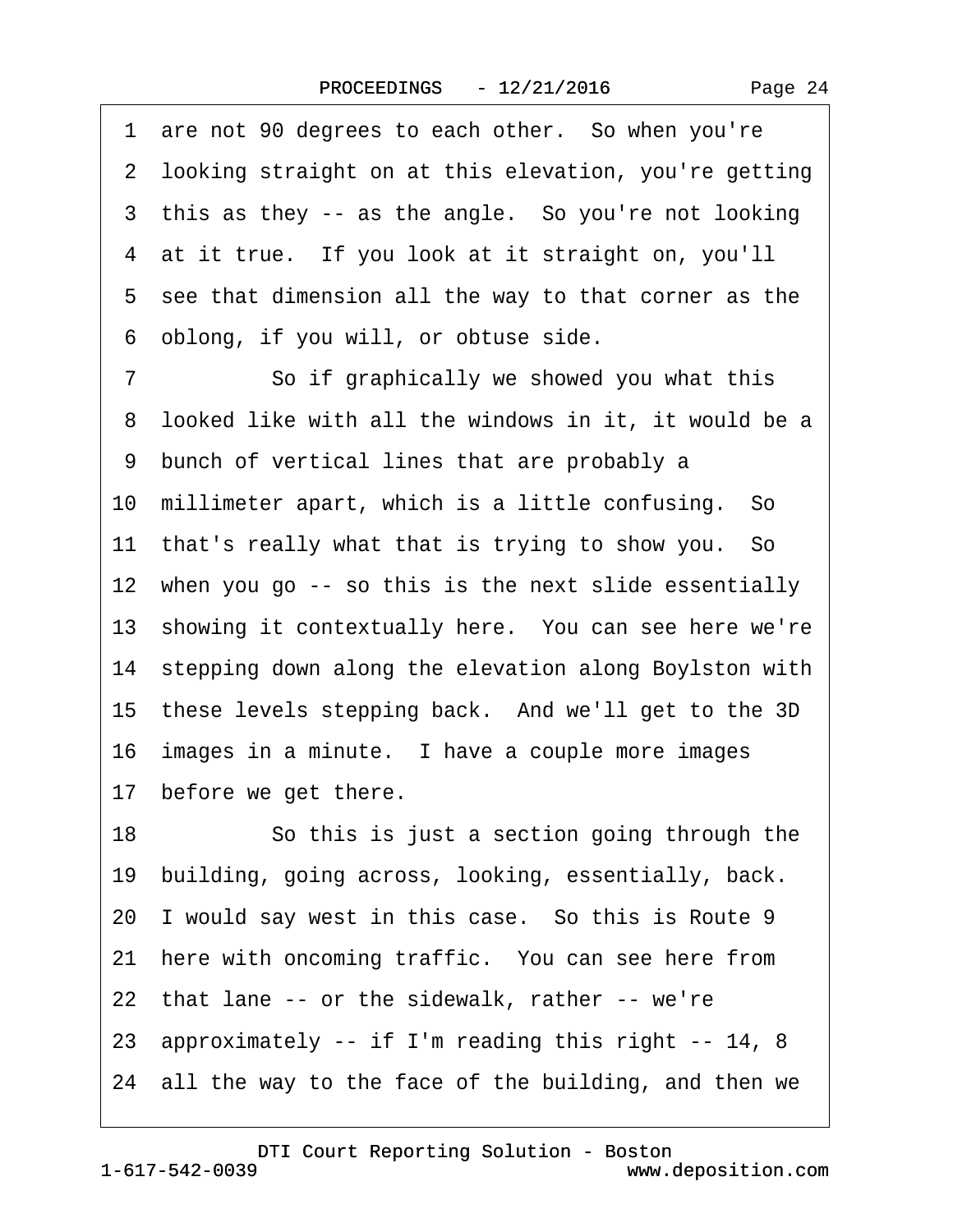1 are not 90 degrees to each other. So when you're
2 looking straight on at this elevation, you're getting
3 this as they -- as the angle. So you're not looking
4 at it true. If you look at it straight on, you'll
5 see that dimension all the way to that corner as the
6 oblong, if you will, or obtuse side.
7 So if graphically we showed you what this
8 looked like with all the windows in it, it would be a
9 bunch of vertical lines that are probably a
10 millimeter apart, which is a little confusing. So
11 that's really what that is trying to show you. So
12 when you go -- so this is the next slide essentially
13 showing it contextually here. You can see here we're
14 stepping down along the elevation along Boylston with
15 these levels stepping back. And we'll get to the 3D
16 images in a minute. I have a couple more images
17 before we get there.
18 So this is just a section going through the
19 building, going across, looking, essentially, back.
20 I would say west in this case. So this is Route 9
21 here with oncoming traffic. You can see here from
22 that lane -- or the sidewalk, rather -- we're
23 approximately -- if I'm reading this right -- 14, 8
24 all the way to the face of the building, and then we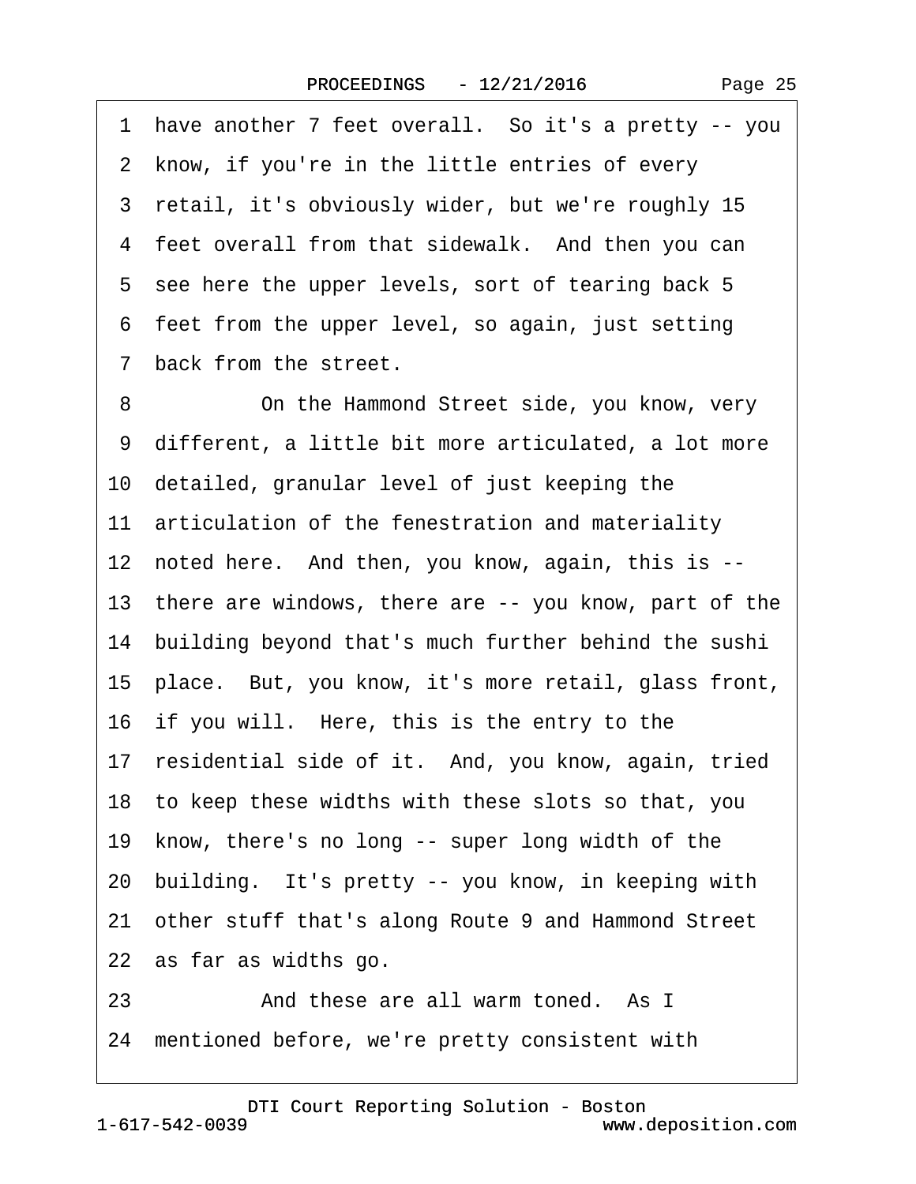1 have another 7 feet overall. So it's a pretty -- you
2 know, if you're in the little entries of every
3 retail, it's obviously wider, but we're roughly 15
4 feet overall from that sidewalk. And then you can
5 see here the upper levels, sort of tearing back 5
6 feet from the upper level, so again, just setting
7 back from the street.

8 On the Hammond Street side, you know, very
9 different, a little bit more articulated, a lot more
10 detailed, granular level of just keeping the
11 articulation of the fenestration and materiality
12 noted here. And then, you know, again, this is --
13 there are windows, there are -- you know, part of the
14 building beyond that's much further behind the sushi
15 place. But, you know, it's more retail, glass front,
16 if you will. Here, this is the entry to the
17 residential side of it. And, you know, again, tried
18 to keep these widths with these slots so that, you
19 know, there's no long -- super long width of the
20 building. It's pretty -- you know, in keeping with
21 other stuff that's along Route 9 and Hammond Street
22 as far as widths go.

23 And these are all warm toned. As I
24 mentioned before, we're pretty consistent with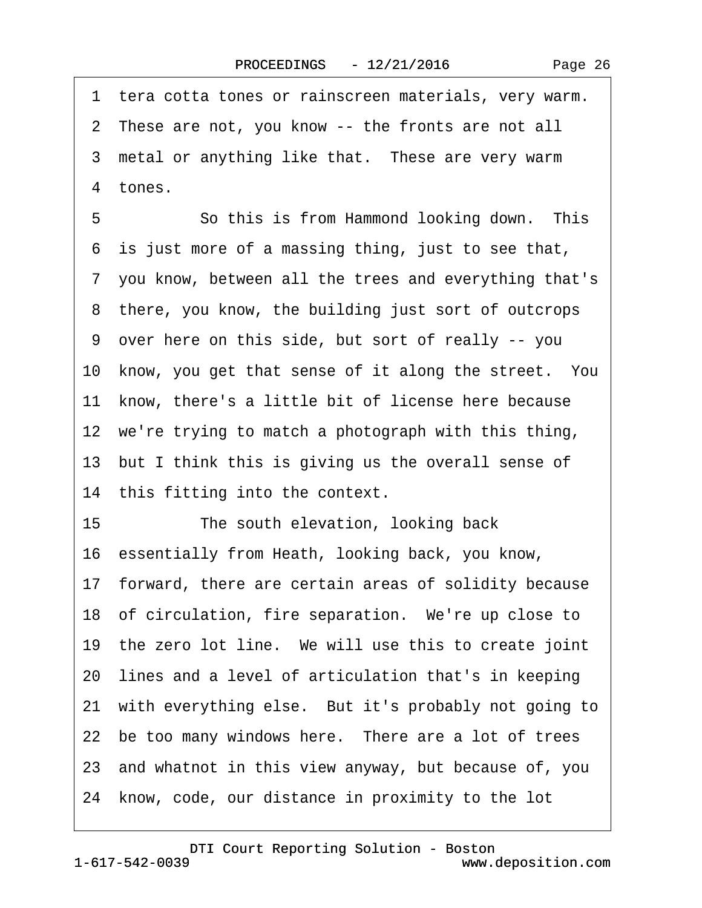1 tera cotta tones or rainscreen materials, very warm.
2 These are not, you know -- the fronts are not all
3 metal or anything like that. These are very warm
4 tones.
5 So this is from Hammond looking down. This
6 is just more of a massing thing, just to see that,
7 you know, between all the trees and everything that's
8 there, you know, the building just sort of outcrops
9 over here on this side, but sort of really -- you
10 know, you get that sense of it along the street. You
11 know, there's a little bit of license here because
12 we're trying to match a photograph with this thing,
13 but I think this is giving us the overall sense of
14 this fitting into the context.
15 The south elevation, looking back
16 essentially from Heath, looking back, you know,
17 forward, there are certain areas of solidity because
18 of circulation, fire separation. We're up close to
19 the zero lot line. We will use this to create joint
20 lines and a level of articulation that's in keeping
21 with everything else. But it's probably not going to
22 be too many windows here. There are a lot of trees
23 and whatnot in this view anyway, but because of, you
24 know, code, our distance in proximity to the lot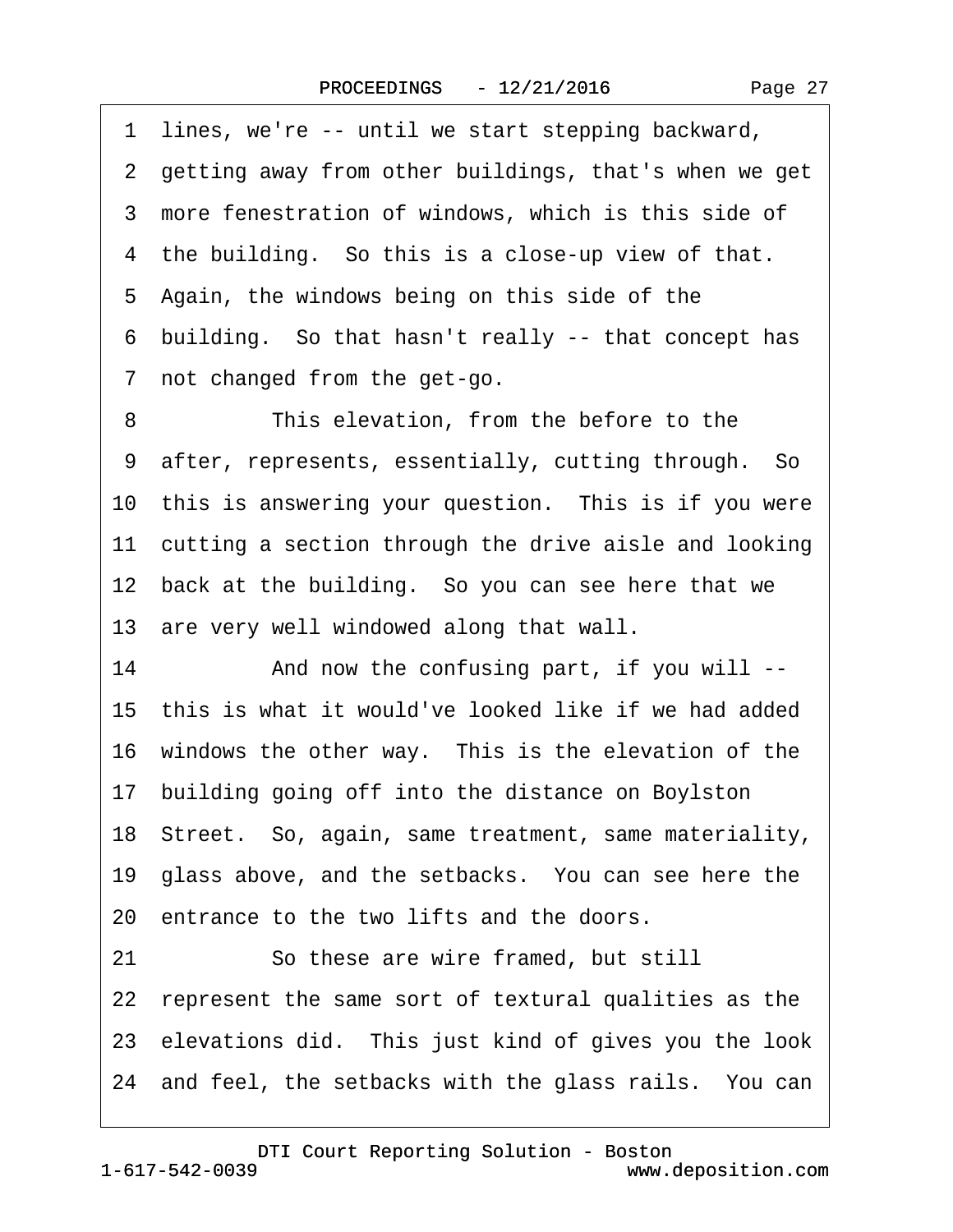1 lines, we're -- until we start stepping backward,
2 getting away from other buildings, that's when we get
3 more fenestration of windows, which is this side of
4 the building. So this is a close-up view of that.
5 Again, the windows being on this side of the
6 building. So that hasn't really -- that concept has
7 not changed from the get-go.
8 This elevation, from the before to the
9 after, represents, essentially, cutting through. So
10 this is answering your question. This is if you were
11 cutting a section through the drive aisle and looking
12 back at the building. So you can see here that we
13 are very well windowed along that wall.
14 And now the confusing part, if you will --
15 this is what it would've looked like if we had added
16 windows the other way. This is the elevation of the
17 building going off into the distance on Boylston
18 Street. So, again, same treatment, same materiality,
19 glass above, and the setbacks. You can see here the
20 entrance to the two lifts and the doors.
21 So these are wire framed, but still
22 represent the same sort of textural qualities as the
23 elevations did. This just kind of gives you the look
24 and feel, the setbacks with the glass rails. You can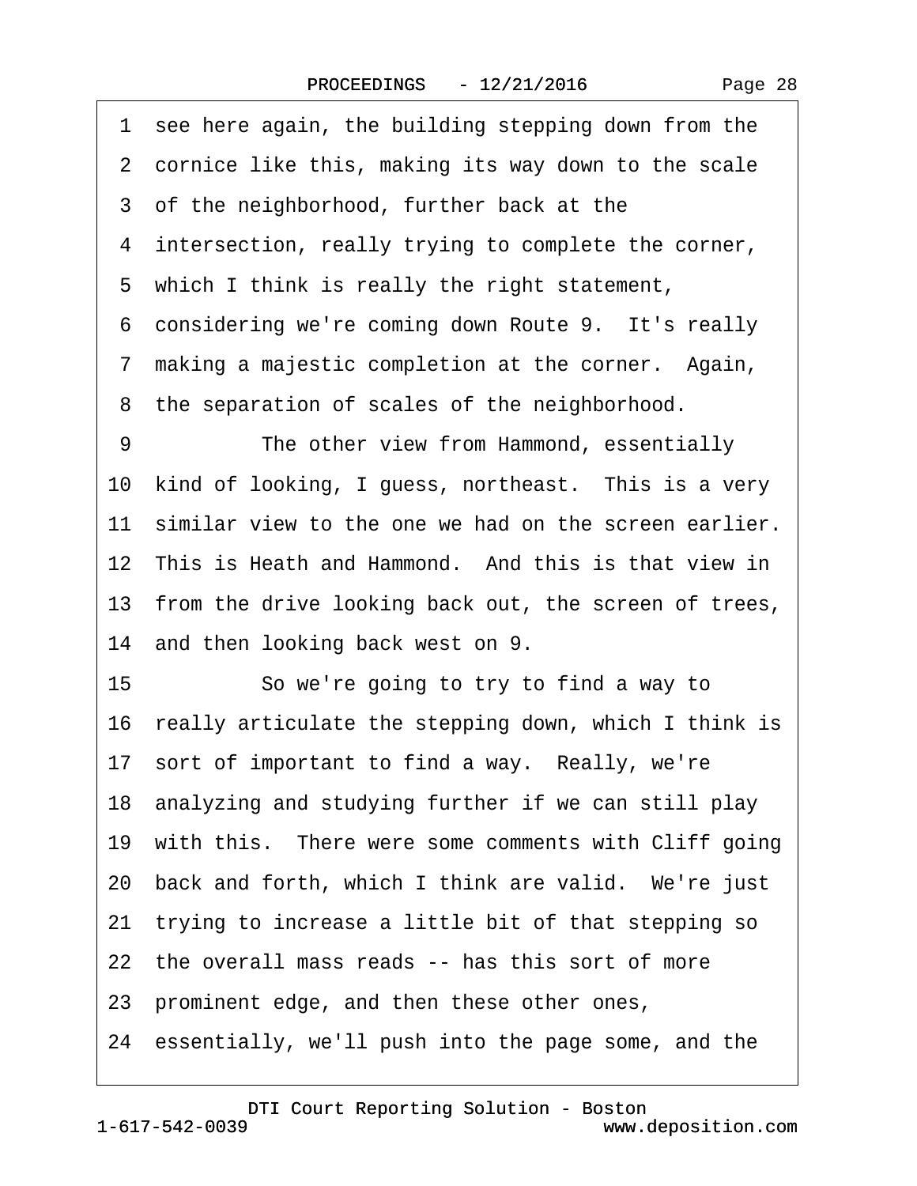1 see here again, the building stepping down from the
2 cornice like this, making its way down to the scale
3 of the neighborhood, further back at the
4 intersection, really trying to complete the corner,
5 which I think is really the right statement,
6 considering we're coming down Route 9. It's really
7 making a majestic completion at the corner. Again,
8 the separation of scales of the neighborhood.
9 The other view from Hammond, essentially
10 kind of looking, I guess, northeast. This is a very
11 similar view to the one we had on the screen earlier.
12 This is Heath and Hammond. And this is that view in
13 from the drive looking back out, the screen of trees,
14 and then looking back west on 9.
15 So we're going to try to find a way to
16 really articulate the stepping down, which I think is
17 sort of important to find a way. Really, we're
18 analyzing and studying further if we can still play
19 with this. There were some comments with Cliff going
20 back and forth, which I think are valid. We're just
21 trying to increase a little bit of that stepping so
22 the overall mass reads -- has this sort of more
23 prominent edge, and then these other ones,
24 essentially, we'll push into the page some, and the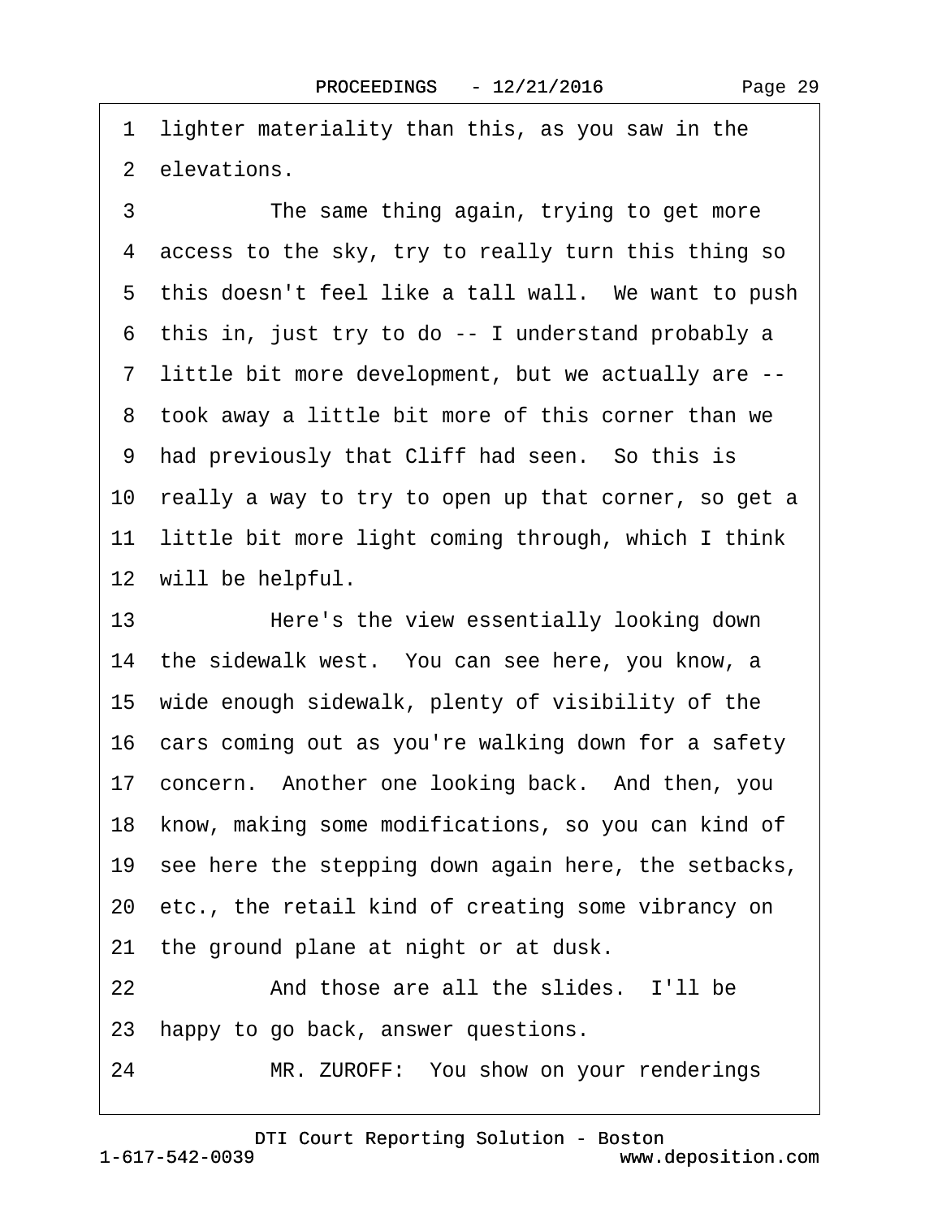1 lighter materiality than this, as you saw in the
2 elevations.
3 The same thing again, trying to get more
4 access to the sky, try to really turn this thing so
5 this doesn't feel like a tall wall. We want to push
6 this in, just try to do -- I understand probably a
7 little bit more development, but we actually are --
8 took away a little bit more of this corner than we
9 had previously that Cliff had seen. So this is
10 really a way to try to open up that corner, so get a
11 little bit more light coming through, which I think
12 will be helpful.
13 Here's the view essentially looking down
14 the sidewalk west. You can see here, you know, a
15 wide enough sidewalk, plenty of visibility of the
16 cars coming out as you're walking down for a safety
17 concern. Another one looking back. And then, you
18 know, making some modifications, so you can kind of
19 see here the stepping down again here, the setbacks,
20 etc., the retail kind of creating some vibrancy on
21 the ground plane at night or at dusk.
22 And those are all the slides. I'll be
23 happy to go back, answer questions.
24 MR. ZUROFF: You show on your renderings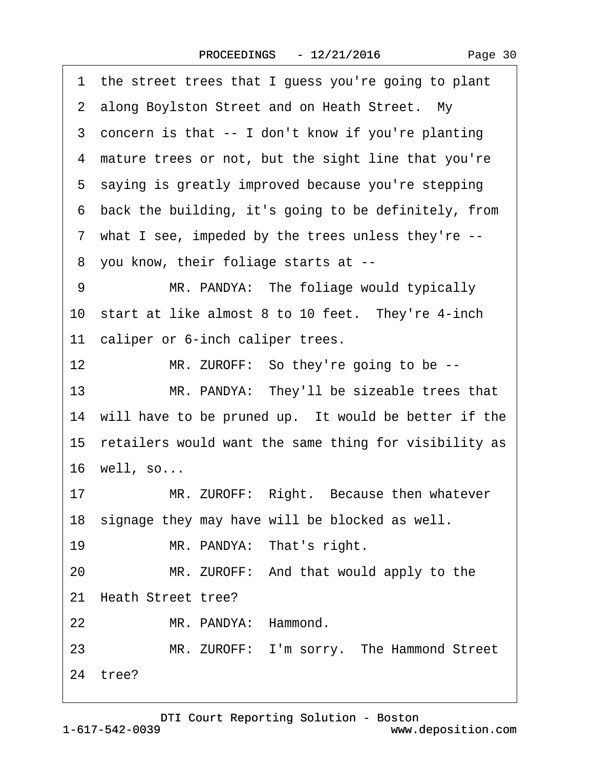1 the street trees that I guess you're going to plant
2 along Boylston Street and on Heath Street. My
3 concern is that -- I don't know if you're planting
4 mature trees or not, but the sight line that you're
5 saying is greatly improved because you're stepping
6 back the building, it's going to be definitely, from
7 what I see, impeded by the trees unless they're --
8 you know, their foliage starts at --
9 MR. PANDYA: The foliage would typically
10 start at like almost 8 to 10 feet. They're 4-inch
11 caliper or 6-inch caliper trees.
12 MR. ZUROFF: So they're going to be --
13 MR. PANDYA: They'll be sizeable trees that
14 will have to be pruned up. It would be better if the
15 retailers would want the same thing for visibility as
16 well, so...
17 MR. ZUROFF: Right. Because then whatever
18 signage they may have will be blocked as well.
19 MR. PANDYA: That's right.
20 MR. ZUROFF: And that would apply to the
21 Heath Street tree?
22 MR. PANDYA: Hammond.
23 MR. ZUROFF: I'm sorry. The Hammond Street
24 tree?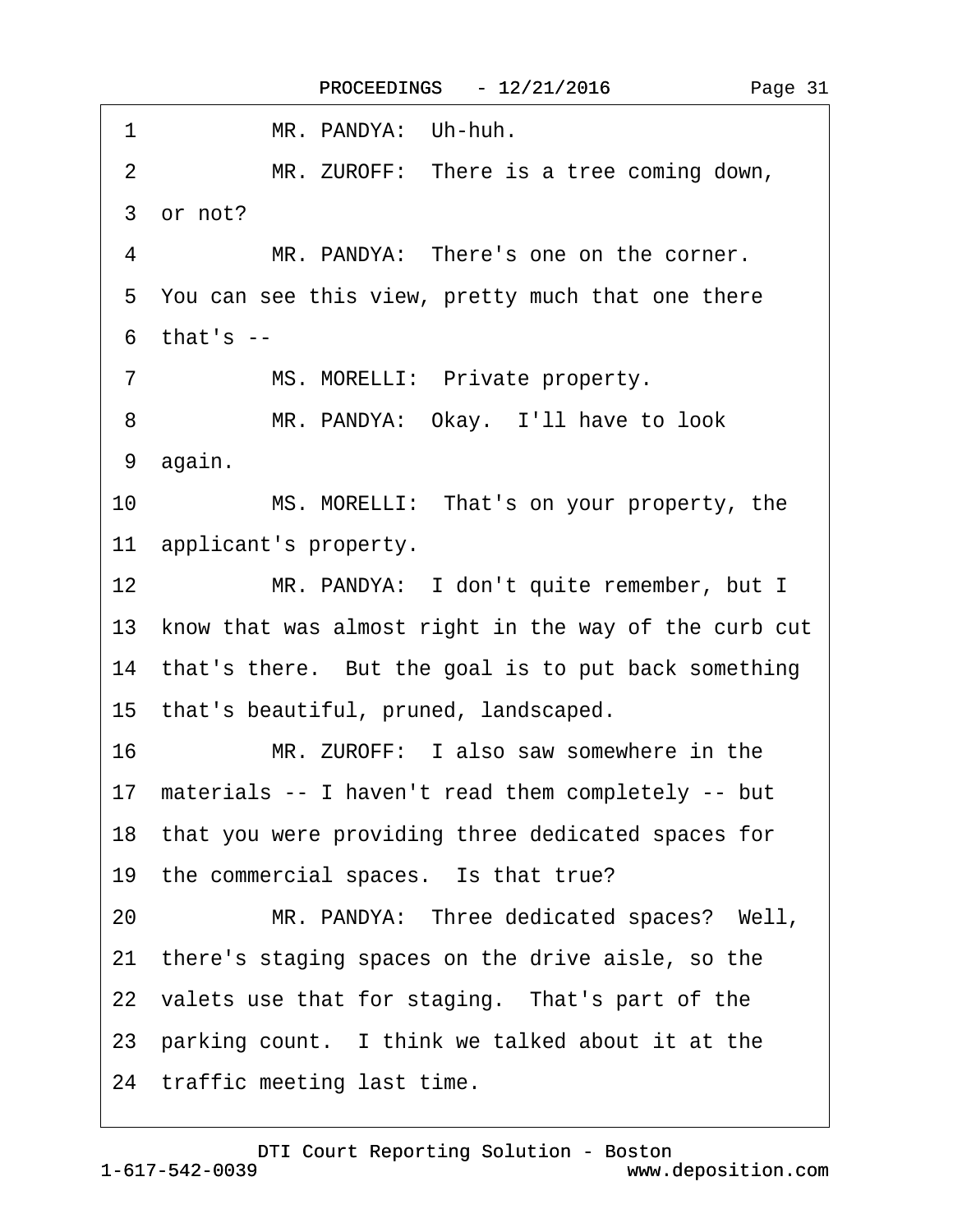1 MR. PANDYA: Uh-huh.

2 MR. ZUROFF: There is a tree coming down,

3 or not?

4 MR. PANDYA: There's one on the corner.

5 You can see this view, pretty much that one there

6 that's --

7 MS. MORELLI: Private property.

8 MR. PANDYA: Okay. I'll have to look

9 again.

10 MS. MORELLI: That's on your property, the

11 applicant's property.

12 MR. PANDYA: I don't quite remember, but I

13 know that was almost right in the way of the curb cut

14 that's there. But the goal is to put back something

15 that's beautiful, pruned, landscaped.

16 MR. ZUROFF: I also saw somewhere in the

17 materials -- I haven't read them completely -- but

18 that you were providing three dedicated spaces for

19 the commercial spaces. Is that true?

20 MR. PANDYA: Three dedicated spaces? Well,

21 there's staging spaces on the drive aisle, so the

22 valets use that for staging. That's part of the

23 parking count. I think we talked about it at the

24 traffic meeting last time.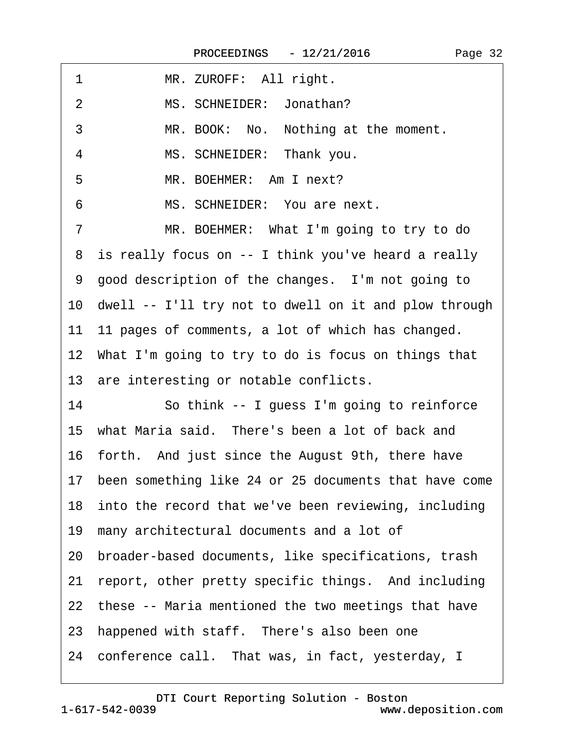1 MR. ZUROFF: All right.

2 MS. SCHNEIDER: Jonathan?

3 MR. BOOK: No. Nothing at the moment.

4 MS. SCHNEIDER: Thank you.

5 MR. BOEHMER: Am I next?

6 MS. SCHNEIDER: You are next.

7 MR. BOEHMER: What I'm going to try to do

8 is really focus on -- I think you've heard a really

9 good description of the changes. I'm not going to

10 dwell -- I'll try not to dwell on it and plow through

11 11 pages of comments, a lot of which has changed.

12 What I'm going to try to do is focus on things that

13 are interesting or notable conflicts.

14 So think -- I guess I'm going to reinforce

15 what Maria said. There's been a lot of back and

16 forth. And just since the August 9th, there have

17 been something like 24 or 25 documents that have come

18 into the record that we've been reviewing, including

19 many architectural documents and a lot of

20 broader-based documents, like specifications, trash

21 report, other pretty specific things. And including

22 these -- Maria mentioned the two meetings that have

23 happened with staff. There's also been one

24 conference call. That was, in fact, yesterday, I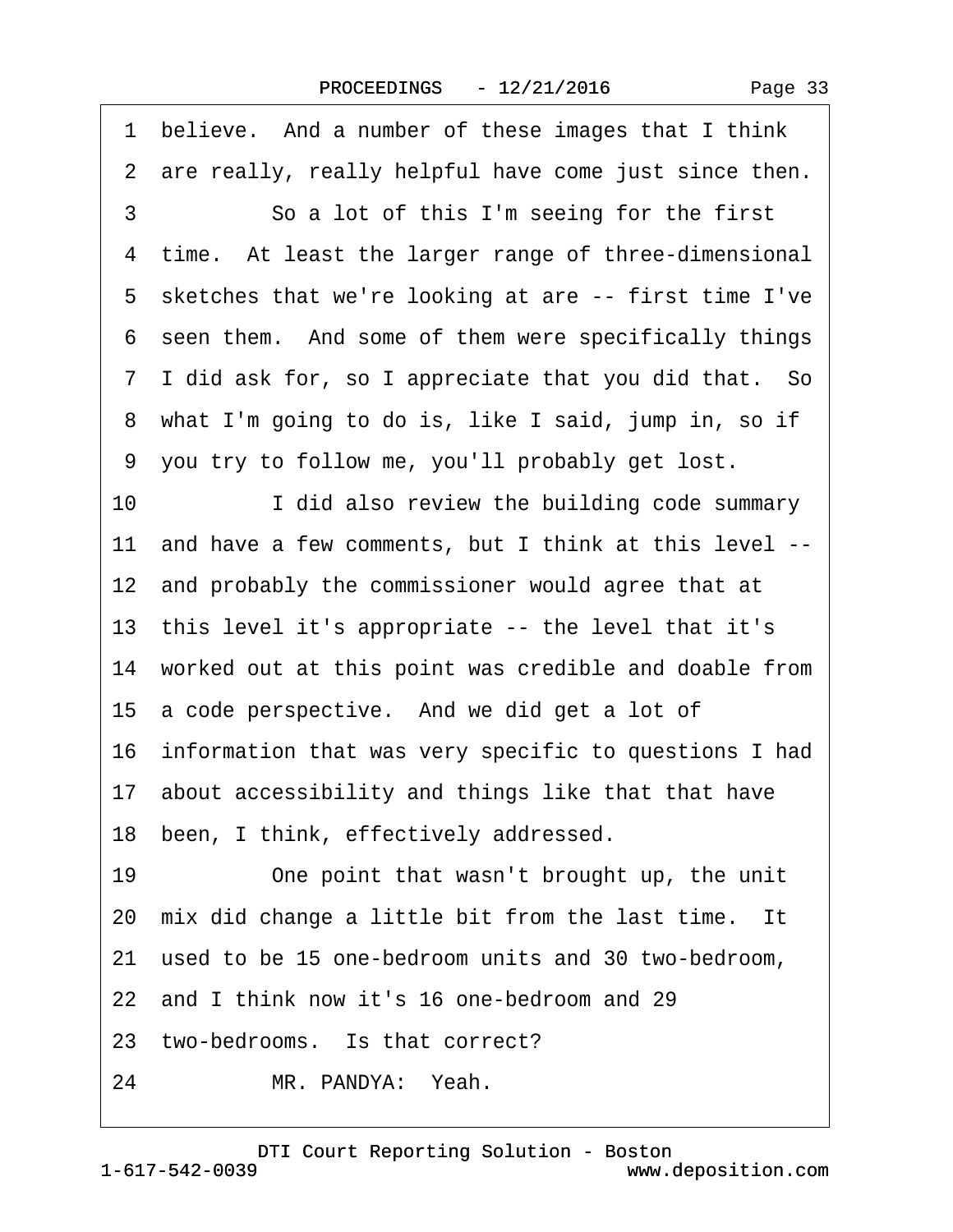1 believe. And a number of these images that I think
2 are really, really helpful have come just since then.
3 So a lot of this I'm seeing for the first
4 time. At least the larger range of three-dimensional
5 sketches that we're looking at are -- first time I've
6 seen them. And some of them were specifically things
7 I did ask for, so I appreciate that you did that. So
8 what I'm going to do is, like I said, jump in, so if
9 you try to follow me, you'll probably get lost.
10 I did also review the building code summary
11 and have a few comments, but I think at this level --
12 and probably the commissioner would agree that at
13 this level it's appropriate -- the level that it's
14 worked out at this point was credible and doable from
15 a code perspective. And we did get a lot of
16 information that was very specific to questions I had
17 about accessibility and things like that that have
18 been, I think, effectively addressed.
19 One point that wasn't brought up, the unit
20 mix did change a little bit from the last time. It
21 used to be 15 one-bedroom units and 30 two-bedroom,
22 and I think now it's 16 one-bedroom and 29
23 two-bedrooms. Is that correct?
24 MR. PANDYA: Yeah.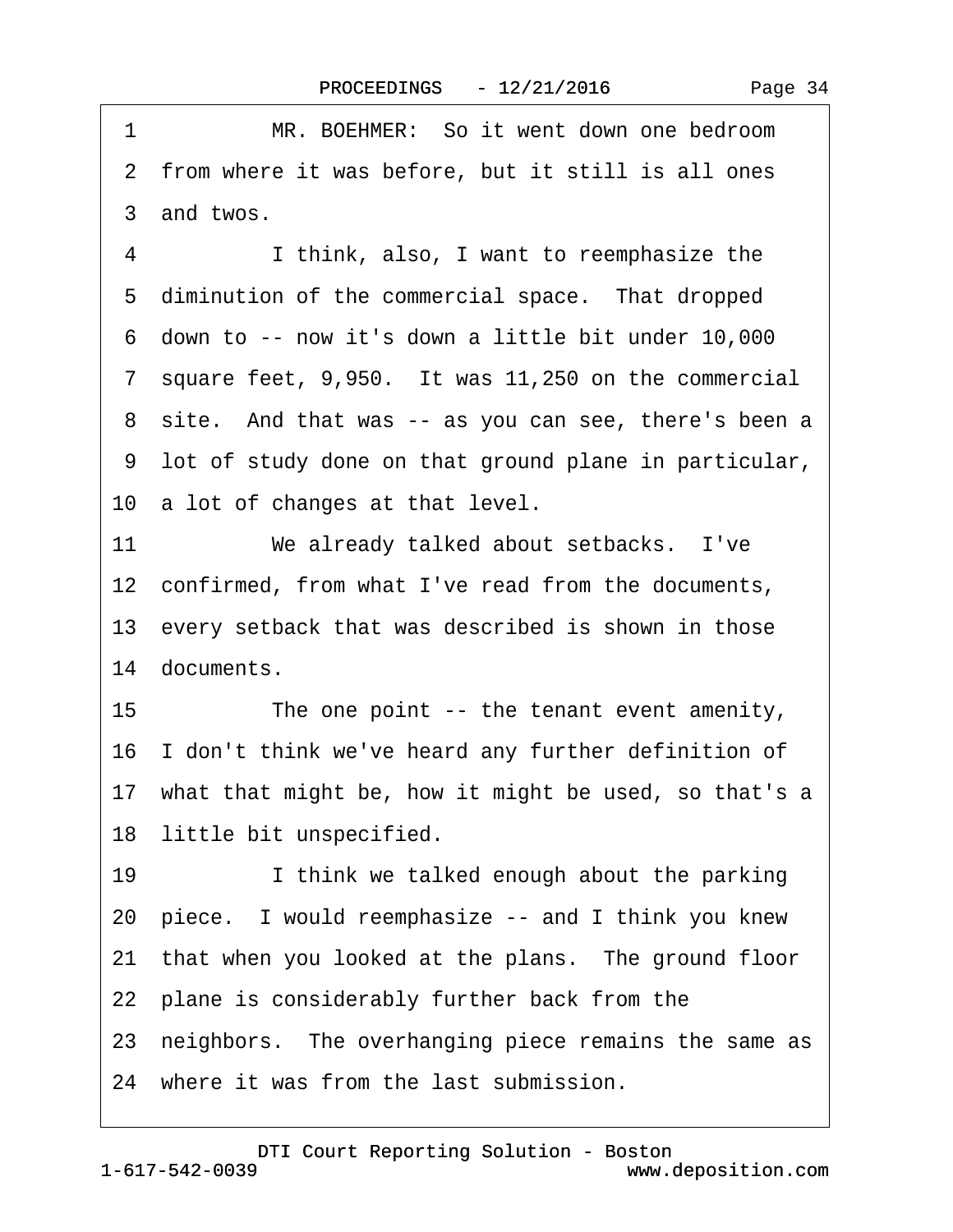1 MR. BOEHMER: So it went down one bedroom
2 from where it was before, but it still is all ones
3 and twos.
4 I think, also, I want to reemphasize the
5 diminution of the commercial space. That dropped
6 down to -- now it's down a little bit under 10,000
7 square feet, 9,950. It was 11,250 on the commercial
8 site. And that was -- as you can see, there's been a
9 lot of study done on that ground plane in particular,
10 a lot of changes at that level.
11 We already talked about setbacks. I've
12 confirmed, from what I've read from the documents,
13 every setback that was described is shown in those
14 documents.
15 The one point -- the tenant event amenity,
16 I don't think we've heard any further definition of
17 what that might be, how it might be used, so that's a
18 little bit unspecified.
19 I think we talked enough about the parking
20 piece. I would reemphasize -- and I think you knew
21 that when you looked at the plans. The ground floor
22 plane is considerably further back from the
23 neighbors. The overhanging piece remains the same as
24 where it was from the last submission.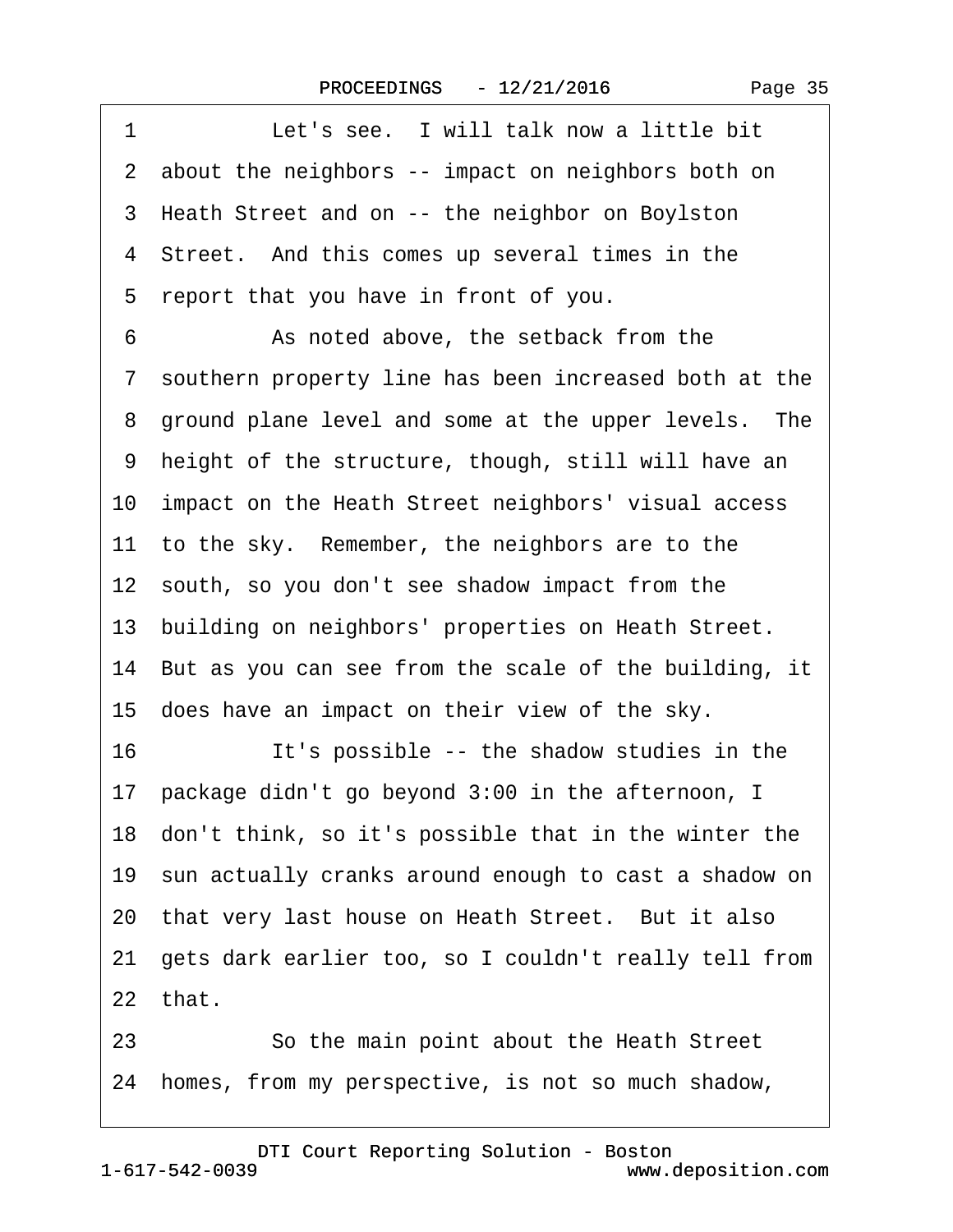1 Let's see. I will talk now a little bit
2 about the neighbors -- impact on neighbors both on
3 Heath Street and on -- the neighbor on Boylston
4 Street. And this comes up several times in the
5 report that you have in front of you.
6 As noted above, the setback from the
7 southern property line has been increased both at the
8 ground plane level and some at the upper levels. The
9 height of the structure, though, still will have an
10 impact on the Heath Street neighbors' visual access
11 to the sky. Remember, the neighbors are to the
12 south, so you don't see shadow impact from the
13 building on neighbors' properties on Heath Street.
14 But as you can see from the scale of the building, it
15 does have an impact on their view of the sky.
16 It's possible -- the shadow studies in the
17 package didn't go beyond 3:00 in the afternoon, I
18 don't think, so it's possible that in the winter the
19 sun actually cranks around enough to cast a shadow on
20 that very last house on Heath Street. But it also
21 gets dark earlier too, so I couldn't really tell from
22 that.
23 So the main point about the Heath Street
24 homes, from my perspective, is not so much shadow,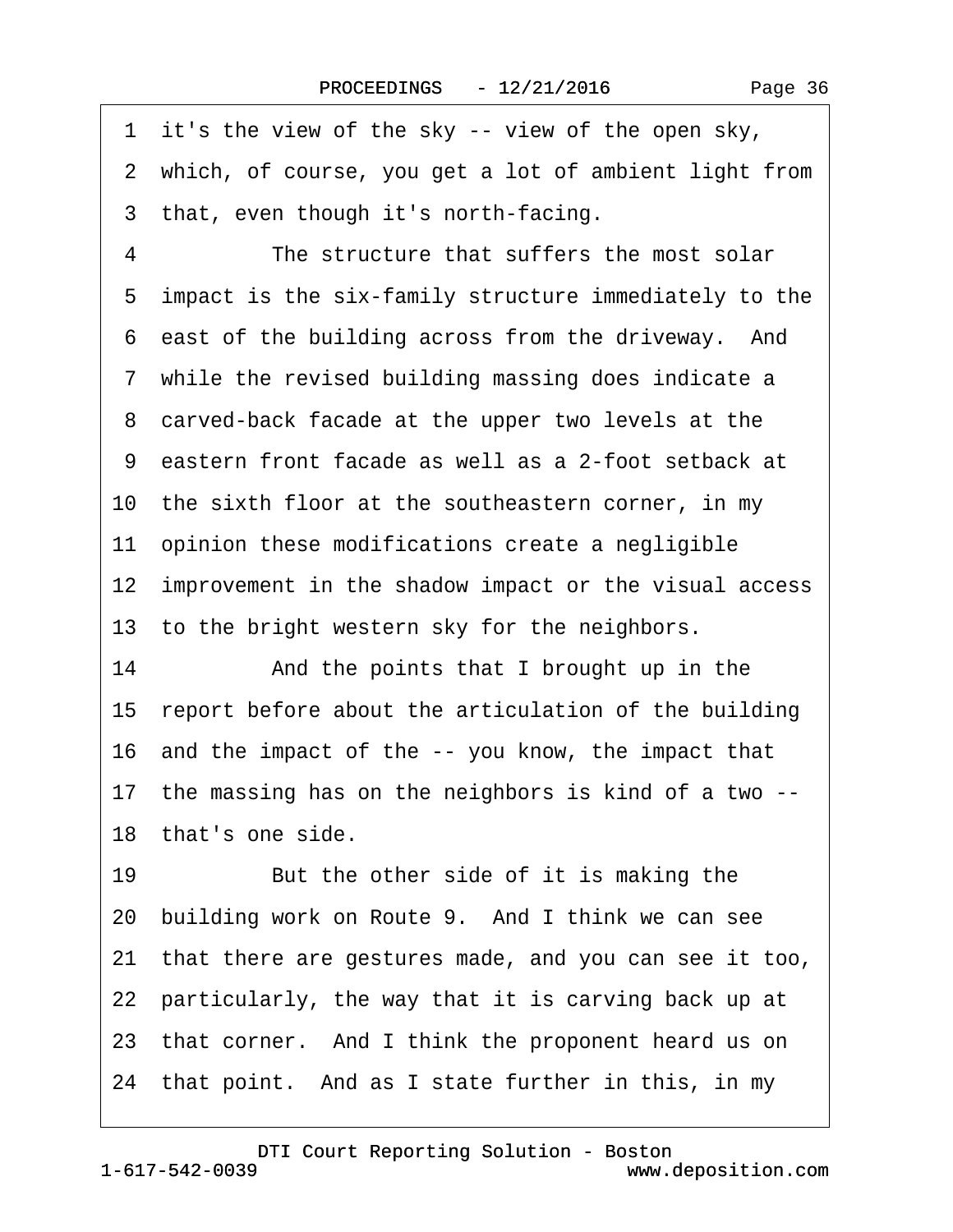1 it's the view of the sky -- view of the open sky,
2 which, of course, you get a lot of ambient light from
3 that, even though it's north-facing.
4 The structure that suffers the most solar
5 impact is the six-family structure immediately to the
6 east of the building across from the driveway. And
7 while the revised building massing does indicate a
8 carved-back facade at the upper two levels at the
9 eastern front facade as well as a 2-foot setback at
10 the sixth floor at the southeastern corner, in my
11 opinion these modifications create a negligible
12 improvement in the shadow impact or the visual access
13 to the bright western sky for the neighbors.
14 And the points that I brought up in the
15 report before about the articulation of the building
16 and the impact of the -- you know, the impact that
17 the massing has on the neighbors is kind of a two --
18 that's one side.
19 But the other side of it is making the
20 building work on Route 9. And I think we can see
21 that there are gestures made, and you can see it too,
22 particularly, the way that it is carving back up at
23 that corner. And I think the proponent heard us on
24 that point. And as I state further in this, in my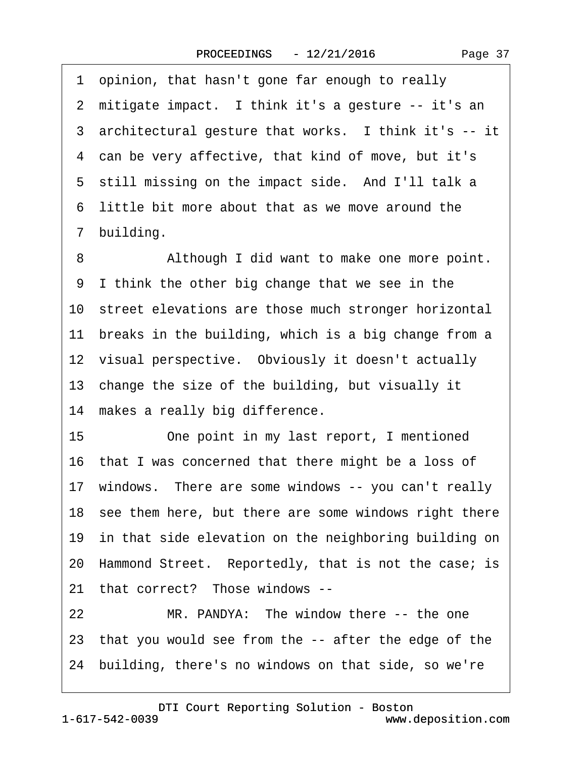1 opinion, that hasn't gone far enough to really
2 mitigate impact. I think it's a gesture -- it's an
3 architectural gesture that works. I think it's -- it
4 can be very affective, that kind of move, but it's
5 still missing on the impact side. And I'll talk a
6 little bit more about that as we move around the
7 building.

8 Although I did want to make one more point.
9 I think the other big change that we see in the
10 street elevations are those much stronger horizontal
11 breaks in the building, which is a big change from a
12 visual perspective. Obviously it doesn't actually
13 change the size of the building, but visually it
14 makes a really big difference.

15 One point in my last report, I mentioned
16 that I was concerned that there might be a loss of
17 windows. There are some windows -- you can't really
18 see them here, but there are some windows right there
19 in that side elevation on the neighboring building on
20 Hammond Street. Reportedly, that is not the case; is
21 that correct? Those windows --

22 MR. PANDYA: The window there -- the one
23 that you would see from the -- after the edge of the
24 building, there's no windows on that side, so we're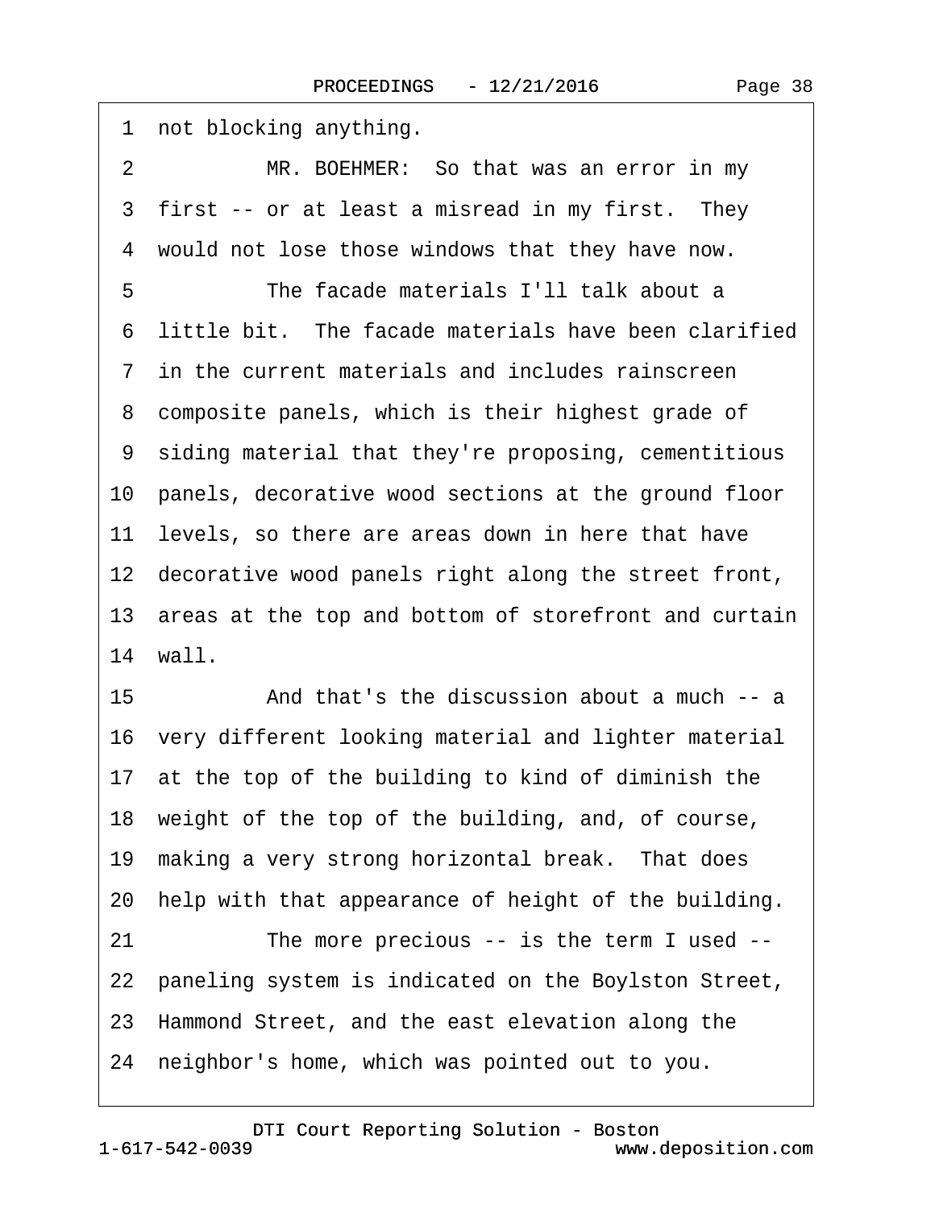1 not blocking anything.

2 MR. BOEHMER: So that was an error in my

3 first -- or at least a misread in my first. They

4 would not lose those windows that they have now.

5 The facade materials I'll talk about a

6 little bit. The facade materials have been clarified

7 in the current materials and includes rainscreen

8 composite panels, which is their highest grade of

9 siding material that they're proposing, cementitious

10 panels, decorative wood sections at the ground floor

11 levels, so there are areas down in here that have

12 decorative wood panels right along the street front,

13 areas at the top and bottom of storefront and curtain

14 wall.

15 And that's the discussion about a much -- a

16 very different looking material and lighter material

17 at the top of the building to kind of diminish the

18 weight of the top of the building, and, of course,

19 making a very strong horizontal break. That does

20 help with that appearance of height of the building.

21 The more precious -- is the term I used --

22 paneling system is indicated on the Boylston Street,

23 Hammond Street, and the east elevation along the

24 neighbor's home, which was pointed out to you.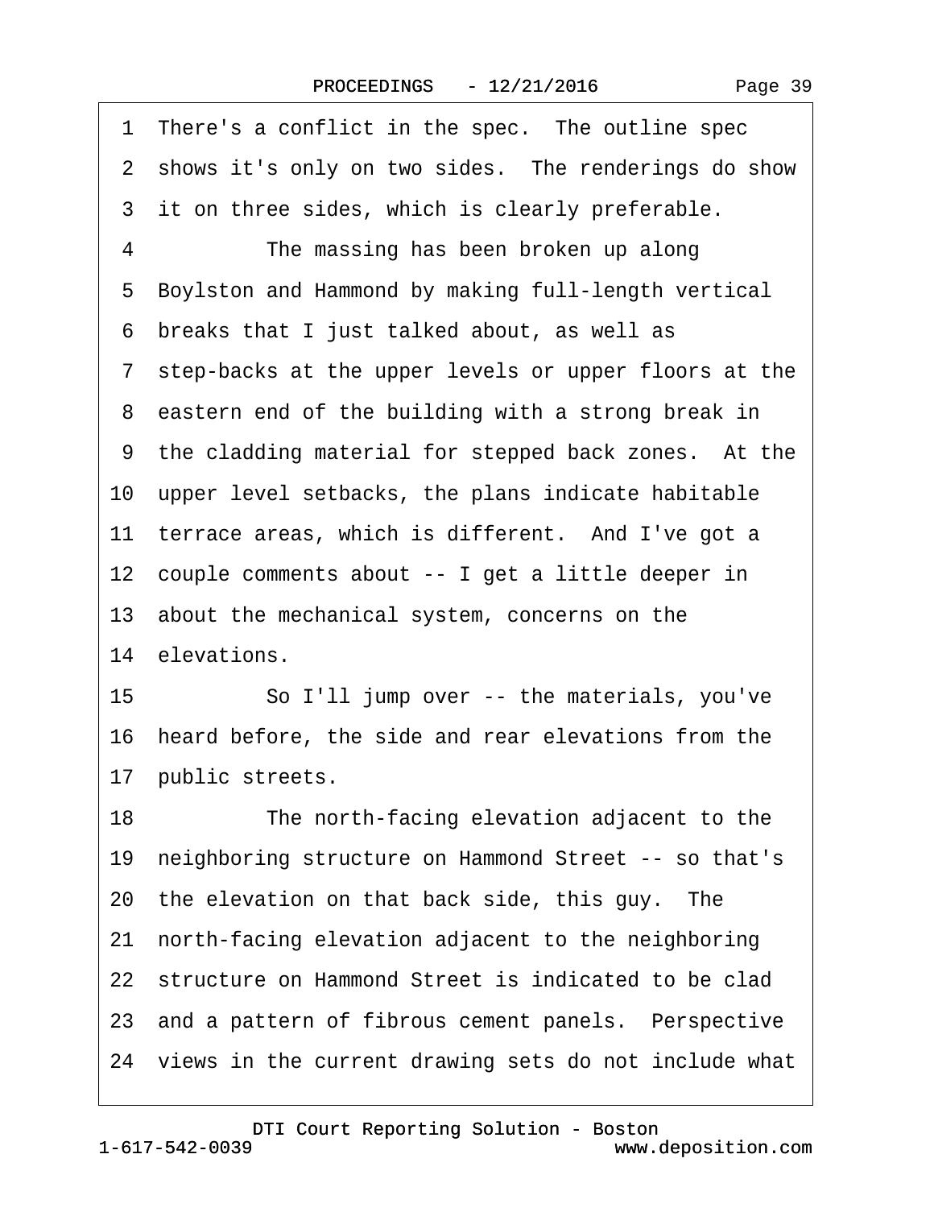1 There's a conflict in the spec. The outline spec
2 shows it's only on two sides. The renderings do show
3 it on three sides, which is clearly preferable.
4 The massing has been broken up along
5 Boylston and Hammond by making full-length vertical
6 breaks that I just talked about, as well as
7 step-backs at the upper levels or upper floors at the
8 eastern end of the building with a strong break in
9 the cladding material for stepped back zones. At the
10 upper level setbacks, the plans indicate habitable
11 terrace areas, which is different. And I've got a
12 couple comments about -- I get a little deeper in
13 about the mechanical system, concerns on the
14 elevations.
15 So I'll jump over -- the materials, you've
16 heard before, the side and rear elevations from the
17 public streets.
18 The north-facing elevation adjacent to the
19 neighboring structure on Hammond Street -- so that's
20 the elevation on that back side, this guy. The
21 north-facing elevation adjacent to the neighboring
22 structure on Hammond Street is indicated to be clad
23 and a pattern of fibrous cement panels. Perspective
24 views in the current drawing sets do not include what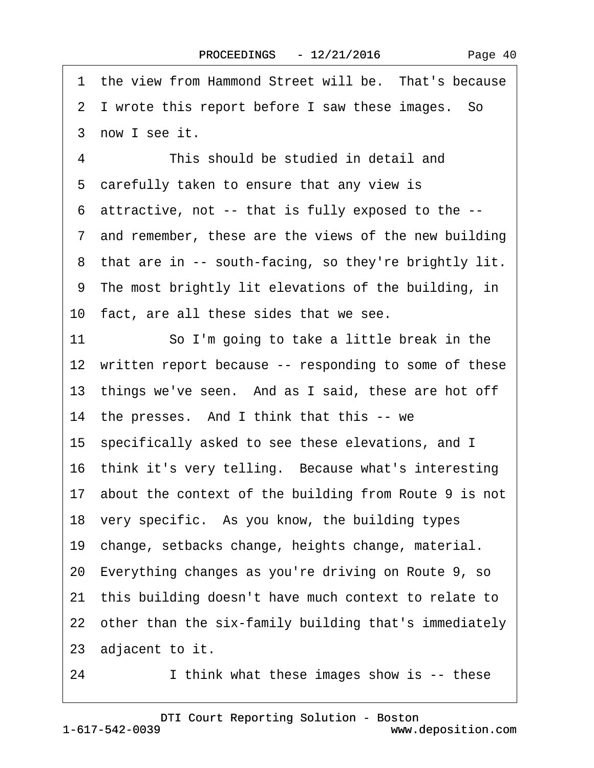1 the view from Hammond Street will be. That's because
2 I wrote this report before I saw these images. So
3 now I see it.
4 This should be studied in detail and
5 carefully taken to ensure that any view is
6 attractive, not -- that is fully exposed to the --
7 and remember, these are the views of the new building
8 that are in -- south-facing, so they're brightly lit.
9 The most brightly lit elevations of the building, in
10 fact, are all these sides that we see.
11 So I'm going to take a little break in the
12 written report because -- responding to some of these
13 things we've seen. And as I said, these are hot off
14 the presses. And I think that this -- we
15 specifically asked to see these elevations, and I
16 think it's very telling. Because what's interesting
17 about the context of the building from Route 9 is not
18 very specific. As you know, the building types
19 change, setbacks change, heights change, material.
20 Everything changes as you're driving on Route 9, so
21 this building doesn't have much context to relate to
22 other than the six-family building that's immediately
23 adjacent to it.
24 I think what these images show is -- these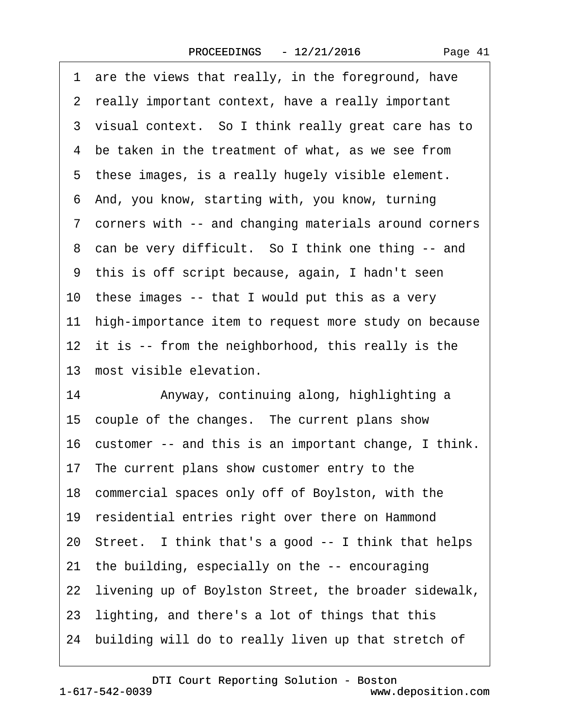1 are the views that really, in the foreground, have
2 really important context, have a really important
3 visual context. So I think really great care has to
4 be taken in the treatment of what, as we see from
5 these images, is a really hugely visible element.
6 And, you know, starting with, you know, turning
7 corners with -- and changing materials around corners
8 can be very difficult. So I think one thing -- and
9 this is off script because, again, I hadn't seen
10 these images -- that I would put this as a very
11 high-importance item to request more study on because
12 it is -- from the neighborhood, this really is the
13 most visible elevation.
14 Anyway, continuing along, highlighting a
15 couple of the changes. The current plans show
16 customer -- and this is an important change, I think.
17 The current plans show customer entry to the
18 commercial spaces only off of Boylston, with the
19 residential entries right over there on Hammond
20 Street. I think that's a good -- I think that helps
21 the building, especially on the -- encouraging
22 livening up of Boylston Street, the broader sidewalk,
23 lighting, and there's a lot of things that this
24 building will do to really liven up that stretch of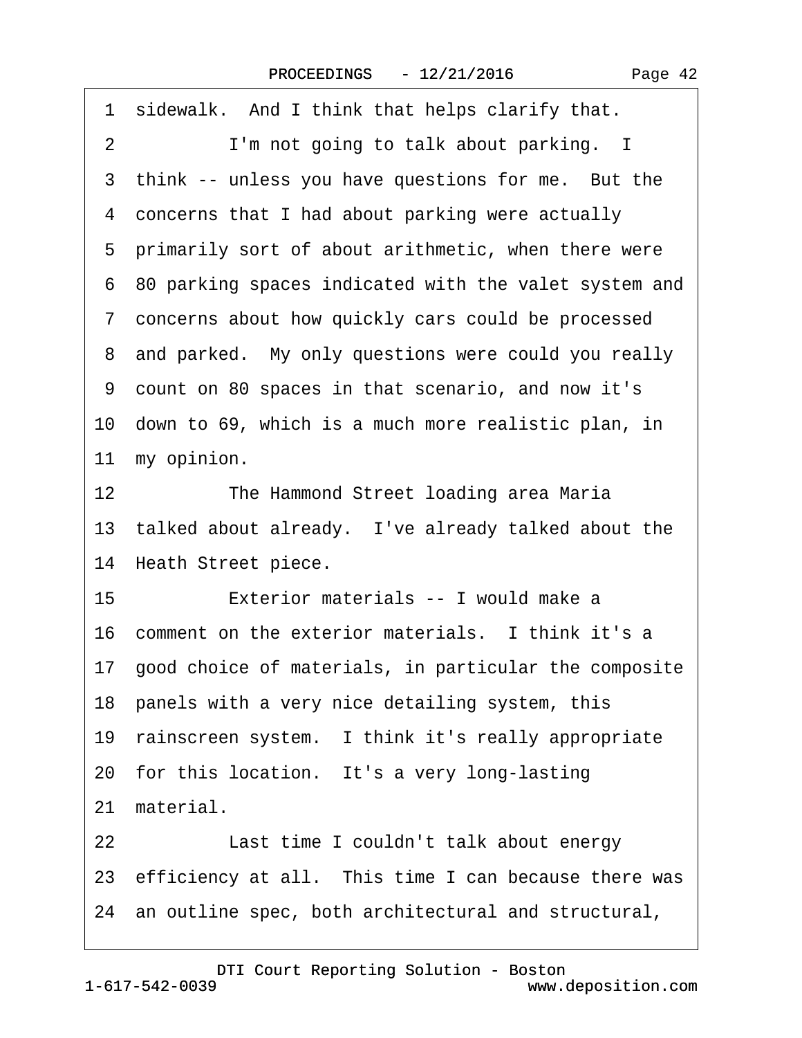1 sidewalk. And I think that helps clarify that.

2 I'm not going to talk about parking. I

3 think -- unless you have questions for me. But the

4 concerns that I had about parking were actually

5 primarily sort of about arithmetic, when there were

6 80 parking spaces indicated with the valet system and

7 concerns about how quickly cars could be processed

8 and parked. My only questions were could you really

9 count on 80 spaces in that scenario, and now it's

10 down to 69, which is a much more realistic plan, in

11 my opinion.

12 The Hammond Street loading area Maria

13 talked about already. I've already talked about the

14 Heath Street piece.

15 Exterior materials -- I would make a

16 comment on the exterior materials. I think it's a

17 good choice of materials, in particular the composite

18 panels with a very nice detailing system, this

19 rainscreen system. I think it's really appropriate

20 for this location. It's a very long-lasting

21 material.

22 Last time I couldn't talk about energy

23 efficiency at all. This time I can because there was

24 an outline spec, both architectural and structural,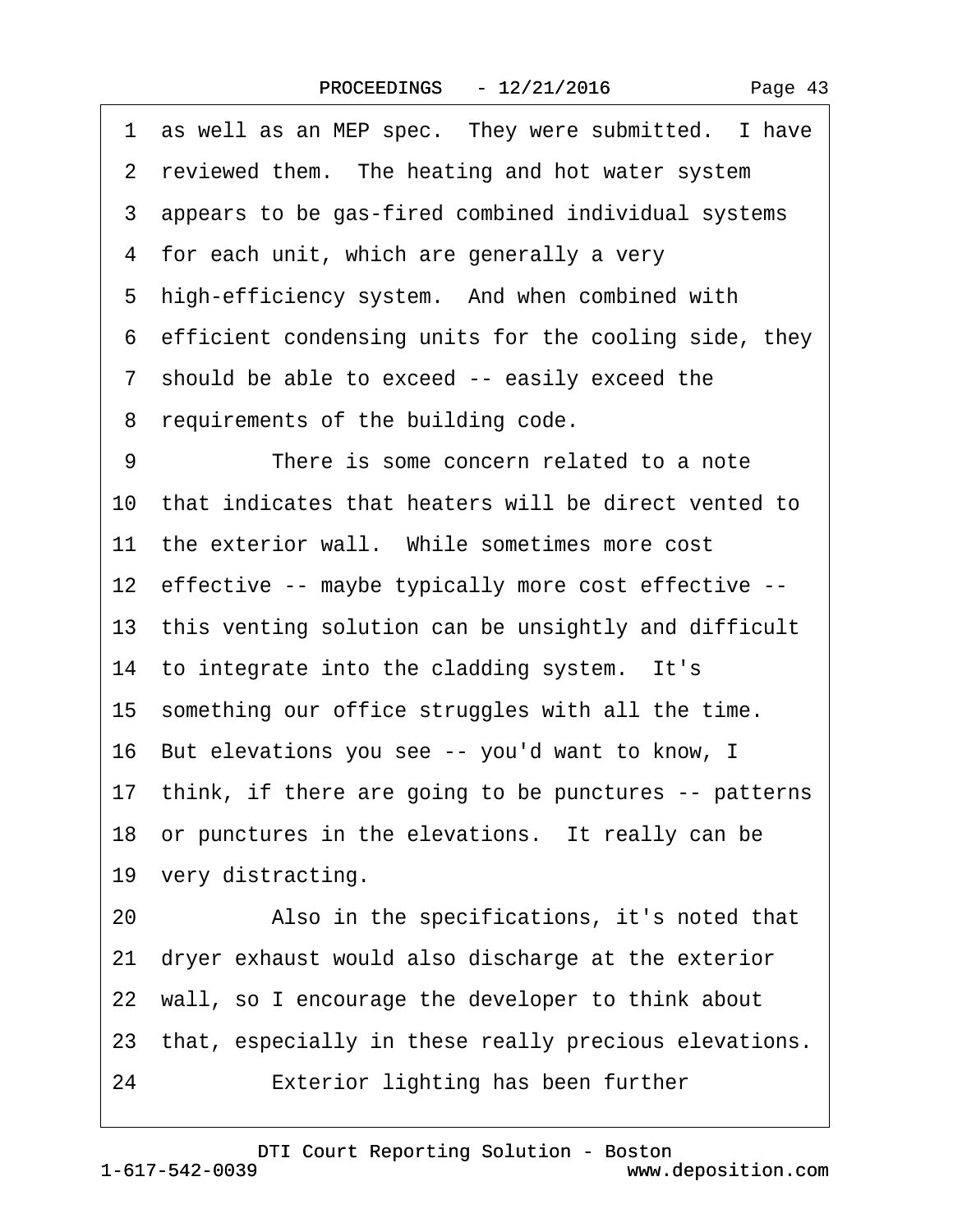1 as well as an MEP spec. They were submitted. I have
2 reviewed them. The heating and hot water system
3 appears to be gas-fired combined individual systems
4 for each unit, which are generally a very
5 high-efficiency system. And when combined with
6 efficient condensing units for the cooling side, they
7 should be able to exceed -- easily exceed the
8 requirements of the building code.
9 There is some concern related to a note
10 that indicates that heaters will be direct vented to
11 the exterior wall. While sometimes more cost
12 effective -- maybe typically more cost effective --
13 this venting solution can be unsightly and difficult
14 to integrate into the cladding system. It's
15 something our office struggles with all the time.
16 But elevations you see -- you'd want to know, I
17 think, if there are going to be punctures -- patterns
18 or punctures in the elevations. It really can be
19 very distracting.
20 Also in the specifications, it's noted that
21 dryer exhaust would also discharge at the exterior
22 wall, so I encourage the developer to think about
23 that, especially in these really precious elevations.
24 Exterior lighting has been further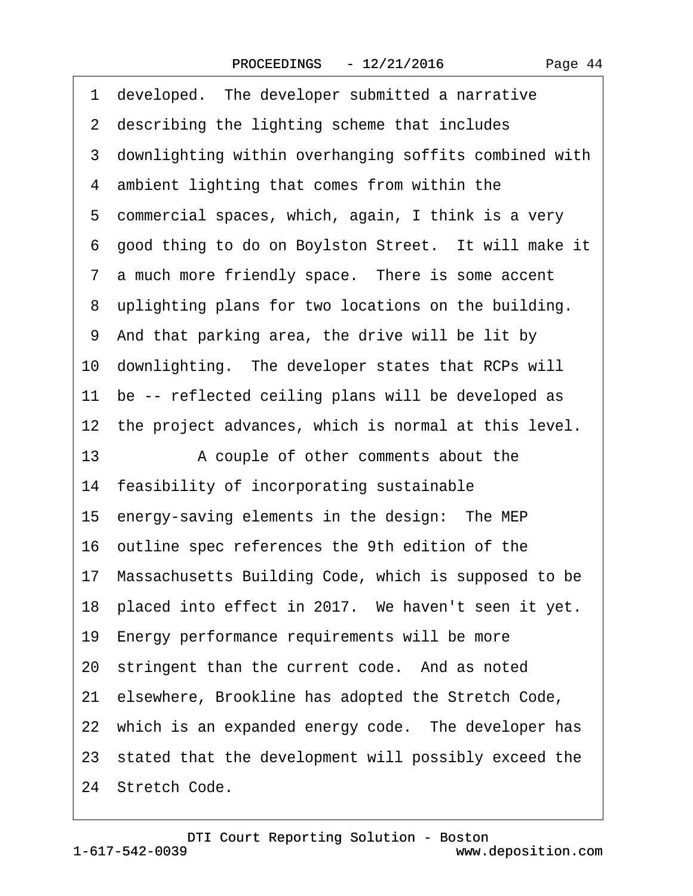developed. The developer submitted a narrative describing the lighting scheme that includes downlighting within overhanging soffits combined with ambient lighting that comes from within the commercial spaces, which, again, I think is a very good thing to do on Boylston Street. It will make it a much more friendly space. There is some accent uplighting plans for two locations on the building. And that parking area, the drive will be lit by downlighting. The developer states that RCPs will be -- reflected ceiling plans will be developed as the project advances, which is normal at this level.

A couple of other comments about the feasibility of incorporating sustainable energy-saving elements in the design: The MEP outline spec references the 9th edition of the Massachusetts Building Code, which is supposed to be placed into effect in 2017. We haven't seen it yet. Energy performance requirements will be more stringent than the current code. And as noted elsewhere, Brookline has adopted the Stretch Code, which is an expanded energy code. The developer has stated that the development will possibly exceed the Stretch Code.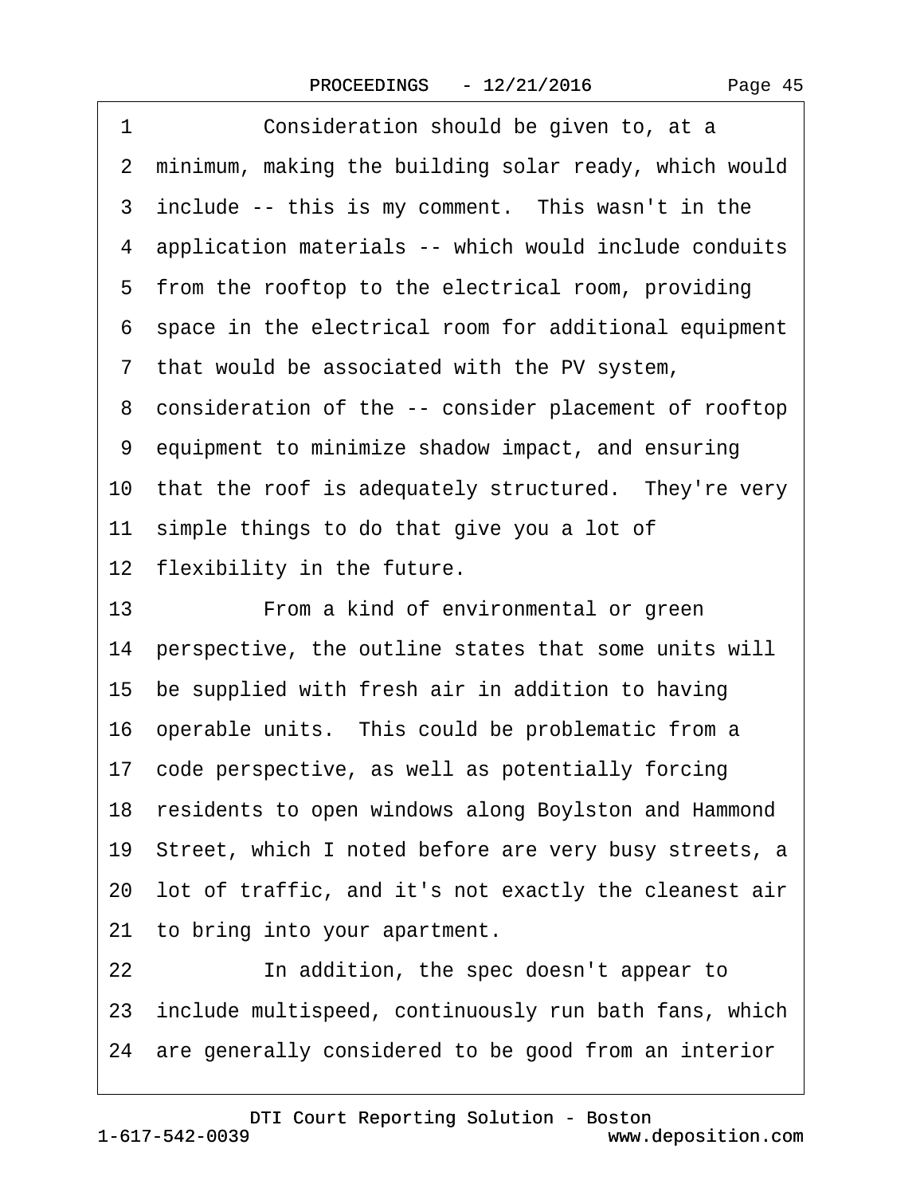1 Consideration should be given to, at a
2 minimum, making the building solar ready, which would
3 include -- this is my comment. This wasn't in the
4 application materials -- which would include conduits
5 from the rooftop to the electrical room, providing
6 space in the electrical room for additional equipment
7 that would be associated with the PV system,
8 consideration of the -- consider placement of rooftop
9 equipment to minimize shadow impact, and ensuring
10 that the roof is adequately structured. They're very
11 simple things to do that give you a lot of
12 flexibility in the future.
13 From a kind of environmental or green
14 perspective, the outline states that some units will
15 be supplied with fresh air in addition to having
16 operable units. This could be problematic from a
17 code perspective, as well as potentially forcing
18 residents to open windows along Boylston and Hammond
19 Street, which I noted before are very busy streets, a
20 lot of traffic, and it's not exactly the cleanest air
21 to bring into your apartment.
22 In addition, the spec doesn't appear to
23 include multispeed, continuously run bath fans, which
24 are generally considered to be good from an interior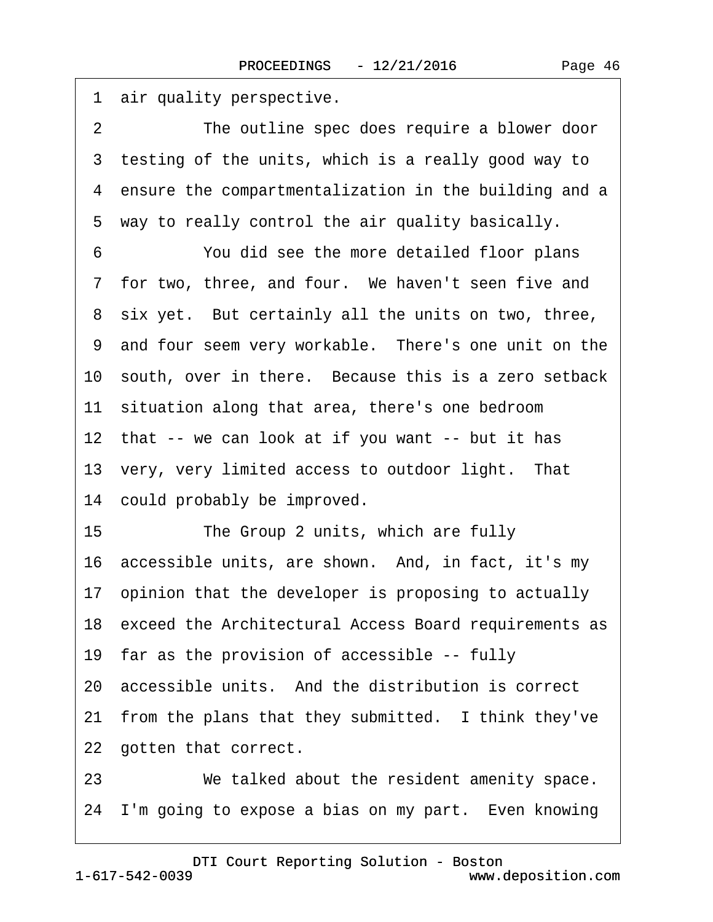1 air quality perspective.

2 The outline spec does require a blower door

3 testing of the units, which is a really good way to

4 ensure the compartmentalization in the building and a

5 way to really control the air quality basically.

6 You did see the more detailed floor plans

7 for two, three, and four. We haven't seen five and

8 six yet. But certainly all the units on two, three,

9 and four seem very workable. There's one unit on the

10 south, over in there. Because this is a zero setback

11 situation along that area, there's one bedroom

12 that -- we can look at if you want -- but it has

13 very, very limited access to outdoor light. That

14 could probably be improved.

15 The Group 2 units, which are fully

16 accessible units, are shown. And, in fact, it's my

17 opinion that the developer is proposing to actually

18 exceed the Architectural Access Board requirements as

19 far as the provision of accessible -- fully

20 accessible units. And the distribution is correct

21 from the plans that they submitted. I think they've

22 gotten that correct.

23 We talked about the resident amenity space.

24 I'm going to expose a bias on my part. Even knowing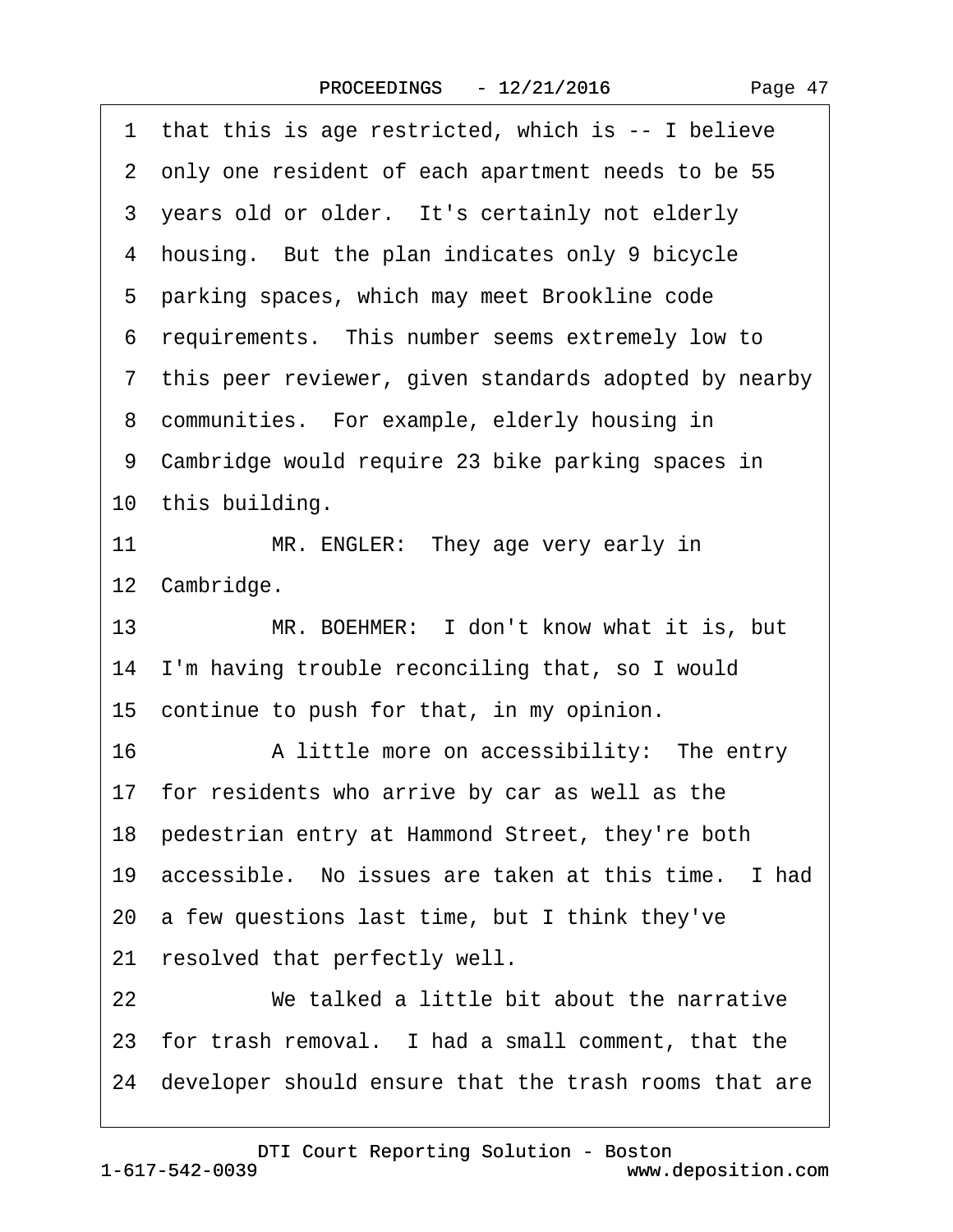1 that this is age restricted, which is -- I believe
2 only one resident of each apartment needs to be 55
3 years old or older. It's certainly not elderly
4 housing. But the plan indicates only 9 bicycle
5 parking spaces, which may meet Brookline code
6 requirements. This number seems extremely low to
7 this peer reviewer, given standards adopted by nearby
8 communities. For example, elderly housing in
9 Cambridge would require 23 bike parking spaces in
10 this building.
11 MR. ENGLER: They age very early in
12 Cambridge.
13 MR. BOEHMER: I don't know what it is, but
14 I'm having trouble reconciling that, so I would
15 continue to push for that, in my opinion.
16 A little more on accessibility: The entry
17 for residents who arrive by car as well as the
18 pedestrian entry at Hammond Street, they're both
19 accessible. No issues are taken at this time. I had
20 a few questions last time, but I think they've
21 resolved that perfectly well.
22 We talked a little bit about the narrative
23 for trash removal. I had a small comment, that the
24 developer should ensure that the trash rooms that are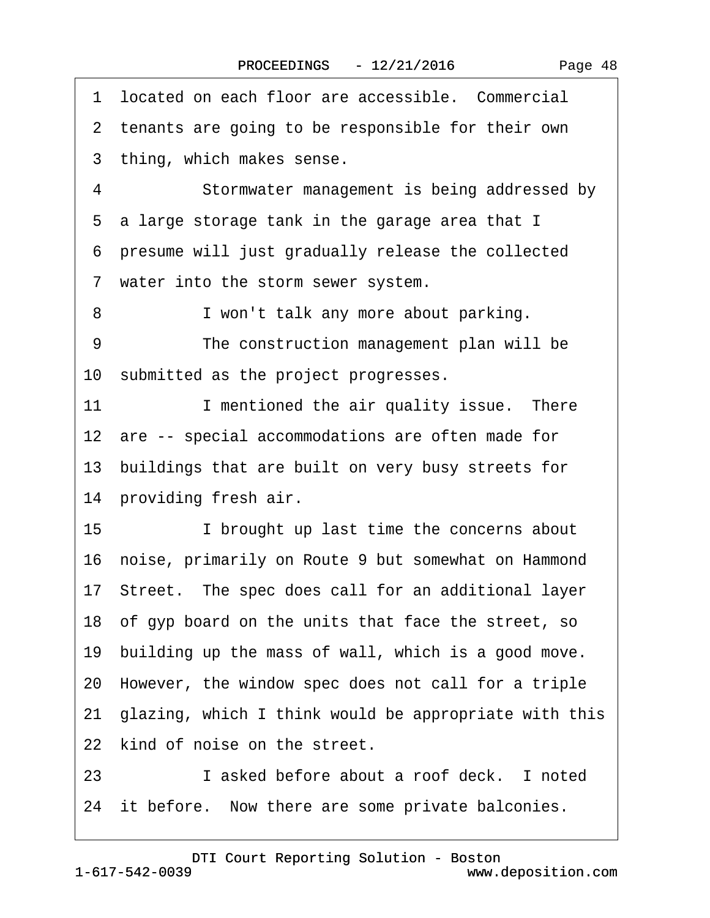1 located on each floor are accessible. Commercial
2 tenants are going to be responsible for their own
3 thing, which makes sense.
4 Stormwater management is being addressed by
5 a large storage tank in the garage area that I
6 presume will just gradually release the collected
7 water into the storm sewer system.
8 I won't talk any more about parking.
9 The construction management plan will be
10 submitted as the project progresses.
11 I mentioned the air quality issue. There
12 are -- special accommodations are often made for
13 buildings that are built on very busy streets for
14 providing fresh air.
15 I brought up last time the concerns about
16 noise, primarily on Route 9 but somewhat on Hammond
17 Street. The spec does call for an additional layer
18 of gyp board on the units that face the street, so
19 building up the mass of wall, which is a good move.
20 However, the window spec does not call for a triple
21 glazing, which I think would be appropriate with this
22 kind of noise on the street.
23 I asked before about a roof deck. I noted
24 it before. Now there are some private balconies.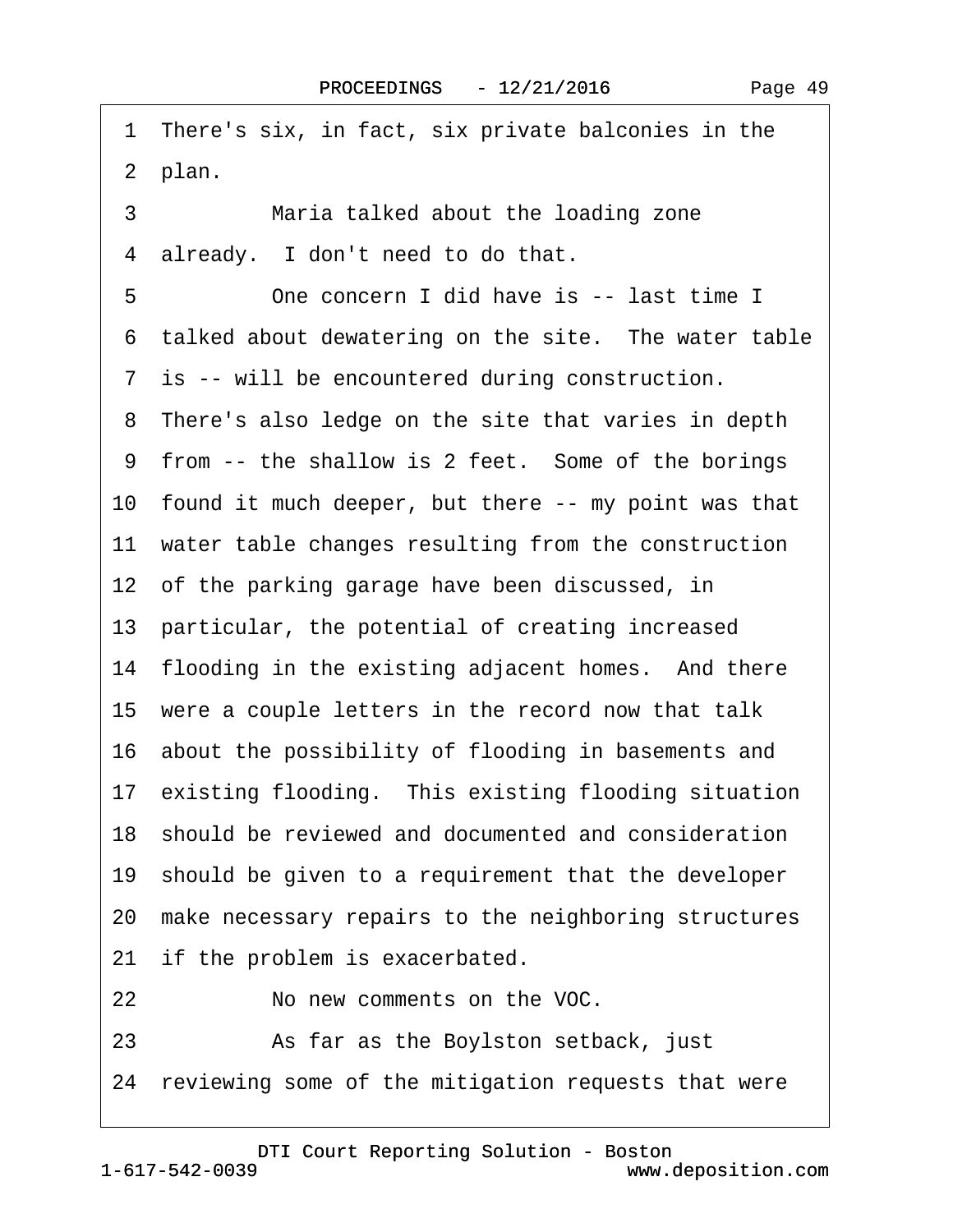1 There's six, in fact, six private balconies in the
2 plan.
3 Maria talked about the loading zone
4 already. I don't need to do that.
5 One concern I did have is -- last time I
6 talked about dewatering on the site. The water table
7 is -- will be encountered during construction.
8 There's also ledge on the site that varies in depth
9 from -- the shallow is 2 feet. Some of the borings
10 found it much deeper, but there -- my point was that
11 water table changes resulting from the construction
12 of the parking garage have been discussed, in
13 particular, the potential of creating increased
14 flooding in the existing adjacent homes. And there
15 were a couple letters in the record now that talk
16 about the possibility of flooding in basements and
17 existing flooding. This existing flooding situation
18 should be reviewed and documented and consideration
19 should be given to a requirement that the developer
20 make necessary repairs to the neighboring structures
21 if the problem is exacerbated.
22 No new comments on the VOC.
23 As far as the Boylston setback, just
24 reviewing some of the mitigation requests that were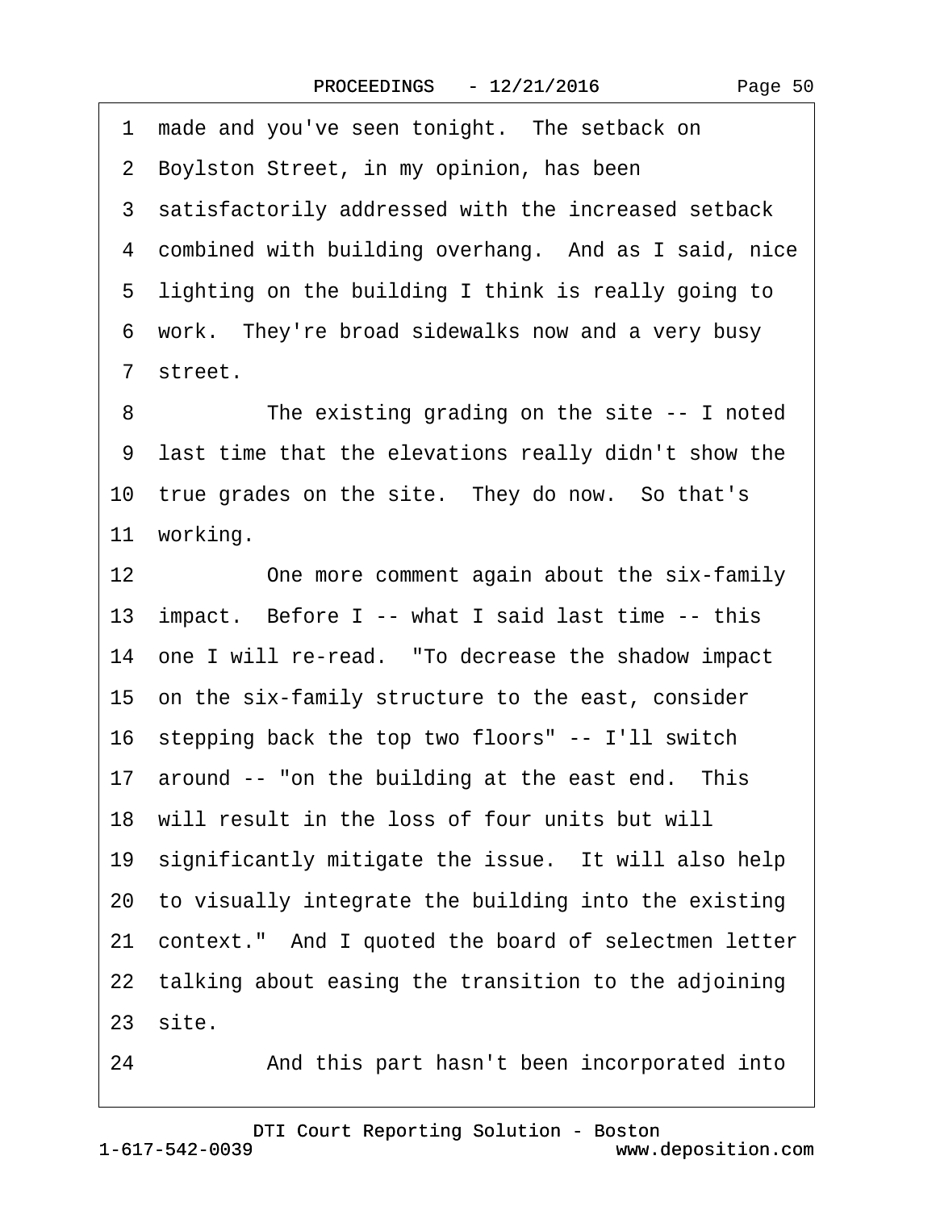1 made and you've seen tonight. The setback on
2 Boylston Street, in my opinion, has been
3 satisfactorily addressed with the increased setback
4 combined with building overhang. And as I said, nice
5 lighting on the building I think is really going to
6 work. They're broad sidewalks now and a very busy
7 street.

8 The existing grading on the site -- I noted
9 last time that the elevations really didn't show the
10 true grades on the site. They do now. So that's
11 working.

12 One more comment again about the six-family
13 impact. Before I -- what I said last time -- this
14 one I will re-read. "To decrease the shadow impact
15 on the six-family structure to the east, consider
16 stepping back the top two floors" -- I'll switch
17 around -- "on the building at the east end. This
18 will result in the loss of four units but will
19 significantly mitigate the issue. It will also help
20 to visually integrate the building into the existing
21 context." And I quoted the board of selectmen letter
22 talking about easing the transition to the adjoining
23 site.

24 And this part hasn't been incorporated into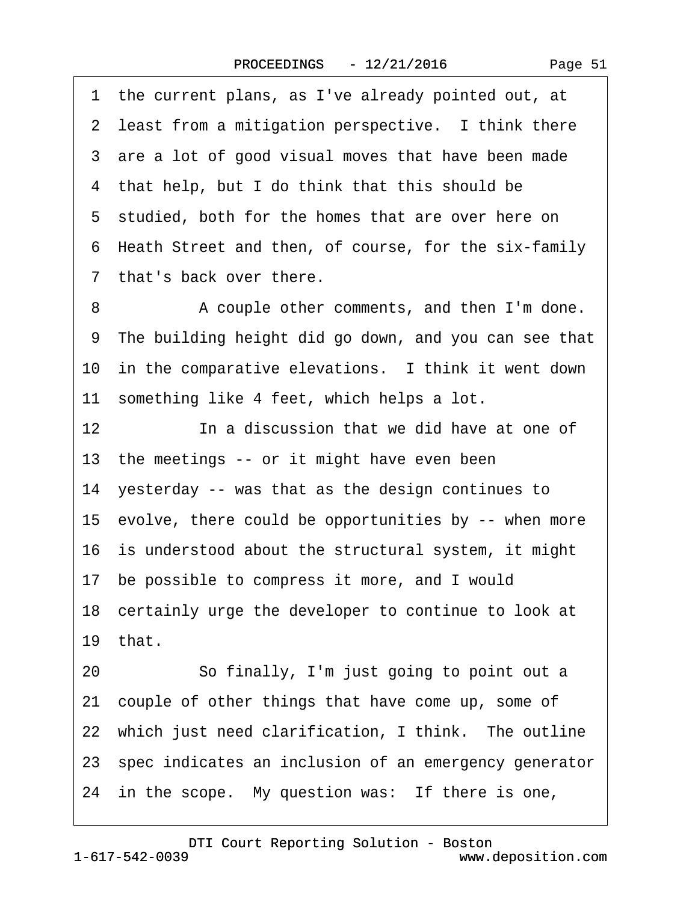1 the current plans, as I've already pointed out, at
2 least from a mitigation perspective. I think there
3 are a lot of good visual moves that have been made
4 that help, but I do think that this should be
5 studied, both for the homes that are over here on
6 Heath Street and then, of course, for the six-family
7 that's back over there.

8 A couple other comments, and then I'm done.
9 The building height did go down, and you can see that
10 in the comparative elevations. I think it went down
11 something like 4 feet, which helps a lot.

12 In a discussion that we did have at one of
13 the meetings -- or it might have even been
14 yesterday -- was that as the design continues to
15 evolve, there could be opportunities by -- when more
16 is understood about the structural system, it might
17 be possible to compress it more, and I would
18 certainly urge the developer to continue to look at
19 that.

20 So finally, I'm just going to point out a
21 couple of other things that have come up, some of
22 which just need clarification, I think. The outline
23 spec indicates an inclusion of an emergency generator
24 in the scope. My question was: If there is one,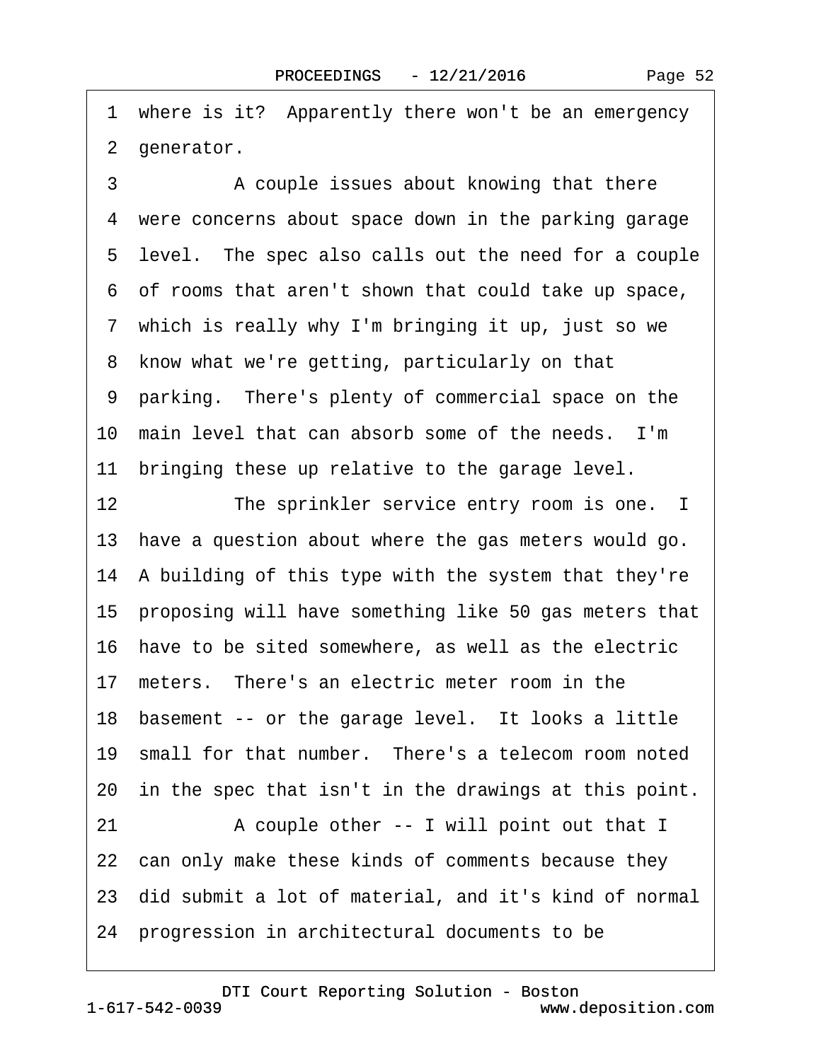1 where is it? Apparently there won't be an emergency
2 generator.
3 A couple issues about knowing that there
4 were concerns about space down in the parking garage
5 level. The spec also calls out the need for a couple
6 of rooms that aren't shown that could take up space,
7 which is really why I'm bringing it up, just so we
8 know what we're getting, particularly on that
9 parking. There's plenty of commercial space on the
10 main level that can absorb some of the needs. I'm
11 bringing these up relative to the garage level.
12 The sprinkler service entry room is one. I
13 have a question about where the gas meters would go.
14 A building of this type with the system that they're
15 proposing will have something like 50 gas meters that
16 have to be sited somewhere, as well as the electric
17 meters. There's an electric meter room in the
18 basement -- or the garage level. It looks a little
19 small for that number. There's a telecom room noted
20 in the spec that isn't in the drawings at this point.
21 A couple other -- I will point out that I
22 can only make these kinds of comments because they
23 did submit a lot of material, and it's kind of normal
24 progression in architectural documents to be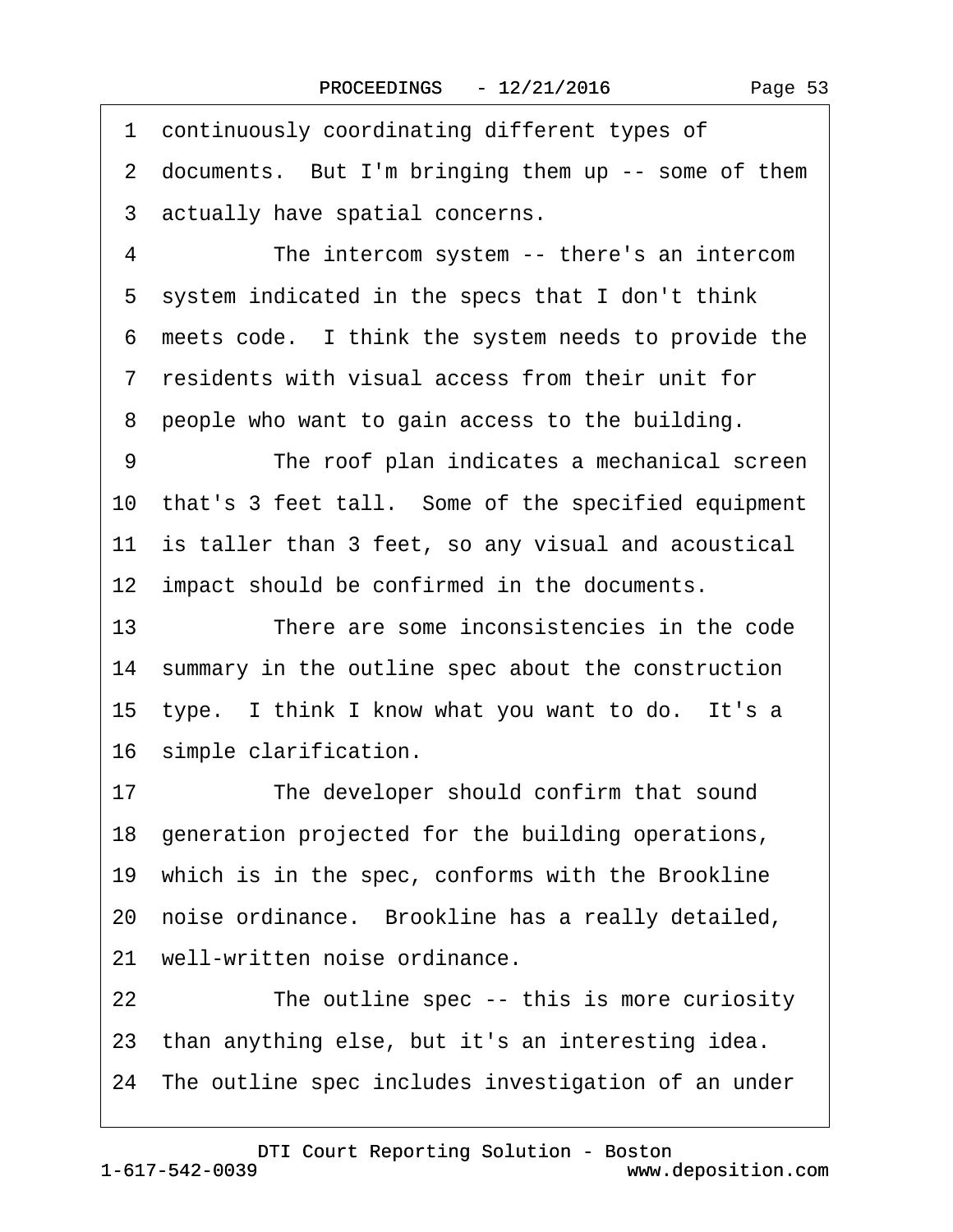1 continuously coordinating different types of
2 documents. But I'm bringing them up -- some of them
3 actually have spatial concerns.
4 The intercom system -- there's an intercom
5 system indicated in the specs that I don't think
6 meets code. I think the system needs to provide the
7 residents with visual access from their unit for
8 people who want to gain access to the building.
9 The roof plan indicates a mechanical screen
10 that's 3 feet tall. Some of the specified equipment
11 is taller than 3 feet, so any visual and acoustical
12 impact should be confirmed in the documents.
13 There are some inconsistencies in the code
14 summary in the outline spec about the construction
15 type. I think I know what you want to do. It's a
16 simple clarification.
17 The developer should confirm that sound
18 generation projected for the building operations,
19 which is in the spec, conforms with the Brookline
20 noise ordinance. Brookline has a really detailed,
21 well-written noise ordinance.
22 The outline spec -- this is more curiosity
23 than anything else, but it's an interesting idea.
24 The outline spec includes investigation of an under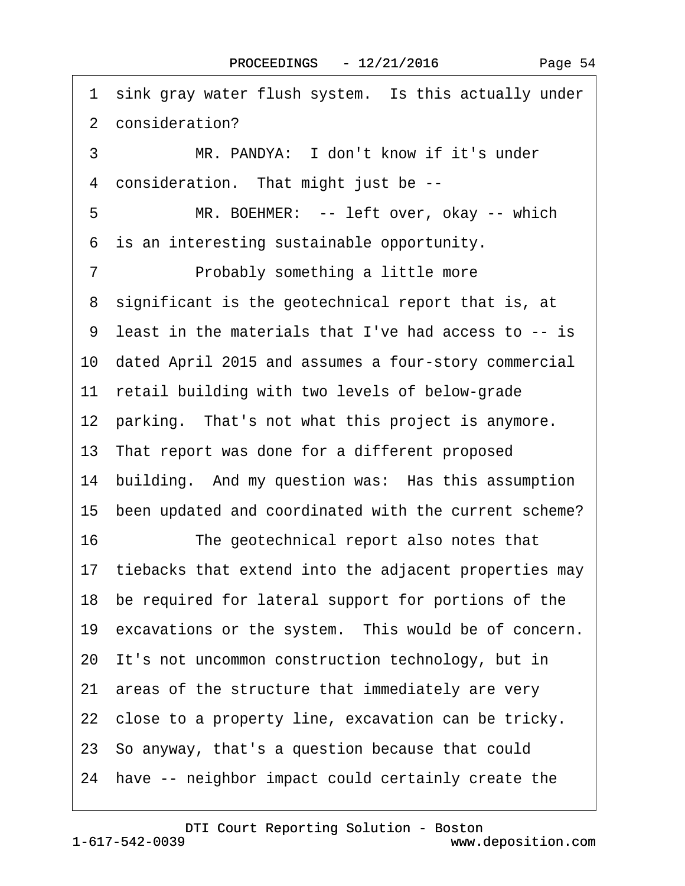1 sink gray water flush system. Is this actually under
2 consideration?
3 MR. PANDYA: I don't know if it's under
4 consideration. That might just be --
5 MR. BOEHMER: -- left over, okay -- which
6 is an interesting sustainable opportunity.
7 Probably something a little more
8 significant is the geotechnical report that is, at
9 least in the materials that I've had access to -- is
10 dated April 2015 and assumes a four-story commercial
11 retail building with two levels of below-grade
12 parking. That's not what this project is anymore.
13 That report was done for a different proposed
14 building. And my question was: Has this assumption
15 been updated and coordinated with the current scheme?
16 The geotechnical report also notes that
17 tiebacks that extend into the adjacent properties may
18 be required for lateral support for portions of the
19 excavations or the system. This would be of concern.
20 It's not uncommon construction technology, but in
21 areas of the structure that immediately are very
22 close to a property line, excavation can be tricky.
23 So anyway, that's a question because that could
24 have -- neighbor impact could certainly create the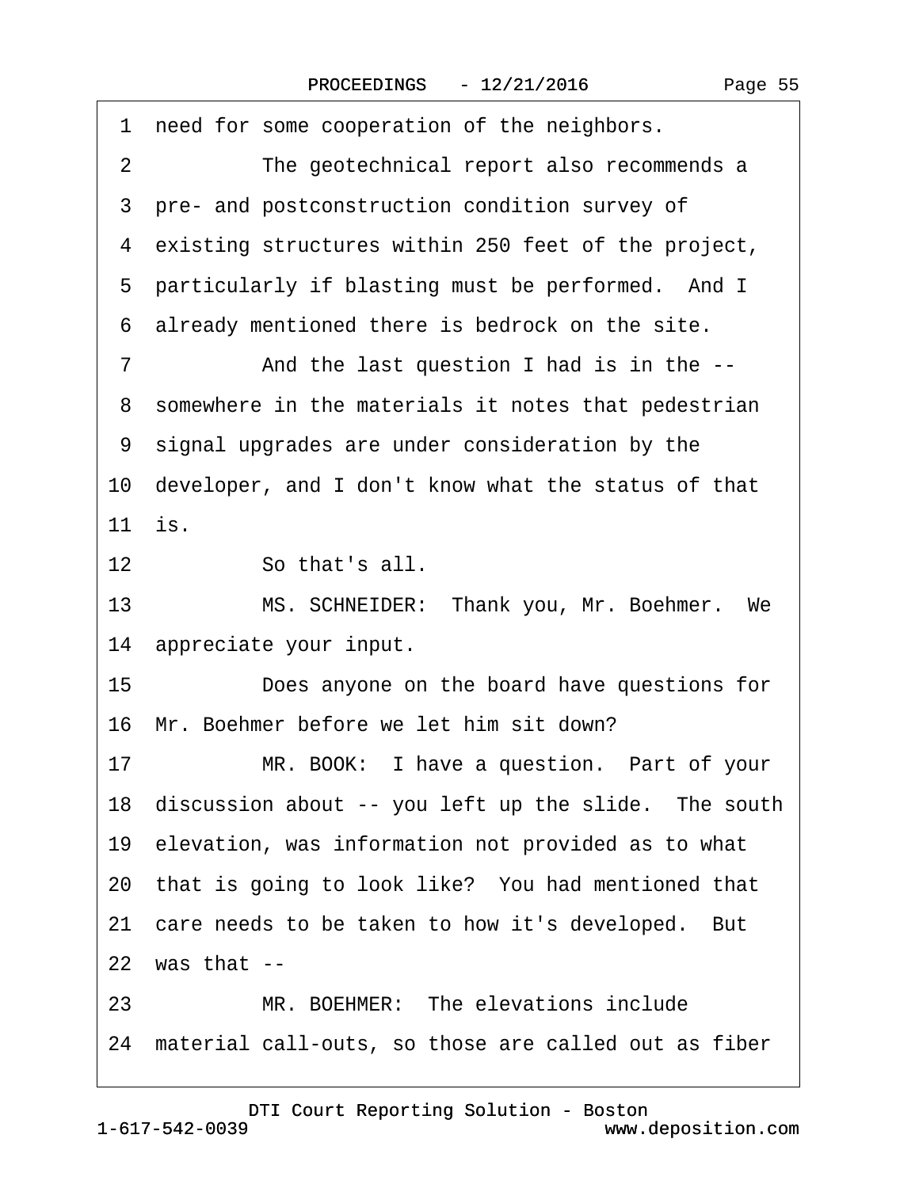1 need for some cooperation of the neighbors.

2 The geotechnical report also recommends a

3 pre- and postconstruction condition survey of

4 existing structures within 250 feet of the project,

5 particularly if blasting must be performed. And I

6 already mentioned there is bedrock on the site.

7 And the last question I had is in the --

8 somewhere in the materials it notes that pedestrian

9 signal upgrades are under consideration by the

10 developer, and I don't know what the status of that

11 is.

12 So that's all.

13 MS. SCHNEIDER: Thank you, Mr. Boehmer. We

14 appreciate your input.

15 Does anyone on the board have questions for

16 Mr. Boehmer before we let him sit down?

17 MR. BOOK: I have a question. Part of your

18 discussion about -- you left up the slide. The south

19 elevation, was information not provided as to what

20 that is going to look like? You had mentioned that

21 care needs to be taken to how it's developed. But

22 was that --

23 MR. BOEHMER: The elevations include

24 material call-outs, so those are called out as fiber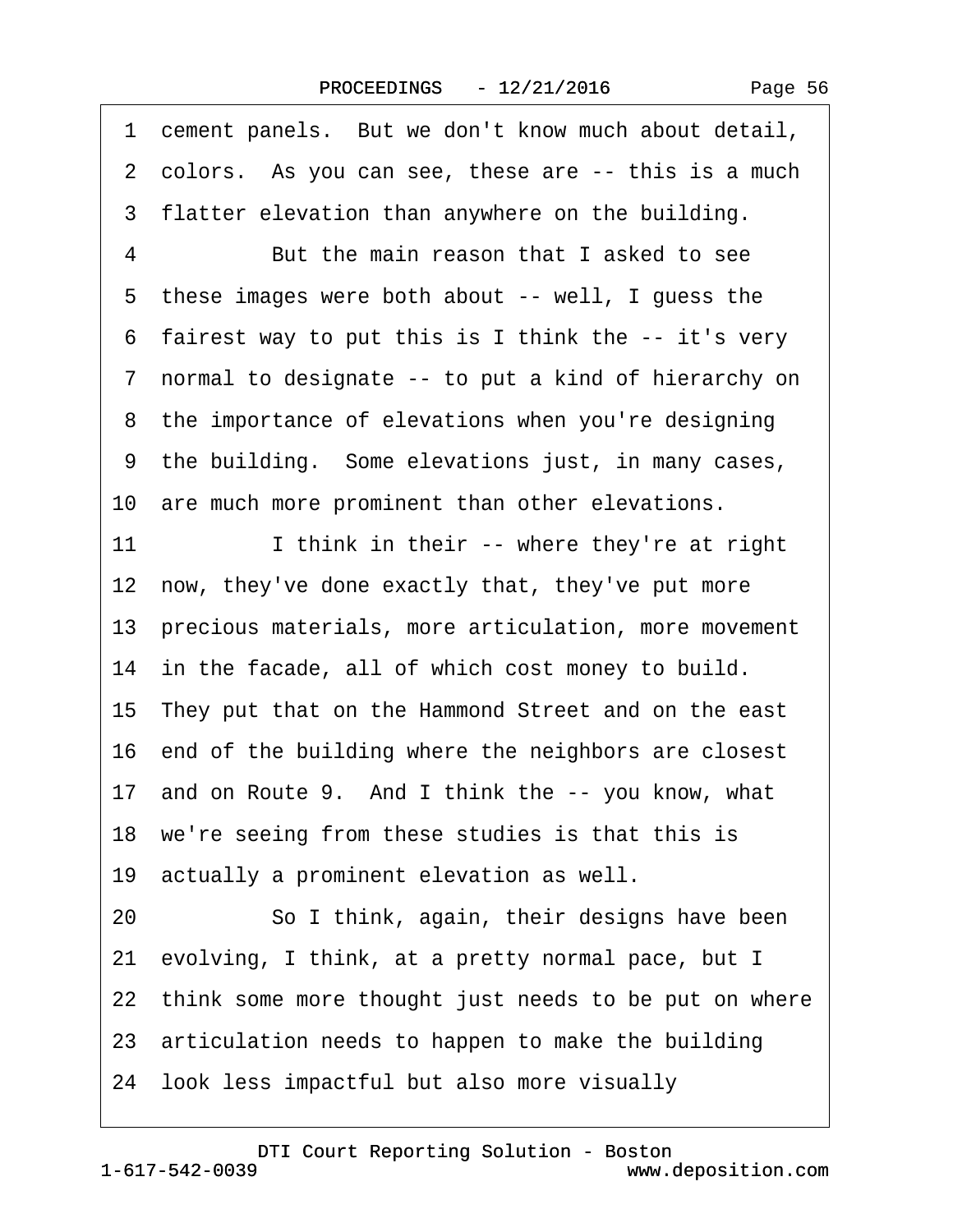1 cement panels. But we don't know much about detail,
2 colors. As you can see, these are -- this is a much
3 flatter elevation than anywhere on the building.
4 But the main reason that I asked to see
5 these images were both about -- well, I guess the
6 fairest way to put this is I think the -- it's very
7 normal to designate -- to put a kind of hierarchy on
8 the importance of elevations when you're designing
9 the building. Some elevations just, in many cases,
10 are much more prominent than other elevations.
11 I think in their -- where they're at right
12 now, they've done exactly that, they've put more
13 precious materials, more articulation, more movement
14 in the facade, all of which cost money to build.
15 They put that on the Hammond Street and on the east
16 end of the building where the neighbors are closest
17 and on Route 9. And I think the -- you know, what
18 we're seeing from these studies is that this is
19 actually a prominent elevation as well.
20 So I think, again, their designs have been
21 evolving, I think, at a pretty normal pace, but I
22 think some more thought just needs to be put on where
23 articulation needs to happen to make the building
24 look less impactful but also more visually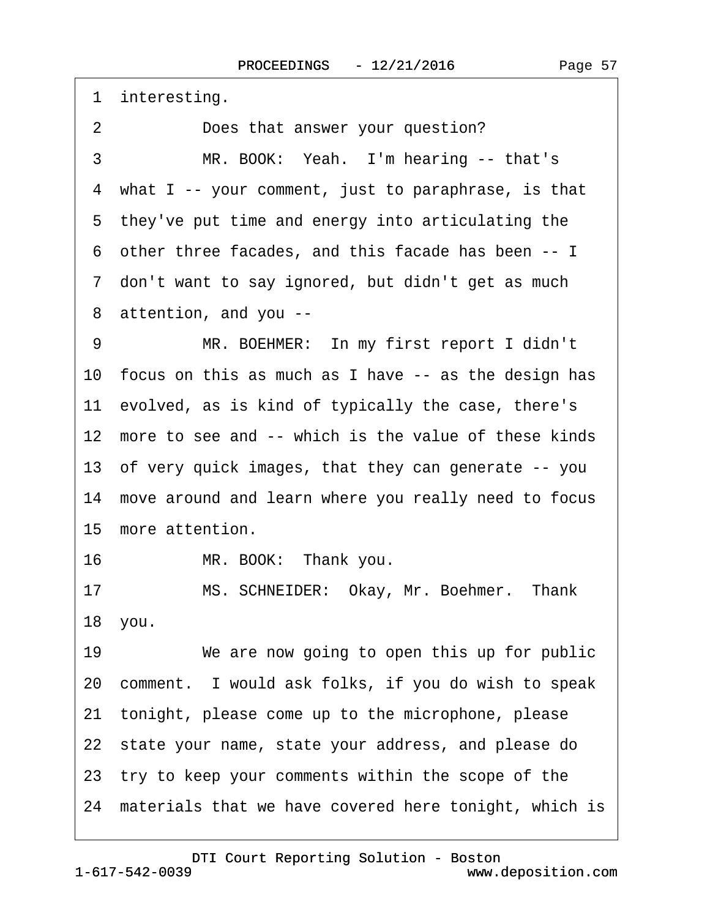1 interesting.

2 Does that answer your question?

3 MR. BOOK: Yeah. I'm hearing -- that's

4 what I -- your comment, just to paraphrase, is that

5 they've put time and energy into articulating the

6 other three facades, and this facade has been -- I

7 don't want to say ignored, but didn't get as much

8 attention, and you --

9 MR. BOEHMER: In my first report I didn't

10 focus on this as much as I have -- as the design has

11 evolved, as is kind of typically the case, there's

12 more to see and -- which is the value of these kinds

13 of very quick images, that they can generate -- you

14 move around and learn where you really need to focus

15 more attention.

16 MR. BOOK: Thank you.

17 MS. SCHNEIDER: Okay, Mr. Boehmer. Thank

18 you.

19 We are now going to open this up for public

20 comment. I would ask folks, if you do wish to speak

21 tonight, please come up to the microphone, please

22 state your name, state your address, and please do

23 try to keep your comments within the scope of the

24 materials that we have covered here tonight, which is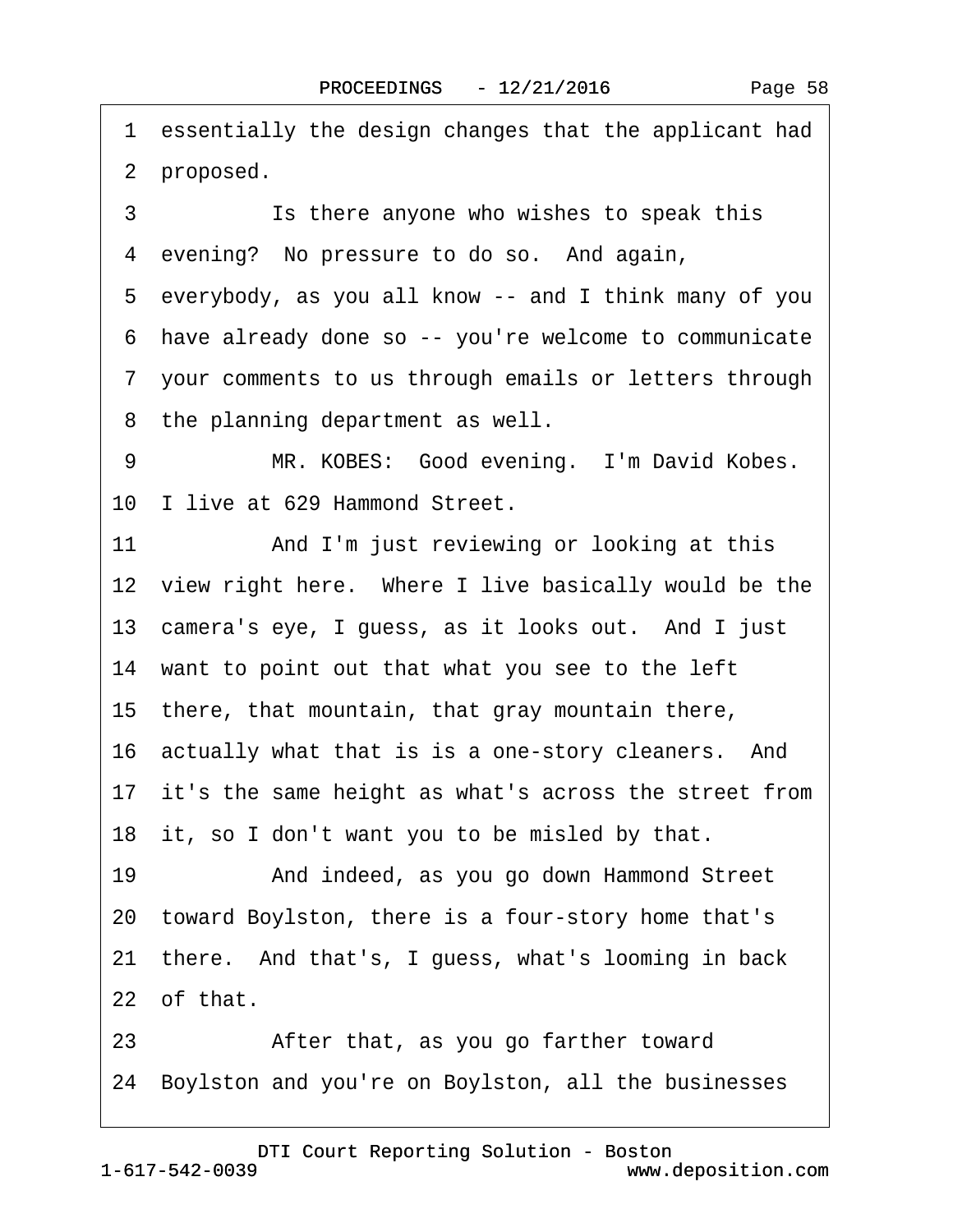1 essentially the design changes that the applicant had
2 proposed.

3 Is there anyone who wishes to speak this
4 evening? No pressure to do so. And again,
5 everybody, as you all know -- and I think many of you
6 have already done so -- you're welcome to communicate
7 your comments to us through emails or letters through
8 the planning department as well.

9 MR. KOBES: Good evening. I'm David Kobes.
10 I live at 629 Hammond Street.

11 And I'm just reviewing or looking at this
12 view right here. Where I live basically would be the
13 camera's eye, I guess, as it looks out. And I just
14 want to point out that what you see to the left
15 there, that mountain, that gray mountain there,
16 actually what that is is a one-story cleaners. And
17 it's the same height as what's across the street from
18 it, so I don't want you to be misled by that.

19 And indeed, as you go down Hammond Street
20 toward Boylston, there is a four-story home that's
21 there. And that's, I guess, what's looming in back
22 of that.

23 After that, as you go farther toward
24 Boylston and you're on Boylston, all the businesses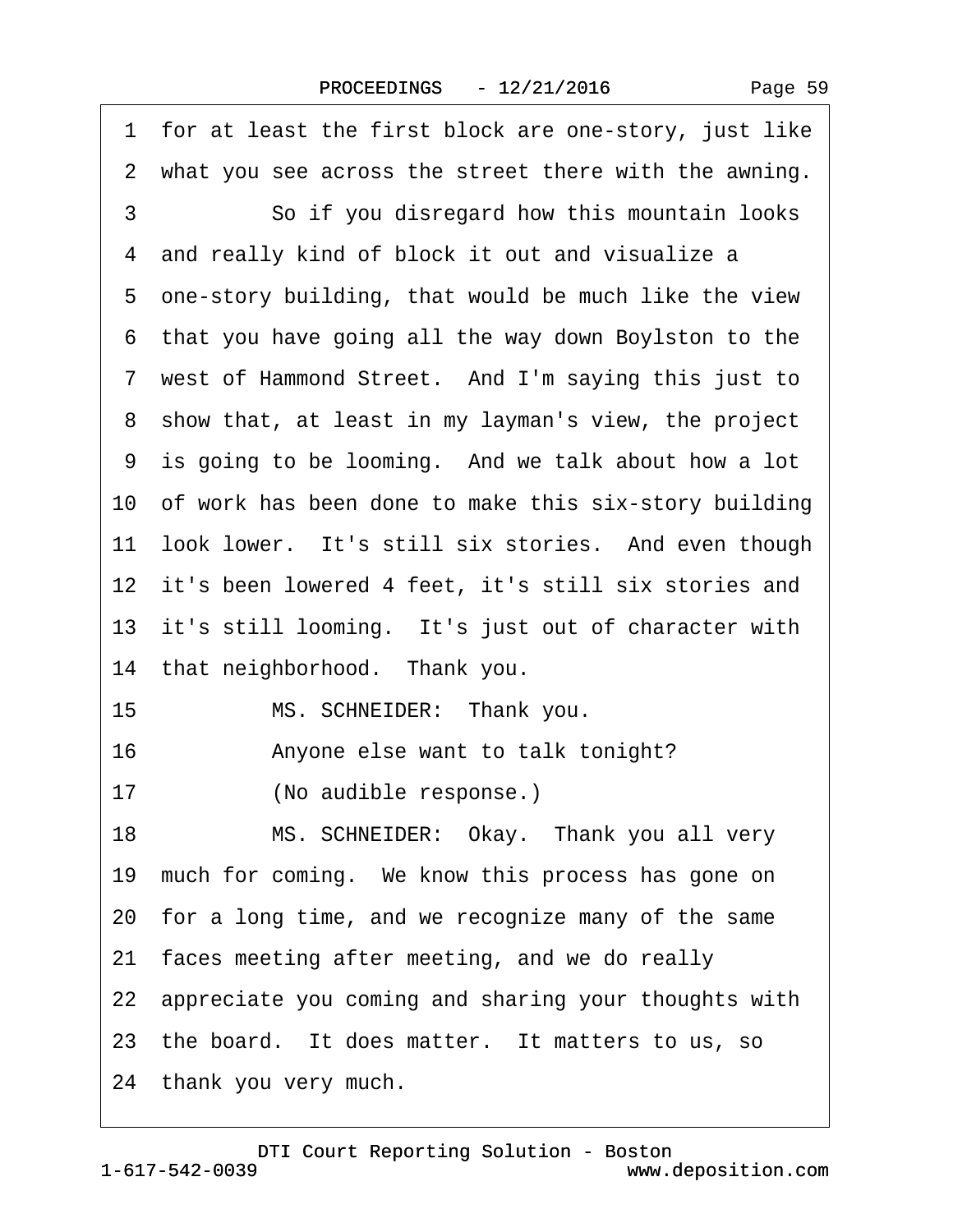1 for at least the first block are one-story, just like
2 what you see across the street there with the awning.
3 So if you disregard how this mountain looks
4 and really kind of block it out and visualize a
5 one-story building, that would be much like the view
6 that you have going all the way down Boylston to the
7 west of Hammond Street. And I'm saying this just to
8 show that, at least in my layman's view, the project
9 is going to be looming. And we talk about how a lot
10 of work has been done to make this six-story building
11 look lower. It's still six stories. And even though
12 it's been lowered 4 feet, it's still six stories and
13 it's still looming. It's just out of character with
14 that neighborhood. Thank you.
15 MS. SCHNEIDER: Thank you.
16 Anyone else want to talk tonight?
17 (No audible response.)
18 MS. SCHNEIDER: Okay. Thank you all very
19 much for coming. We know this process has gone on
20 for a long time, and we recognize many of the same
21 faces meeting after meeting, and we do really
22 appreciate you coming and sharing your thoughts with
23 the board. It does matter. It matters to us, so
24 thank you very much.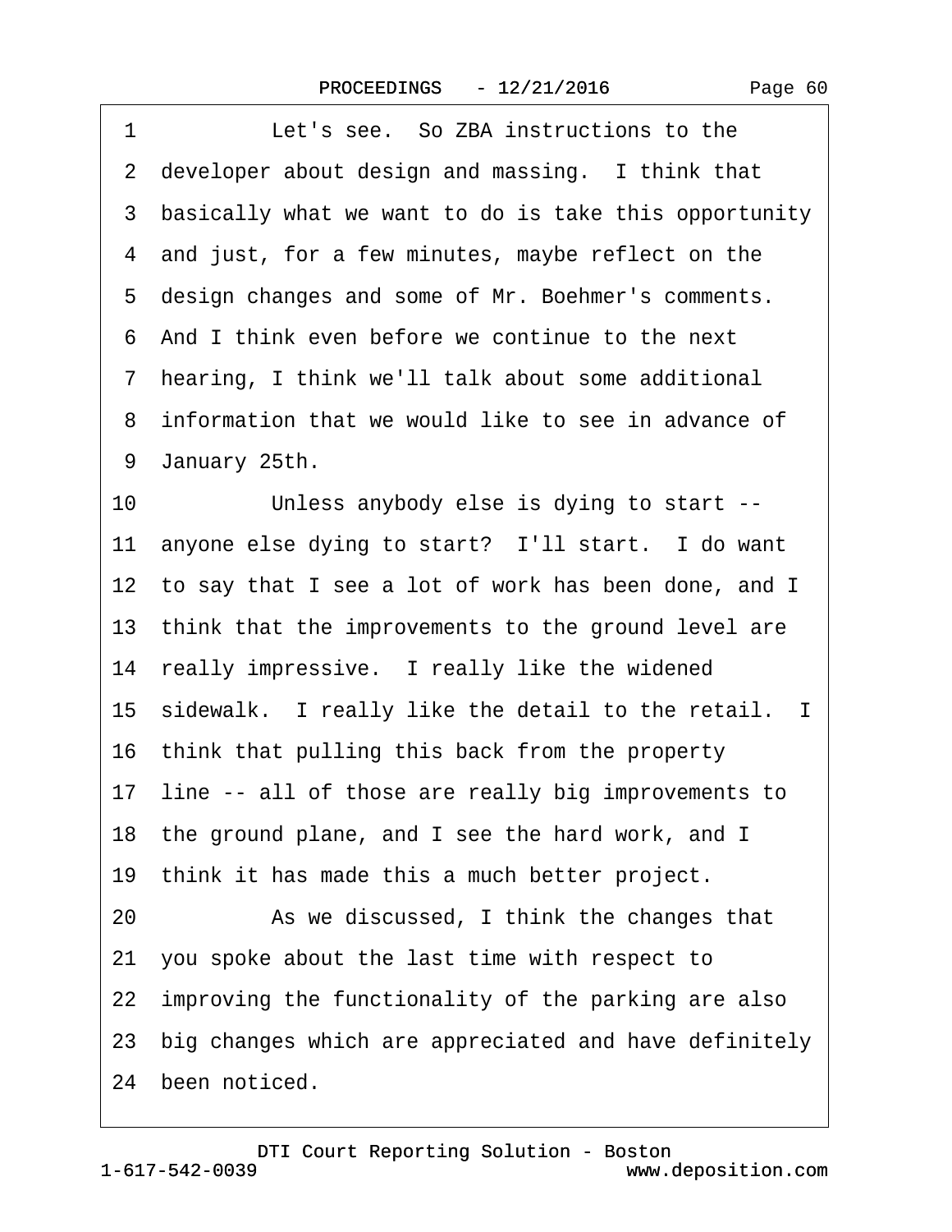1 Let's see. So ZBA instructions to the
2 developer about design and massing. I think that
3 basically what we want to do is take this opportunity
4 and just, for a few minutes, maybe reflect on the
5 design changes and some of Mr. Boehmer's comments.
6 And I think even before we continue to the next
7 hearing, I think we'll talk about some additional
8 information that we would like to see in advance of
9 January 25th.
10 Unless anybody else is dying to start --
11 anyone else dying to start? I'll start. I do want
12 to say that I see a lot of work has been done, and I
13 think that the improvements to the ground level are
14 really impressive. I really like the widened
15 sidewalk. I really like the detail to the retail. I
16 think that pulling this back from the property
17 line -- all of those are really big improvements to
18 the ground plane, and I see the hard work, and I
19 think it has made this a much better project.
20 As we discussed, I think the changes that
21 you spoke about the last time with respect to
22 improving the functionality of the parking are also
23 big changes which are appreciated and have definitely
24 been noticed.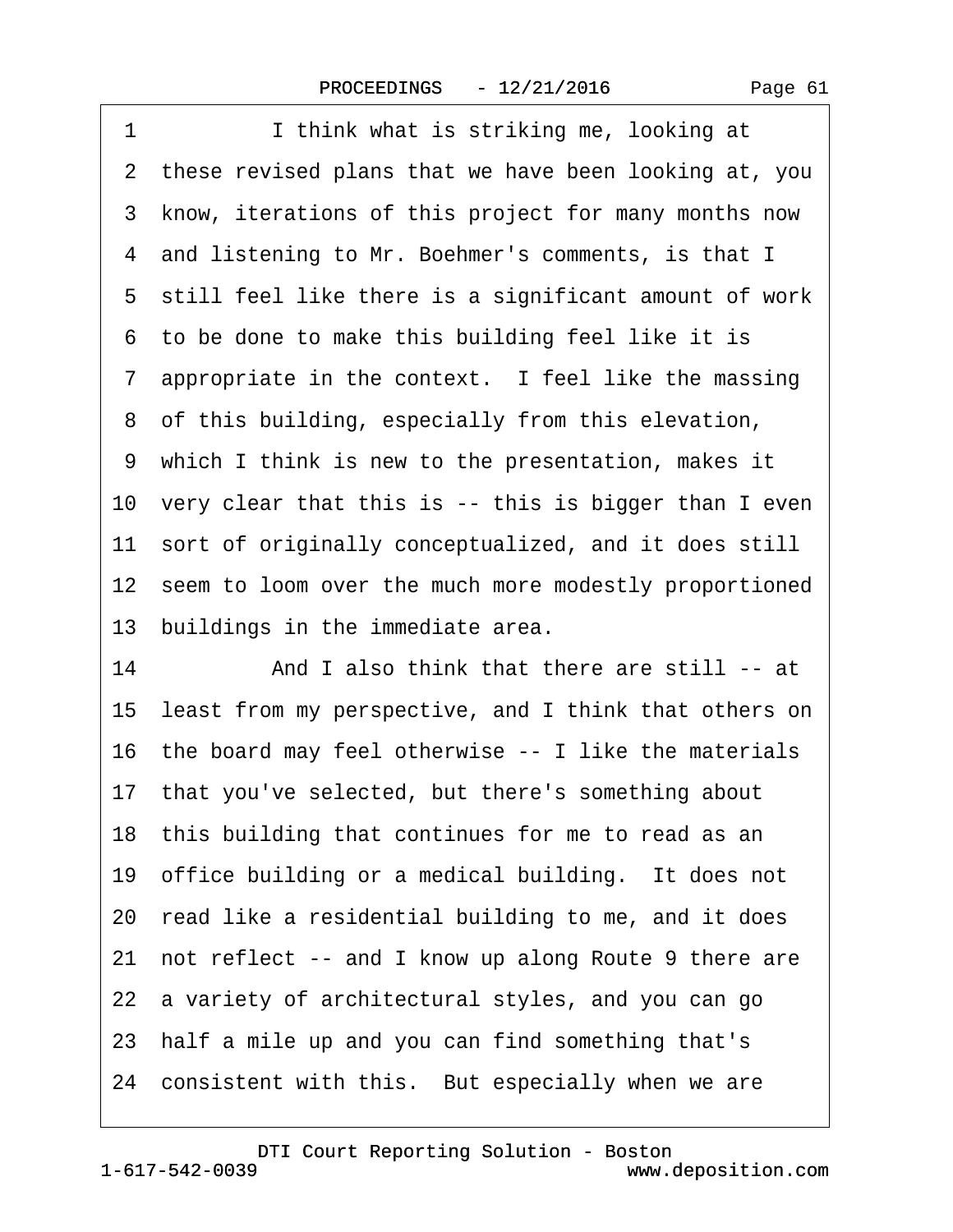1 I think what is striking me, looking at
2 these revised plans that we have been looking at, you
3 know, iterations of this project for many months now
4 and listening to Mr. Boehmer's comments, is that I
5 still feel like there is a significant amount of work
6 to be done to make this building feel like it is
7 appropriate in the context. I feel like the massing
8 of this building, especially from this elevation,
9 which I think is new to the presentation, makes it
10 very clear that this is -- this is bigger than I even
11 sort of originally conceptualized, and it does still
12 seem to loom over the much more modestly proportioned
13 buildings in the immediate area.
14 And I also think that there are still -- at
15 least from my perspective, and I think that others on
16 the board may feel otherwise -- I like the materials
17 that you've selected, but there's something about
18 this building that continues for me to read as an
19 office building or a medical building. It does not
20 read like a residential building to me, and it does
21 not reflect -- and I know up along Route 9 there are
22 a variety of architectural styles, and you can go
23 half a mile up and you can find something that's
24 consistent with this. But especially when we are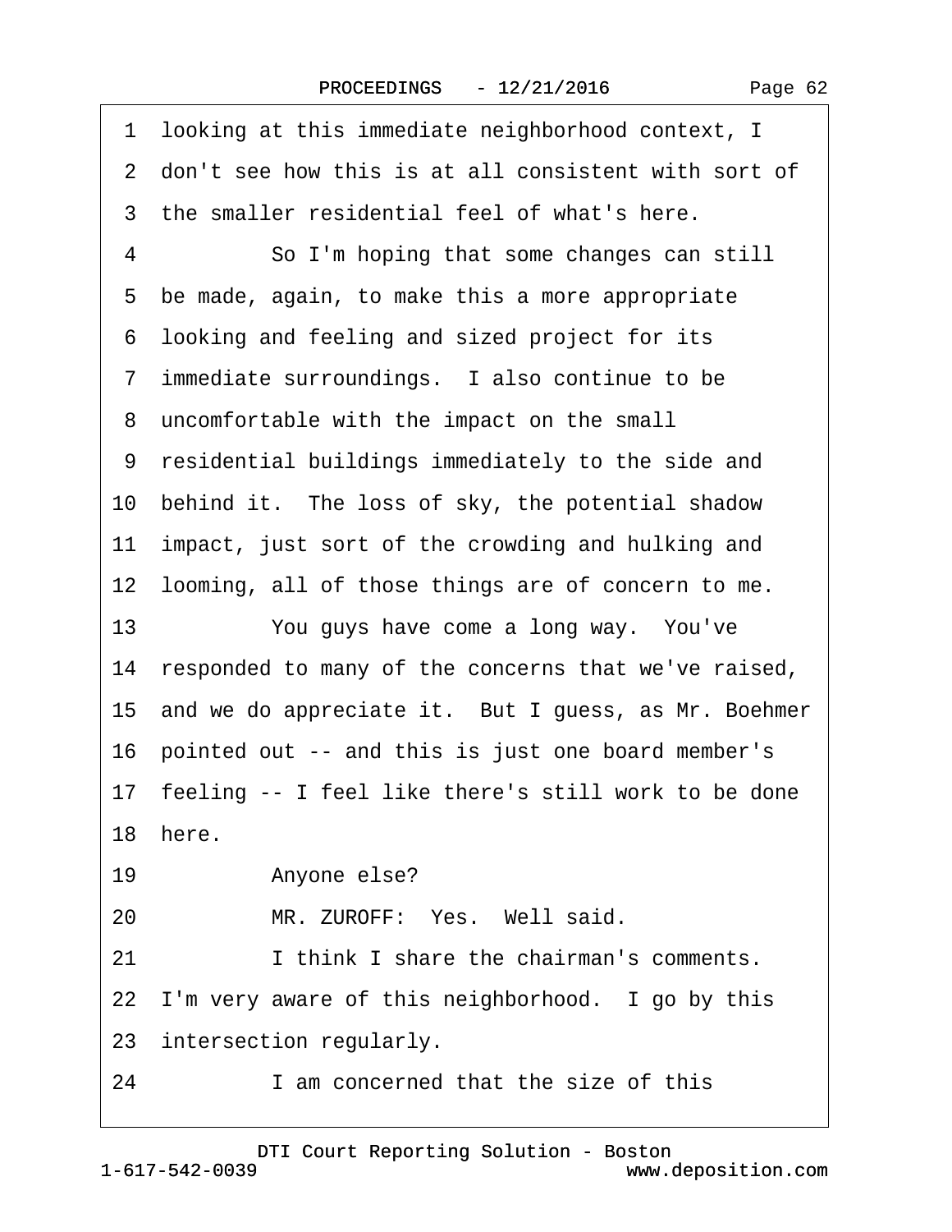1 looking at this immediate neighborhood context, I
2 don't see how this is at all consistent with sort of
3 the smaller residential feel of what's here.
4 So I'm hoping that some changes can still
5 be made, again, to make this a more appropriate
6 looking and feeling and sized project for its
7 immediate surroundings. I also continue to be
8 uncomfortable with the impact on the small
9 residential buildings immediately to the side and
10 behind it. The loss of sky, the potential shadow
11 impact, just sort of the crowding and hulking and
12 looming, all of those things are of concern to me.
13 You guys have come a long way. You've
14 responded to many of the concerns that we've raised,
15 and we do appreciate it. But I guess, as Mr. Boehmer
16 pointed out -- and this is just one board member's
17 feeling -- I feel like there's still work to be done
18 here.
19 Anyone else?
20 MR. ZUROFF: Yes. Well said.
21 I think I share the chairman's comments.
22 I'm very aware of this neighborhood. I go by this
23 intersection regularly.
24 I am concerned that the size of this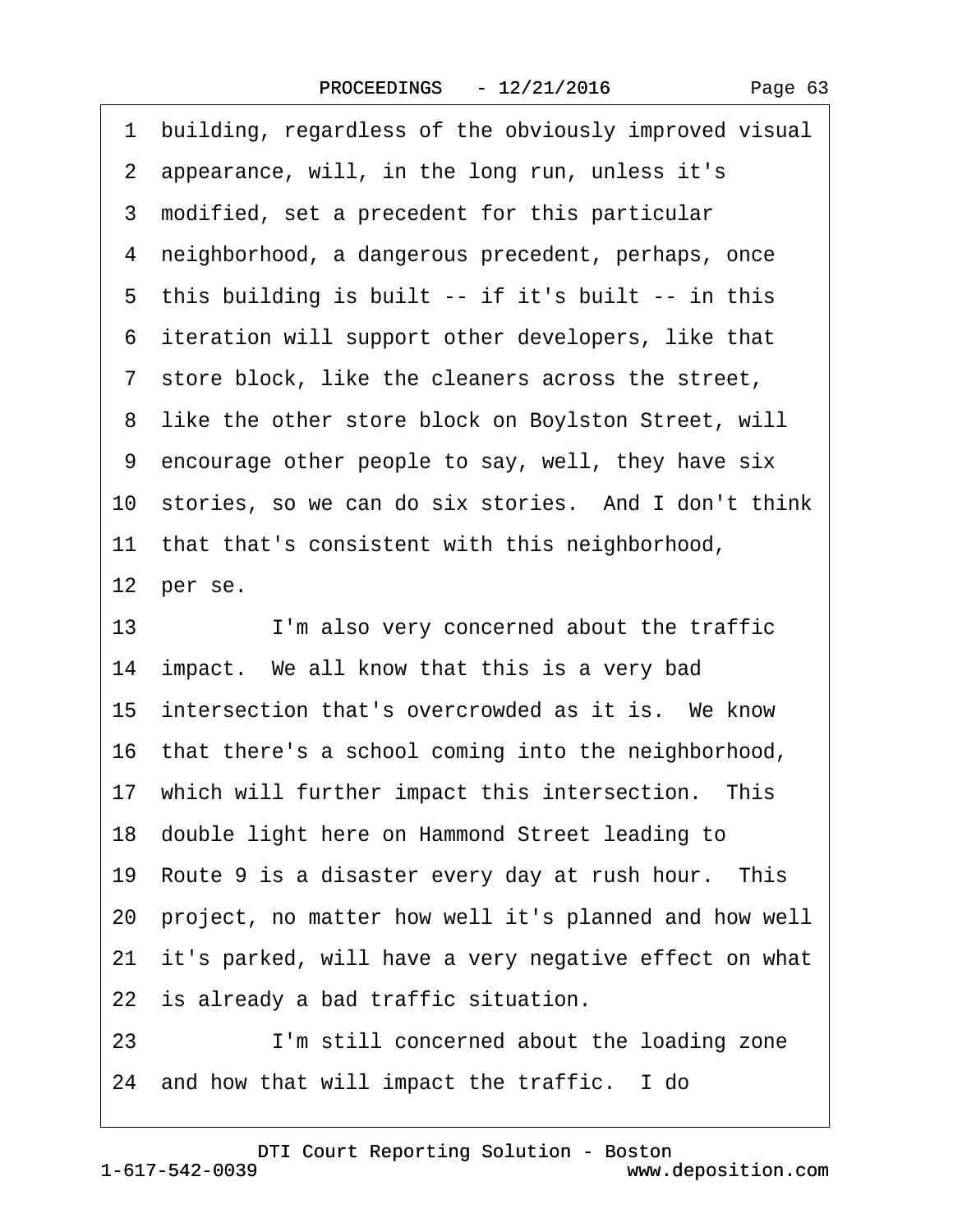1 building, regardless of the obviously improved visual
2 appearance, will, in the long run, unless it's
3 modified, set a precedent for this particular
4 neighborhood, a dangerous precedent, perhaps, once
5 this building is built -- if it's built -- in this
6 iteration will support other developers, like that
7 store block, like the cleaners across the street,
8 like the other store block on Boylston Street, will
9 encourage other people to say, well, they have six
10 stories, so we can do six stories. And I don't think
11 that that's consistent with this neighborhood,
12 per se.
13 I'm also very concerned about the traffic
14 impact. We all know that this is a very bad
15 intersection that's overcrowded as it is. We know
16 that there's a school coming into the neighborhood,
17 which will further impact this intersection. This
18 double light here on Hammond Street leading to
19 Route 9 is a disaster every day at rush hour. This
20 project, no matter how well it's planned and how well
21 it's parked, will have a very negative effect on what
22 is already a bad traffic situation.
23 I'm still concerned about the loading zone
24 and how that will impact the traffic. I do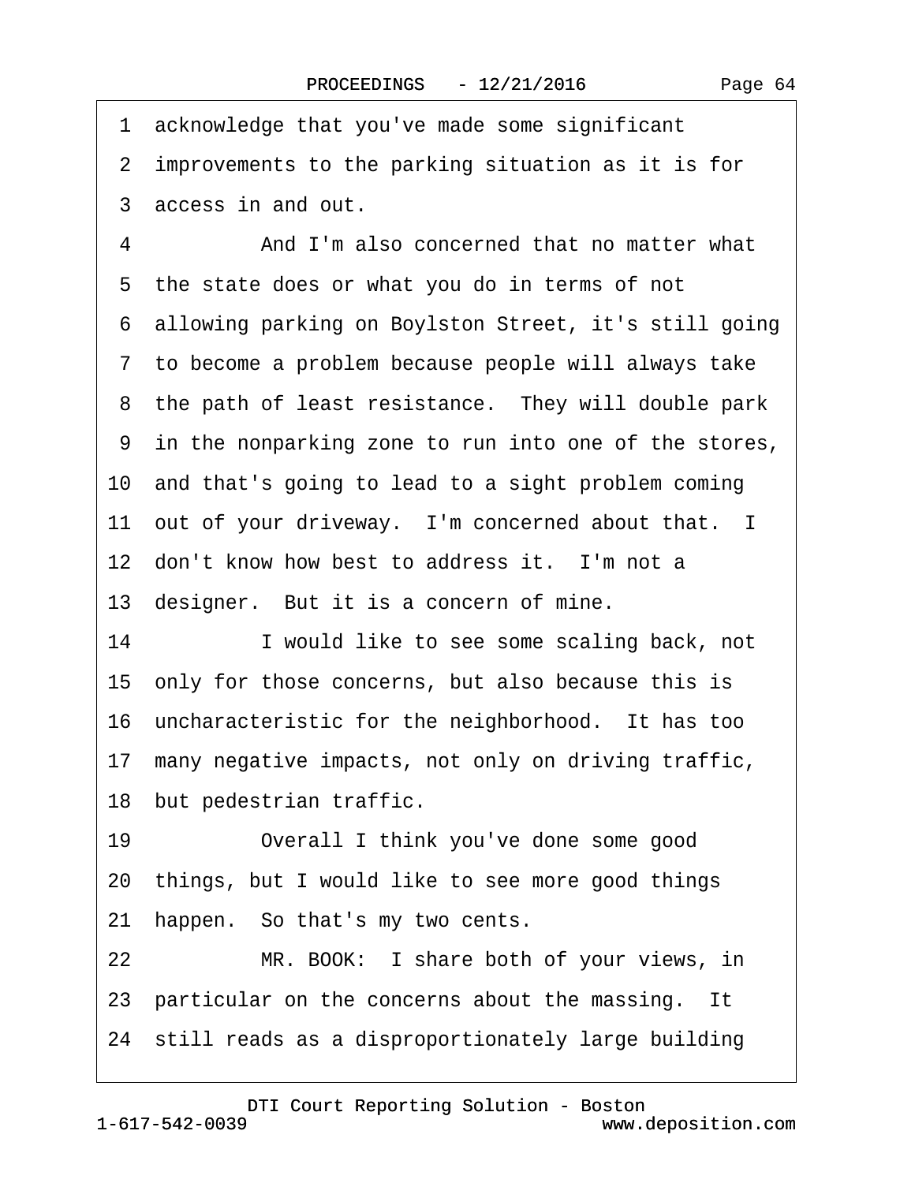1 acknowledge that you've made some significant
2 improvements to the parking situation as it is for
3 access in and out.

4 And I'm also concerned that no matter what
5 the state does or what you do in terms of not
6 allowing parking on Boylston Street, it's still going
7 to become a problem because people will always take
8 the path of least resistance. They will double park
9 in the nonparking zone to run into one of the stores,
10 and that's going to lead to a sight problem coming
11 out of your driveway. I'm concerned about that. I
12 don't know how best to address it. I'm not a
13 designer. But it is a concern of mine.

14 I would like to see some scaling back, not
15 only for those concerns, but also because this is
16 uncharacteristic for the neighborhood. It has too
17 many negative impacts, not only on driving traffic,
18 but pedestrian traffic.

19 Overall I think you've done some good
20 things, but I would like to see more good things
21 happen. So that's my two cents.

22 MR. BOOK: I share both of your views, in
23 particular on the concerns about the massing. It
24 still reads as a disproportionately large building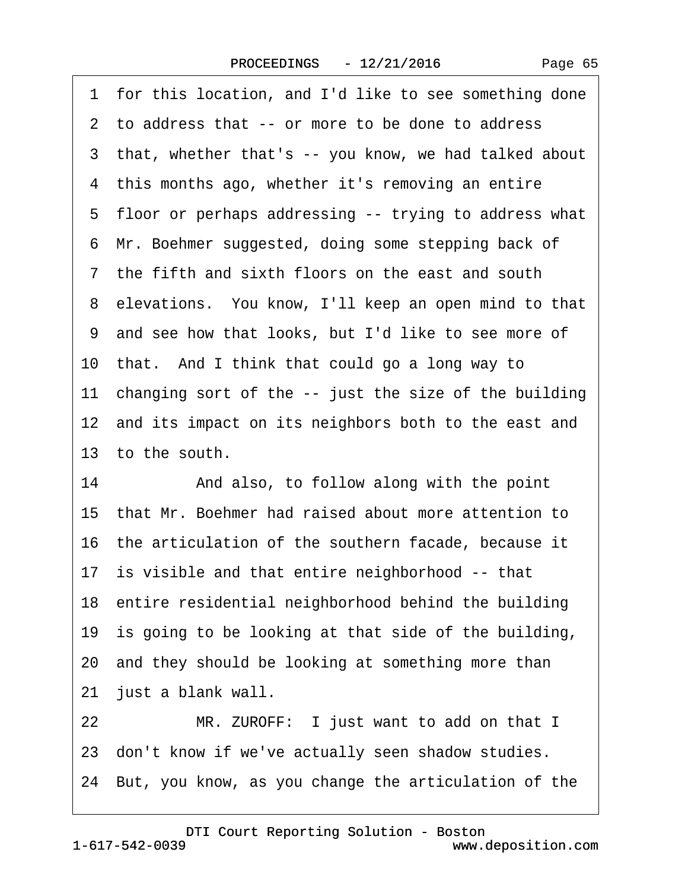1 for this location, and I'd like to see something done
2 to address that -- or more to be done to address
3 that, whether that's -- you know, we had talked about
4 this months ago, whether it's removing an entire
5 floor or perhaps addressing -- trying to address what
6 Mr. Boehmer suggested, doing some stepping back of
7 the fifth and sixth floors on the east and south
8 elevations. You know, I'll keep an open mind to that
9 and see how that looks, but I'd like to see more of
10 that. And I think that could go a long way to
11 changing sort of the -- just the size of the building
12 and its impact on its neighbors both to the east and
13 to the south.
14 And also, to follow along with the point
15 that Mr. Boehmer had raised about more attention to
16 the articulation of the southern facade, because it
17 is visible and that entire neighborhood -- that
18 entire residential neighborhood behind the building
19 is going to be looking at that side of the building,
20 and they should be looking at something more than
21 just a blank wall.
22 MR. ZUROFF: I just want to add on that I
23 don't know if we've actually seen shadow studies.
24 But, you know, as you change the articulation of the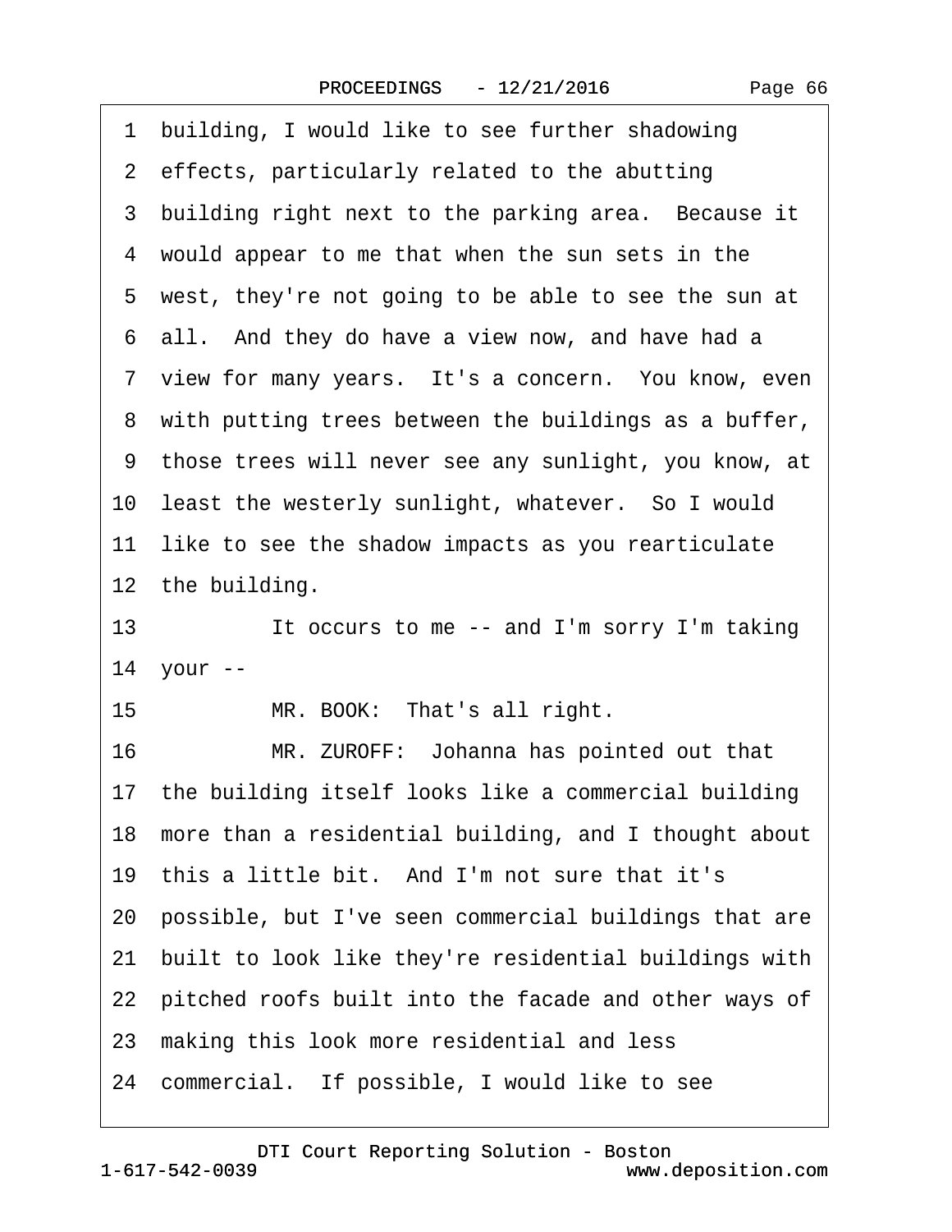1 building, I would like to see further shadowing
2 effects, particularly related to the abutting
3 building right next to the parking area. Because it
4 would appear to me that when the sun sets in the
5 west, they're not going to be able to see the sun at
6 all. And they do have a view now, and have had a
7 view for many years. It's a concern. You know, even
8 with putting trees between the buildings as a buffer,
9 those trees will never see any sunlight, you know, at
10 least the westerly sunlight, whatever. So I would
11 like to see the shadow impacts as you rearticulate
12 the building.

13 It occurs to me -- and I'm sorry I'm taking
14 your --

15 MR. BOOK: That's all right.

16 MR. ZUROFF: Johanna has pointed out that
17 the building itself looks like a commercial building
18 more than a residential building, and I thought about
19 this a little bit. And I'm not sure that it's
20 possible, but I've seen commercial buildings that are
21 built to look like they're residential buildings with
22 pitched roofs built into the facade and other ways of
23 making this look more residential and less
24 commercial. If possible, I would like to see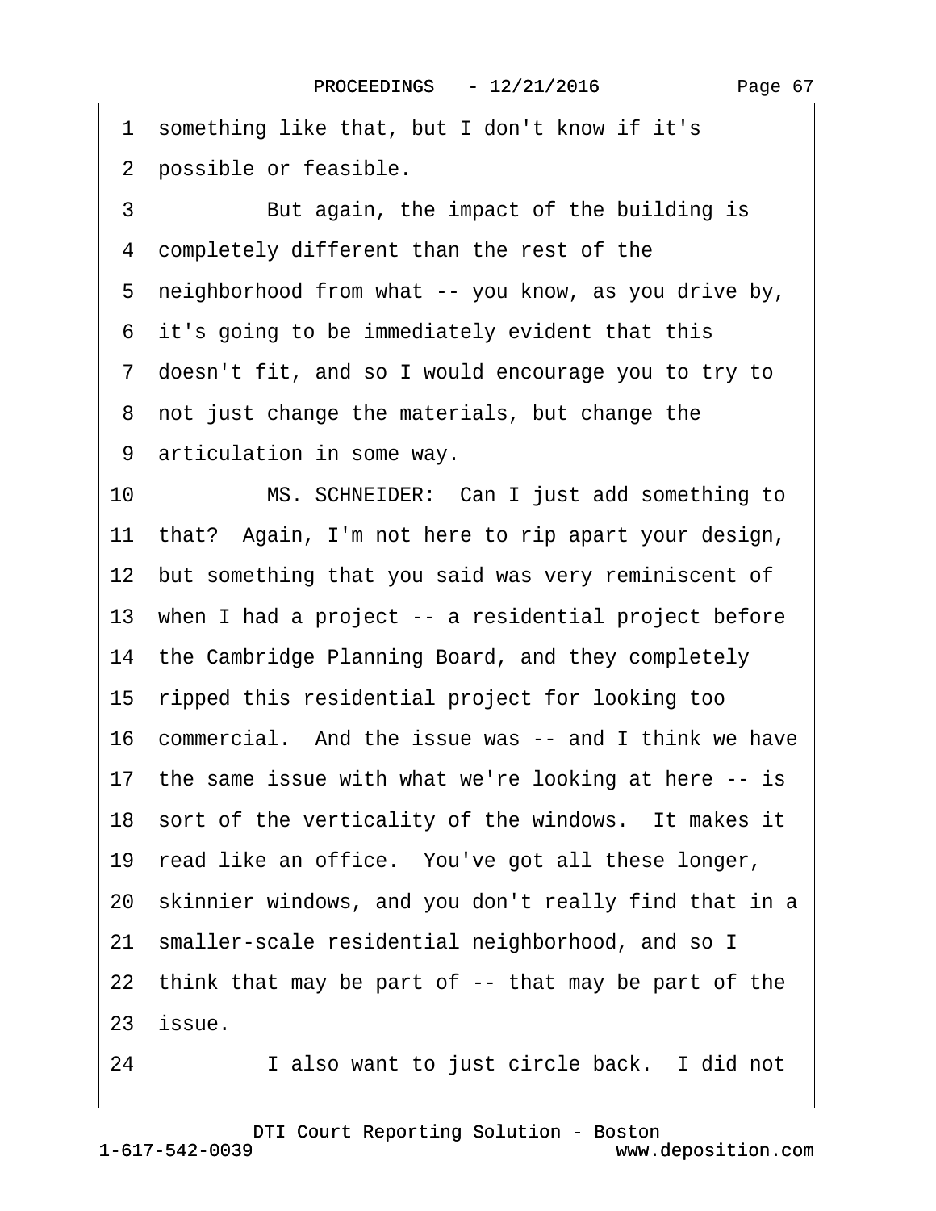1 something like that, but I don't know if it's
2 possible or feasible.
3 But again, the impact of the building is
4 completely different than the rest of the
5 neighborhood from what -- you know, as you drive by,
6 it's going to be immediately evident that this
7 doesn't fit, and so I would encourage you to try to
8 not just change the materials, but change the
9 articulation in some way.
10 MS. SCHNEIDER: Can I just add something to
11 that? Again, I'm not here to rip apart your design,
12 but something that you said was very reminiscent of
13 when I had a project -- a residential project before
14 the Cambridge Planning Board, and they completely
15 ripped this residential project for looking too
16 commercial. And the issue was -- and I think we have
17 the same issue with what we're looking at here -- is
18 sort of the verticality of the windows. It makes it
19 read like an office. You've got all these longer,
20 skinnier windows, and you don't really find that in a
21 smaller-scale residential neighborhood, and so I
22 think that may be part of -- that may be part of the
23 issue.
24 I also want to just circle back. I did not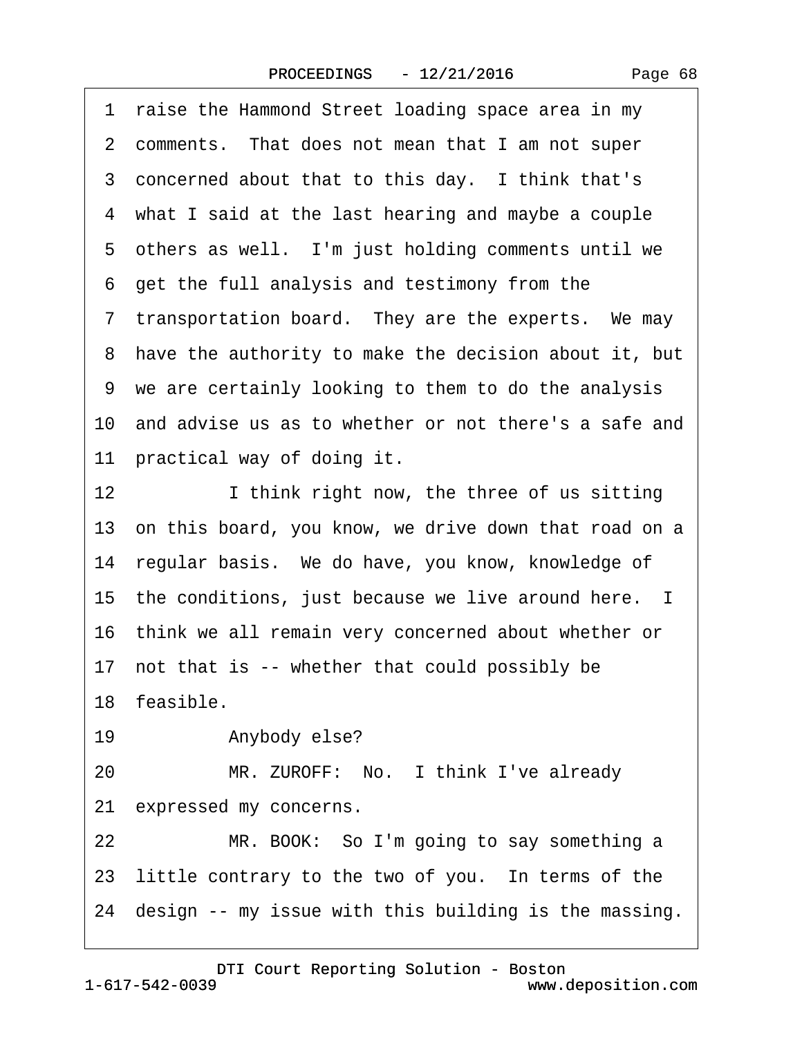1 raise the Hammond Street loading space area in my
2 comments. That does not mean that I am not super
3 concerned about that to this day. I think that's
4 what I said at the last hearing and maybe a couple
5 others as well. I'm just holding comments until we
6 get the full analysis and testimony from the
7 transportation board. They are the experts. We may
8 have the authority to make the decision about it, but
9 we are certainly looking to them to do the analysis
10 and advise us as to whether or not there's a safe and
11 practical way of doing it.
12 I think right now, the three of us sitting
13 on this board, you know, we drive down that road on a
14 regular basis. We do have, you know, knowledge of
15 the conditions, just because we live around here. I
16 think we all remain very concerned about whether or
17 not that is -- whether that could possibly be
18 feasible.
19 Anybody else?
20 MR. ZUROFF: No. I think I've already
21 expressed my concerns.
22 MR. BOOK: So I'm going to say something a
23 little contrary to the two of you. In terms of the
24 design -- my issue with this building is the massing.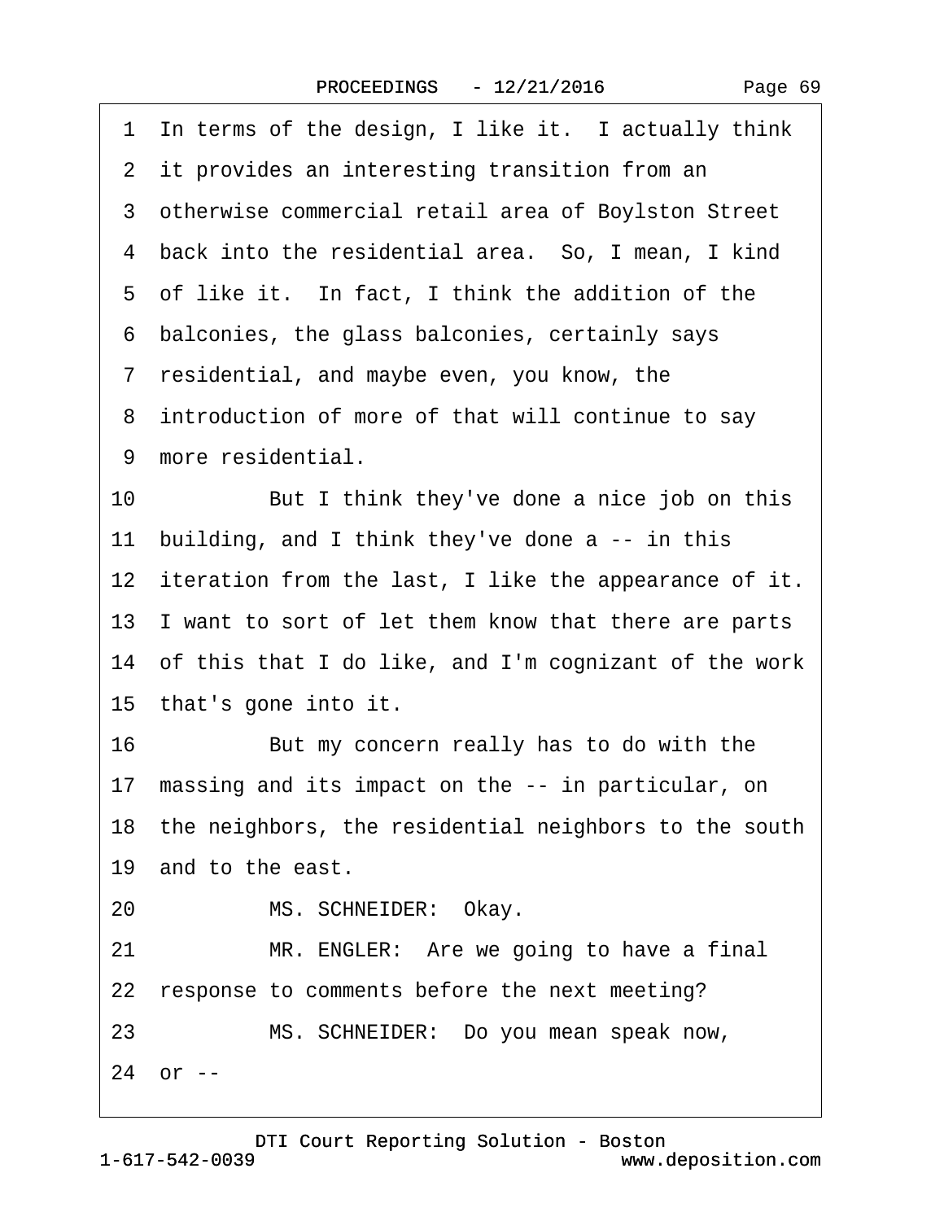1 In terms of the design, I like it. I actually think
2 it provides an interesting transition from an
3 otherwise commercial retail area of Boylston Street
4 back into the residential area. So, I mean, I kind
5 of like it. In fact, I think the addition of the
6 balconies, the glass balconies, certainly says
7 residential, and maybe even, you know, the
8 introduction of more of that will continue to say
9 more residential.

10 But I think they've done a nice job on this
11 building, and I think they've done a -- in this
12 iteration from the last, I like the appearance of it.
13 I want to sort of let them know that there are parts
14 of this that I do like, and I'm cognizant of the work
15 that's gone into it.

16 But my concern really has to do with the
17 massing and its impact on the -- in particular, on
18 the neighbors, the residential neighbors to the south
19 and to the east.

20 MS. SCHNEIDER: Okay.

21 MR. ENGLER: Are we going to have a final
22 response to comments before the next meeting?

23 MS. SCHNEIDER: Do you mean speak now,
24 or --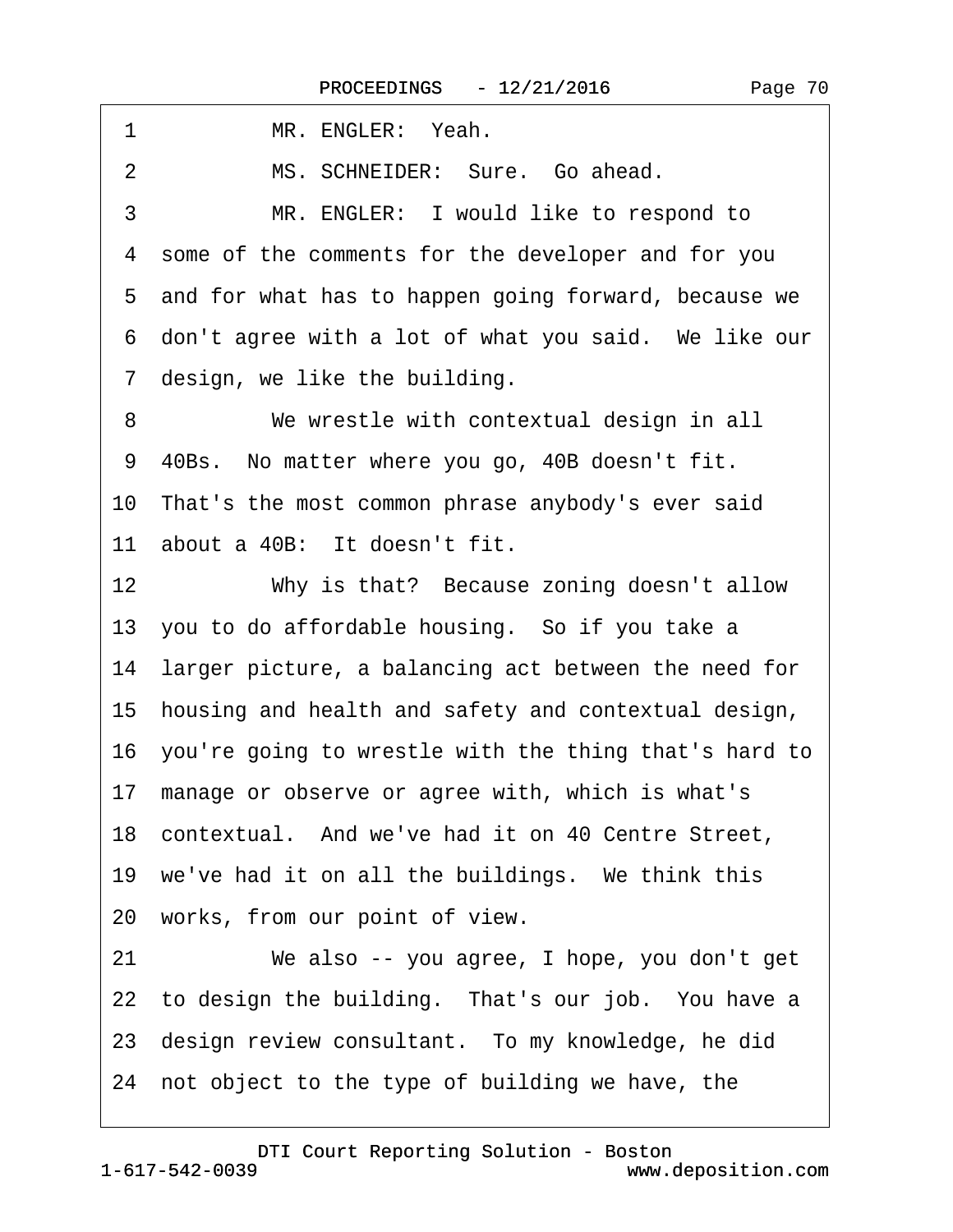1 MR. ENGLER: Yeah.

2 MS. SCHNEIDER: Sure. Go ahead.

3 MR. ENGLER: I would like to respond to

4 some of the comments for the developer and for you

5 and for what has to happen going forward, because we

6 don't agree with a lot of what you said. We like our

7 design, we like the building.

8 We wrestle with contextual design in all

9 40Bs. No matter where you go, 40B doesn't fit.

10 That's the most common phrase anybody's ever said

11 about a 40B: It doesn't fit.

12 Why is that? Because zoning doesn't allow

13 you to do affordable housing. So if you take a

14 larger picture, a balancing act between the need for

15 housing and health and safety and contextual design,

16 you're going to wrestle with the thing that's hard to

17 manage or observe or agree with, which is what's

18 contextual. And we've had it on 40 Centre Street,

19 we've had it on all the buildings. We think this

20 works, from our point of view.

21 We also -- you agree, I hope, you don't get

22 to design the building. That's our job. You have a

23 design review consultant. To my knowledge, he did

24 not object to the type of building we have, the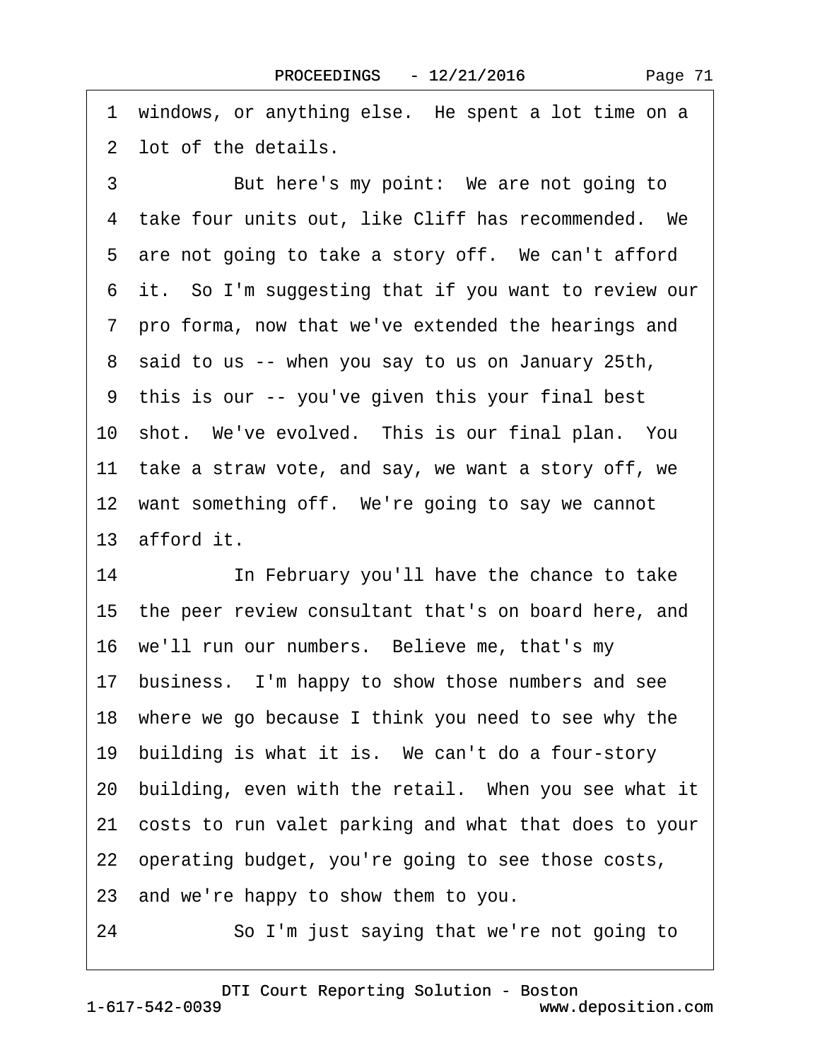1 windows, or anything else. He spent a lot time on a
2 lot of the details.
3 But here's my point: We are not going to
4 take four units out, like Cliff has recommended. We
5 are not going to take a story off. We can't afford
6 it. So I'm suggesting that if you want to review our
7 pro forma, now that we've extended the hearings and
8 said to us -- when you say to us on January 25th,
9 this is our -- you've given this your final best
10 shot. We've evolved. This is our final plan. You
11 take a straw vote, and say, we want a story off, we
12 want something off. We're going to say we cannot
13 afford it.
14 In February you'll have the chance to take
15 the peer review consultant that's on board here, and
16 we'll run our numbers. Believe me, that's my
17 business. I'm happy to show those numbers and see
18 where we go because I think you need to see why the
19 building is what it is. We can't do a four-story
20 building, even with the retail. When you see what it
21 costs to run valet parking and what that does to your
22 operating budget, you're going to see those costs,
23 and we're happy to show them to you.
24 So I'm just saying that we're not going to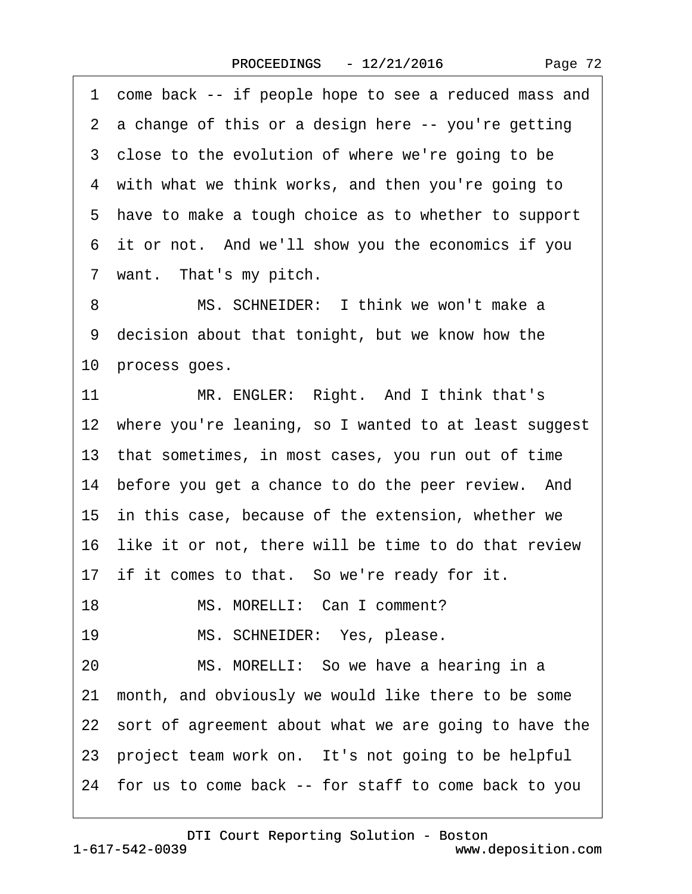1 come back -- if people hope to see a reduced mass and
2 a change of this or a design here -- you're getting
3 close to the evolution of where we're going to be
4 with what we think works, and then you're going to
5 have to make a tough choice as to whether to support
6 it or not. And we'll show you the economics if you
7 want. That's my pitch.
8 MS. SCHNEIDER: I think we won't make a
9 decision about that tonight, but we know how the
10 process goes.
11 MR. ENGLER: Right. And I think that's
12 where you're leaning, so I wanted to at least suggest
13 that sometimes, in most cases, you run out of time
14 before you get a chance to do the peer review. And
15 in this case, because of the extension, whether we
16 like it or not, there will be time to do that review
17 if it comes to that. So we're ready for it.
18 MS. MORELLI: Can I comment?
19 MS. SCHNEIDER: Yes, please.
20 MS. MORELLI: So we have a hearing in a
21 month, and obviously we would like there to be some
22 sort of agreement about what we are going to have the
23 project team work on. It's not going to be helpful
24 for us to come back -- for staff to come back to you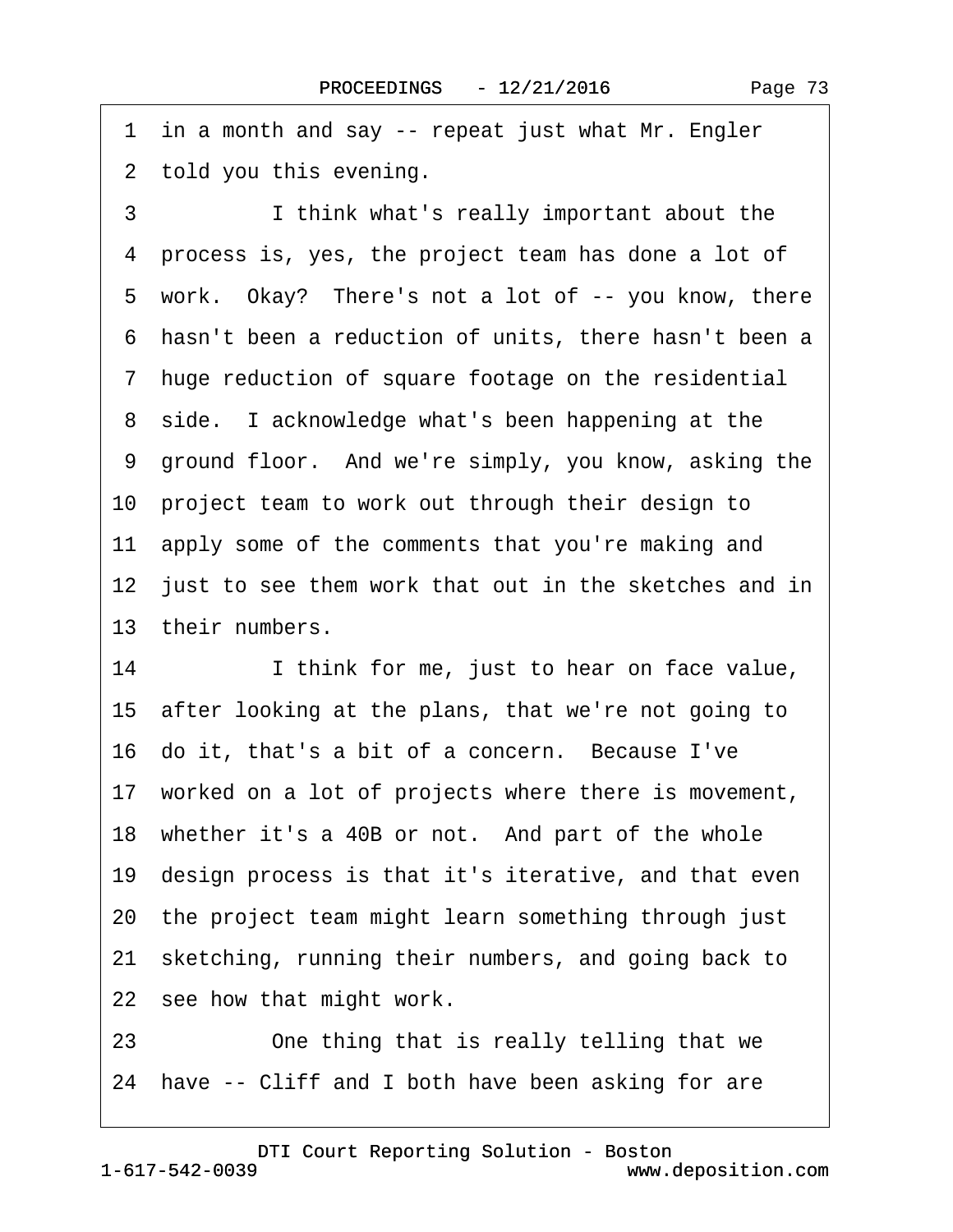1 in a month and say -- repeat just what Mr. Engler

2 told you this evening.

3 I think what's really important about the

4 process is, yes, the project team has done a lot of

5 work. Okay? There's not a lot of -- you know, there

6 hasn't been a reduction of units, there hasn't been a

7 huge reduction of square footage on the residential

8 side. I acknowledge what's been happening at the

9 ground floor. And we're simply, you know, asking the

10 project team to work out through their design to

11 apply some of the comments that you're making and

12 just to see them work that out in the sketches and in

13 their numbers.

14 I think for me, just to hear on face value,

15 after looking at the plans, that we're not going to

16 do it, that's a bit of a concern. Because I've

17 worked on a lot of projects where there is movement,

18 whether it's a 40B or not. And part of the whole

19 design process is that it's iterative, and that even

20 the project team might learn something through just

21 sketching, running their numbers, and going back to

22 see how that might work.

23 One thing that is really telling that we

24 have -- Cliff and I both have been asking for are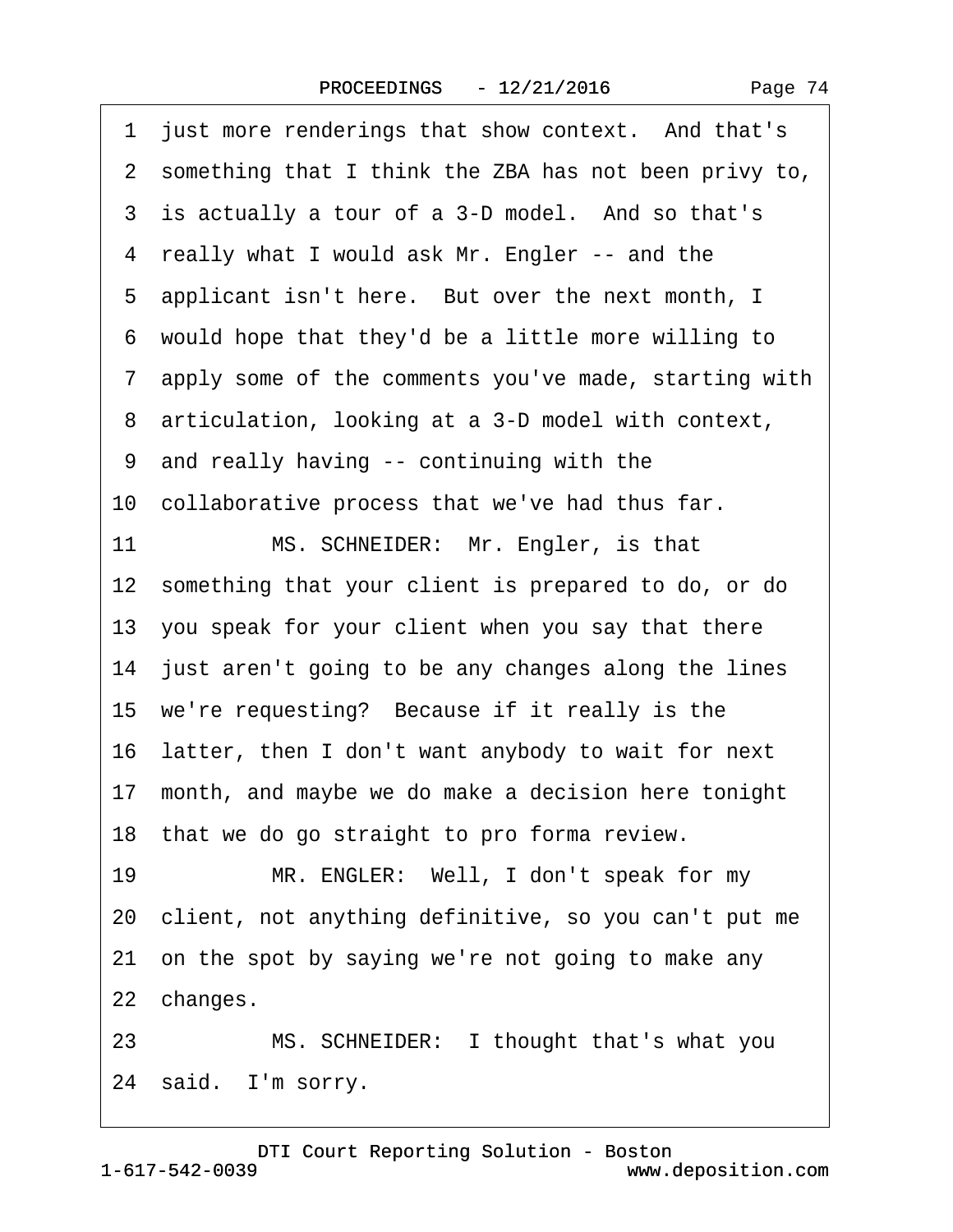1 just more renderings that show context. And that's
2 something that I think the ZBA has not been privy to,
3 is actually a tour of a 3-D model. And so that's
4 really what I would ask Mr. Engler -- and the
5 applicant isn't here. But over the next month, I
6 would hope that they'd be a little more willing to
7 apply some of the comments you've made, starting with
8 articulation, looking at a 3-D model with context,
9 and really having -- continuing with the
10 collaborative process that we've had thus far.
11 MS. SCHNEIDER: Mr. Engler, is that
12 something that your client is prepared to do, or do
13 you speak for your client when you say that there
14 just aren't going to be any changes along the lines
15 we're requesting? Because if it really is the
16 latter, then I don't want anybody to wait for next
17 month, and maybe we do make a decision here tonight
18 that we do go straight to pro forma review.
19 MR. ENGLER: Well, I don't speak for my
20 client, not anything definitive, so you can't put me
21 on the spot by saying we're not going to make any
22 changes.
23 MS. SCHNEIDER: I thought that's what you
24 said. I'm sorry.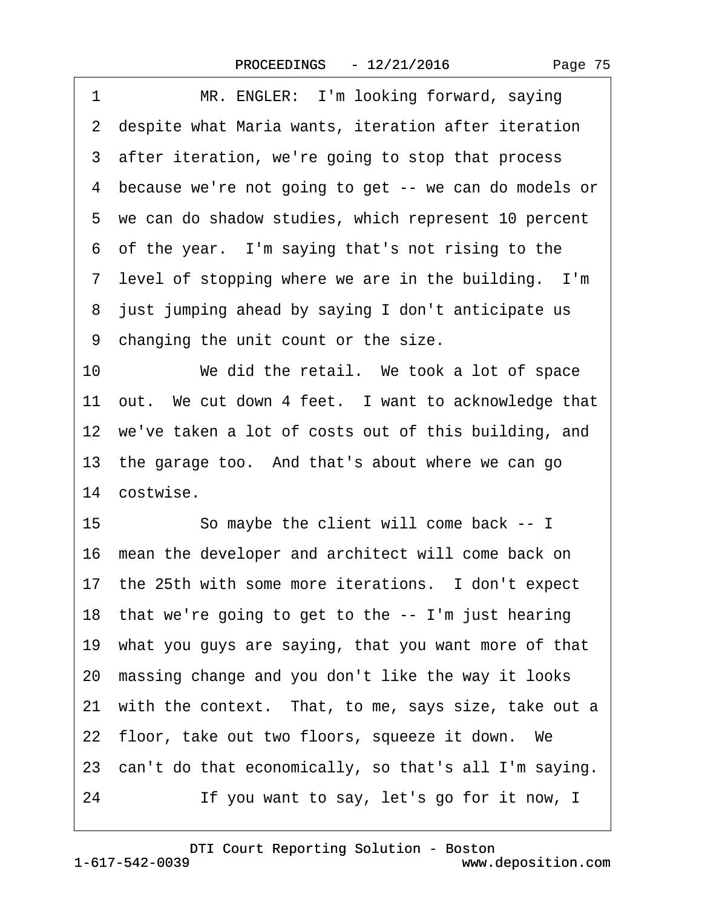1 MR. ENGLER: I'm looking forward, saying
2 despite what Maria wants, iteration after iteration
3 after iteration, we're going to stop that process
4 because we're not going to get -- we can do models or
5 we can do shadow studies, which represent 10 percent
6 of the year. I'm saying that's not rising to the
7 level of stopping where we are in the building. I'm
8 just jumping ahead by saying I don't anticipate us
9 changing the unit count or the size.
10 We did the retail. We took a lot of space
11 out. We cut down 4 feet. I want to acknowledge that
12 we've taken a lot of costs out of this building, and
13 the garage too. And that's about where we can go
14 costwise.
15 So maybe the client will come back -- I
16 mean the developer and architect will come back on
17 the 25th with some more iterations. I don't expect
18 that we're going to get to the -- I'm just hearing
19 what you guys are saying, that you want more of that
20 massing change and you don't like the way it looks
21 with the context. That, to me, says size, take out a
22 floor, take out two floors, squeeze it down. We
23 can't do that economically, so that's all I'm saying.
24 If you want to say, let's go for it now, I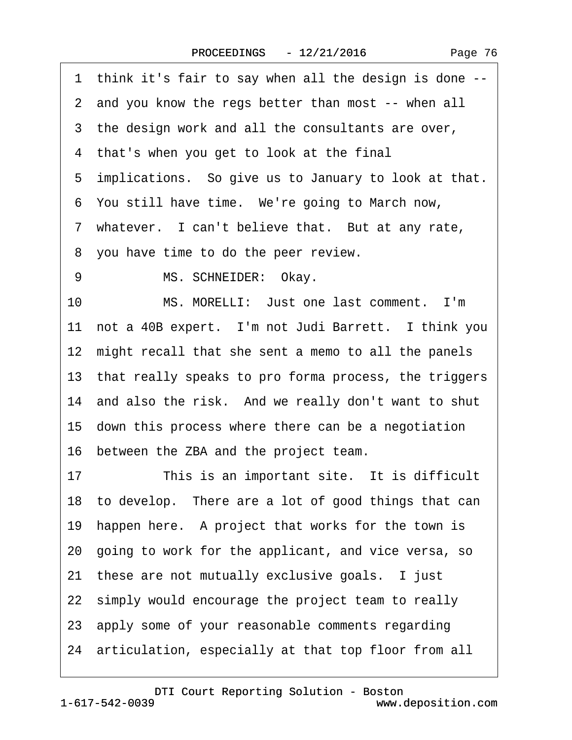1 think it's fair to say when all the design is done --
2 and you know the regs better than most -- when all
3 the design work and all the consultants are over,
4 that's when you get to look at the final
5 implications. So give us to January to look at that.
6 You still have time. We're going to March now,
7 whatever. I can't believe that. But at any rate,
8 you have time to do the peer review.
9 MS. SCHNEIDER: Okay.
10 MS. MORELLI: Just one last comment. I'm
11 not a 40B expert. I'm not Judi Barrett. I think you
12 might recall that she sent a memo to all the panels
13 that really speaks to pro forma process, the triggers
14 and also the risk. And we really don't want to shut
15 down this process where there can be a negotiation
16 between the ZBA and the project team.
17 This is an important site. It is difficult
18 to develop. There are a lot of good things that can
19 happen here. A project that works for the town is
20 going to work for the applicant, and vice versa, so
21 these are not mutually exclusive goals. I just
22 simply would encourage the project team to really
23 apply some of your reasonable comments regarding
24 articulation, especially at that top floor from all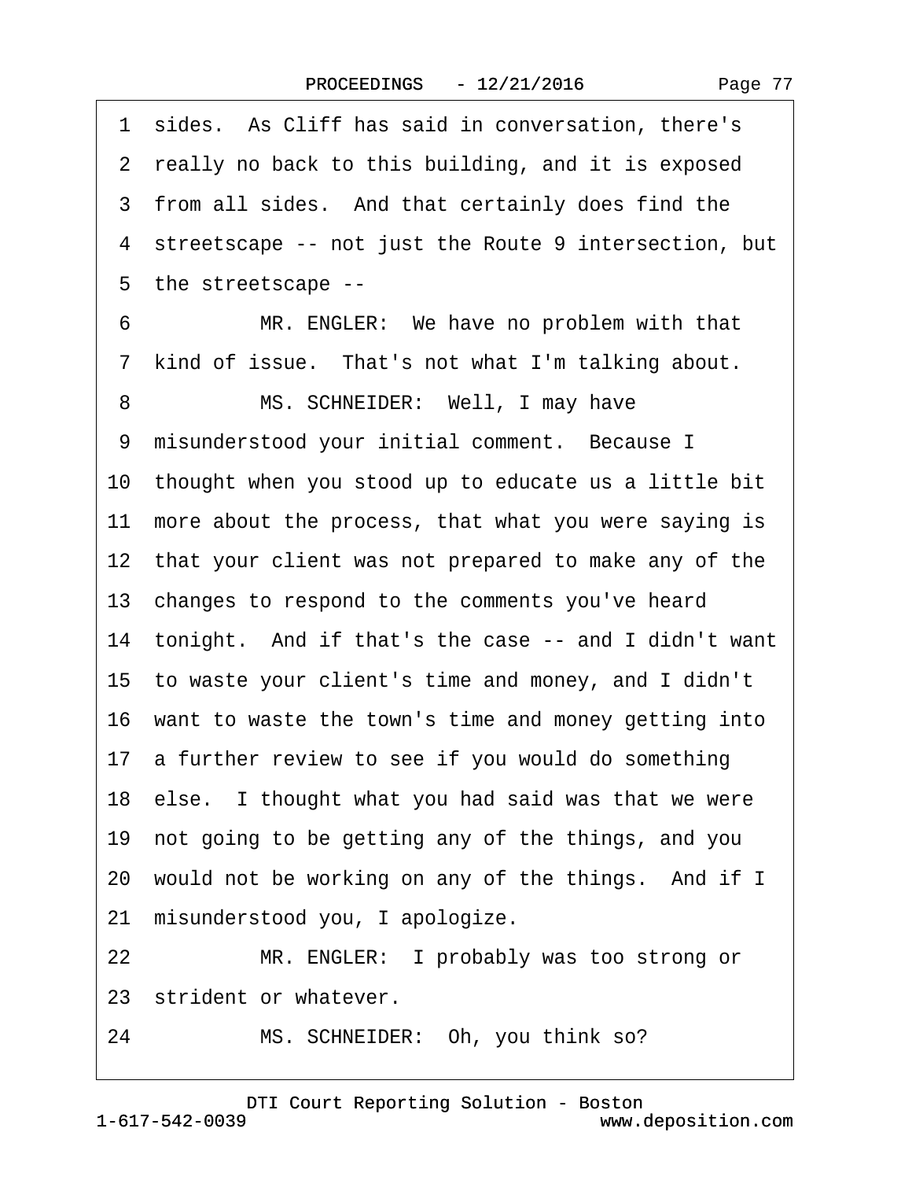1 sides. As Cliff has said in conversation, there's
2 really no back to this building, and it is exposed
3 from all sides. And that certainly does find the
4 streetscape -- not just the Route 9 intersection, but
5 the streetscape --
6 MR. ENGLER: We have no problem with that
7 kind of issue. That's not what I'm talking about.
8 MS. SCHNEIDER: Well, I may have
9 misunderstood your initial comment. Because I
10 thought when you stood up to educate us a little bit
11 more about the process, that what you were saying is
12 that your client was not prepared to make any of the
13 changes to respond to the comments you've heard
14 tonight. And if that's the case -- and I didn't want
15 to waste your client's time and money, and I didn't
16 want to waste the town's time and money getting into
17 a further review to see if you would do something
18 else. I thought what you had said was that we were
19 not going to be getting any of the things, and you
20 would not be working on any of the things. And if I
21 misunderstood you, I apologize.
22 MR. ENGLER: I probably was too strong or
23 strident or whatever.
24 MS. SCHNEIDER: Oh, you think so?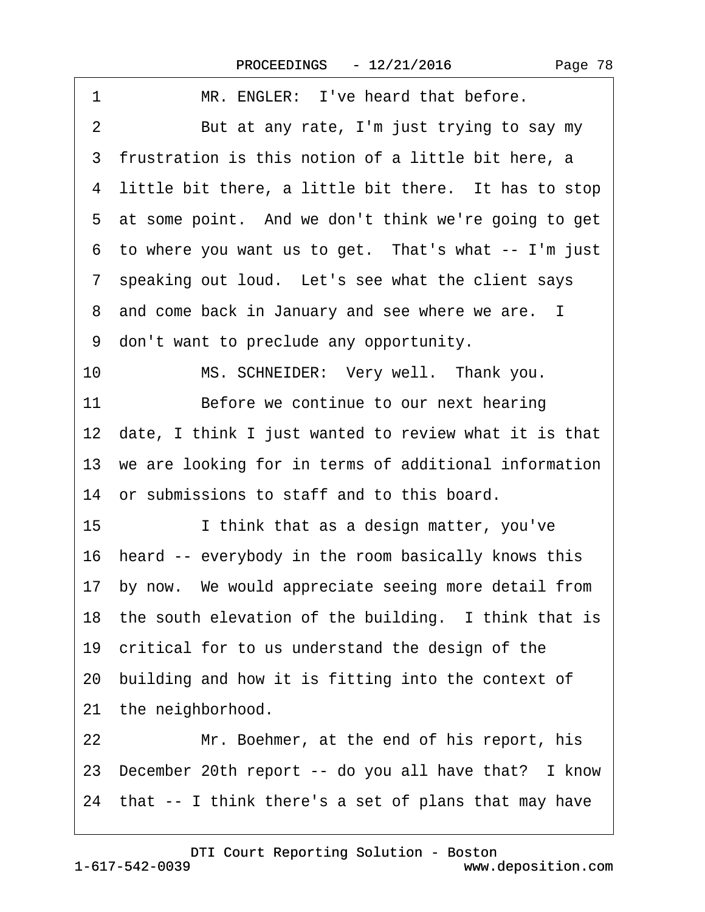1 MR. ENGLER: I've heard that before.

2 But at any rate, I'm just trying to say my

3 frustration is this notion of a little bit here, a

4 little bit there, a little bit there. It has to stop

5 at some point. And we don't think we're going to get

6 to where you want us to get. That's what -- I'm just

7 speaking out loud. Let's see what the client says

8 and come back in January and see where we are. I

9 don't want to preclude any opportunity.

10 MS. SCHNEIDER: Very well. Thank you.

11 Before we continue to our next hearing

12 date, I think I just wanted to review what it is that

13 we are looking for in terms of additional information

14 or submissions to staff and to this board.

15 I think that as a design matter, you've

16 heard -- everybody in the room basically knows this

17 by now. We would appreciate seeing more detail from

18 the south elevation of the building. I think that is

19 critical for to us understand the design of the

20 building and how it is fitting into the context of

21 the neighborhood.

22 Mr. Boehmer, at the end of his report, his

23 December 20th report -- do you all have that? I know

24 that -- I think there's a set of plans that may have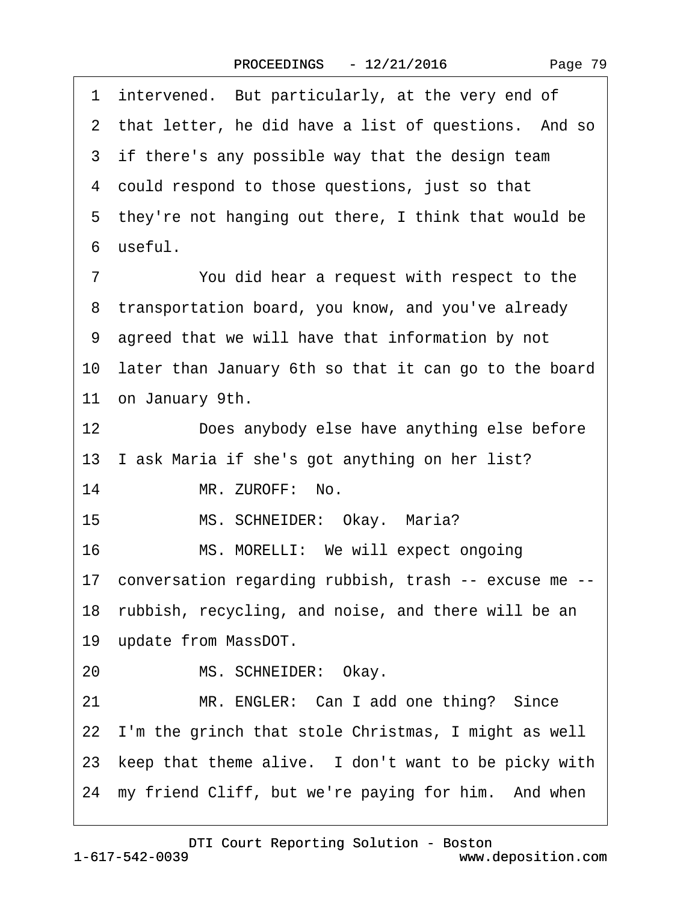1 intervened. But particularly, at the very end of
2 that letter, he did have a list of questions. And so
3 if there's any possible way that the design team
4 could respond to those questions, just so that
5 they're not hanging out there, I think that would be
6 useful.

7 You did hear a request with respect to the
8 transportation board, you know, and you've already
9 agreed that we will have that information by not
10 later than January 6th so that it can go to the board
11 on January 9th.

12 Does anybody else have anything else before
13 I ask Maria if she's got anything on her list?

14 MR. ZUROFF: No.

15 MS. SCHNEIDER: Okay. Maria?

16 MS. MORELLI: We will expect ongoing
17 conversation regarding rubbish, trash -- excuse me --
18 rubbish, recycling, and noise, and there will be an
19 update from MassDOT.

20 MS. SCHNEIDER: Okay.

21 MR. ENGLER: Can I add one thing? Since
22 I'm the grinch that stole Christmas, I might as well
23 keep that theme alive. I don't want to be picky with
24 my friend Cliff, but we're paying for him. And when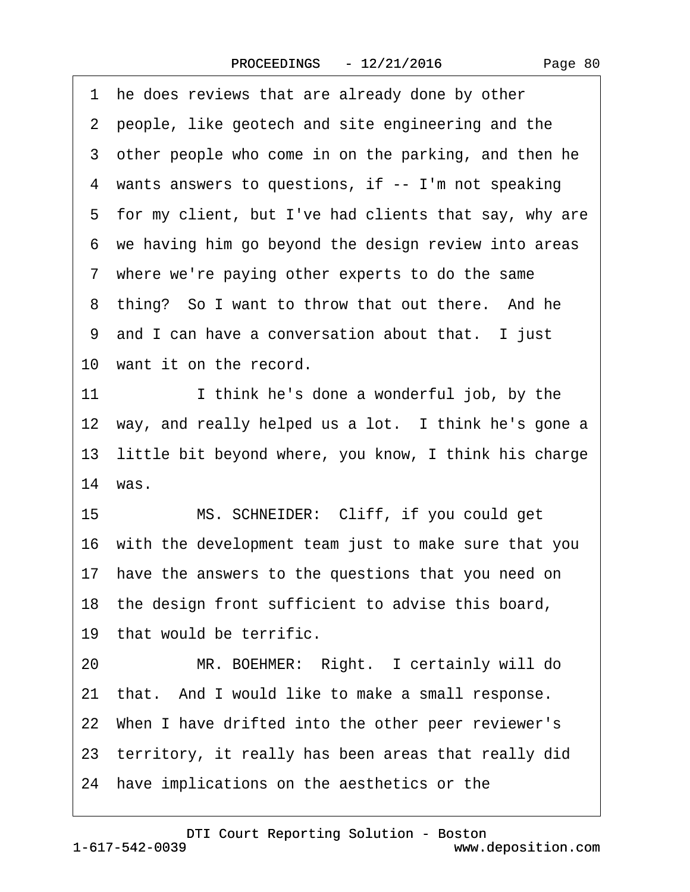1 he does reviews that are already done by other
2 people, like geotech and site engineering and the
3 other people who come in on the parking, and then he
4 wants answers to questions, if -- I'm not speaking
5 for my client, but I've had clients that say, why are
6 we having him go beyond the design review into areas
7 where we're paying other experts to do the same
8 thing? So I want to throw that out there. And he
9 and I can have a conversation about that. I just
10 want it on the record.
11 I think he's done a wonderful job, by the
12 way, and really helped us a lot. I think he's gone a
13 little bit beyond where, you know, I think his charge
14 was.
15 MS. SCHNEIDER: Cliff, if you could get
16 with the development team just to make sure that you
17 have the answers to the questions that you need on
18 the design front sufficient to advise this board,
19 that would be terrific.
20 MR. BOEHMER: Right. I certainly will do
21 that. And I would like to make a small response.
22 When I have drifted into the other peer reviewer's
23 territory, it really has been areas that really did
24 have implications on the aesthetics or the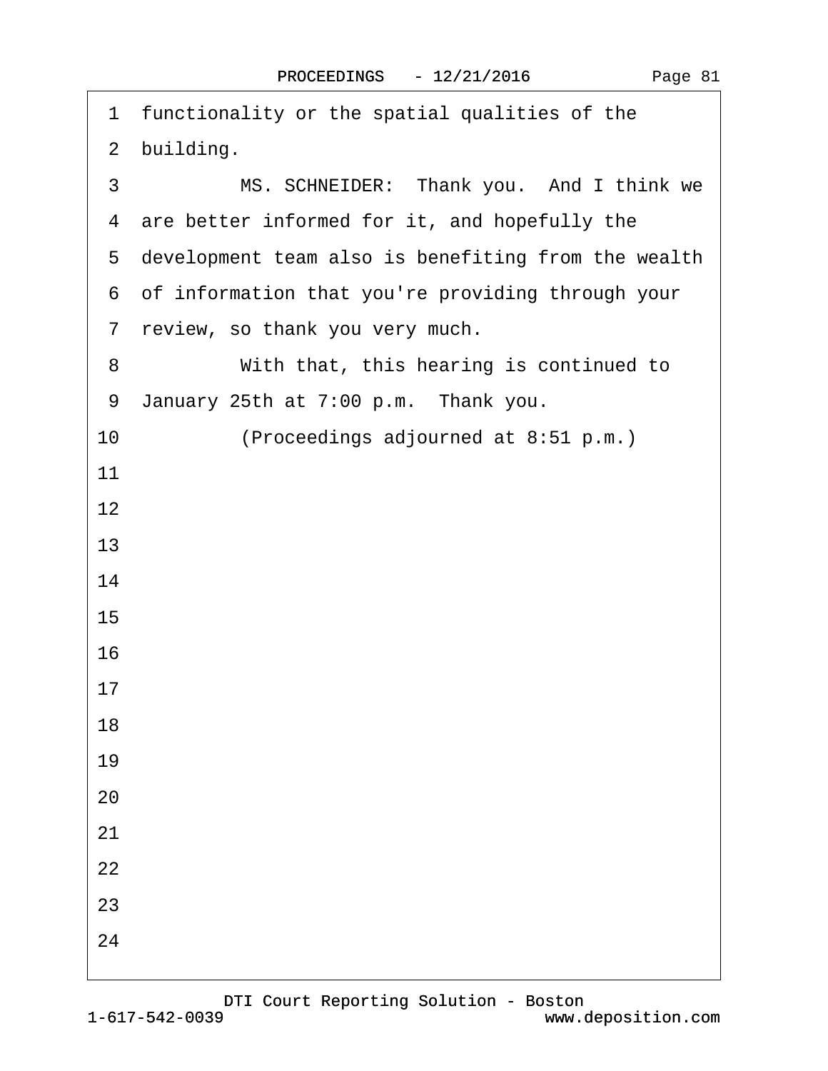1 functionality or the spatial qualities of the
2 building.
3 MS. SCHNEIDER: Thank you. And I think we
4 are better informed for it, and hopefully the
5 development team also is benefiting from the wealth
6 of information that you're providing through your
7 review, so thank you very much.
8 With that, this hearing is continued to
9 January 25th at 7:00 p.m. Thank you.
10 (Proceedings adjourned at 8:51 p.m.)
11
12
13
14
15
16
17
18
19
20
21
22
23
24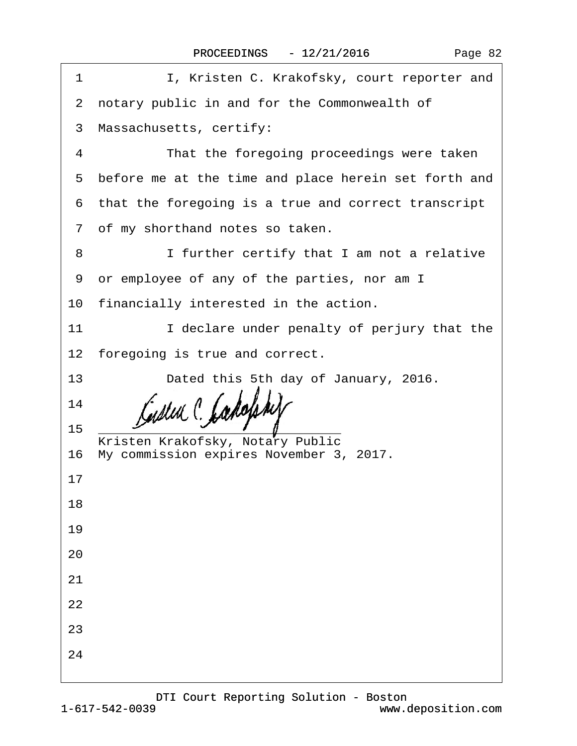1 I, Kristen C. Krakofsky, court reporter and
2 notary public in and for the Commonwealth of
3 Massachusetts, certify:
4 That the foregoing proceedings were taken
5 before me at the time and place herein set forth and
6 that the foregoing is a true and correct transcript
7 of my shorthand notes so taken.
8 I further certify that I am not a relative
9 or employee of any of the parties, nor am I
10 financially interested in the action.
11 I declare under penalty of perjury that the
12 foregoing is true and correct.
13 Dated this 5th day of January, 2016.
14
15 ______________________________
Kristen Krakofsky, Notary Public
16 My commission expires November 3, 2017.
17
18
19
20
21
22
23
24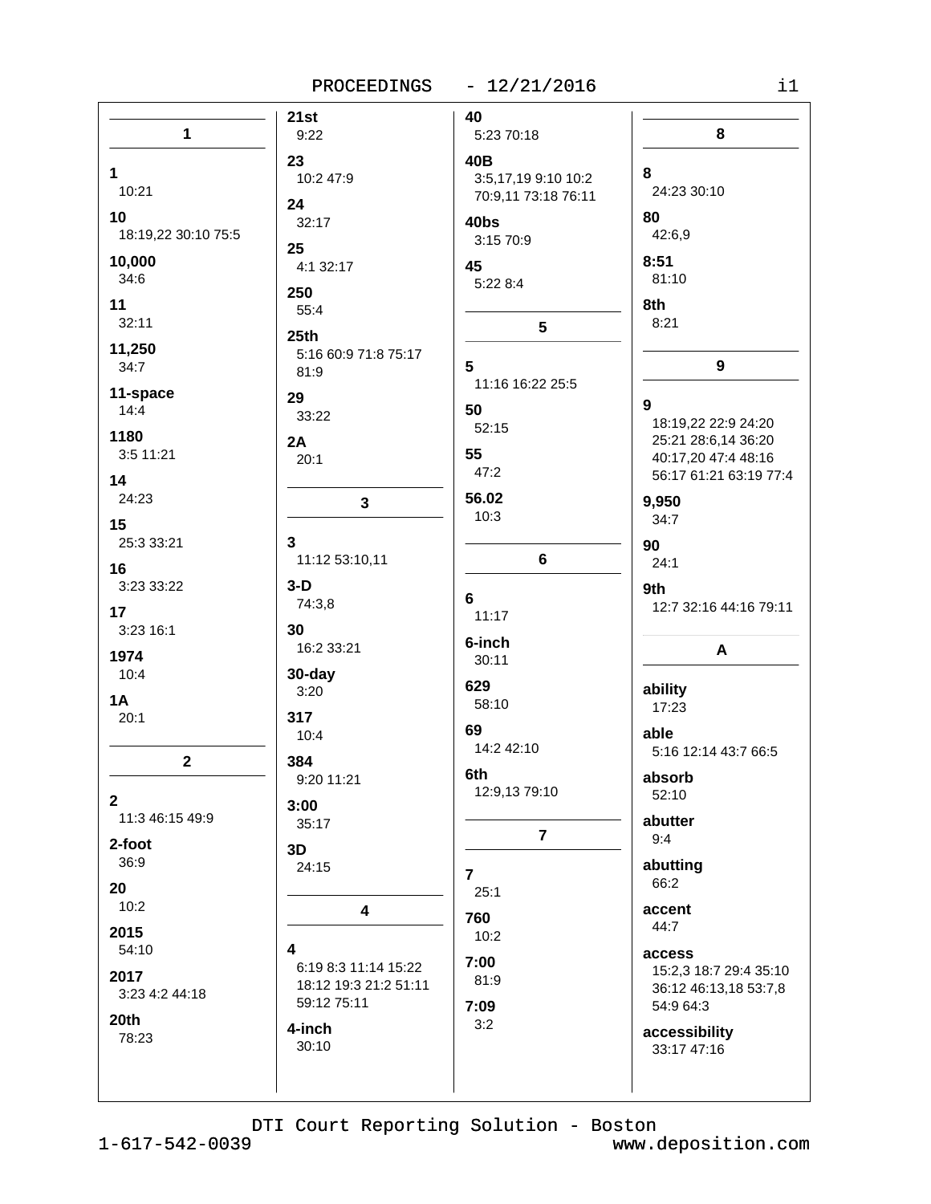## 1

**1**
10:21

**10**
18:19,22 30:10 75:5

**10,000**
34:6

**11**
32:11

**11,250**
34:7

**11-space**
14:4

**1180**
3:5 11:21

**14**
24:23

**15**
25:3 33:21

**16**
3:23 33:22

**17**
3:23 16:1

**1974**
10:4

**1A**
20:1

## 2

**2**
11:3 46:15 49:9

**2-foot**
36:9

**20**
10:2

**2015**
54:10

**2017**
3:23 4:2 44:18

**20th**
78:23

**21st**
9:22

**23**
10:2 47:9

**24**
32:17

**25**
4:1 32:17

**250**
55:4

**25th**
5:16 60:9 71:8 75:17 81:9

**29**
33:22

**2A**
20:1

## 3

**3**
11:12 53:10,11

**3-D**
74:3,8

**30**
16:2 33:21

**30-day**
3:20

**317**
10:4

**384**
9:20 11:21

**3:00**
35:17

**3D**
24:15

## 4

**4**
6:19 8:3 11:14 15:22 18:12 19:3 21:2 51:11 59:12 75:11

**4-inch**
30:10

**40**
5:23 70:18

**40B**
3:5,17,19 9:10 10:2 70:9,11 73:18 76:11

**40bs**
3:15 70:9

**45**
5:22 8:4

## 5

**5**
11:16 16:22 25:5

**50**
52:15

**55**
47:2

**56.02**
10:3

## 6

**6**
11:17

**6-inch**
30:11

**629**
58:10

**69**
14:2 42:10

**6th**
12:9,13 79:10

## 7

**7**
25:1

**760**
10:2

**7:00**
81:9

**7:09**
3:2

## 8

**8**
24:23 30:10

**80**
42:6,9

**8:51**
81:10

**8th**
8:21

## 9

**9**
18:19,22 22:9 24:20 25:21 28:6,14 36:20 40:17,20 47:4 48:16 56:17 61:21 63:19 77:4

**9,950**
34:7

**90**
24:1

**9th**
12:7 32:16 44:16 79:11

## A

**ability**
17:23

**able**
5:16 12:14 43:7 66:5

**absorb**
52:10

**abutter**
9:4

**abutting**
66:2

**accent**
44:7

**access**
15:2,3 18:7 29:4 35:10 36:12 46:13,18 53:7,8 54:9 64:3

**accessibility**
33:17 47:16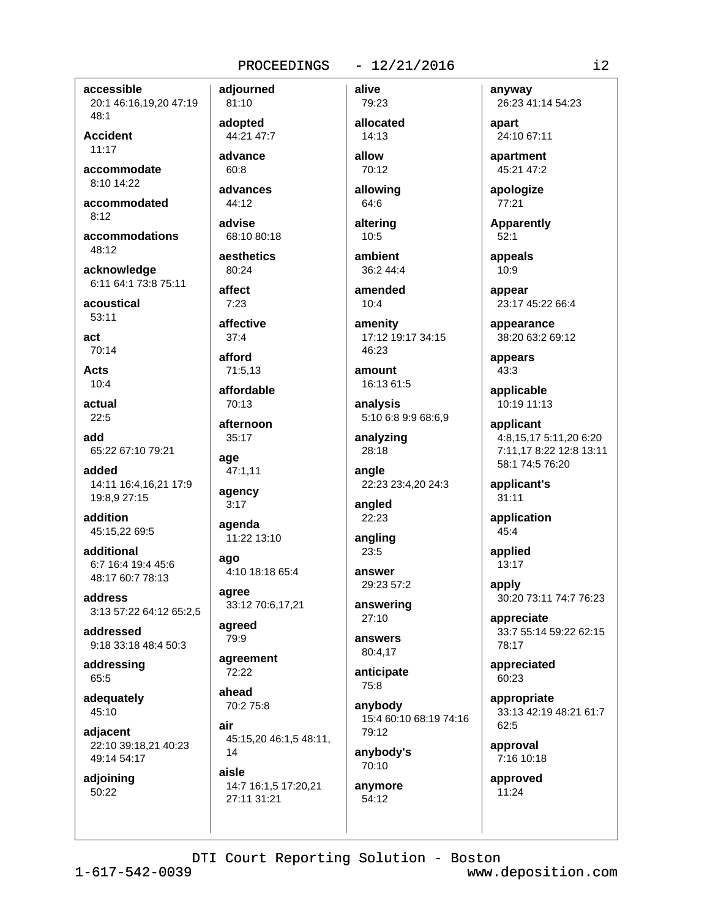**accessible**
20:1 46:16,19,20 47:19 48:1

**Accident**
11:17

**accommodate**
8:10 14:22

**accommodated**
8:12

**accommodations**
48:12

**acknowledge**
6:11 64:1 73:8 75:11

**acoustical**
53:11

**act**
70:14

**Acts**
10:4

**actual**
22:5

**add**
65:22 67:10 79:21

**added**
14:11 16:4,16,21 17:9 19:8,9 27:15

**addition**
45:15,22 69:5

**additional**
6:7 16:4 19:4 45:6 48:17 60:7 78:13

**address**
3:13 57:22 64:12 65:2,5

**addressed**
9:18 33:18 48:4 50:3

**addressing**
65:5

**adequately**
45:10

**adjacent**
22:10 39:18,21 40:23 49:14 54:17

**adjoining**
50:22

**adjourned**
81:10

**adopted**
44:21 47:7

**advance**
60:8

**advances**
44:12

**advise**
68:10 80:18

**aesthetics**
80:24

**affect**
7:23

**affective**
37:4

**afford**
71:5,13

**affordable**
70:13

**afternoon**
35:17

**age**
47:1,11

**agency**
3:17

**agenda**
11:22 13:10

**ago**
4:10 18:18 65:4

**agree**
33:12 70:6,17,21

**agreed**
79:9

**agreement**
72:22

**ahead**
70:2 75:8

**air**
45:15,20 46:1,5 48:11, 14

**aisle**
14:7 16:1,5 17:20,21 27:11 31:21

**alive**
79:23

**allocated**
14:13

**allow**
70:12

**allowing**
64:6

**altering**
10:5

**ambient**
36:2 44:4

**amended**
10:4

**amenity**
17:12 19:17 34:15 46:23

**amount**
16:13 61:5

**analysis**
5:10 6:8 9:9 68:6,9

**analyzing**
28:18

**angle**
22:23 23:4,20 24:3

**angled**
22:23

**angling**
23:5

**answer**
29:23 57:2

**answering**
27:10

**answers**
80:4,17

**anticipate**
75:8

**anybody**
15:4 60:10 68:19 74:16 79:12

**anybody's**
70:10

**anymore**
54:12

**anyway**
26:23 41:14 54:23

**apart**
24:10 67:11

**apartment**
45:21 47:2

**apologize**
77:21

**Apparently**
52:1

**appeals**
10:9

**appear**
23:17 45:22 66:4

**appearance**
38:20 63:2 69:12

**appears**
43:3

**applicable**
10:19 11:13

**applicant**
4:8,15,17 5:11,20 6:20 7:11,17 8:22 12:8 13:11 58:1 74:5 76:20

**applicant's**
31:11

**application**
45:4

**applied**
13:17

**apply**
30:20 73:11 74:7 76:23

**appreciate**
33:7 55:14 59:22 62:15 78:17

**appreciated**
60:23

**appropriate**
33:13 42:19 48:21 61:7 62:5

**approval**
7:16 10:18

**approved**
11:24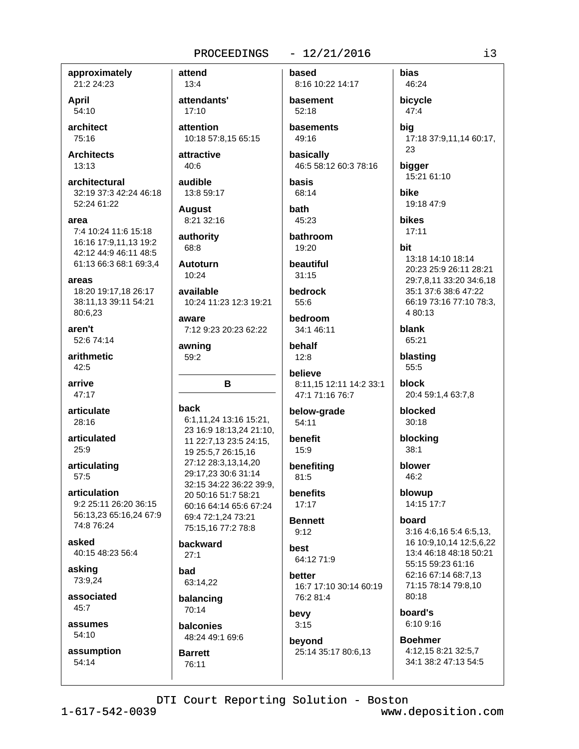**approximately**
21:2 24:23

**April**
54:10

**architect**
75:16

**Architects**
13:13

**architectural**
32:19 37:3 42:24 46:18 52:24 61:22

**area**
7:4 10:24 11:6 15:18 16:16 17:9,11,13 19:2 42:12 44:9 46:11 48:5 61:13 66:3 68:1 69:3,4

**areas**
18:20 19:17,18 26:17 38:11,13 39:11 54:21 80:6,23

**aren't**
52:6 74:14

**arithmetic**
42:5

**arrive**
47:17

**articulate**
28:16

**articulated**
25:9

**articulating**
57:5

**articulation**
9:2 25:11 26:20 36:15 56:13,23 65:16,24 67:9 74:8 76:24

**asked**
40:15 48:23 56:4

**asking**
73:9,24

**associated**
45:7

**assumes**
54:10

**assumption**
54:14

**attend**
13:4

**attendants'**
17:10

**attention**
10:18 57:8,15 65:15

**attractive**
40:6

**audible**
13:8 59:17

**August**
8:21 32:16

**authority**
68:8

**Autoturn**
10:24

**available**
10:24 11:23 12:3 19:21

**aware**
7:12 9:23 20:23 62:22

**awning**
59:2

## B

**back**
6:1,11,24 13:16 15:21, 23 16:9 18:13,24 21:10, 11 22:7,13 23:5 24:15, 19 25:5,7 26:15,16 27:12 28:3,13,14,20 29:17,23 30:6 31:14 32:15 34:22 36:22 39:9, 20 50:16 51:7 58:21 60:16 64:14 65:6 67:24 69:4 72:1,24 73:21 75:15,16 77:2 78:8

**backward**
27:1

**bad**
63:14,22

**balancing**
70:14

**balconies**
48:24 49:1 69:6

**Barrett**
76:11

**based**
8:16 10:22 14:17

**basement**
52:18

**basements**
49:16

**basically**
46:5 58:12 60:3 78:16

**basis**
68:14

**bath**
45:23

**bathroom**
19:20

**beautiful**
31:15

**bedrock**
55:6

**bedroom**
34:1 46:11

**behalf**
12:8

**believe**
8:11,15 12:11 14:2 33:1 47:1 71:16 76:7

**below-grade**
54:11

**benefit**
15:9

**benefiting**
81:5

**benefits**
17:17

**Bennett**
9:12

**best**
64:12 71:9

**better**
16:7 17:10 30:14 60:19 76:2 81:4

**bevy**
3:15

**beyond**
25:14 35:17 80:6,13

**bias**
46:24

**bicycle**
47:4

**big**
17:18 37:9,11,14 60:17, 23

**bigger**
15:21 61:10

**bike**
19:18 47:9

**bikes**
17:11

**bit**
13:18 14:10 18:14 20:23 25:9 26:11 28:21 29:7,8,11 33:20 34:6,18 35:1 37:6 38:6 47:22 66:19 73:16 77:10 78:3, 4 80:13

**blank**
65:21

**blasting**
55:5

**block**
20:4 59:1,4 63:7,8

**blocked**
30:18

**blocking**
38:1

**blower**
46:2

**blowup**
14:15 17:7

**board**
3:16 4:6,16 5:4 6:5,13, 16 10:9,10,14 12:5,6,22 13:4 46:18 48:18 50:21 55:15 59:23 61:16 62:16 67:14 68:7,13 71:15 78:14 79:8,10 80:18

**board's**
6:10 9:16

**Boehmer**
4:12,15 8:21 32:5,7 34:1 38:2 47:13 54:5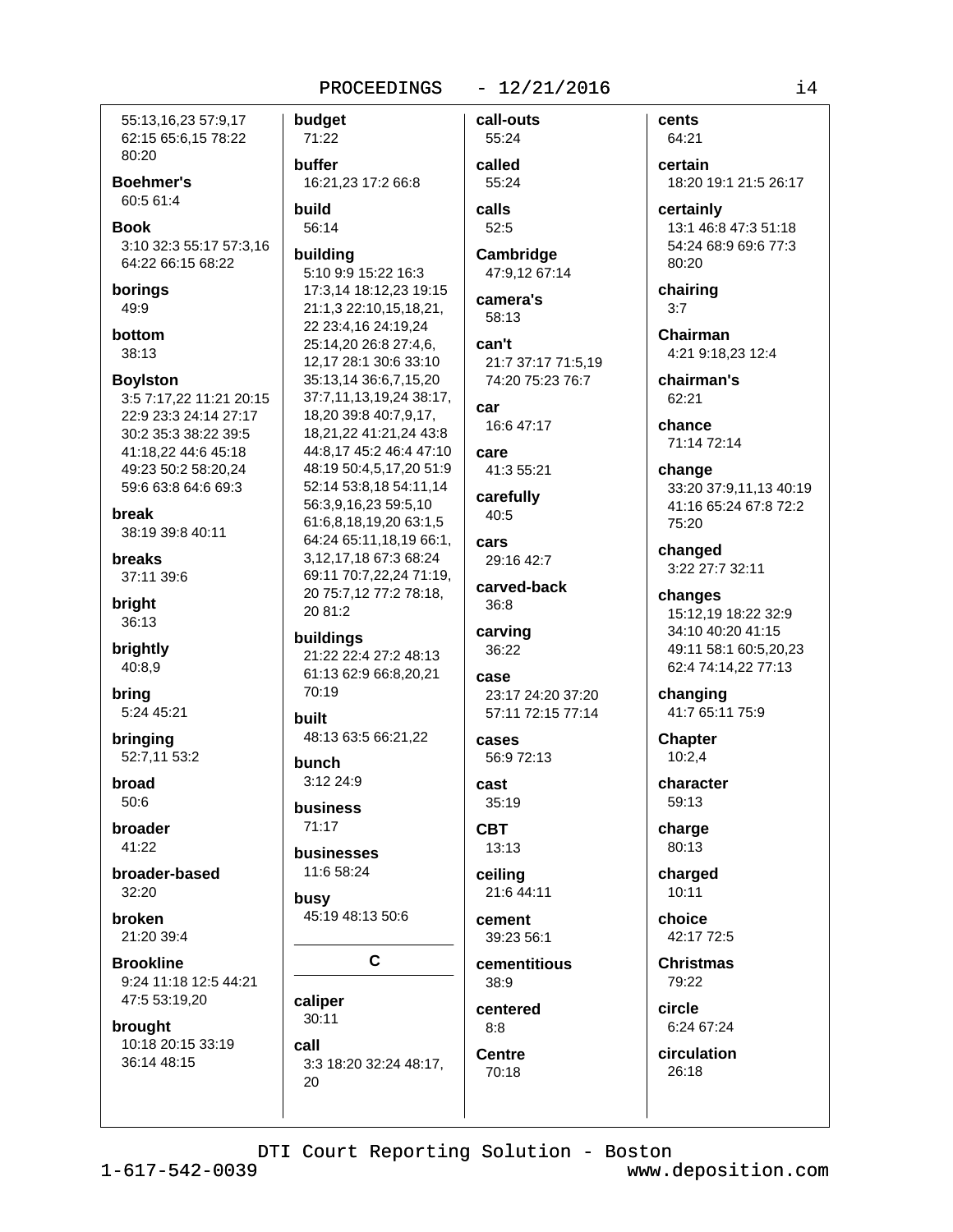55:13,16,23 57:9,17 62:15 65:6,15 78:22 80:20

**Boehmer's**
60:5 61:4

**Book**
3:10 32:3 55:17 57:3,16 64:22 66:15 68:22

**borings**
49:9

**bottom**
38:13

**Boylston**
3:5 7:17,22 11:21 20:15 22:9 23:3 24:14 27:17 30:2 35:3 38:22 39:5 41:18,22 44:6 45:18 49:23 50:2 58:20,24 59:6 63:8 64:6 69:3

**break**
38:19 39:8 40:11

**breaks**
37:11 39:6

**bright**
36:13

**brightly**
40:8,9

**bring**
5:24 45:21

**bringing**
52:7,11 53:2

**broad**
50:6

**broader**
41:22

**broader-based**
32:20

**broken**
21:20 39:4

**Brookline**
9:24 11:18 12:5 44:21 47:5 53:19,20

**brought**
10:18 20:15 33:19 36:14 48:15

**budget**
71:22

**buffer**
16:21,23 17:2 66:8

**build**
56:14

**building**
5:10 9:9 15:22 16:3 17:3,14 18:12,23 19:15 21:1,3 22:10,15,18,21, 22 23:4,16 24:19,24 25:14,20 26:8 27:4,6, 12,17 28:1 30:6 33:10 35:13,14 36:6,7,15,20 37:7,11,13,19,24 38:17, 18,20 39:8 40:7,9,17, 18,21,22 41:21,24 43:8 44:8,17 45:2 46:4 47:10 48:19 50:4,5,17,20 51:9 52:14 53:8,18 54:11,14 56:3,9,16,23 59:5,10 61:6,8,18,19,20 63:1,5 64:24 65:11,18,19 66:1, 3,12,17,18 67:3 68:24 69:11 70:7,22,24 71:19, 20 75:7,12 77:2 78:18, 20 81:2

**buildings**
21:22 22:4 27:2 48:13 61:13 62:9 66:8,20,21 70:19

**built**
48:13 63:5 66:21,22

**bunch**
3:12 24:9

**business**
71:17

**businesses**
11:6 58:24

**busy**
45:19 48:13 50:6

## C

**caliper**
30:11

**call**
3:3 18:20 32:24 48:17, 20

**call-outs**
55:24

**called**
55:24

**calls**
52:5

**Cambridge**
47:9,12 67:14

**camera's**
58:13

**can't**
21:7 37:17 71:5,19 74:20 75:23 76:7

**car**
16:6 47:17

**care**
41:3 55:21

**carefully**
40:5

**cars**
29:16 42:7

**carved-back**
36:8

**carving**
36:22

**case**
23:17 24:20 37:20 57:11 72:15 77:14

**cases**
56:9 72:13

**cast**
35:19

**CBT**
13:13

**ceiling**
21:6 44:11

**cement**
39:23 56:1

**cementitious**
38:9

**centered**
8:8

**Centre**
70:18

**cents**
64:21

**certain**
18:20 19:1 21:5 26:17

**certainly**
13:1 46:8 47:3 51:18 54:24 68:9 69:6 77:3 80:20

**chairing**
3:7

**Chairman**
4:21 9:18,23 12:4

**chairman's**
62:21

**chance**
71:14 72:14

**change**
33:20 37:9,11,13 40:19 41:16 65:24 67:8 72:2 75:20

**changed**
3:22 27:7 32:11

**changes**
15:12,19 18:22 32:9 34:10 40:20 41:15 49:11 58:1 60:5,20,23 62:4 74:14,22 77:13

**changing**
41:7 65:11 75:9

**Chapter**
10:2,4

**character**
59:13

**charge**
80:13

**charged**
10:11

**choice**
42:17 72:5

**Christmas**
79:22

**circle**
6:24 67:24

**circulation**
26:18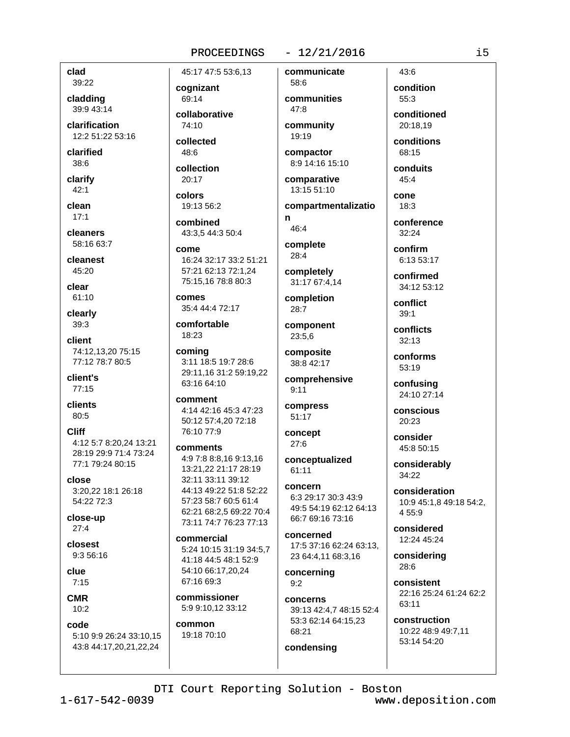**clad**
39:22

**cladding**
39:9 43:14

**clarification**
12:2 51:22 53:16

**clarified**
38:6

**clarify**
42:1

**clean**
17:1

**cleaners**
58:16 63:7

**cleanest**
45:20

**clear**
61:10

**clearly**
39:3

**client**
74:12,13,20 75:15 77:12 78:7 80:5

**client's**
77:15

**clients**
80:5

**Cliff**
4:12 5:7 8:20,24 13:21 28:19 29:9 71:4 73:24 77:1 79:24 80:15

**close**
3:20,22 18:1 26:18 54:22 72:3

**close-up**
27:4

**closest**
9:3 56:16

**clue**
7:15

**CMR**
10:2

**code**
5:10 9:9 26:24 33:10,15 43:8 44:17,20,21,22,24 45:17 47:5 53:6,13

**cognizant**
69:14

**collaborative**
74:10

**collected**
48:6

**collection**
20:17

**colors**
19:13 56:2

**combined**
43:3,5 44:3 50:4

**come**
16:24 32:17 33:2 51:21 57:21 62:13 72:1,24 75:15,16 78:8 80:3

**comes**
35:4 44:4 72:17

**comfortable**
18:23

**coming**
3:11 18:5 19:7 28:6 29:11,16 31:2 59:19,22 63:16 64:10

**comment**
4:14 42:16 45:3 47:23 50:12 57:4,20 72:18 76:10 77:9

**comments**
4:9 7:8 8:8,16 9:13,16 13:21,22 21:17 28:19 32:11 33:11 39:12 44:13 49:22 51:8 52:22 57:23 58:7 60:5 61:4 62:21 68:2,5 69:22 70:4 73:11 74:7 76:23 77:13

**commercial**
5:24 10:15 31:19 34:5,7 41:18 44:5 48:1 52:9 54:10 66:17,20,24 67:16 69:3

**commissioner**
5:9 9:10,12 33:12

**common**
19:18 70:10

**communicate**
58:6

**communities**
47:8

**community**
19:19

**compactor**
8:9 14:16 15:10

**comparative**
13:15 51:10

**compartmentalization**
46:4

**complete**
28:4

**completely**
31:17 67:4,14

**completion**
28:7

**component**
23:5,6

**composite**
38:8 42:17

**comprehensive**
9:11

**compress**
51:17

**concept**
27:6

**conceptualized**
61:11

**concern**
6:3 29:17 30:3 43:9 49:5 54:19 62:12 64:13 66:7 69:16 73:16

**concerned**
17:5 37:16 62:24 63:13,23 64:4,11 68:3,16

**concerning**
9:2

**concerns**
39:13 42:4,7 48:15 52:4 53:3 62:14 64:15,23 68:21

**condensing**
43:6

**condition**
55:3

**conditioned**
20:18,19

**conditions**
68:15

**conduits**
45:4

**cone**
18:3

**conference**
32:24

**confirm**
6:13 53:17

**confirmed**
34:12 53:12

**conflict**
39:1

**conflicts**
32:13

**conforms**
53:19

**confusing**
24:10 27:14

**conscious**
20:23

**consider**
45:8 50:15

**considerably**
34:22

**consideration**
10:9 45:1,8 49:18 54:2,4 55:9

**considered**
12:24 45:24

**considering**
28:6

**consistent**
22:16 25:24 61:24 62:2 63:11

**construction**
10:22 48:9 49:7,11 53:14 54:20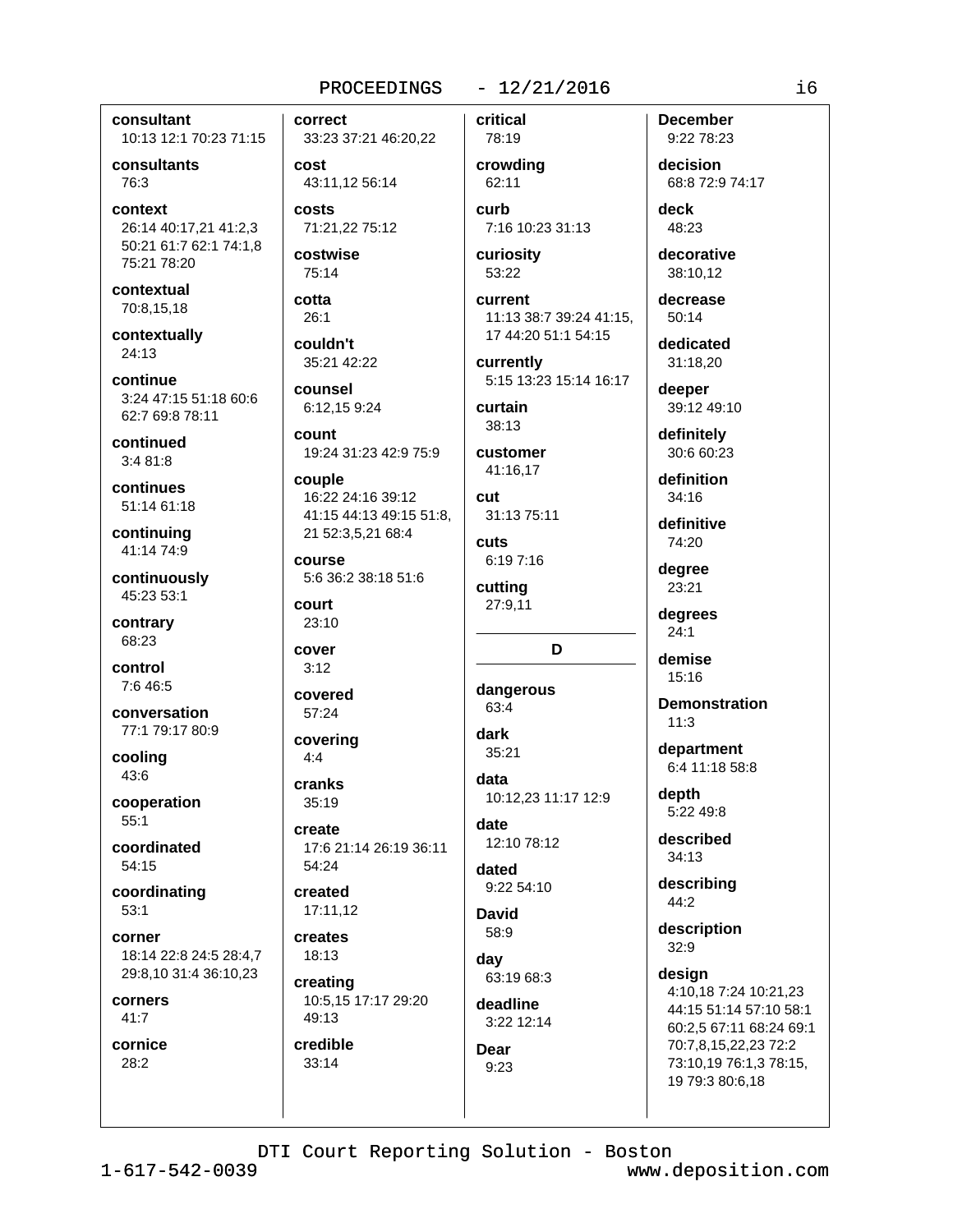**consultant**
10:13 12:1 70:23 71:15

**consultants**
76:3

**context**
26:14 40:17,21 41:2,3 50:21 61:7 62:1 74:1,8 75:21 78:20

**contextual**
70:8,15,18

**contextually**
24:13

**continue**
3:24 47:15 51:18 60:6 62:7 69:8 78:11

**continued**
3:4 81:8

**continues**
51:14 61:18

**continuing**
41:14 74:9

**continuously**
45:23 53:1

**contrary**
68:23

**control**
7:6 46:5

**conversation**
77:1 79:17 80:9

**cooling**
43:6

**cooperation**
55:1

**coordinated**
54:15

**coordinating**
53:1

**corner**
18:14 22:8 24:5 28:4,7 29:8,10 31:4 36:10,23

**corners**
41:7

**cornice**
28:2

**correct**
33:23 37:21 46:20,22

**cost**
43:11,12 56:14

**costs**
71:21,22 75:12

**costwise**
75:14

**cotta**
26:1

**couldn't**
35:21 42:22

**counsel**
6:12,15 9:24

**count**
19:24 31:23 42:9 75:9

**couple**
16:22 24:16 39:12 41:15 44:13 49:15 51:8, 21 52:3,5,21 68:4

**course**
5:6 36:2 38:18 51:6

**court**
23:10

**cover**
3:12

**covered**
57:24

**covering**
4:4

**cranks**
35:19

**create**
17:6 21:14 26:19 36:11 54:24

**created**
17:11,12

**creates**
18:13

**creating**
10:5,15 17:17 29:20 49:13

**credible**
33:14

**critical**
78:19

**crowding**
62:11

**curb**
7:16 10:23 31:13

**curiosity**
53:22

**current**
11:13 38:7 39:24 41:15, 17 44:20 51:1 54:15

**currently**
5:15 13:23 15:14 16:17

**curtain**
38:13

**customer**
41:16,17

**cut**
31:13 75:11

**cuts**
6:19 7:16

**cutting**
27:9,11

## D

**dangerous**
63:4

**dark**
35:21

**data**
10:12,23 11:17 12:9

**date**
12:10 78:12

**dated**
9:22 54:10

**David**
58:9

**day**
63:19 68:3

**deadline**
3:22 12:14

**Dear**
9:23

**December**
9:22 78:23

**decision**
68:8 72:9 74:17

**deck**
48:23

**decorative**
38:10,12

**decrease**
50:14

**dedicated**
31:18,20

**deeper**
39:12 49:10

**definitely**
30:6 60:23

**definition**
34:16

**definitive**
74:20

**degree**
23:21

**degrees**
24:1

**demise**
15:16

**Demonstration**
11:3

**department**
6:4 11:18 58:8

**depth**
5:22 49:8

**described**
34:13

**describing**
44:2

**description**
32:9

**design**
4:10,18 7:24 10:21,23 44:15 51:14 57:10 58:1 60:2,5 67:11 68:24 69:1 70:7,8,15,22,23 72:2 73:10,19 76:1,3 78:15, 19 79:3 80:6,18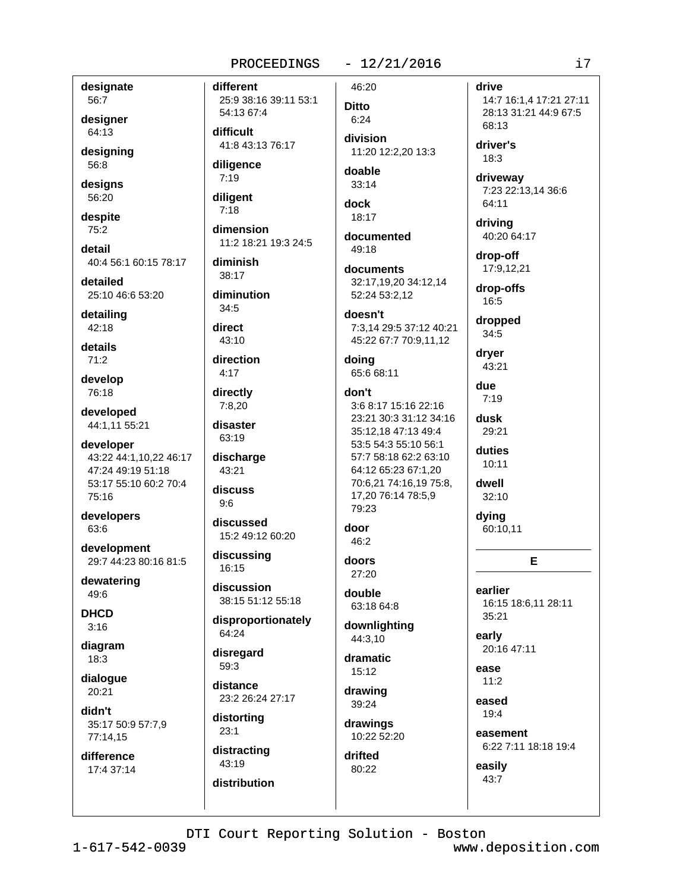**designate**
56:7

**designer**
64:13

**designing**
56:8

**designs**
56:20

**despite**
75:2

**detail**
40:4 56:1 60:15 78:17

**detailed**
25:10 46:6 53:20

**detailing**
42:18

**details**
71:2

**develop**
76:18

**developed**
44:1,11 55:21

**developer**
43:22 44:1,10,22 46:17 47:24 49:19 51:18 53:17 55:10 60:2 70:4 75:16

**developers**
63:6

**development**
29:7 44:23 80:16 81:5

**dewatering**
49:6

**DHCD**
3:16

**diagram**
18:3

**dialogue**
20:21

**didn't**
35:17 50:9 57:7,9 77:14,15

**difference**
17:4 37:14

**different**
25:9 38:16 39:11 53:1 54:13 67:4

**difficult**
41:8 43:13 76:17

**diligence**
7:19

**diligent**
7:18

**dimension**
11:2 18:21 19:3 24:5

**diminish**
38:17

**diminution**
34:5

**direct**
43:10

**direction**
4:17

**directly**
7:8,20

**disaster**
63:19

**discharge**
43:21

**discuss**
9:6

**discussed**
15:2 49:12 60:20

**discussing**
16:15

**discussion**
38:15 51:12 55:18

**disproportionately**
64:24

**disregard**
59:3

**distance**
23:2 26:24 27:17

**distorting**
23:1

**distracting**
43:19

**distribution**
46:20

**Ditto**
6:24

**division**
11:20 12:2,20 13:3

**doable**
33:14

**dock**
18:17

**documented**
49:18

**documents**
32:17,19,20 34:12,14 52:24 53:2,12

**doesn't**
7:3,14 29:5 37:12 40:21 45:22 67:7 70:9,11,12

**doing**
65:6 68:11

**don't**
3:6 8:17 15:16 22:16 23:21 30:3 31:12 34:16 35:12,18 47:13 49:4 53:5 54:3 55:10 56:1 57:7 58:18 62:2 63:10 64:12 65:23 67:1,20 70:6,21 74:16,19 75:8, 17,20 76:14 78:5,9 79:23

**door**
46:2

**doors**
27:20

**double**
63:18 64:8

**downlighting**
44:3,10

**dramatic**
15:12

**drawing**
39:24

**drawings**
10:22 52:20

**drifted**
80:22

**drive**
14:7 16:1,4 17:21 27:11 28:13 31:21 44:9 67:5 68:13

**driver's**
18:3

**driveway**
7:23 22:13,14 36:6 64:11

**driving**
40:20 64:17

**drop-off**
17:9,12,21

**drop-offs**
16:5

**dropped**
34:5

**dryer**
43:21

**due**
7:19

**dusk**
29:21

**duties**
10:11

**dwell**
32:10

**dying**
60:10,11

## E

**earlier**
16:15 18:6,11 28:11 35:21

**early**
20:16 47:11

**ease**
11:2

**eased**
19:4

**easement**
6:22 7:11 18:18 19:4

**easily**
43:7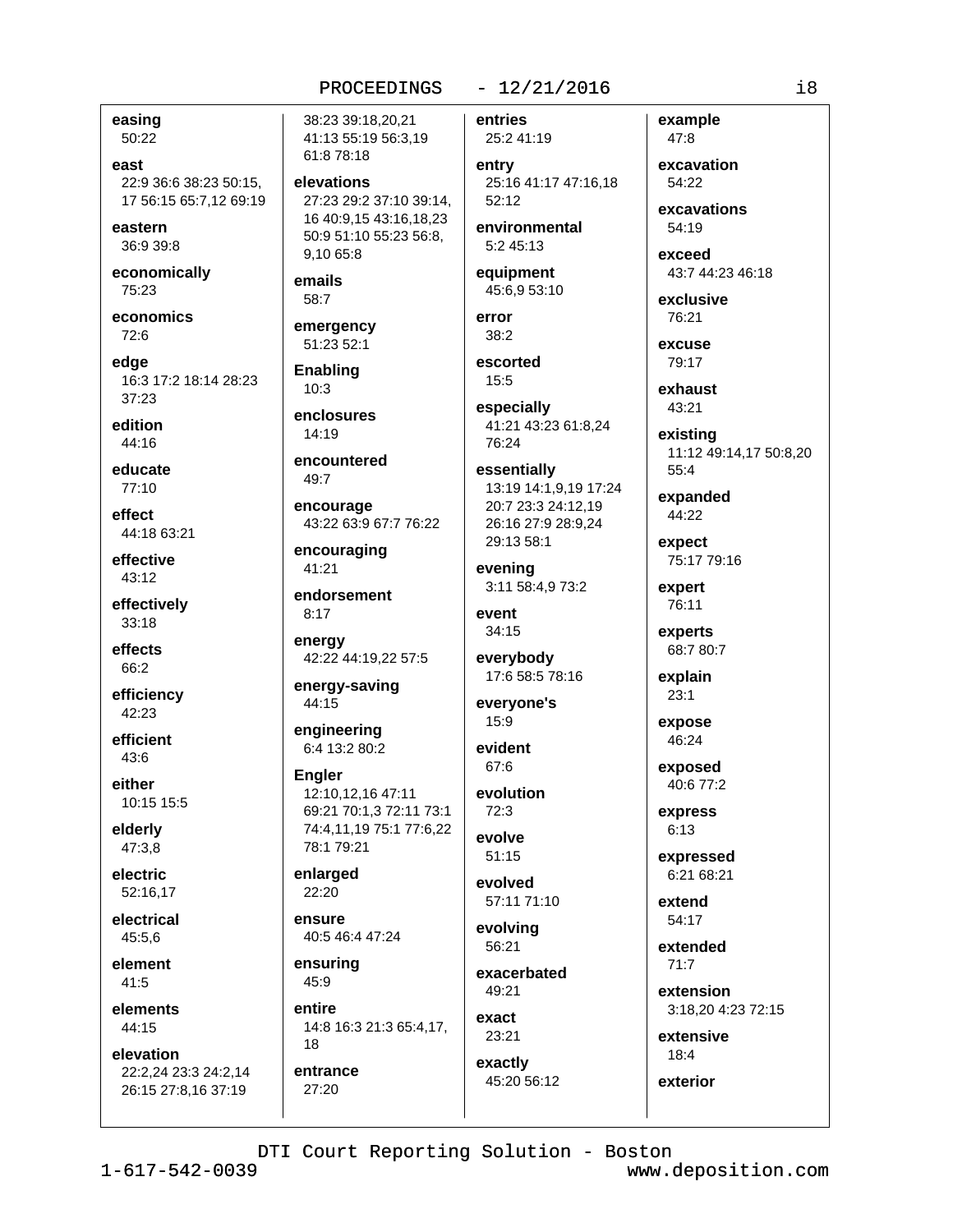**easing**
50:22

**east**
22:9 36:6 38:23 50:15, 17 56:15 65:7,12 69:19

**eastern**
36:9 39:8

**economically**
75:23

**economics**
72:6

**edge**
16:3 17:2 18:14 28:23 37:23

**edition**
44:16

**educate**
77:10

**effect**
44:18 63:21

**effective**
43:12

**effectively**
33:18

**effects**
66:2

**efficiency**
42:23

**efficient**
43:6

**either**
10:15 15:5

**elderly**
47:3,8

**electric**
52:16,17

**electrical**
45:5,6

**element**
41:5

**elements**
44:15

**elevation**
22:2,24 23:3 24:2,14 26:15 27:8,16 37:19 38:23 39:18,20,21 41:13 55:19 56:3,19 61:8 78:18

**elevations**
27:23 29:2 37:10 39:14, 16 40:9,15 43:16,18,23 50:9 51:10 55:23 56:8, 9,10 65:8

**emails**
58:7

**emergency**
51:23 52:1

**Enabling**
10:3

**enclosures**
14:19

**encountered**
49:7

**encourage**
43:22 63:9 67:7 76:22

**encouraging**
41:21

**endorsement**
8:17

**energy**
42:22 44:19,22 57:5

**energy-saving**
44:15

**engineering**
6:4 13:2 80:2

**Engler**
12:10,12,16 47:11 69:21 70:1,3 72:11 73:1 74:4,11,19 75:1 77:6,22 78:1 79:21

**enlarged**
22:20

**ensure**
40:5 46:4 47:24

**ensuring**
45:9

**entire**
14:8 16:3 21:3 65:4,17, 18

**entrance**
27:20

**entries**
25:2 41:19

**entry**
25:16 41:17 47:16,18 52:12

**environmental**
5:2 45:13

**equipment**
45:6,9 53:10

**error**
38:2

**escorted**
15:5

**especially**
41:21 43:23 61:8,24 76:24

**essentially**
13:19 14:1,9,19 17:24 20:7 23:3 24:12,19 26:16 27:9 28:9,24 29:13 58:1

**evening**
3:11 58:4,9 73:2

**event**
34:15

**everybody**
17:6 58:5 78:16

**everyone's**
15:9

**evident**
67:6

**evolution**
72:3

**evolve**
51:15

**evolved**
57:11 71:10

**evolving**
56:21

**exacerbated**
49:21

**exact**
23:21

**exactly**
45:20 56:12

**example**
47:8

**excavation**
54:22

**excavations**
54:19

**exceed**
43:7 44:23 46:18

**exclusive**
76:21

**excuse**
79:17

**exhaust**
43:21

**existing**
11:12 49:14,17 50:8,20 55:4

**expanded**
44:22

**expect**
75:17 79:16

**expert**
76:11

**experts**
68:7 80:7

**explain**
23:1

**expose**
46:24

**exposed**
40:6 77:2

**express**
6:13

**expressed**
6:21 68:21

**extend**
54:17

**extended**
71:7

**extension**
3:18,20 4:23 72:15

**extensive**
18:4

**exterior**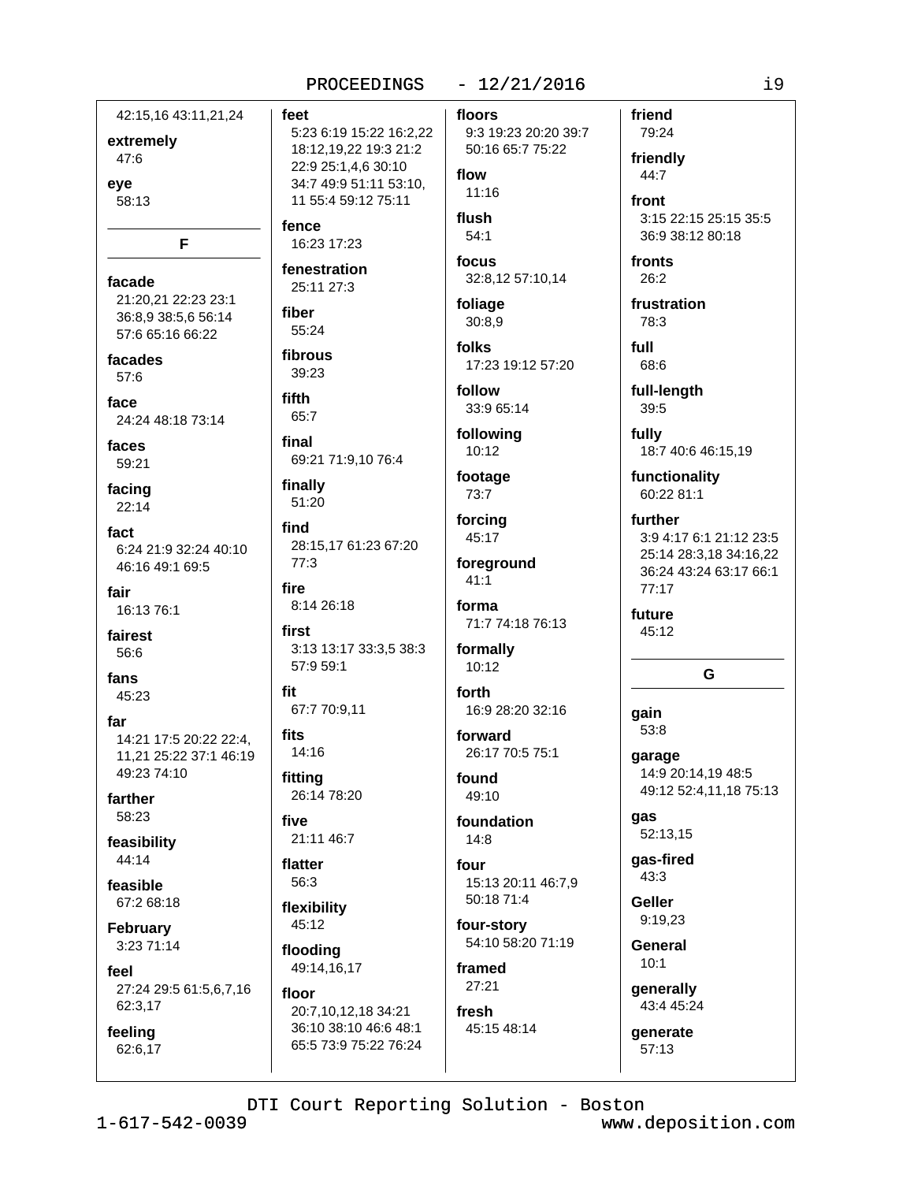42:15,16 43:11,21,24

**extremely**
47:6

**eye**
58:13

## F

**facade**
21:20,21 22:23 23:1 36:8,9 38:5,6 56:14 57:6 65:16 66:22

**facades**
57:6

**face**
24:24 48:18 73:14

**faces**
59:21

**facing**
22:14

**fact**
6:24 21:9 32:24 40:10 46:16 49:1 69:5

**fair**
16:13 76:1

**fairest**
56:6

**fans**
45:23

**far**
14:21 17:5 20:22 22:4, 11,21 25:22 37:1 46:19 49:23 74:10

**farther**
58:23

**feasibility**
44:14

**feasible**
67:2 68:18

**February**
3:23 71:14

**feel**
27:24 29:5 61:5,6,7,16 62:3,17

**feeling**
62:6,17

**feet**
5:23 6:19 15:22 16:2,22 18:12,19,22 19:3 21:2 22:9 25:1,4,6 30:10 34:7 49:9 51:11 53:10, 11 55:4 59:12 75:11

**fence**
16:23 17:23

**fenestration**
25:11 27:3

**fiber**
55:24

**fibrous**
39:23

**fifth**
65:7

**final**
69:21 71:9,10 76:4

**finally**
51:20

**find**
28:15,17 61:23 67:20 77:3

**fire**
8:14 26:18

**first**
3:13 13:17 33:3,5 38:3 57:9 59:1

**fit**
67:7 70:9,11

**fits**
14:16

**fitting**
26:14 78:20

**five**
21:11 46:7

**flatter**
56:3

**flexibility**
45:12

**flooding**
49:14,16,17

**floor**
20:7,10,12,18 34:21 36:10 38:10 46:6 48:1 65:5 73:9 75:22 76:24

**floors**
9:3 19:23 20:20 39:7 50:16 65:7 75:22

**flow**
11:16

**flush**
54:1

**focus**
32:8,12 57:10,14

**foliage**
30:8,9

**folks**
17:23 19:12 57:20

**follow**
33:9 65:14

**following**
10:12

**footage**
73:7

**forcing**
45:17

**foreground**
41:1

**forma**
71:7 74:18 76:13

**formally**
10:12

**forth**
16:9 28:20 32:16

**forward**
26:17 70:5 75:1

**found**
49:10

**foundation**
14:8

**four**
15:13 20:11 46:7,9 50:18 71:4

**four-story**
54:10 58:20 71:19

**framed**
27:21

**fresh**
45:15 48:14

**friend**
79:24

**friendly**
44:7

**front**
3:15 22:15 25:15 35:5 36:9 38:12 80:18

**fronts**
26:2

**frustration**
78:3

**full**
68:6

**full-length**
39:5

**fully**
18:7 40:6 46:15,19

**functionality**
60:22 81:1

**further**
3:9 4:17 6:1 21:12 23:5 25:14 28:3,18 34:16,22 36:24 43:24 63:17 66:1 77:17

**future**
45:12

## G

**gain**
53:8

**garage**
14:9 20:14,19 48:5 49:12 52:4,11,18 75:13

**gas**
52:13,15

**gas-fired**
43:3

**Geller**
9:19,23

**General**
10:1

**generally**
43:4 45:24

**generate**
57:13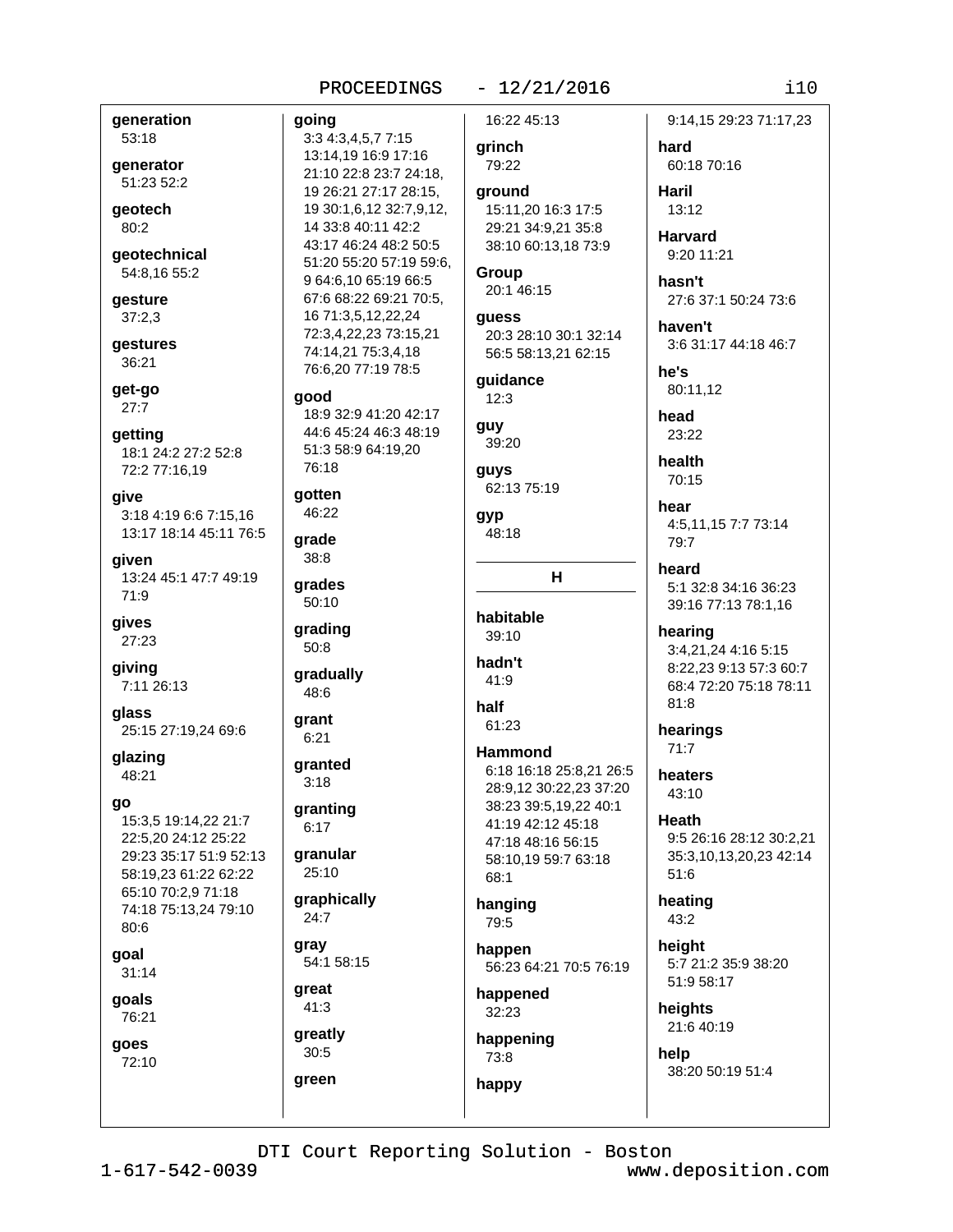**generation**
53:18

**generator**
51:23 52:2

**geotech**
80:2

**geotechnical**
54:8,16 55:2

**gesture**
37:2,3

**gestures**
36:21

**get-go**
27:7

**getting**
18:1 24:2 27:2 52:8 72:2 77:16,19

**give**
3:18 4:19 6:6 7:15,16 13:17 18:14 45:11 76:5

**given**
13:24 45:1 47:7 49:19 71:9

**gives**
27:23

**giving**
7:11 26:13

**glass**
25:15 27:19,24 69:6

**glazing**
48:21

**go**
15:3,5 19:14,22 21:7 22:5,20 24:12 25:22 29:23 35:17 51:9 52:13 58:19,23 61:22 62:22 65:10 70:2,9 71:18 74:18 75:13,24 79:10 80:6

**goal**
31:14

**goals**
76:21

**goes**
72:10

**going**
3:3 4:3,4,5,7 7:15 13:14,19 16:9 17:16 21:10 22:8 23:7 24:18, 19 26:21 27:17 28:15, 19 30:1,6,12 32:7,9,12, 14 33:8 40:11 42:2 43:17 46:24 48:2 50:5 51:20 55:20 57:19 59:6, 9 64:6,10 65:19 66:5 67:6 68:22 69:21 70:5, 16 71:3,5,12,22,24 72:3,4,22,23 73:15,21 74:14,21 75:3,4,18 76:6,20 77:19 78:5

**good**
18:9 32:9 41:20 42:17 44:6 45:24 46:3 48:19 51:3 58:9 64:19,20 76:18

**gotten**
46:22

**grade**
38:8

**grades**
50:10

**grading**
50:8

**gradually**
48:6

**grant**
6:21

**granted**
3:18

**granting**
6:17

**granular**
25:10

**graphically**
24:7

**gray**
54:1 58:15

**great**
41:3

**greatly**
30:5

**green**
16:22 45:13

**grinch**
79:22

**ground**
15:11,20 16:3 17:5 29:21 34:9,21 35:8 38:10 60:13,18 73:9

**Group**
20:1 46:15

**guess**
20:3 28:10 30:1 32:14 56:5 58:13,21 62:15

**guidance**
12:3

**guy**
39:20

**guys**
62:13 75:19

**gyp**
48:18

## H

**habitable**
39:10

**hadn't**
41:9

**half**
61:23

**Hammond**
6:18 16:18 25:8,21 26:5 28:9,12 30:22,23 37:20 38:23 39:5,19,22 40:1 41:19 42:12 45:18 47:18 48:16 56:15 58:10,19 59:7 63:18 68:1

**hanging**
79:5

**happen**
56:23 64:21 70:5 76:19

**happened**
32:23

**happening**
73:8

**happy**
9:14,15 29:23 71:17,23

**hard**
60:18 70:16

**Haril**
13:12

**Harvard**
9:20 11:21

**hasn't**
27:6 37:1 50:24 73:6

**haven't**
3:6 31:17 44:18 46:7

**he's**
80:11,12

**head**
23:22

**health**
70:15

**hear**
4:5,11,15 7:7 73:14 79:7

**heard**
5:1 32:8 34:16 36:23 39:16 77:13 78:1,16

**hearing**
3:4,21,24 4:16 5:15 8:22,23 9:13 57:3 60:7 68:4 72:20 75:18 78:11 81:8

**hearings**
71:7

**heaters**
43:10

**Heath**
9:5 26:16 28:12 30:2,21 35:3,10,13,20,23 42:14 51:6

**heating**
43:2

**height**
5:7 21:2 35:9 38:20 51:9 58:17

**heights**
21:6 40:19

**help**
38:20 50:19 51:4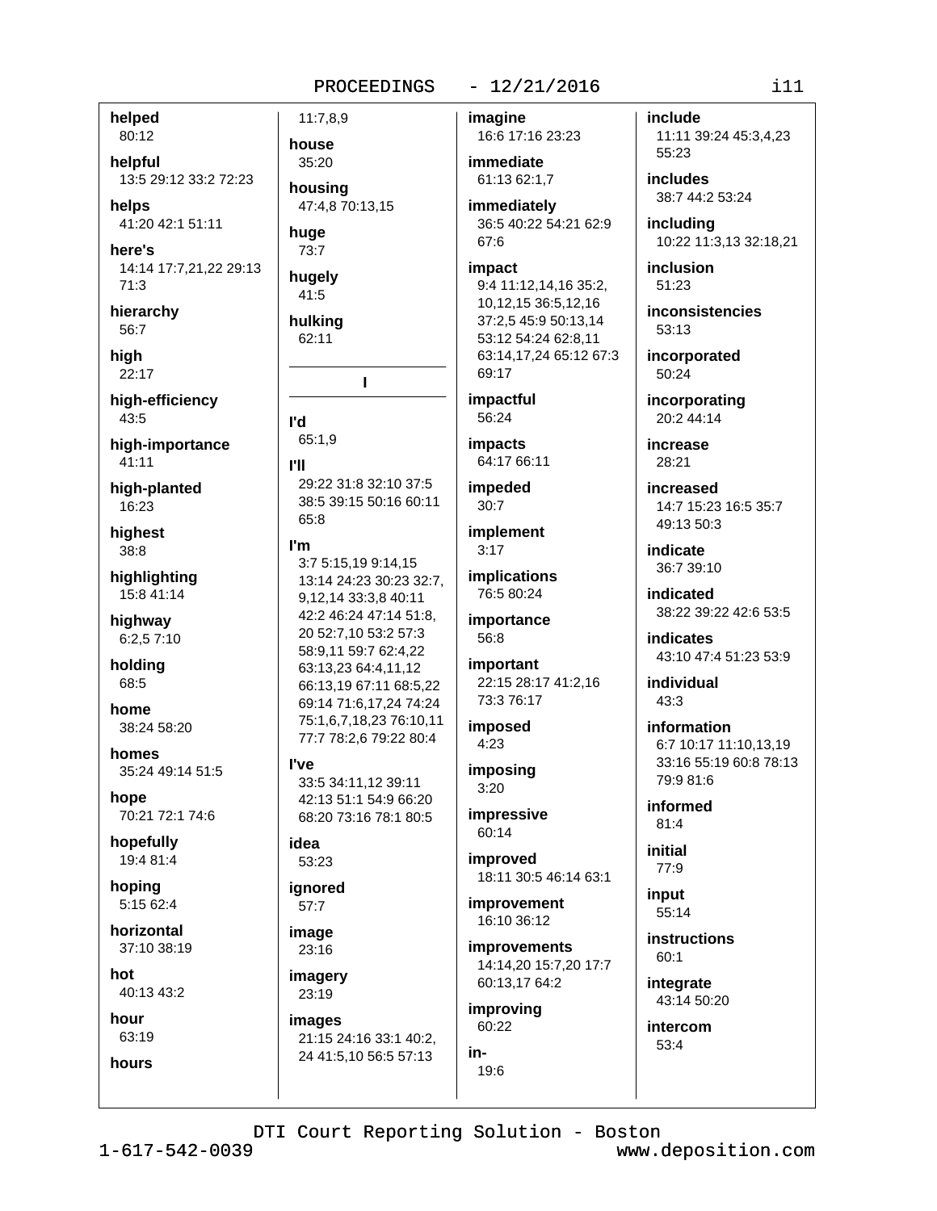**helped**
80:12

**helpful**
13:5 29:12 33:2 72:23

**helps**
41:20 42:1 51:11

**here's**
14:14 17:7,21,22 29:13 71:3

**hierarchy**
56:7

**high**
22:17

**high-efficiency**
43:5

**high-importance**
41:11

**high-planted**
16:23

**highest**
38:8

**highlighting**
15:8 41:14

**highway**
6:2,5 7:10

**holding**
68:5

**home**
38:24 58:20

**homes**
35:24 49:14 51:5

**hope**
70:21 72:1 74:6

**hopefully**
19:4 81:4

**hoping**
5:15 62:4

**horizontal**
37:10 38:19

**hot**
40:13 43:2

**hour**
63:19

**hours**
11:7,8,9

**house**
35:20

**housing**
47:4,8 70:13,15

**huge**
73:7

**hugely**
41:5

**hulking**
62:11

## I

**I'd**
65:1,9

**I'll**
29:22 31:8 32:10 37:5 38:5 39:15 50:16 60:11 65:8

**I'm**
3:7 5:15,19 9:14,15 13:14 24:23 30:23 32:7, 9,12,14 33:3,8 40:11 42:2 46:24 47:14 51:8, 20 52:7,10 53:2 57:3 58:9,11 59:7 62:4,22 63:13,23 64:4,11,12 66:13,19 67:11 68:5,22 69:14 71:6,17,24 74:24 75:1,6,7,18,23 76:10,11 77:7 78:2,6 79:22 80:4

**I've**
33:5 34:11,12 39:11 42:13 51:1 54:9 66:20 68:20 73:16 78:1 80:5

**idea**
53:23

**ignored**
57:7

**image**
23:16

**imagery**
23:19

**images**
21:15 24:16 33:1 40:2, 24 41:5,10 56:5 57:13

**imagine**
16:6 17:16 23:23

**immediate**
61:13 62:1,7

**immediately**
36:5 40:22 54:21 62:9 67:6

**impact**
9:4 11:12,14,16 35:2, 10,12,15 36:5,12,16 37:2,5 45:9 50:13,14 53:12 54:24 62:8,11 63:14,17,24 65:12 67:3 69:17

**impactful**
56:24

**impacts**
64:17 66:11

**impeded**
30:7

**implement**
3:17

**implications**
76:5 80:24

**importance**
56:8

**important**
22:15 28:17 41:2,16 73:3 76:17

**imposed**
4:23

**imposing**
3:20

**impressive**
60:14

**improved**
18:11 30:5 46:14 63:1

**improvement**
16:10 36:12

**improvements**
14:14,20 15:7,20 17:7 60:13,17 64:2

**improving**
60:22

**in-**
19:6

**include**
11:11 39:24 45:3,4,23 55:23

**includes**
38:7 44:2 53:24

**including**
10:22 11:3,13 32:18,21

**inclusion**
51:23

**inconsistencies**
53:13

**incorporated**
50:24

**incorporating**
20:2 44:14

**increase**
28:21

**increased**
14:7 15:23 16:5 35:7 49:13 50:3

**indicate**
36:7 39:10

**indicated**
38:22 39:22 42:6 53:5

**indicates**
43:10 47:4 51:23 53:9

**individual**
43:3

**information**
6:7 10:17 11:10,13,19 33:16 55:19 60:8 78:13 79:9 81:6

**informed**
81:4

**initial**
77:9

**input**
55:14

**instructions**
60:1

**integrate**
43:14 50:20

**intercom**
53:4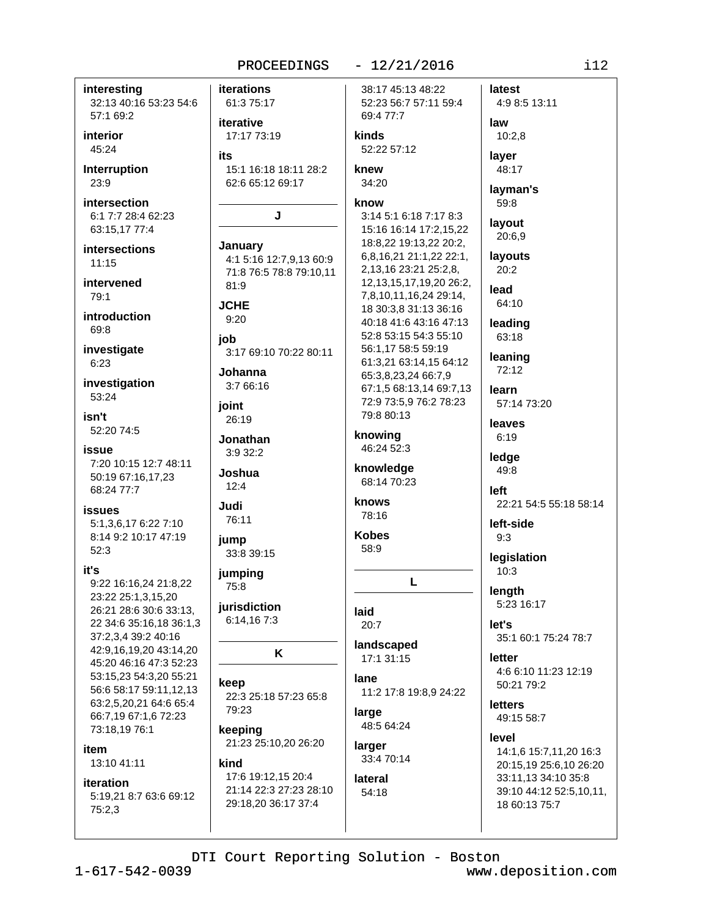**interesting**
32:13 40:16 53:23 54:6 57:1 69:2

**interior**
45:24

**Interruption**
23:9

**intersection**
6:1 7:7 28:4 62:23 63:15,17 77:4

**intersections**
11:15

**intervened**
79:1

**introduction**
69:8

**investigate**
6:23

**investigation**
53:24

**isn't**
52:20 74:5

**issue**
7:20 10:15 12:7 48:11 50:19 67:16,17,23 68:24 77:7

**issues**
5:1,3,6,17 6:22 7:10 8:14 9:2 10:17 47:19 52:3

**it's**
9:22 16:16,24 21:8,22 23:22 25:1,3,15,20 26:21 28:6 30:6 33:13, 22 34:6 35:16,18 36:1,3 37:2,3,4 39:2 40:16 42:9,16,19,20 43:14,20 45:20 46:16 47:3 52:23 53:15,23 54:3,20 55:21 56:6 58:17 59:11,12,13 63:2,5,20,21 64:6 65:4 66:7,19 67:1,6 72:23 73:18,19 76:1

**item**
13:10 41:11

**iteration**
5:19,21 8:7 63:6 69:12 75:2,3

**iterations**
61:3 75:17

**iterative**
17:17 73:19

**its**
15:1 16:18 18:11 28:2 62:6 65:12 69:17

## J

**January**
4:1 5:16 12:7,9,13 60:9 71:8 76:5 78:8 79:10,11 81:9

**JCHE**
9:20

**job**
3:17 69:10 70:22 80:11

**Johanna**
3:7 66:16

**joint**
26:19

**Jonathan**
3:9 32:2

**Joshua**
12:4

**Judi**
76:11

**jump**
33:8 39:15

**jumping**
75:8

**jurisdiction**
6:14,16 7:3

## K

**keep**
22:3 25:18 57:23 65:8 79:23

**keeping**
21:23 25:10,20 26:20

**kind**
17:6 19:12,15 20:4 21:14 22:3 27:23 28:10 29:18,20 36:17 37:4 38:17 45:13 48:22 52:23 56:7 57:11 59:4 69:4 77:7

**kinds**
52:22 57:12

**knew**
34:20

**know**
3:14 5:1 6:18 7:17 8:3 15:16 16:14 17:2,15,22 18:8,22 19:13,22 20:2, 6,8,16,21 21:1,22 22:1, 2,13,16 23:21 25:2,8, 12,13,15,17,19,20 26:2, 7,8,10,11,16,24 29:14, 18 30:3,8 31:13 36:16 40:18 41:6 43:16 47:13 52:8 53:15 54:3 55:10 56:1,17 58:5 59:19 61:3,21 63:14,15 64:12 65:3,8,23,24 66:7,9 67:1,5 68:13,14 69:7,13 72:9 73:5,9 76:2 78:23 79:8 80:13

**knowing**
46:24 52:3

**knowledge**
68:14 70:23

**knows**
78:16

**Kobes**
58:9

## L

**laid**
20:7

**landscaped**
17:1 31:15

**lane**
11:2 17:8 19:8,9 24:22

**large**
48:5 64:24

**larger**
33:4 70:14

**lateral**
54:18

**latest**
4:9 8:5 13:11

**law**
10:2,8

**layer**
48:17

**layman's**
59:8

**layout**
20:6,9

**layouts**
20:2

**lead**
64:10

**leading**
63:18

**leaning**
72:12

**learn**
57:14 73:20

**leaves**
6:19

**ledge**
49:8

**left**
22:21 54:5 55:18 58:14

**left-side**
9:3

**legislation**
10:3

**length**
5:23 16:17

**let's**
35:1 60:1 75:24 78:7

**letter**
4:6 6:10 11:23 12:19 50:21 79:2

**letters**
49:15 58:7

**level**
14:1,6 15:7,11,20 16:3 20:15,19 25:6,10 26:20 33:11,13 34:10 35:8 39:10 44:12 52:5,10,11, 18 60:13 75:7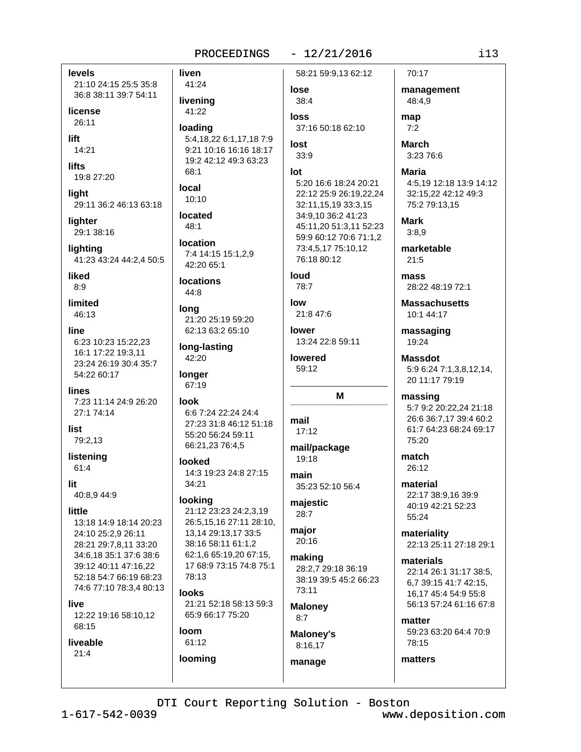**levels**
21:10 24:15 25:5 35:8 36:8 38:11 39:7 54:11

**license**
26:11

**lift**
14:21

**lifts**
19:8 27:20

**light**
29:11 36:2 46:13 63:18

**lighter**
29:1 38:16

**lighting**
41:23 43:24 44:2,4 50:5

**liked**
8:9

**limited**
46:13

**line**
6:23 10:23 15:22,23 16:1 17:22 19:3,11 23:24 26:19 30:4 35:7 54:22 60:17

**lines**
7:23 11:14 24:9 26:20 27:1 74:14

**list**
79:2,13

**listening**
61:4

**lit**
40:8,9 44:9

**little**
13:18 14:9 18:14 20:23 24:10 25:2,9 26:11 28:21 29:7,8,11 33:20 34:6,18 35:1 37:6 38:6 39:12 40:11 47:16,22 52:18 54:7 66:19 68:23 74:6 77:10 78:3,4 80:13

**live**
12:22 19:16 58:10,12 68:15

**liveable**
21:4

**liven**
41:24

**livening**
41:22

**loading**
5:4,18,22 6:1,17,18 7:9 9:21 10:16 16:16 18:17 19:2 42:12 49:3 63:23 68:1

**local**
10:10

**located**
48:1

**location**
7:4 14:15 15:1,2,9 42:20 65:1

**locations**
44:8

**long**
21:20 25:19 59:20 62:13 63:2 65:10

**long-lasting**
42:20

**longer**
67:19

**look**
6:6 7:24 22:24 24:4 27:23 31:8 46:12 51:18 55:20 56:24 59:11 66:21,23 76:4,5

**looked**
14:3 19:23 24:8 27:15 34:21

**looking**
21:12 23:23 24:2,3,19 26:5,15,16 27:11 28:10, 13,14 29:13,17 33:5 38:16 58:11 61:1,2 62:1,6 65:19,20 67:15, 17 68:9 73:15 74:8 75:1 78:13

**looks**
21:21 52:18 58:13 59:3 65:9 66:17 75:20

**loom**
61:12

**looming**
58:21 59:9,13 62:12

**lose**
38:4

**loss**
37:16 50:18 62:10

**lost**
33:9

**lot**
5:20 16:6 18:24 20:21 22:12 25:9 26:19,22,24 32:11,15,19 33:3,15 34:9,10 36:2 41:23 45:11,20 51:3,11 52:23 59:9 60:12 70:6 71:1,2 73:4,5,17 75:10,12 76:18 80:12

**loud**
78:7

**low**
21:8 47:6

**lower**
13:24 22:8 59:11

**lowered**
59:12

## M

**mail**
17:12

**mail/package**
19:18

**main**
35:23 52:10 56:4

**majestic**
28:7

**major**
20:16

**making**
28:2,7 29:18 36:19 38:19 39:5 45:2 66:23 73:11

**Maloney**
8:7

**Maloney's**
8:16,17

**manage**
70:17

**management**
48:4,9

**map**
7:2

**March**
3:23 76:6

**Maria**
4:5,19 12:18 13:9 14:12 32:15,22 42:12 49:3 75:2 79:13,15

**Mark**
3:8,9

**marketable**
21:5

**mass**
28:22 48:19 72:1

**Massachusetts**
10:1 44:17

**massaging**
19:24

**Massdot**
5:9 6:24 7:1,3,8,12,14, 20 11:17 79:19

**massing**
5:7 9:2 20:22,24 21:18 26:6 36:7,17 39:4 60:2 61:7 64:23 68:24 69:17 75:20

**match**
26:12

**material**
22:17 38:9,16 39:9 40:19 42:21 52:23 55:24

**materiality**
22:13 25:11 27:18 29:1

**materials**
22:14 26:1 31:17 38:5, 6,7 39:15 41:7 42:15, 16,17 45:4 54:9 55:8 56:13 57:24 61:16 67:8

**matter**
59:23 63:20 64:4 70:9 78:15

**matters**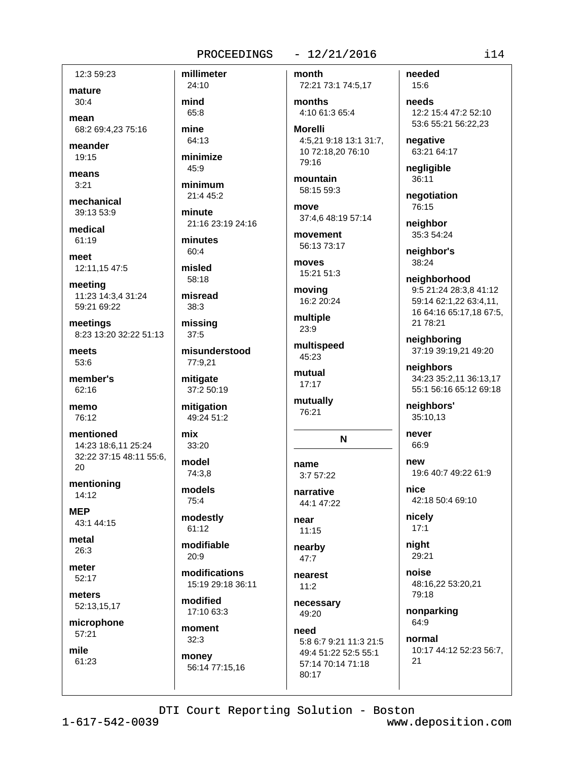12:3 59:23

**mature**
30:4

**mean**
68:2 69:4,23 75:16

**meander**
19:15

**means**
3:21

**mechanical**
39:13 53:9

**medical**
61:19

**meet**
12:11,15 47:5

**meeting**
11:23 14:3,4 31:24 59:21 69:22

**meetings**
8:23 13:20 32:22 51:13

**meets**
53:6

**member's**
62:16

**memo**
76:12

**mentioned**
14:23 18:6,11 25:24 32:22 37:15 48:11 55:6, 20

**mentioning**
14:12

**MEP**
43:1 44:15

**metal**
26:3

**meter**
52:17

**meters**
52:13,15,17

**microphone**
57:21

**mile**
61:23

**millimeter**
24:10

**mind**
65:8

**mine**
64:13

**minimize**
45:9

**minimum**
21:4 45:2

**minute**
21:16 23:19 24:16

**minutes**
60:4

**misled**
58:18

**misread**
38:3

**missing**
37:5

**misunderstood**
77:9,21

**mitigate**
37:2 50:19

**mitigation**
49:24 51:2

**mix**
33:20

**model**
74:3,8

**models**
75:4

**modestly**
61:12

**modifiable**
20:9

**modifications**
15:19 29:18 36:11

**modified**
17:10 63:3

**moment**
32:3

**money**
56:14 77:15,16

**month**
72:21 73:1 74:5,17

**months**
4:10 61:3 65:4

**Morelli**
4:5,21 9:18 13:1 31:7, 10 72:18,20 76:10 79:16

**mountain**
58:15 59:3

**move**
37:4,6 48:19 57:14

**movement**
56:13 73:17

**moves**
15:21 51:3

**moving**
16:2 20:24

**multiple**
23:9

**multispeed**
45:23

**mutual**
17:17

**mutually**
76:21

## N

**name**
3:7 57:22

**narrative**
44:1 47:22

**near**
11:15

**nearby**
47:7

**nearest**
11:2

**necessary**
49:20

**need**
5:8 6:7 9:21 11:3 21:5 49:4 51:22 52:5 55:1 57:14 70:14 71:18 80:17

**needed**
15:6

**needs**
12:2 15:4 47:2 52:10 53:6 55:21 56:22,23

**negative**
63:21 64:17

**negligible**
36:11

**negotiation**
76:15

**neighbor**
35:3 54:24

**neighbor's**
38:24

**neighborhood**
9:5 21:24 28:3,8 41:12 59:14 62:1,22 63:4,11, 16 64:16 65:17,18 67:5, 21 78:21

**neighboring**
37:19 39:19,21 49:20

**neighbors**
34:23 35:2,11 36:13,17 55:1 56:16 65:12 69:18

**neighbors'**
35:10,13

**never**
66:9

**new**
19:6 40:7 49:22 61:9

**nice**
42:18 50:4 69:10

**nicely**
17:1

**night**
29:21

**noise**
48:16,22 53:20,21 79:18

**nonparking**
64:9

**normal**
10:17 44:12 52:23 56:7, 21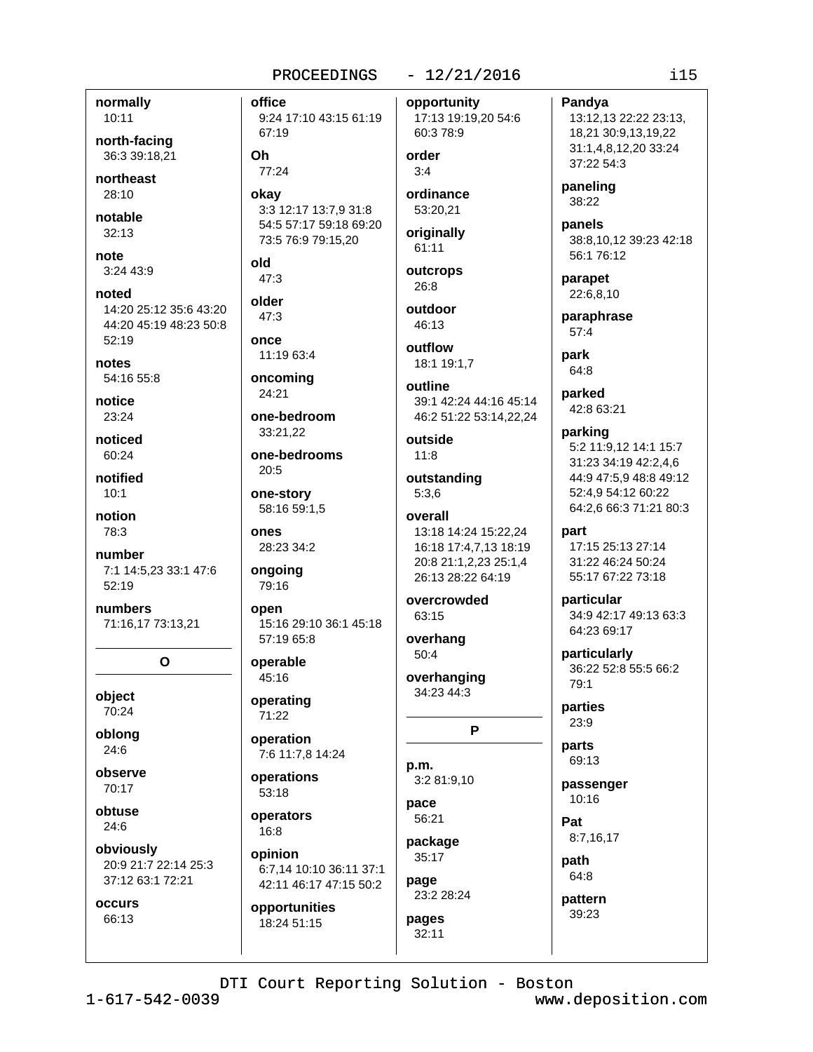**normally**
10:11

**north-facing**
36:3 39:18,21

**northeast**
28:10

**notable**
32:13

**note**
3:24 43:9

**noted**
14:20 25:12 35:6 43:20 44:20 45:19 48:23 50:8 52:19

**notes**
54:16 55:8

**notice**
23:24

**noticed**
60:24

**notified**
10:1

**notion**
78:3

**number**
7:1 14:5,23 33:1 47:6 52:19

**numbers**
71:16,17 73:13,21

## O

**object**
70:24

**oblong**
24:6

**observe**
70:17

**obtuse**
24:6

**obviously**
20:9 21:7 22:14 25:3 37:12 63:1 72:21

**occurs**
66:13

**office**
9:24 17:10 43:15 61:19 67:19

**Oh**
77:24

**okay**
3:3 12:17 13:7,9 31:8 54:5 57:17 59:18 69:20 73:5 76:9 79:15,20

**old**
47:3

**older**
47:3

**once**
11:19 63:4

**oncoming**
24:21

**one-bedroom**
33:21,22

**one-bedrooms**
20:5

**one-story**
58:16 59:1,5

**ones**
28:23 34:2

**ongoing**
79:16

**open**
15:16 29:10 36:1 45:18 57:19 65:8

**operable**
45:16

**operating**
71:22

**operation**
7:6 11:7,8 14:24

**operations**
53:18

**operators**
16:8

**opinion**
6:7,14 10:10 36:11 37:1 42:11 46:17 47:15 50:2

**opportunities**
18:24 51:15

**opportunity**
17:13 19:19,20 54:6 60:3 78:9

**order**
3:4

**ordinance**
53:20,21

**originally**
61:11

**outcrops**
26:8

**outdoor**
46:13

**outflow**
18:1 19:1,7

**outline**
39:1 42:24 44:16 45:14 46:2 51:22 53:14,22,24

**outside**
11:8

**outstanding**
5:3,6

**overall**
13:18 14:24 15:22,24 16:18 17:4,7,13 18:19 20:8 21:1,2,23 25:1,4 26:13 28:22 64:19

**overcrowded**
63:15

**overhang**
50:4

**overhanging**
34:23 44:3

## P

**p.m.**
3:2 81:9,10

**pace**
56:21

**package**
35:17

**page**
23:2 28:24

**pages**
32:11

**Pandya**
13:12,13 22:22 23:13, 18,21 30:9,13,19,22 31:1,4,8,12,20 33:24 37:22 54:3

**paneling**
38:22

**panels**
38:8,10,12 39:23 42:18 56:1 76:12

**parapet**
22:6,8,10

**paraphrase**
57:4

**park**
64:8

**parked**
42:8 63:21

**parking**
5:2 11:9,12 14:1 15:7 31:23 34:19 42:2,4,6 44:9 47:5,9 48:8 49:12 52:4,9 54:12 60:22 64:2,6 66:3 71:21 80:3

**part**
17:15 25:13 27:14 31:22 46:24 50:24 55:17 67:22 73:18

**particular**
34:9 42:17 49:13 63:3 64:23 69:17

**particularly**
36:22 52:8 55:5 66:2 79:1

**parties**
23:9

**parts**
69:13

**passenger**
10:16

**Pat**
8:7,16,17

**path**
64:8

**pattern**
39:23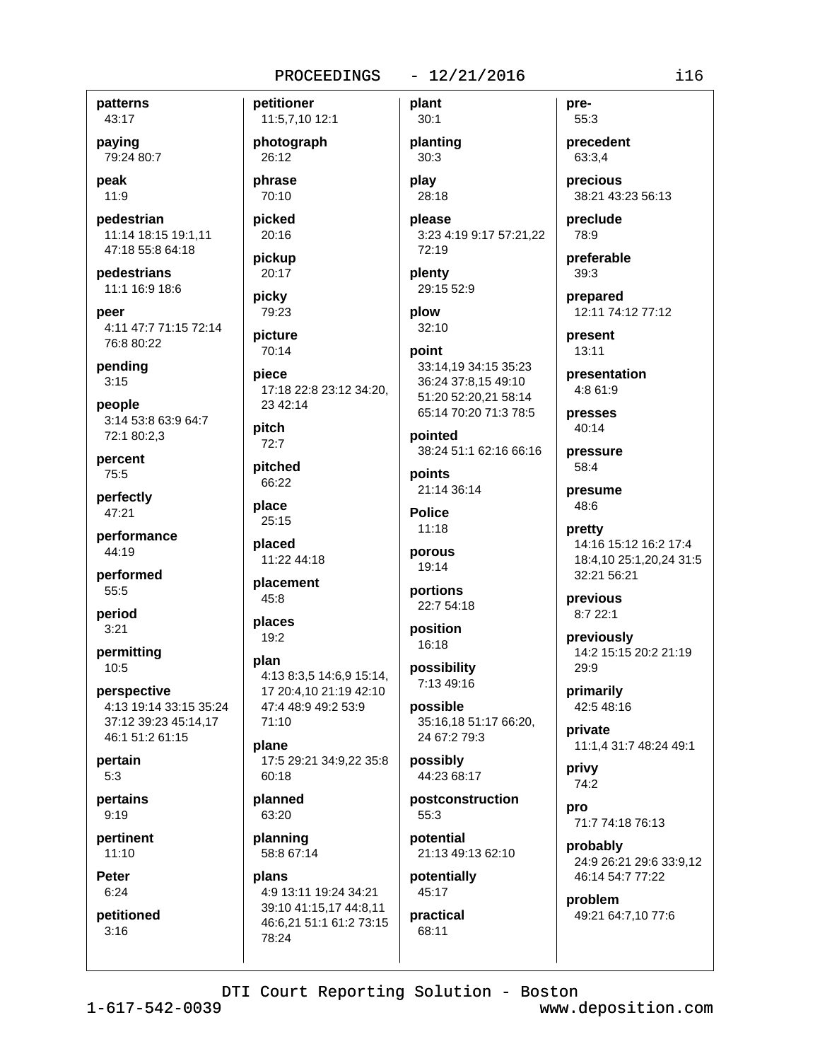**patterns**
43:17

**paying**
79:24 80:7

**peak**
11:9

**pedestrian**
11:14 18:15 19:1,11 47:18 55:8 64:18

**pedestrians**
11:1 16:9 18:6

**peer**
4:11 47:7 71:15 72:14 76:8 80:22

**pending**
3:15

**people**
3:14 53:8 63:9 64:7 72:1 80:2,3

**percent**
75:5

**perfectly**
47:21

**performance**
44:19

**performed**
55:5

**period**
3:21

**permitting**
10:5

**perspective**
4:13 19:14 33:15 35:24 37:12 39:23 45:14,17 46:1 51:2 61:15

**pertain**
5:3

**pertains**
9:19

**pertinent**
11:10

**Peter**
6:24

**petitioned**
3:16

**petitioner**
11:5,7,10 12:1

**photograph**
26:12

**phrase**
70:10

**picked**
20:16

**pickup**
20:17

**picky**
79:23

**picture**
70:14

**piece**
17:18 22:8 23:12 34:20,23 42:14

**pitch**
72:7

**pitched**
66:22

**place**
25:15

**placed**
11:22 44:18

**placement**
45:8

**places**
19:2

**plan**
4:13 8:3,5 14:6,9 15:14,17 20:4,10 21:19 42:10 47:4 48:9 49:2 53:9 71:10

**plane**
17:5 29:21 34:9,22 35:8 60:18

**planned**
63:20

**planning**
58:8 67:14

**plans**
4:9 13:11 19:24 34:21 39:10 41:15,17 44:8,11 46:6,21 51:1 61:2 73:15 78:24

**plant**
30:1

**planting**
30:3

**play**
28:18

**please**
3:23 4:19 9:17 57:21,22 72:19

**plenty**
29:15 52:9

**plow**
32:10

**point**
33:14,19 34:15 35:23 36:24 37:8,15 49:10 51:20 52:20,21 58:14 65:14 70:20 71:3 78:5

**pointed**
38:24 51:1 62:16 66:16

**points**
21:14 36:14

**Police**
11:18

**porous**
19:14

**portions**
22:7 54:18

**position**
16:18

**possibility**
7:13 49:16

**possible**
35:16,18 51:17 66:20,24 67:2 79:3

**possibly**
44:23 68:17

**postconstruction**
55:3

**potential**
21:13 49:13 62:10

**potentially**
45:17

**practical**
68:11

**pre-**
55:3

**precedent**
63:3,4

**precious**
38:21 43:23 56:13

**preclude**
78:9

**preferable**
39:3

**prepared**
12:11 74:12 77:12

**present**
13:11

**presentation**
4:8 61:9

**presses**
40:14

**pressure**
58:4

**presume**
48:6

**pretty**
14:16 15:12 16:2 17:4 18:4,10 25:1,20,24 31:5 32:21 56:21

**previous**
8:7 22:1

**previously**
14:2 15:15 20:2 21:19 29:9

**primarily**
42:5 48:16

**private**
11:1,4 31:7 48:24 49:1

**privy**
74:2

**pro**
71:7 74:18 76:13

**probably**
24:9 26:21 29:6 33:9,12 46:14 54:7 77:22

**problem**
49:21 64:7,10 77:6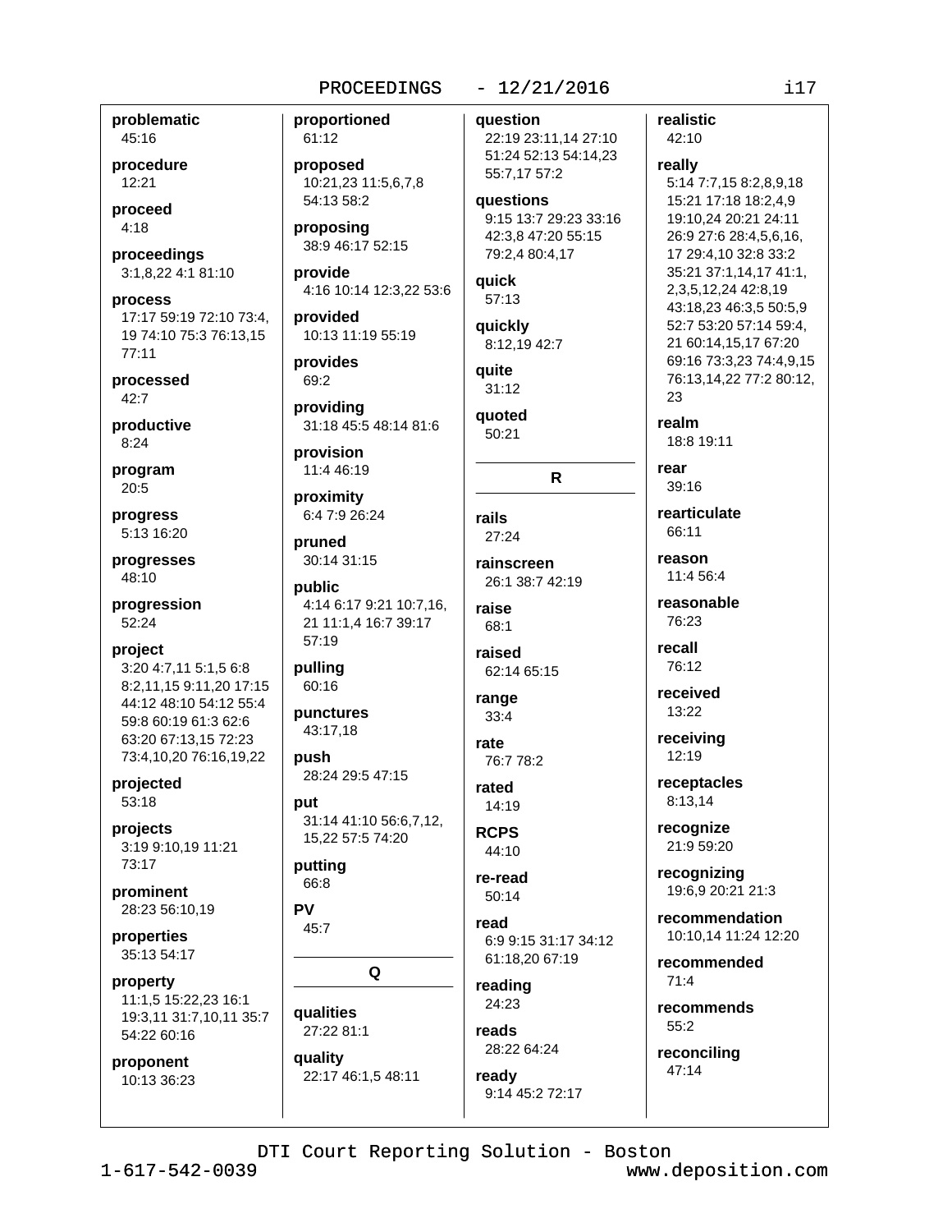**problematic**
45:16

**procedure**
12:21

**proceed**
4:18

**proceedings**
3:1,8,22 4:1 81:10

**process**
17:17 59:19 72:10 73:4, 19 74:10 75:3 76:13,15 77:11

**processed**
42:7

**productive**
8:24

**program**
20:5

**progress**
5:13 16:20

**progresses**
48:10

**progression**
52:24

**project**
3:20 4:7,11 5:1,5 6:8 8:2,11,15 9:11,20 17:15 44:12 48:10 54:12 55:4 59:8 60:19 61:3 62:6 63:20 67:13,15 72:23 73:4,10,20 76:16,19,22

**projected**
53:18

**projects**
3:19 9:10,19 11:21 73:17

**prominent**
28:23 56:10,19

**properties**
35:13 54:17

**property**
11:1,5 15:22,23 16:1 19:3,11 31:7,10,11 35:7 54:22 60:16

**proponent**
10:13 36:23

**proportioned**
61:12

**proposed**
10:21,23 11:5,6,7,8 54:13 58:2

**proposing**
38:9 46:17 52:15

**provide**
4:16 10:14 12:3,22 53:6

**provided**
10:13 11:19 55:19

**provides**
69:2

**providing**
31:18 45:5 48:14 81:6

**provision**
11:4 46:19

**proximity**
6:4 7:9 26:24

**pruned**
30:14 31:15

**public**
4:14 6:17 9:21 10:7,16, 21 11:1,4 16:7 39:17 57:19

**pulling**
60:16

**punctures**
43:17,18

**push**
28:24 29:5 47:15

**put**
31:14 41:10 56:6,7,12, 15,22 57:5 74:20

**putting**
66:8

**PV**
45:7

## Q

**qualities**
27:22 81:1

**quality**
22:17 46:1,5 48:11

**question**
22:19 23:11,14 27:10 51:24 52:13 54:14,23 55:7,17 57:2

**questions**
9:15 13:7 29:23 33:16 42:3,8 47:20 55:15 79:2,4 80:4,17

**quick**
57:13

**quickly**
8:12,19 42:7

**quite**
31:12

**quoted**
50:21

## R

**rails**
27:24

**rainscreen**
26:1 38:7 42:19

**raise**
68:1

**raised**
62:14 65:15

**range**
33:4

**rate**
76:7 78:2

**rated**
14:19

**RCPS**
44:10

**re-read**
50:14

**read**
6:9 9:15 31:17 34:12 61:18,20 67:19

**reading**
24:23

**reads**
28:22 64:24

**ready**
9:14 45:2 72:17

**realistic**
42:10

**really**
5:14 7:7,15 8:2,8,9,18 15:21 17:18 18:2,4,9 19:10,24 20:21 24:11 26:9 27:6 28:4,5,6,16, 17 29:4,10 32:8 33:2 35:21 37:1,14,17 41:1, 2,3,5,12,24 42:8,19 43:18,23 46:3,5 50:5,9 52:7 53:20 57:14 59:4, 21 60:14,15,17 67:20 69:16 73:3,23 74:4,9,15 76:13,14,22 77:2 80:12, 23

**realm**
18:8 19:11

**rear**
39:16

**rearticulate**
66:11

**reason**
11:4 56:4

**reasonable**
76:23

**recall**
76:12

**received**
13:22

**receiving**
12:19

**receptacles**
8:13,14

**recognize**
21:9 59:20

**recognizing**
19:6,9 20:21 21:3

**recommendation**
10:10,14 11:24 12:20

**recommended**
71:4

**recommends**
55:2

**reconciling**
47:14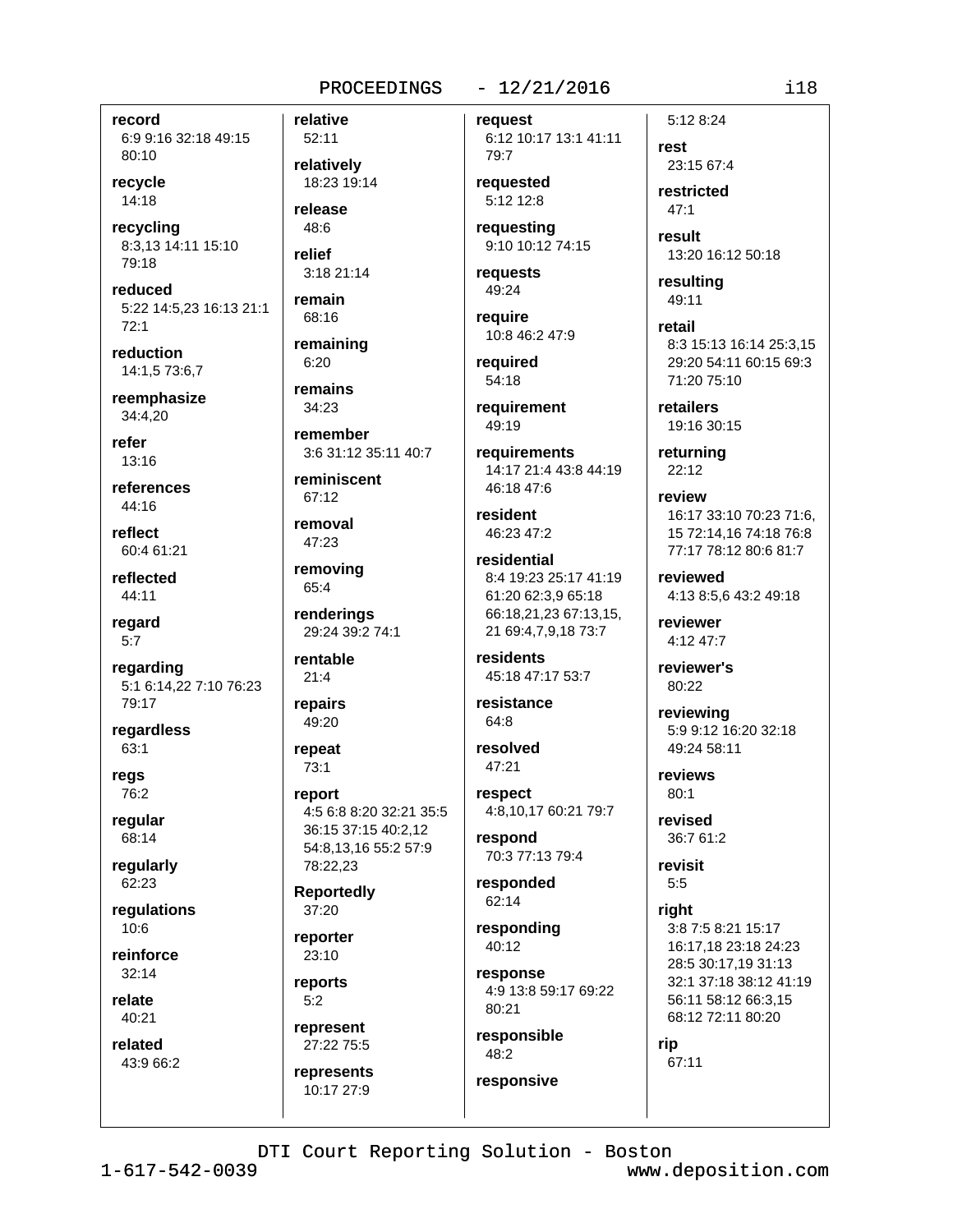**record**
6:9 9:16 32:18 49:15 80:10

**recycle**
14:18

**recycling**
8:3,13 14:11 15:10 79:18

**reduced**
5:22 14:5,23 16:13 21:1 72:1

**reduction**
14:1,5 73:6,7

**reemphasize**
34:4,20

**refer**
13:16

**references**
44:16

**reflect**
60:4 61:21

**reflected**
44:11

**regard**
5:7

**regarding**
5:1 6:14,22 7:10 76:23 79:17

**regardless**
63:1

**regs**
76:2

**regular**
68:14

**regularly**
62:23

**regulations**
10:6

**reinforce**
32:14

**relate**
40:21

**related**
43:9 66:2

**relative**
52:11

**relatively**
18:23 19:14

**release**
48:6

**relief**
3:18 21:14

**remain**
68:16

**remaining**
6:20

**remains**
34:23

**remember**
3:6 31:12 35:11 40:7

**reminiscent**
67:12

**removal**
47:23

**removing**
65:4

**renderings**
29:24 39:2 74:1

**rentable**
21:4

**repairs**
49:20

**repeat**
73:1

**report**
4:5 6:8 8:20 32:21 35:5 36:15 37:15 40:2,12 54:8,13,16 55:2 57:9 78:22,23

**Reportedly**
37:20

**reporter**
23:10

**reports**
5:2

**represent**
27:22 75:5

**represents**
10:17 27:9

**request**
6:12 10:17 13:1 41:11 79:7

**requested**
5:12 12:8

**requesting**
9:10 10:12 74:15

**requests**
49:24

**require**
10:8 46:2 47:9

**required**
54:18

**requirement**
49:19

**requirements**
14:17 21:4 43:8 44:19 46:18 47:6

**resident**
46:23 47:2

**residential**
8:4 19:23 25:17 41:19 61:20 62:3,9 65:18 66:18,21,23 67:13,15, 21 69:4,7,9,18 73:7

**residents**
45:18 47:17 53:7

**resistance**
64:8

**resolved**
47:21

**respect**
4:8,10,17 60:21 79:7

**respond**
70:3 77:13 79:4

**responded**
62:14

**responding**
40:12

**response**
4:9 13:8 59:17 69:22 80:21

**responsible**
48:2

**responsive**
5:12 8:24

**rest**
23:15 67:4

**restricted**
47:1

**result**
13:20 16:12 50:18

**resulting**
49:11

**retail**
8:3 15:13 16:14 25:3,15 29:20 54:11 60:15 69:3 71:20 75:10

**retailers**
19:16 30:15

**returning**
22:12

**review**
16:17 33:10 70:23 71:6, 15 72:14,16 74:18 76:8 77:17 78:12 80:6 81:7

**reviewed**
4:13 8:5,6 43:2 49:18

**reviewer**
4:12 47:7

**reviewer's**
80:22

**reviewing**
5:9 9:12 16:20 32:18 49:24 58:11

**reviews**
80:1

**revised**
36:7 61:2

**revisit**
5:5

**right**
3:8 7:5 8:21 15:17 16:17,18 23:18 24:23 28:5 30:17,19 31:13 32:1 37:18 38:12 41:19 56:11 58:12 66:3,15 68:12 72:11 80:20

**rip**
67:11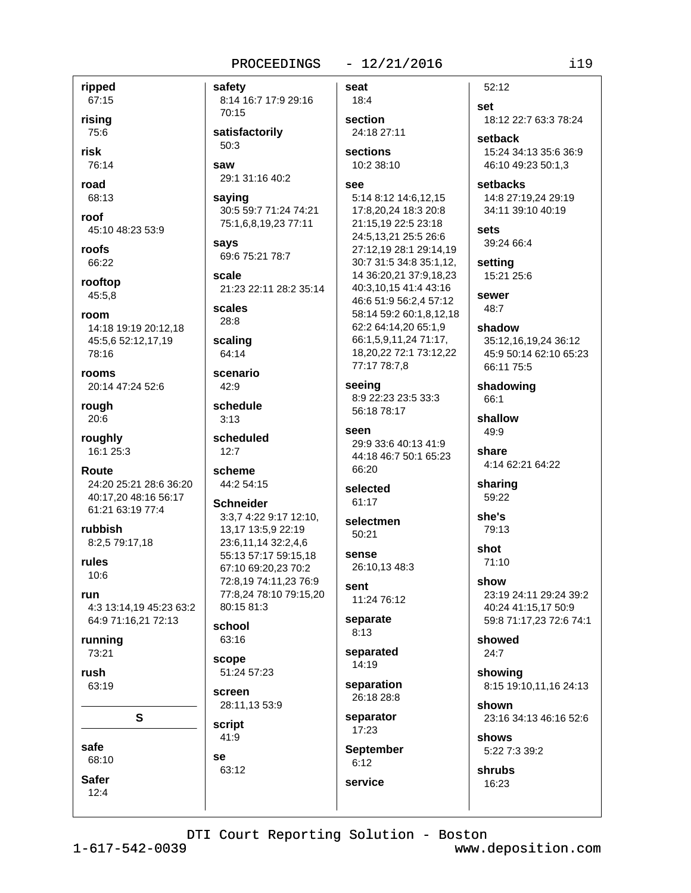**ripped**
67:15

**rising**
75:6

**risk**
76:14

**road**
68:13

**roof**
45:10 48:23 53:9

**roofs**
66:22

**rooftop**
45:5,8

**room**
14:18 19:19 20:12,18 45:5,6 52:12,17,19 78:16

**rooms**
20:14 47:24 52:6

**rough**
20:6

**roughly**
16:1 25:3

**Route**
24:20 25:21 28:6 36:20 40:17,20 48:16 56:17 61:21 63:19 77:4

**rubbish**
8:2,5 79:17,18

**rules**
10:6

**run**
4:3 13:14,19 45:23 63:2 64:9 71:16,21 72:13

**running**
73:21

**rush**
63:19

## S

**safe**
68:10

**Safer**
12:4

**safety**
8:14 16:7 17:9 29:16 70:15

**satisfactorily**
50:3

**saw**
29:1 31:16 40:2

**saying**
30:5 59:7 71:24 74:21 75:1,6,8,19,23 77:11

**says**
69:6 75:21 78:7

**scale**
21:23 22:11 28:2 35:14

**scales**
28:8

**scaling**
64:14

**scenario**
42:9

**schedule**
3:13

**scheduled**
12:7

**scheme**
44:2 54:15

**Schneider**
3:3,7 4:22 9:17 12:10, 13,17 13:5,9 22:19 23:6,11,14 32:2,4,6 55:13 57:17 59:15,18 67:10 69:20,23 70:2 72:8,19 74:11,23 76:9 77:8,24 78:10 79:15,20 80:15 81:3

**school**
63:16

**scope**
51:24 57:23

**screen**
28:11,13 53:9

**script**
41:9

**se**
63:12

**seat**
18:4

**section**
24:18 27:11

**sections**
10:2 38:10

**see**
5:14 8:12 14:6,12,15 17:8,20,24 18:3 20:8 21:15,19 22:5 23:18 24:5,13,21 25:5 26:6 27:12,19 28:1 29:14,19 30:7 31:5 34:8 35:1,12, 14 36:20,21 37:9,18,23 40:3,10,15 41:4 43:16 46:6 51:9 56:2,4 57:12 58:14 59:2 60:1,8,12,18 62:2 64:14,20 65:1,9 66:1,5,9,11,24 71:17, 18,20,22 72:1 73:12,22 77:17 78:7,8

**seeing**
8:9 22:23 23:5 33:3 56:18 78:17

**seen**
29:9 33:6 40:13 41:9 44:18 46:7 50:1 65:23 66:20

**selected**
61:17

**selectmen**
50:21

**sense**
26:10,13 48:3

**sent**
11:24 76:12

**separate**
8:13

**separated**
14:19

**separation**
26:18 28:8

**separator**
17:23

**September**
6:12

**service**
52:12

**set**
18:12 22:7 63:3 78:24

**setback**
15:24 34:13 35:6 36:9 46:10 49:23 50:1,3

**setbacks**
14:8 27:19,24 29:19 34:11 39:10 40:19

**sets**
39:24 66:4

**setting**
15:21 25:6

**sewer**
48:7

**shadow**
35:12,16,19,24 36:12 45:9 50:14 62:10 65:23 66:11 75:5

**shadowing**
66:1

**shallow**
49:9

**share**
4:14 62:21 64:22

**sharing**
59:22

**she's**
79:13

**shot**
71:10

**show**
23:19 24:11 29:24 39:2 40:24 41:15,17 50:9 59:8 71:17,23 72:6 74:1

**showed**
24:7

**showing**
8:15 19:10,11,16 24:13

**shown**
23:16 34:13 46:16 52:6

**shows**
5:22 7:3 39:2

**shrubs**
16:23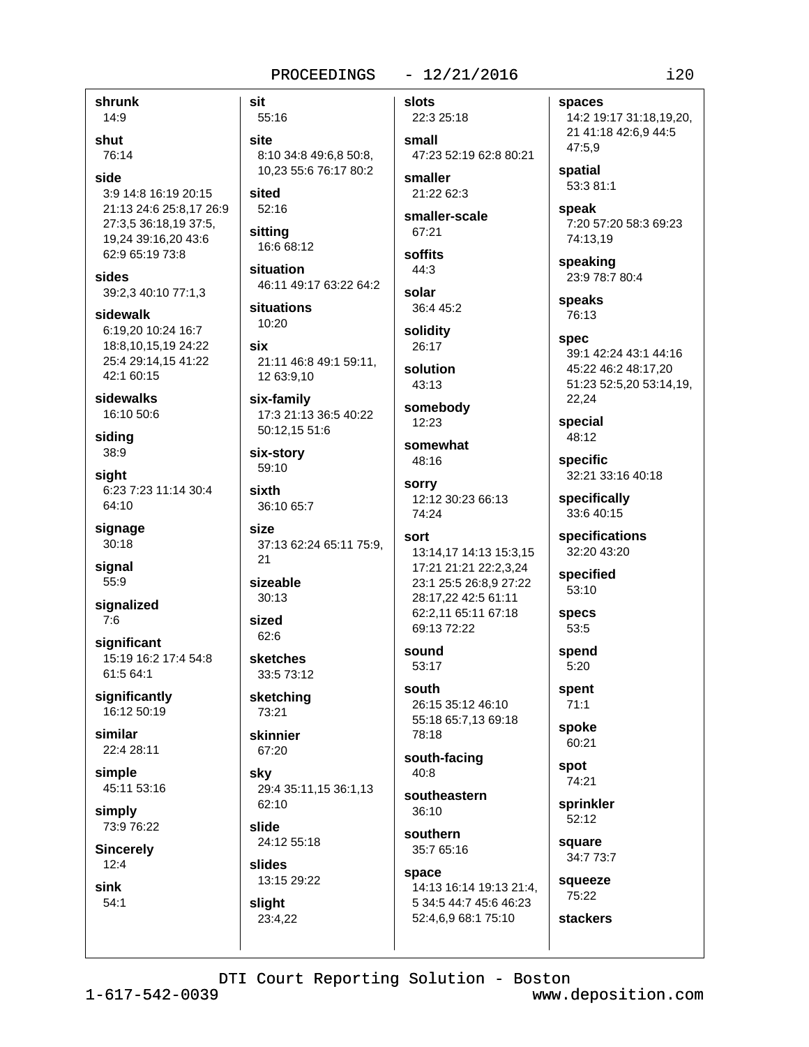**shrunk**
14:9

**shut**
76:14

**side**
3:9 14:8 16:19 20:15 21:13 24:6 25:8,17 26:9 27:3,5 36:18,19 37:5, 19,24 39:16,20 43:6 62:9 65:19 73:8

**sides**
39:2,3 40:10 77:1,3

**sidewalk**
6:19,20 10:24 16:7 18:8,10,15,19 24:22 25:4 29:14,15 41:22 42:1 60:15

**sidewalks**
16:10 50:6

**siding**
38:9

**sight**
6:23 7:23 11:14 30:4 64:10

**signage**
30:18

**signal**
55:9

**signalized**
7:6

**significant**
15:19 16:2 17:4 54:8 61:5 64:1

**significantly**
16:12 50:19

**similar**
22:4 28:11

**simple**
45:11 53:16

**simply**
73:9 76:22

**Sincerely**
12:4

**sink**
54:1

**sit**
55:16

**site**
8:10 34:8 49:6,8 50:8, 10,23 55:6 76:17 80:2

**sited**
52:16

**sitting**
16:6 68:12

**situation**
46:11 49:17 63:22 64:2

**situations**
10:20

**six**
21:11 46:8 49:1 59:11, 12 63:9,10

**six-family**
17:3 21:13 36:5 40:22 50:12,15 51:6

**six-story**
59:10

**sixth**
36:10 65:7

**size**
37:13 62:24 65:11 75:9, 21

**sizeable**
30:13

**sized**
62:6

**sketches**
33:5 73:12

**sketching**
73:21

**skinnier**
67:20

**sky**
29:4 35:11,15 36:1,13 62:10

**slide**
24:12 55:18

**slides**
13:15 29:22

**slight**
23:4,22

**slots**
22:3 25:18

**small**
47:23 52:19 62:8 80:21

**smaller**
21:22 62:3

**smaller-scale**
67:21

**soffits**
44:3

**solar**
36:4 45:2

**solidity**
26:17

**solution**
43:13

**somebody**
12:23

**somewhat**
48:16

**sorry**
12:12 30:23 66:13 74:24

**sort**
13:14,17 14:13 15:3,15 17:21 21:21 22:2,3,24 23:1 25:5 26:8,9 27:22 28:17,22 42:5 61:11 62:2,11 65:11 67:18 69:13 72:22

**sound**
53:17

**south**
26:15 35:12 46:10 55:18 65:7,13 69:18 78:18

**south-facing**
40:8

**southeastern**
36:10

**southern**
35:7 65:16

**space**
14:13 16:14 19:13 21:4, 5 34:5 44:7 45:6 46:23 52:4,6,9 68:1 75:10

**spaces**
14:2 19:17 31:18,19,20, 21 41:18 42:6,9 44:5 47:5,9

**spatial**
53:3 81:1

**speak**
7:20 57:20 58:3 69:23 74:13,19

**speaking**
23:9 78:7 80:4

**speaks**
76:13

**spec**
39:1 42:24 43:1 44:16 45:22 46:2 48:17,20 51:23 52:5,20 53:14,19, 22,24

**special**
48:12

**specific**
32:21 33:16 40:18

**specifically**
33:6 40:15

**specifications**
32:20 43:20

**specified**
53:10

**specs**
53:5

**spend**
5:20

**spent**
71:1

**spoke**
60:21

**spot**
74:21

**sprinkler**
52:12

**square**
34:7 73:7

**squeeze**
75:22

**stackers**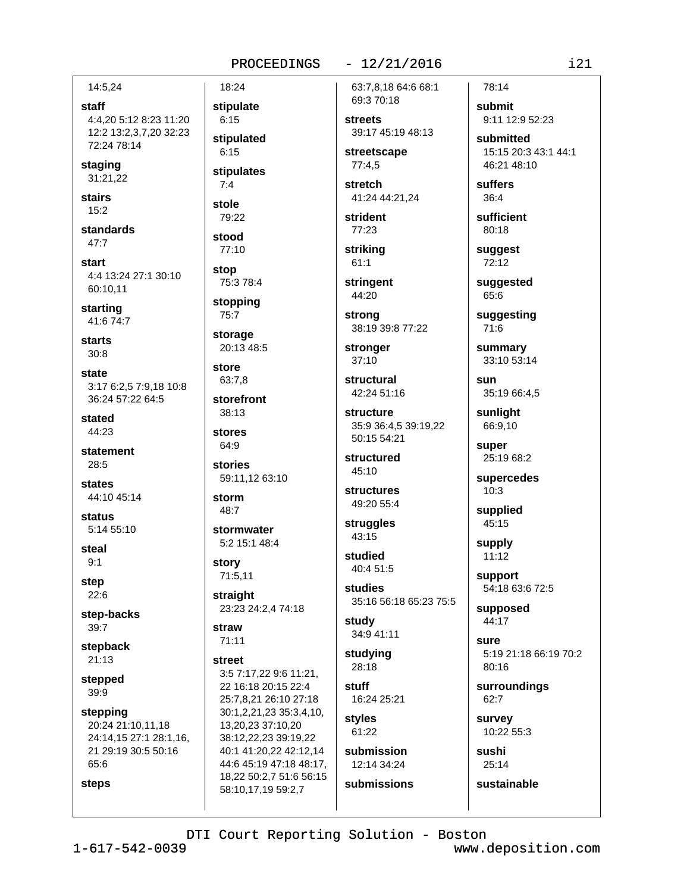14:5,24

**staff**
4:4,20 5:12 8:23 11:20 12:2 13:2,3,7,20 32:23 72:24 78:14

**staging**
31:21,22

**stairs**
15:2

**standards**
47:7

**start**
4:4 13:24 27:1 30:10 60:10,11

**starting**
41:6 74:7

**starts**
30:8

**state**
3:17 6:2,5 7:9,18 10:8 36:24 57:22 64:5

**stated**
44:23

**statement**
28:5

**states**
44:10 45:14

**status**
5:14 55:10

**steal**
9:1

**step**
22:6

**step-backs**
39:7

**stepback**
21:13

**stepped**
39:9

**stepping**
20:24 21:10,11,18 24:14,15 27:1 28:1,16, 21 29:19 30:5 50:16 65:6

**steps**
18:24

**stipulate**
6:15

**stipulated**
6:15

**stipulates**
7:4

**stole**
79:22

**stood**
77:10

**stop**
75:3 78:4

**stopping**
75:7

**storage**
20:13 48:5

**store**
63:7,8

**storefront**
38:13

**stores**
64:9

**stories**
59:11,12 63:10

**storm**
48:7

**stormwater**
5:2 15:1 48:4

**story**
71:5,11

**straight**
23:23 24:2,4 74:18

**straw**
71:11

**street**
3:5 7:17,22 9:6 11:21, 22 16:18 20:15 22:4 25:7,8,21 26:10 27:18 30:1,2,21,23 35:3,4,10, 13,20,23 37:10,20 38:12,22,23 39:19,22 40:1 41:20,22 42:12,14 44:6 45:19 47:18 48:17, 18,22 50:2,7 51:6 56:15 58:10,17,19 59:2,7 63:7,8,18 64:6 68:1 69:3 70:18

**streets**
39:17 45:19 48:13

**streetscape**
77:4,5

**stretch**
41:24 44:21,24

**strident**
77:23

**striking**
61:1

**stringent**
44:20

**strong**
38:19 39:8 77:22

**stronger**
37:10

**structural**
42:24 51:16

**structure**
35:9 36:4,5 39:19,22 50:15 54:21

**structured**
45:10

**structures**
49:20 55:4

**struggles**
43:15

**studied**
40:4 51:5

**studies**
35:16 56:18 65:23 75:5

**study**
34:9 41:11

**studying**
28:18

**stuff**
16:24 25:21

**styles**
61:22

**submission**
12:14 34:24

**submissions**
78:14

**submit**
9:11 12:9 52:23

**submitted**
15:15 20:3 43:1 44:1 46:21 48:10

**suffers**
36:4

**sufficient**
80:18

**suggest**
72:12

**suggested**
65:6

**suggesting**
71:6

**summary**
33:10 53:14

**sun**
35:19 66:4,5

**sunlight**
66:9,10

**super**
25:19 68:2

**supercedes**
10:3

**supplied**
45:15

**supply**
11:12

**support**
54:18 63:6 72:5

**supposed**
44:17

**sure**
5:19 21:18 66:19 70:2 80:16

**surroundings**
62:7

**survey**
10:22 55:3

**sushi**
25:14

**sustainable**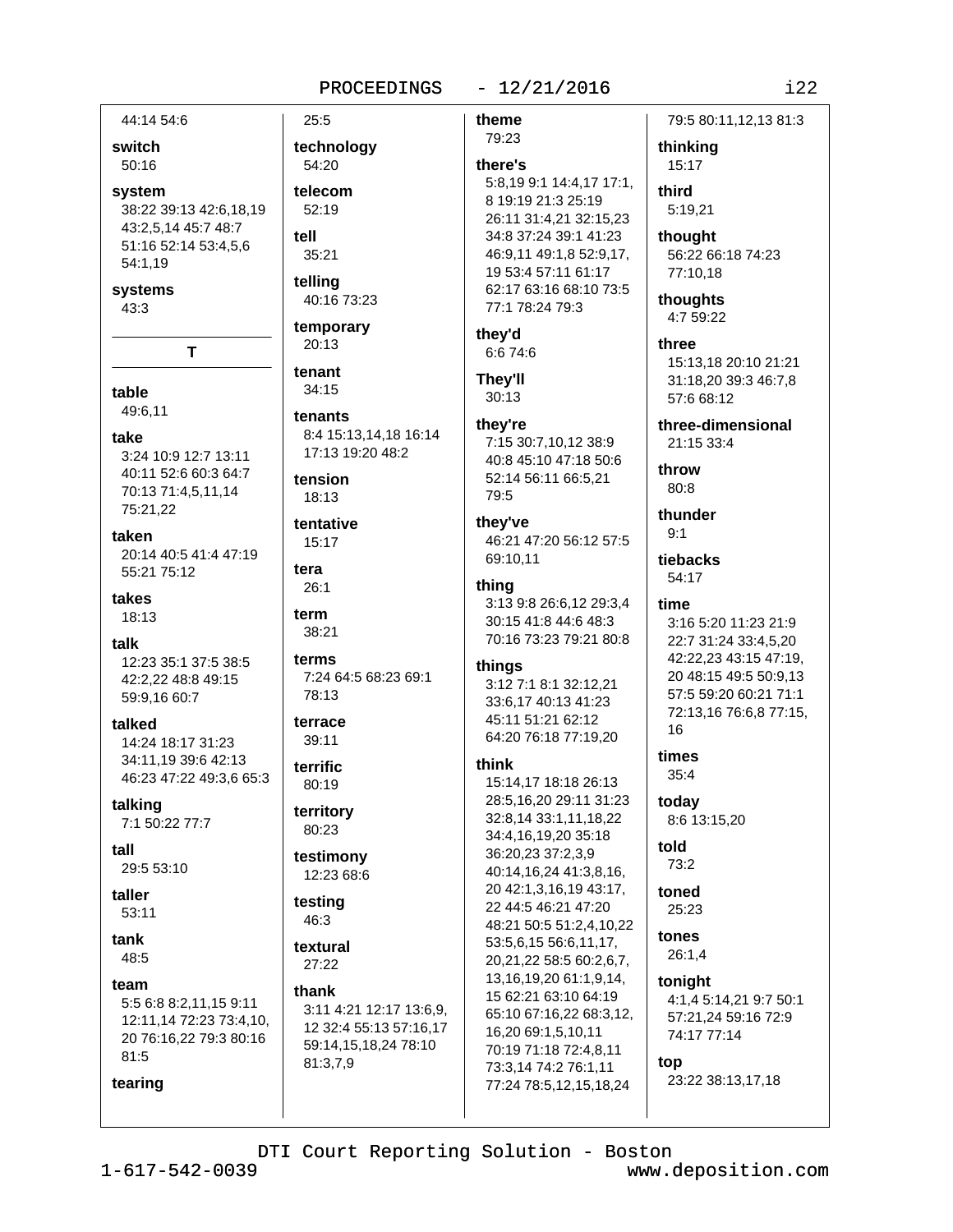44:14 54:6

**switch**
50:16

**system**
38:22 39:13 42:6,18,19 43:2,5,14 45:7 48:7 51:16 52:14 53:4,5,6 54:1,19

**systems**
43:3

## T

**table**
49:6,11

**take**
3:24 10:9 12:7 13:11 40:11 52:6 60:3 64:7 70:13 71:4,5,11,14 75:21,22

**taken**
20:14 40:5 41:4 47:19 55:21 75:12

**takes**
18:13

**talk**
12:23 35:1 37:5 38:5 42:2,22 48:8 49:15 59:9,16 60:7

**talked**
14:24 18:17 31:23 34:11,19 39:6 42:13 46:23 47:22 49:3,6 65:3

**talking**
7:1 50:22 77:7

**tall**
29:5 53:10

**taller**
53:11

**tank**
48:5

**team**
5:5 6:8 8:2,11,15 9:11 12:11,14 72:23 73:4,10, 20 76:16,22 79:3 80:16 81:5

**tearing**
25:5

**technology**
54:20

**telecom**
52:19

**tell**
35:21

**telling**
40:16 73:23

**temporary**
20:13

**tenant**
34:15

**tenants**
8:4 15:13,14,18 16:14 17:13 19:20 48:2

**tension**
18:13

**tentative**
15:17

**tera**
26:1

**term**
38:21

**terms**
7:24 64:5 68:23 69:1 78:13

**terrace**
39:11

**terrific**
80:19

**territory**
80:23

**testimony**
12:23 68:6

**testing**
46:3

**textural**
27:22

**thank**
3:11 4:21 12:17 13:6,9, 12 32:4 55:13 57:16,17 59:14,15,18,24 78:10 81:3,7,9

**theme**
79:23

**there's**
5:8,19 9:1 14:4,17 17:1, 8 19:19 21:3 25:19 26:11 31:4,21 32:15,23 34:8 37:24 39:1 41:23 46:9,11 49:1,8 52:9,17, 19 53:4 57:11 61:17 62:17 63:16 68:10 73:5 77:1 78:24 79:3

**they'd**
6:6 74:6

**They'll**
30:13

**they're**
7:15 30:7,10,12 38:9 40:8 45:10 47:18 50:6 52:14 56:11 66:5,21 79:5

**they've**
46:21 47:20 56:12 57:5 69:10,11

**thing**
3:13 9:8 26:6,12 29:3,4 30:15 41:8 44:6 48:3 70:16 73:23 79:21 80:8

**things**
3:12 7:1 8:1 32:12,21 33:6,17 40:13 41:23 45:11 51:21 62:12 64:20 76:18 77:19,20

**think**
15:14,17 18:18 26:13 28:5,16,20 29:11 31:23 32:8,14 33:1,11,18,22 34:4,16,19,20 35:18 36:20,23 37:2,3,9 40:14,16,24 41:3,8,16, 20 42:1,3,16,19 43:17, 22 44:5 46:21 47:20 48:21 50:5 51:2,4,10,22 53:5,6,15 56:6,11,17, 20,21,22 58:5 60:2,6,7, 13,16,19,20 61:1,9,14, 15 62:21 63:10 64:19 65:10 67:16,22 68:3,12, 16,20 69:1,5,10,11 70:19 71:18 72:4,8,11 73:3,14 74:2 76:1,11 77:24 78:5,12,15,18,24 79:5 80:11,12,13 81:3

**thinking**
15:17

**third**
5:19,21

**thought**
56:22 66:18 74:23 77:10,18

**thoughts**
4:7 59:22

**three**
15:13,18 20:10 21:21 31:18,20 39:3 46:7,8 57:6 68:12

**three-dimensional**
21:15 33:4

**throw**
80:8

**thunder**
9:1

**tiebacks**
54:17

**time**
3:16 5:20 11:23 21:9 22:7 31:24 33:4,5,20 42:22,23 43:15 47:19, 20 48:15 49:5 50:9,13 57:5 59:20 60:21 71:1 72:13,16 76:6,8 77:15, 16

**times**
35:4

**today**
8:6 13:15,20

**told**
73:2

**toned**
25:23

**tones**
26:1,4

**tonight**
4:1,4 5:14,21 9:7 50:1 57:21,24 59:16 72:9 74:17 77:14

**top**
23:22 38:13,17,18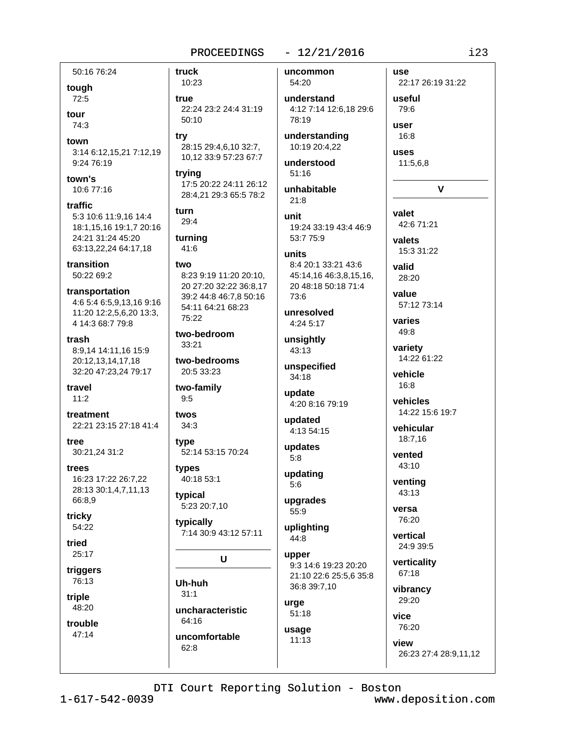50:16 76:24

**tough**
72:5

**tour**
74:3

**town**
3:14 6:12,15,21 7:12,19 9:24 76:19

**town's**
10:6 77:16

**traffic**
5:3 10:6 11:9,16 14:4 18:1,15,16 19:1,7 20:16 24:21 31:24 45:20 63:13,22,24 64:17,18

**transition**
50:22 69:2

**transportation**
4:6 5:4 6:5,9,13,16 9:16 11:20 12:2,5,6,20 13:3, 4 14:3 68:7 79:8

**trash**
8:9,14 14:11,16 15:9 20:12,13,14,17,18 32:20 47:23,24 79:17

**travel**
11:2

**treatment**
22:21 23:15 27:18 41:4

**tree**
30:21,24 31:2

**trees**
16:23 17:22 26:7,22 28:13 30:1,4,7,11,13 66:8,9

**tricky**
54:22

**tried**
25:17

**triggers**
76:13

**triple**
48:20

**trouble**
47:14

**truck**
10:23

**true**
22:24 23:2 24:4 31:19 50:10

**try**
28:15 29:4,6,10 32:7, 10,12 33:9 57:23 67:7

**trying**
17:5 20:22 24:11 26:12 28:4,21 29:3 65:5 78:2

**turn**
29:4

**turning**
41:6

**two**
8:23 9:19 11:20 20:10, 20 27:20 32:22 36:8,17 39:2 44:8 46:7,8 50:16 54:11 64:21 68:23 75:22

**two-bedroom**
33:21

**two-bedrooms**
20:5 33:23

**two-family**
9:5

**twos**
34:3

**type**
52:14 53:15 70:24

**types**
40:18 53:1

**typical**
5:23 20:7,10

**typically**
7:14 30:9 43:12 57:11

## U

**Uh-huh**
31:1

**uncharacteristic**
64:16

**uncomfortable**
62:8

**uncommon**
54:20

**understand**
4:12 7:14 12:6,18 29:6 78:19

**understanding**
10:19 20:4,22

**understood**
51:16

**unhabitable**
21:8

**unit**
19:24 33:19 43:4 46:9 53:7 75:9

**units**
8:4 20:1 33:21 43:6 45:14,16 46:3,8,15,16, 20 48:18 50:18 71:4 73:6

**unresolved**
4:24 5:17

**unsightly**
43:13

**unspecified**
34:18

**update**
4:20 8:16 79:19

**updated**
4:13 54:15

**updates**
5:8

**updating**
5:6

**upgrades**
55:9

**uplighting**
44:8

**upper**
9:3 14:6 19:23 20:20 21:10 22:6 25:5,6 35:8 36:8 39:7,10

**urge**
51:18

**usage**
11:13

**use**
22:17 26:19 31:22

**useful**
79:6

**user**
16:8

**uses**
11:5,6,8

## V

**valet**
42:6 71:21

**valets**
15:3 31:22

**valid**
28:20

**value**
57:12 73:14

**varies**
49:8

**variety**
14:22 61:22

**vehicle**
16:8

**vehicles**
14:22 15:6 19:7

**vehicular**
18:7,16

**vented**
43:10

**venting**
43:13

**versa**
76:20

**vertical**
24:9 39:5

**verticality**
67:18

**vibrancy**
29:20

**vice**
76:20

**view**
26:23 27:4 28:9,11,12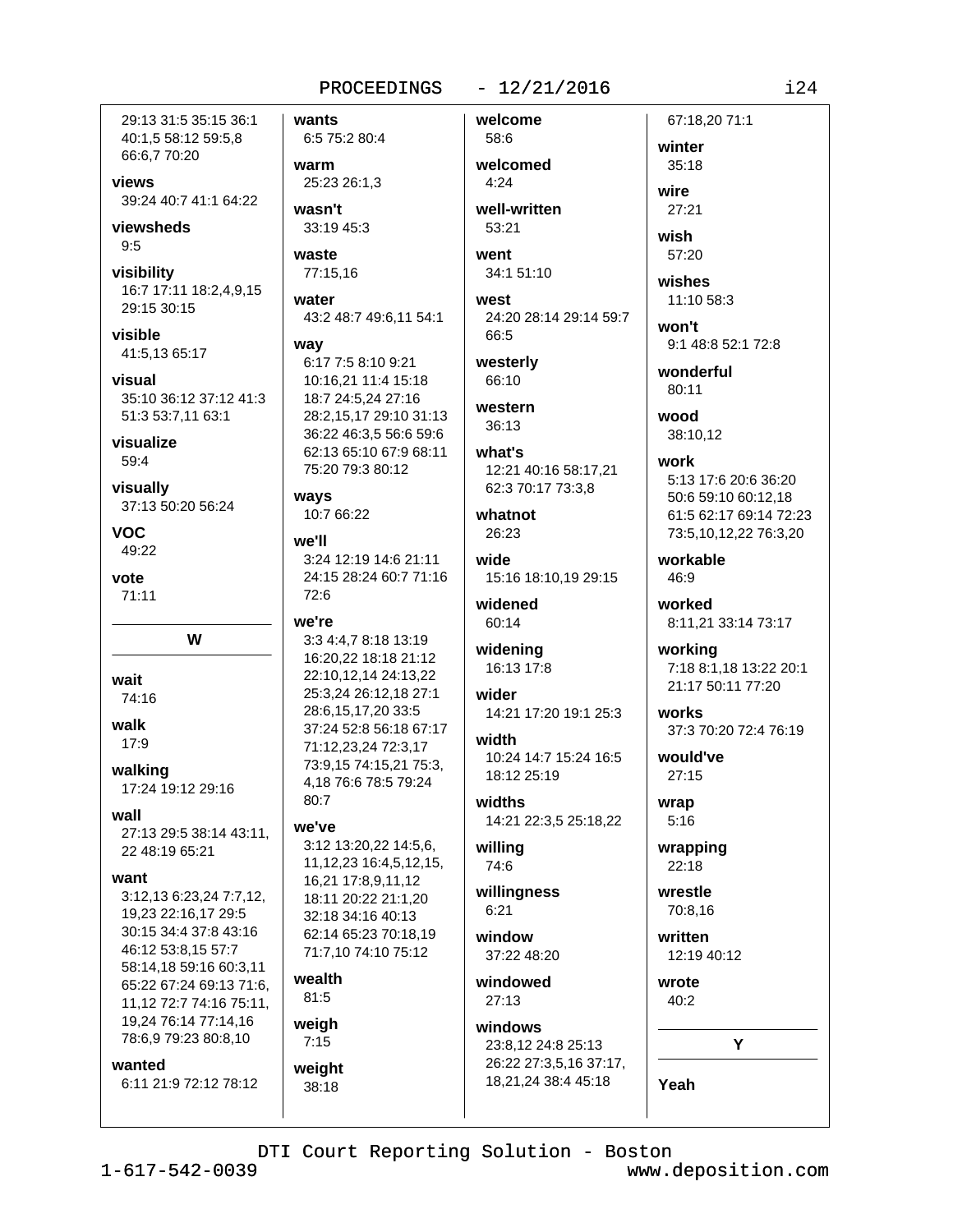29:13 31:5 35:15 36:1 40:1,5 58:12 59:5,8 66:6,7 70:20

**views**
39:24 40:7 41:1 64:22

**viewsheds**
9:5

**visibility**
16:7 17:11 18:2,4,9,15 29:15 30:15

**visible**
41:5,13 65:17

**visual**
35:10 36:12 37:12 41:3 51:3 53:7,11 63:1

**visualize**
59:4

**visually**
37:13 50:20 56:24

**VOC**
49:22

**vote**
71:11

**W**

**wait**
74:16

**walk**
17:9

**walking**
17:24 19:12 29:16

**wall**
27:13 29:5 38:14 43:11, 22 48:19 65:21

**want**
3:12,13 6:23,24 7:7,12, 19,23 22:16,17 29:5 30:15 34:4 37:8 43:16 46:12 53:8,15 57:7 58:14,18 59:16 60:3,11 65:22 67:24 69:13 71:6, 11,12 72:7 74:16 75:11, 19,24 76:14 77:14,16 78:6,9 79:23 80:8,10

**wanted**
6:11 21:9 72:12 78:12

**wants**
6:5 75:2 80:4

**warm**
25:23 26:1,3

**wasn't**
33:19 45:3

**waste**
77:15,16

**water**
43:2 48:7 49:6,11 54:1

**way**
6:17 7:5 8:10 9:21 10:16,21 11:4 15:18 18:7 24:5,24 27:16 28:2,15,17 29:10 31:13 36:22 46:3,5 56:6 59:6 62:13 65:10 67:9 68:11 75:20 79:3 80:12

**ways**
10:7 66:22

**we'll**
3:24 12:19 14:6 21:11 24:15 28:24 60:7 71:16 72:6

**we're**
3:3 4:4,7 8:18 13:19 16:20,22 18:18 21:12 22:10,12,14 24:13,22 25:3,24 26:12,18 27:1 28:6,15,17,20 33:5 37:24 52:8 56:18 67:17 71:12,23,24 72:3,17 73:9,15 74:15,21 75:3, 4,18 76:6 78:5 79:24 80:7

**we've**
3:12 13:20,22 14:5,6, 11,12,23 16:4,5,12,15, 16,21 17:8,9,11,12 18:11 20:22 21:1,20 32:18 34:16 40:13 62:14 65:23 70:18,19 71:7,10 74:10 75:12

**wealth**
81:5

**weigh**
7:15

**weight**
38:18

**welcome**
58:6

**welcomed**
4:24

**well-written**
53:21

**went**
34:1 51:10

**west**
24:20 28:14 29:14 59:7 66:5

**westerly**
66:10

**western**
36:13

**what's**
12:21 40:16 58:17,21 62:3 70:17 73:3,8

**whatnot**
26:23

**wide**
15:16 18:10,19 29:15

**widened**
60:14

**widening**
16:13 17:8

**wider**
14:21 17:20 19:1 25:3

**width**
10:24 14:7 15:24 16:5 18:12 25:19

**widths**
14:21 22:3,5 25:18,22

**willing**
74:6

**willingness**
6:21

**window**
37:22 48:20

**windowed**
27:13

**windows**
23:8,12 24:8 25:13 26:22 27:3,5,16 37:17, 18,21,24 38:4 45:18

67:18,20 71:1

**winter**
35:18

**wire**
27:21

**wish**
57:20

**wishes**
11:10 58:3

**won't**
9:1 48:8 52:1 72:8

**wonderful**
80:11

**wood**
38:10,12

**work**
5:13 17:6 20:6 36:20 50:6 59:10 60:12,18 61:5 62:17 69:14 72:23 73:5,10,12,22 76:3,20

**workable**
46:9

**worked**
8:11,21 33:14 73:17

**working**
7:18 8:1,18 13:22 20:1 21:17 50:11 77:20

**works**
37:3 70:20 72:4 76:19

**would've**
27:15

**wrap**
5:16

**wrapping**
22:18

**wrestle**
70:8,16

**written**
12:19 40:12

**wrote**
40:2

**Y**

**Yeah**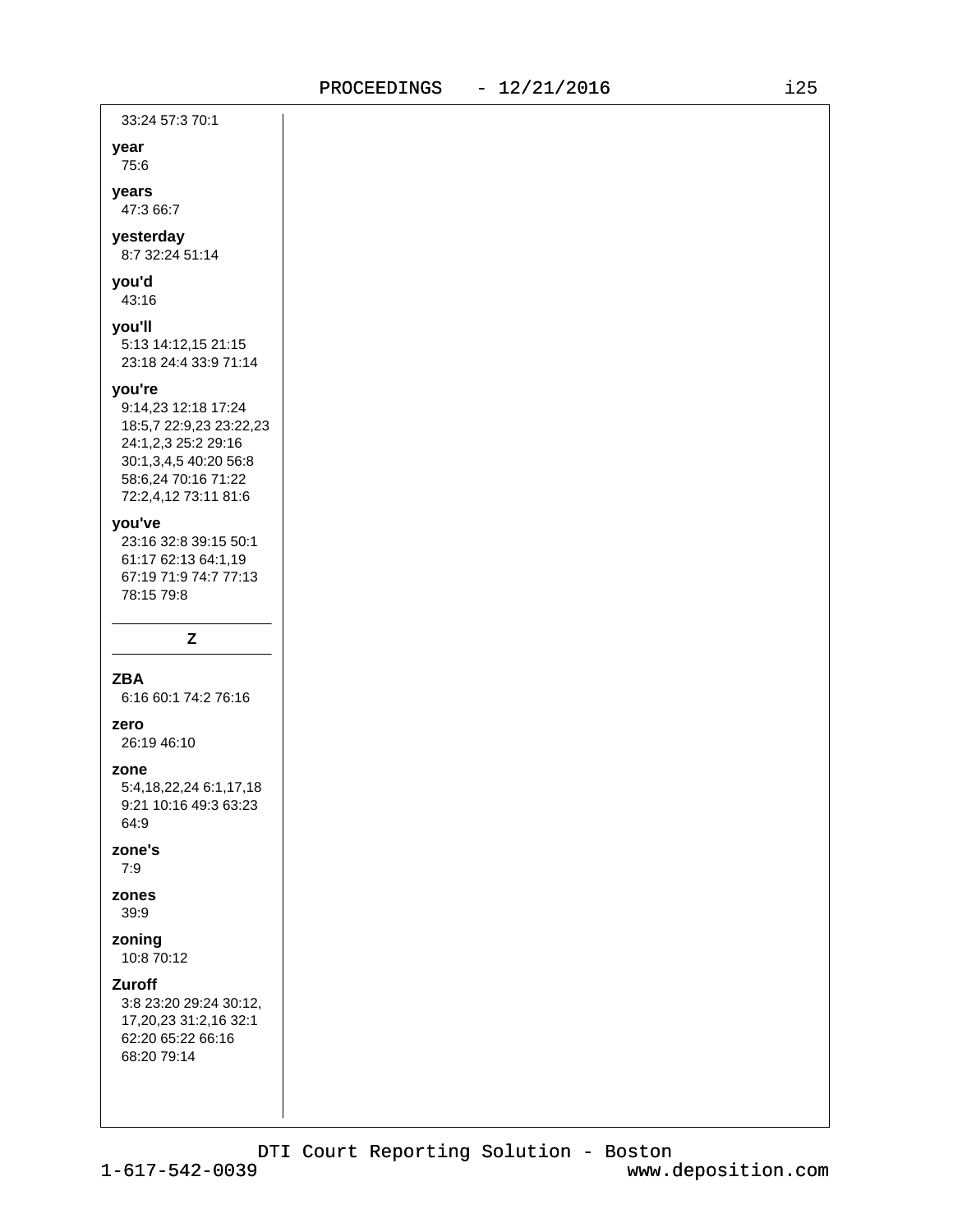33:24 57:3 70:1

**year**
75:6

**years**
47:3 66:7

**yesterday**
8:7 32:24 51:14

**you'd**
43:16

**you'll**
5:13 14:12,15 21:15 23:18 24:4 33:9 71:14

**you're**
9:14,23 12:18 17:24 18:5,7 22:9,23 23:22,23 24:1,2,3 25:2 29:16 30:1,3,4,5 40:20 56:8 58:6,24 70:16 71:22 72:2,4,12 73:11 81:6

**you've**
23:16 32:8 39:15 50:1 61:17 62:13 64:1,19 67:19 71:9 74:7 77:13 78:15 79:8

## Z

**ZBA**
6:16 60:1 74:2 76:16

**zero**
26:19 46:10

**zone**
5:4,18,22,24 6:1,17,18 9:21 10:16 49:3 63:23 64:9

**zone's**
7:9

**zones**
39:9

**zoning**
10:8 70:12

**Zuroff**
3:8 23:20 29:24 30:12,17,20,23 31:2,16 32:1 62:20 65:22 66:16 68:20 79:14